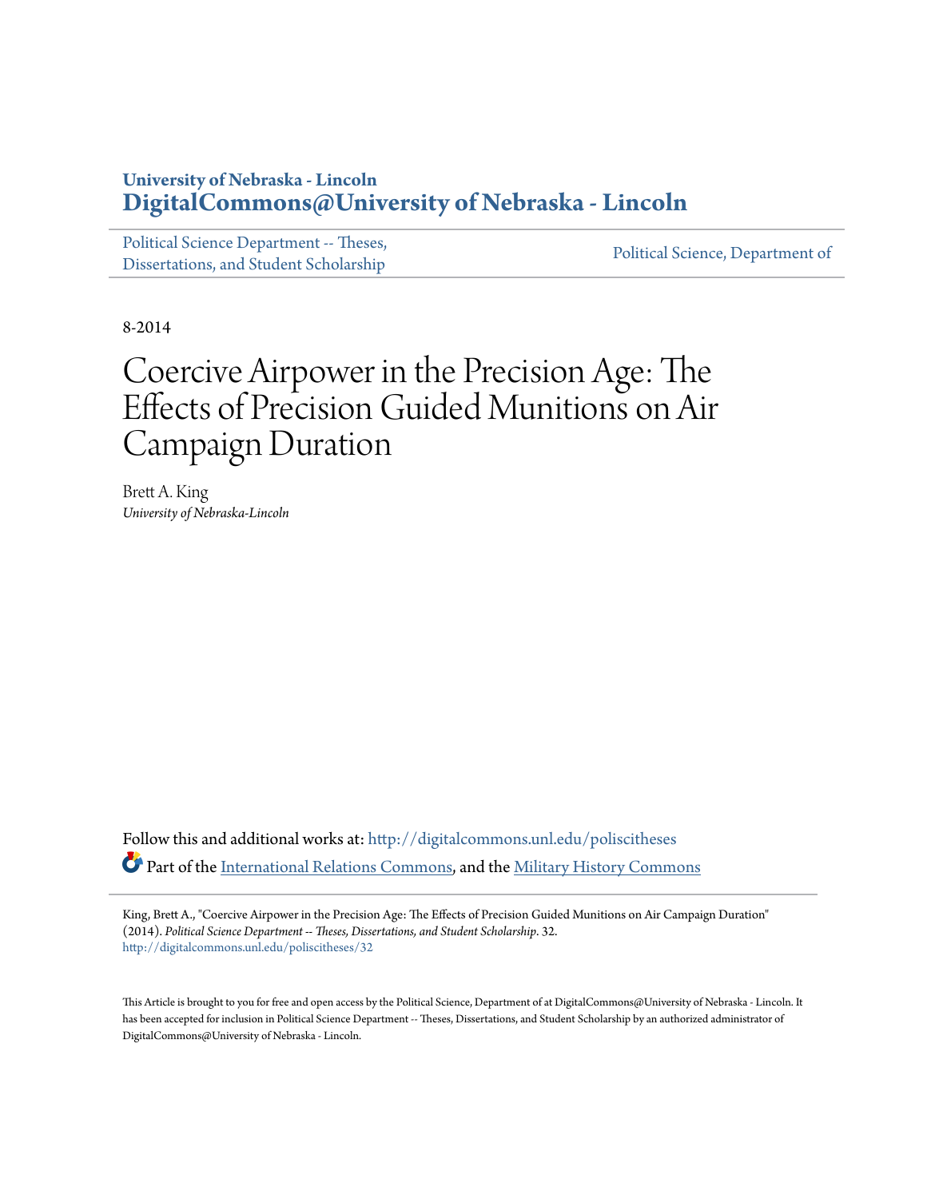University of Nebraska - Lincoln
**DigitalCommons@University of Nebraska - Lincoln**

Political Science Department -- Theses, Dissertations, and Student Scholarship | Political Science, Department of

8-2014

# Coercive Airpower in the Precision Age: The Effects of Precision Guided Munitions on Air Campaign Duration

Brett A. King
*University of Nebraska-Lincoln*

Follow this and additional works at: http://digitalcommons.unl.edu/poliscitheses

Part of the International Relations Commons, and the Military History Commons

King, Brett A., "Coercive Airpower in the Precision Age: The Effects of Precision Guided Munitions on Air Campaign Duration" (2014). *Political Science Department -- Theses, Dissertations, and Student Scholarship*. 32.
http://digitalcommons.unl.edu/poliscitheses/32

This Article is brought to you for free and open access by the Political Science, Department of at DigitalCommons@University of Nebraska - Lincoln. It has been accepted for inclusion in Political Science Department -- Theses, Dissertations, and Student Scholarship by an authorized administrator of DigitalCommons@University of Nebraska - Lincoln.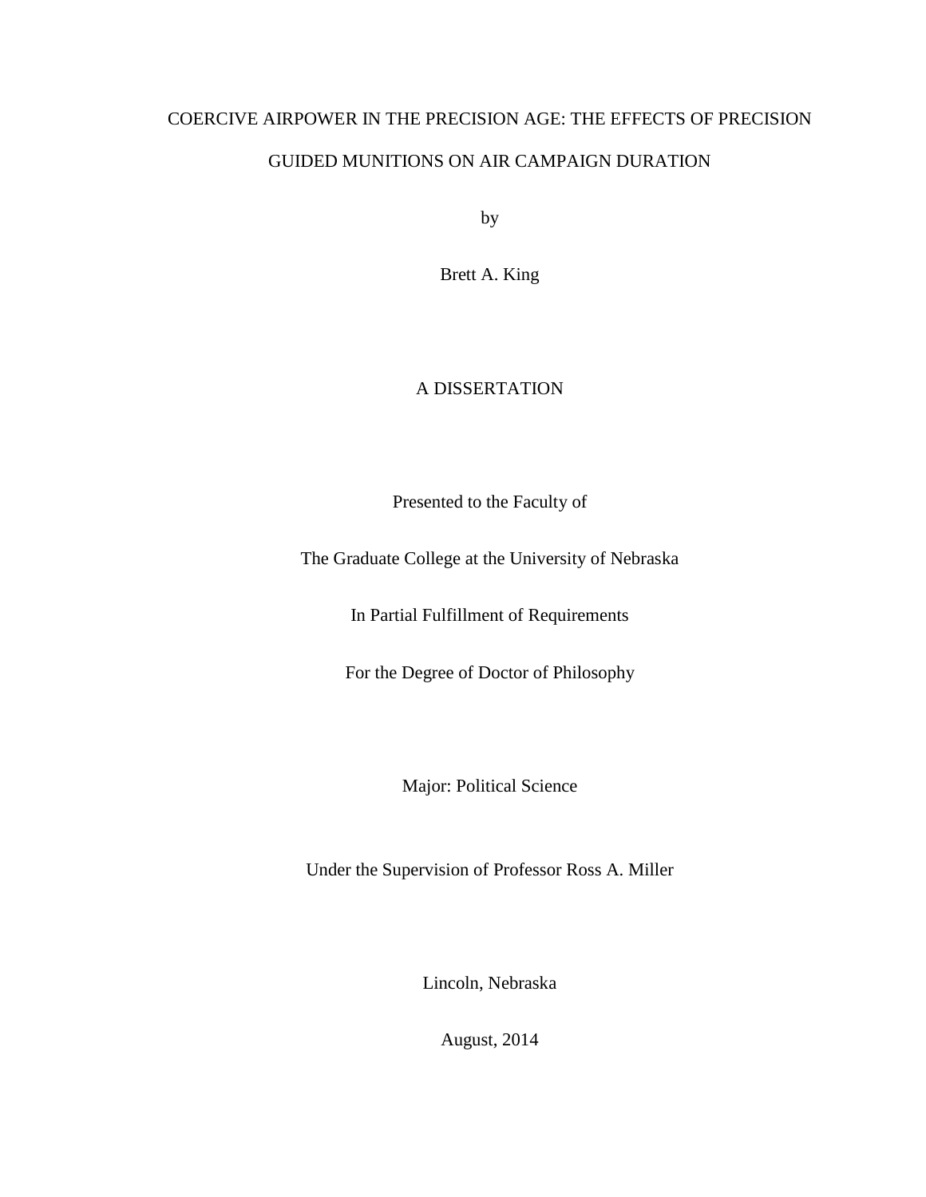# COERCIVE AIRPOWER IN THE PRECISION AGE: THE EFFECTS OF PRECISION GUIDED MUNITIONS ON AIR CAMPAIGN DURATION

by

Brett A. King

A DISSERTATION

Presented to the Faculty of

The Graduate College at the University of Nebraska

In Partial Fulfillment of Requirements

For the Degree of Doctor of Philosophy

Major: Political Science

Under the Supervision of Professor Ross A. Miller

Lincoln, Nebraska

August, 2014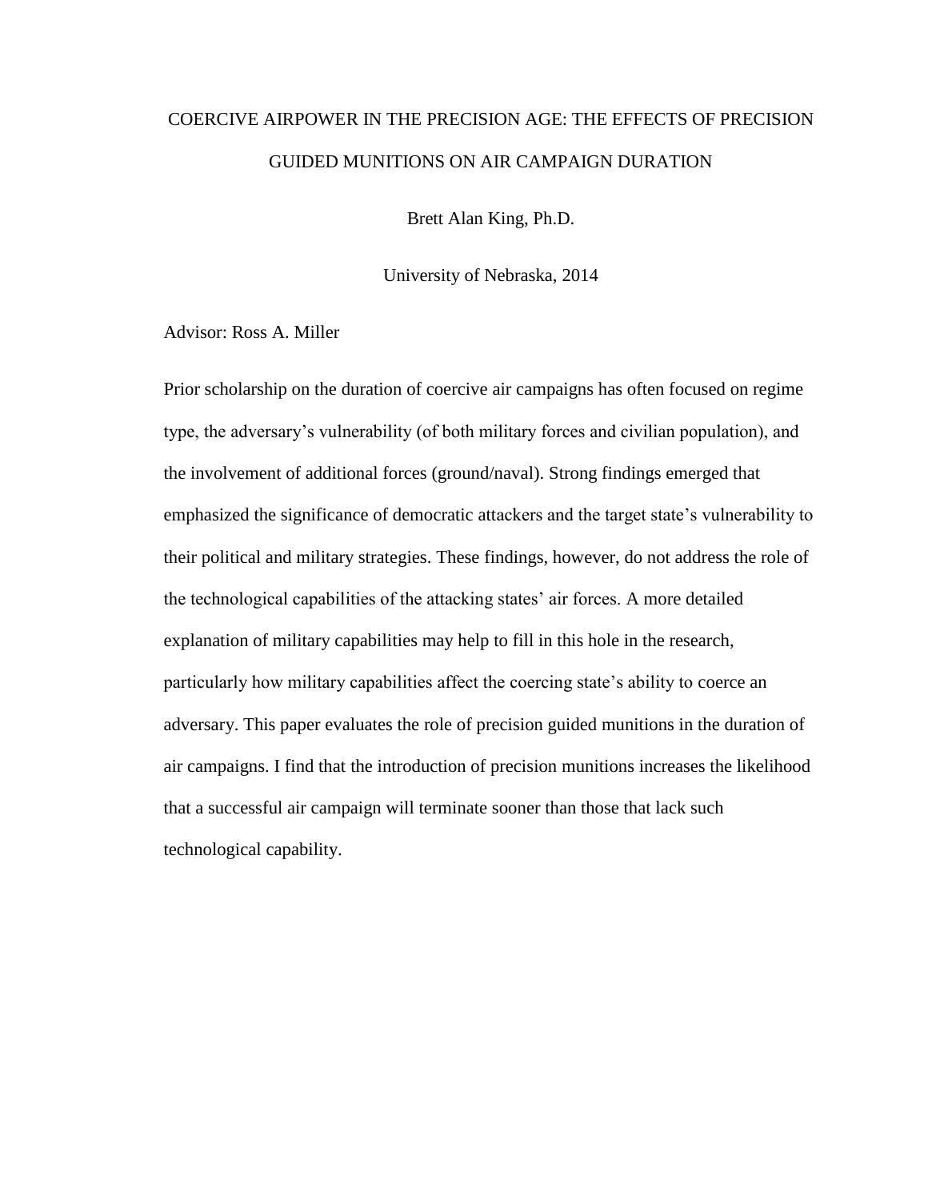# COERCIVE AIRPOWER IN THE PRECISION AGE: THE EFFECTS OF PRECISION GUIDED MUNITIONS ON AIR CAMPAIGN DURATION

Brett Alan King, Ph.D.

University of Nebraska, 2014

Advisor: Ross A. Miller

Prior scholarship on the duration of coercive air campaigns has often focused on regime type, the adversary's vulnerability (of both military forces and civilian population), and the involvement of additional forces (ground/naval). Strong findings emerged that emphasized the significance of democratic attackers and the target state's vulnerability to their political and military strategies. These findings, however, do not address the role of the technological capabilities of the attacking states' air forces. A more detailed explanation of military capabilities may help to fill in this hole in the research, particularly how military capabilities affect the coercing state's ability to coerce an adversary. This paper evaluates the role of precision guided munitions in the duration of air campaigns. I find that the introduction of precision munitions increases the likelihood that a successful air campaign will terminate sooner than those that lack such technological capability.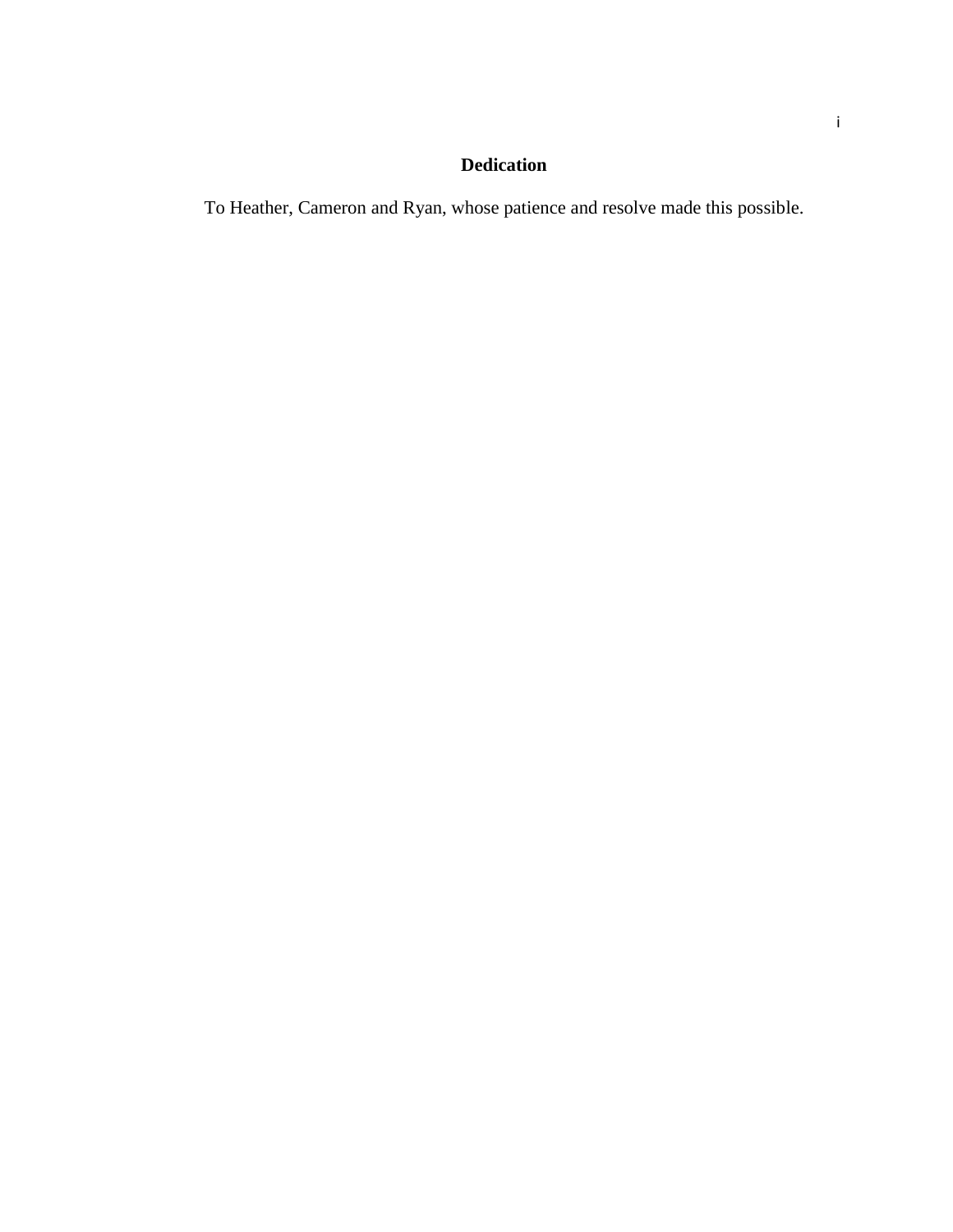## Dedication

To Heather, Cameron and Ryan, whose patience and resolve made this possible.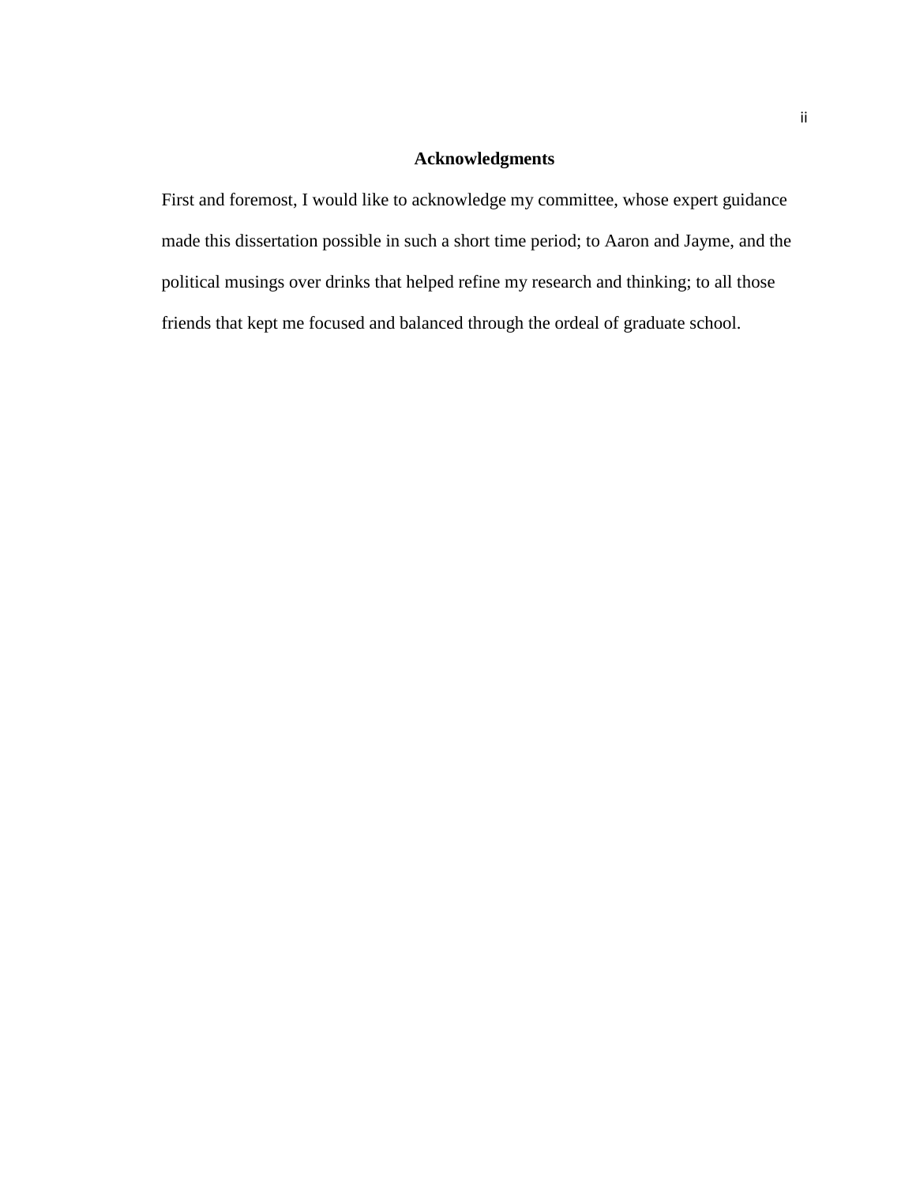# Acknowledgments

First and foremost, I would like to acknowledge my committee, whose expert guidance made this dissertation possible in such a short time period; to Aaron and Jayme, and the political musings over drinks that helped refine my research and thinking; to all those friends that kept me focused and balanced through the ordeal of graduate school.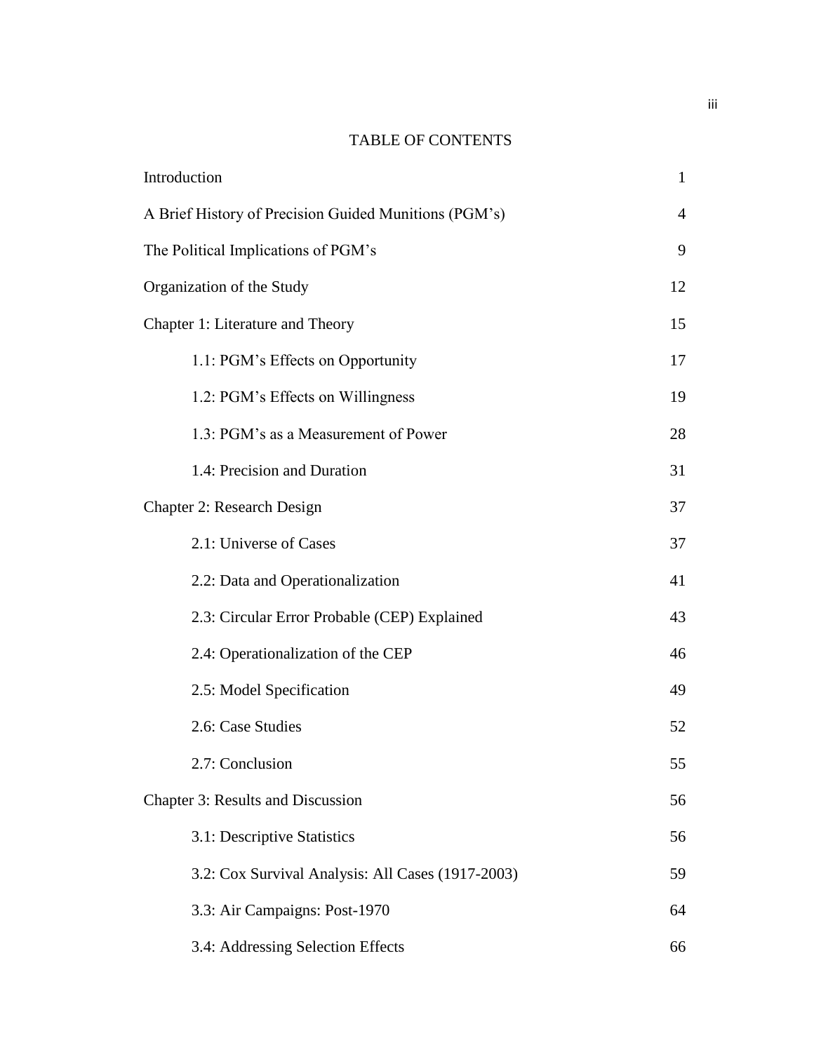# TABLE OF CONTENTS

| | |
|---|---|
| Introduction | 1 |
| A Brief History of Precision Guided Munitions (PGM's) | 4 |
| The Political Implications of PGM's | 9 |
| Organization of the Study | 12 |
| Chapter 1: Literature and Theory | 15 |
| 1.1: PGM's Effects on Opportunity | 17 |
| 1.2: PGM's Effects on Willingness | 19 |
| 1.3: PGM's as a Measurement of Power | 28 |
| 1.4: Precision and Duration | 31 |
| Chapter 2: Research Design | 37 |
| 2.1: Universe of Cases | 37 |
| 2.2: Data and Operationalization | 41 |
| 2.3: Circular Error Probable (CEP) Explained | 43 |
| 2.4: Operationalization of the CEP | 46 |
| 2.5: Model Specification | 49 |
| 2.6: Case Studies | 52 |
| 2.7: Conclusion | 55 |
| Chapter 3: Results and Discussion | 56 |
| 3.1: Descriptive Statistics | 56 |
| 3.2: Cox Survival Analysis: All Cases (1917-2003) | 59 |
| 3.3: Air Campaigns: Post-1970 | 64 |
| 3.4: Addressing Selection Effects | 66 |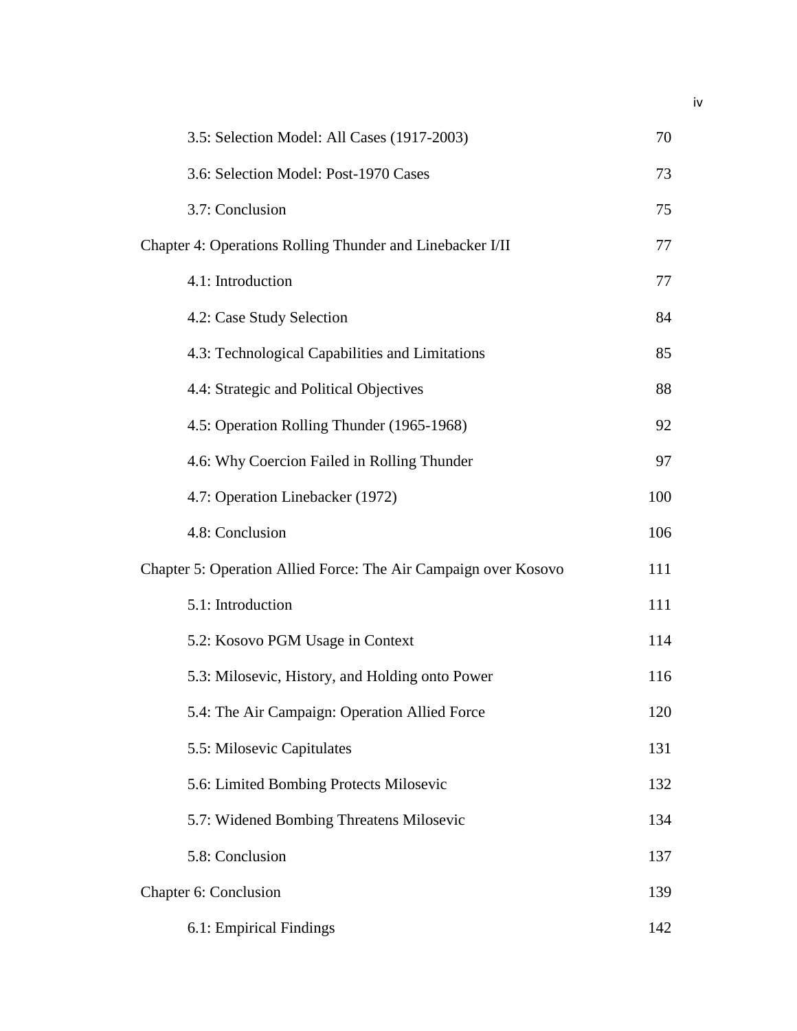| | |
|---|---|
| 3.5: Selection Model: All Cases (1917-2003) | 70 |
| 3.6: Selection Model: Post-1970 Cases | 73 |
| 3.7: Conclusion | 75 |
| Chapter 4: Operations Rolling Thunder and Linebacker I/II | 77 |
| 4.1: Introduction | 77 |
| 4.2: Case Study Selection | 84 |
| 4.3: Technological Capabilities and Limitations | 85 |
| 4.4: Strategic and Political Objectives | 88 |
| 4.5: Operation Rolling Thunder (1965-1968) | 92 |
| 4.6: Why Coercion Failed in Rolling Thunder | 97 |
| 4.7: Operation Linebacker (1972) | 100 |
| 4.8: Conclusion | 106 |
| Chapter 5: Operation Allied Force: The Air Campaign over Kosovo | 111 |
| 5.1: Introduction | 111 |
| 5.2: Kosovo PGM Usage in Context | 114 |
| 5.3: Milosevic, History, and Holding onto Power | 116 |
| 5.4: The Air Campaign: Operation Allied Force | 120 |
| 5.5: Milosevic Capitulates | 131 |
| 5.6: Limited Bombing Protects Milosevic | 132 |
| 5.7: Widened Bombing Threatens Milosevic | 134 |
| 5.8: Conclusion | 137 |
| Chapter 6: Conclusion | 139 |
| 6.1: Empirical Findings | 142 |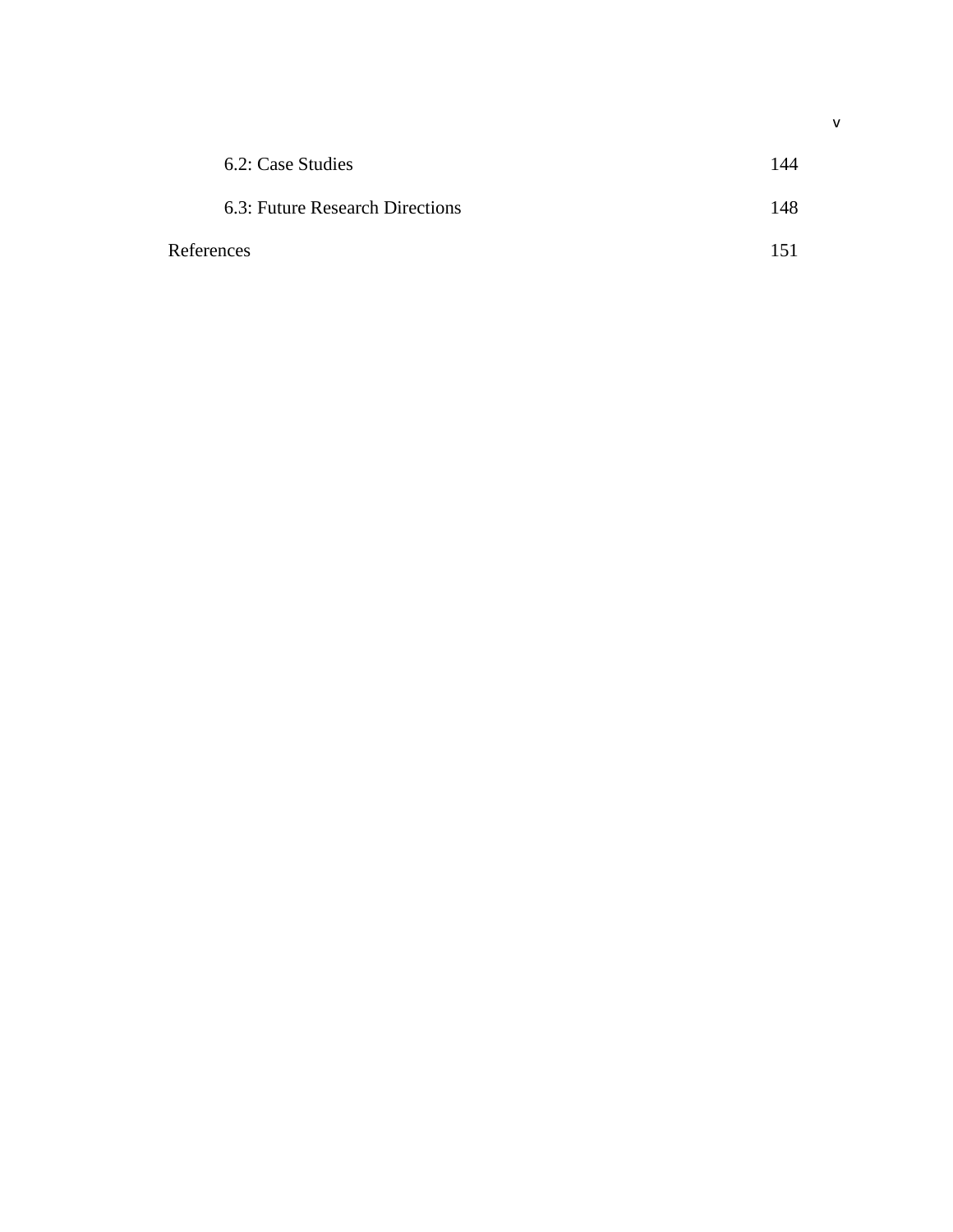6.2: Case Studies 144

6.3: Future Research Directions 148

References 151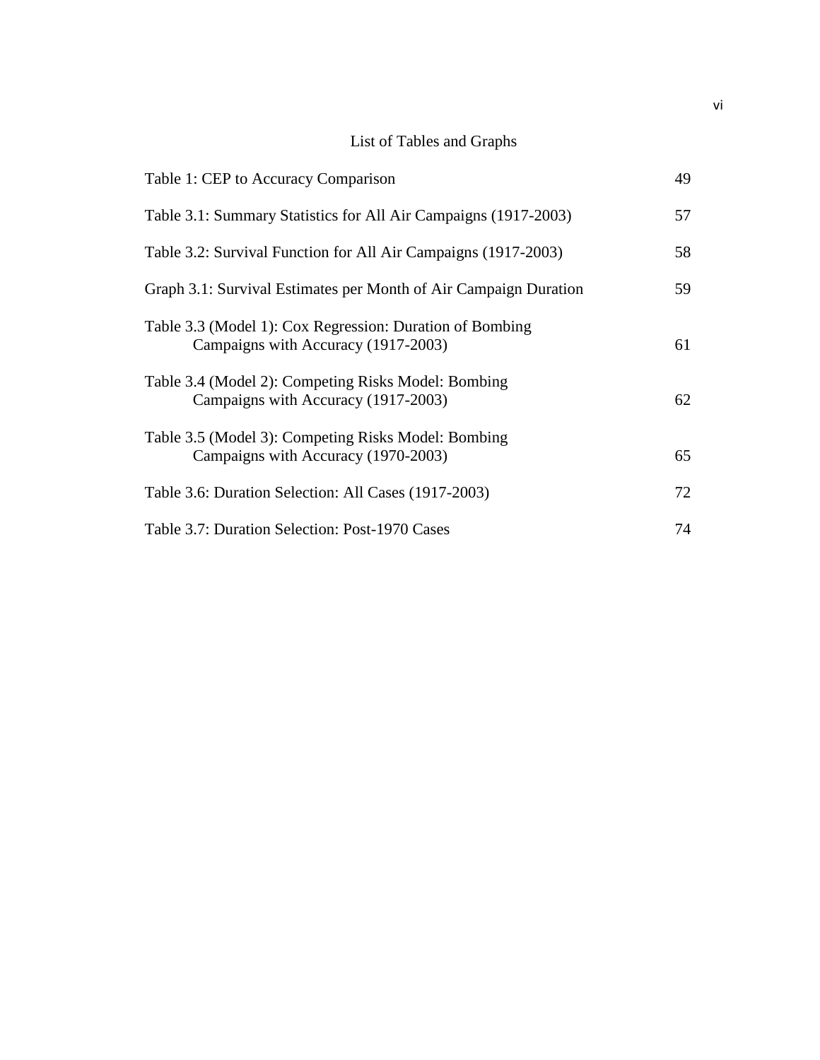# List of Tables and Graphs

| | |
|---|---|
| Table 1: CEP to Accuracy Comparison | 49 |
| Table 3.1: Summary Statistics for All Air Campaigns (1917-2003) | 57 |
| Table 3.2: Survival Function for All Air Campaigns (1917-2003) | 58 |
| Graph 3.1: Survival Estimates per Month of Air Campaign Duration | 59 |
| Table 3.3 (Model 1): Cox Regression: Duration of Bombing Campaigns with Accuracy (1917-2003) | 61 |
| Table 3.4 (Model 2): Competing Risks Model: Bombing Campaigns with Accuracy (1917-2003) | 62 |
| Table 3.5 (Model 3): Competing Risks Model: Bombing Campaigns with Accuracy (1970-2003) | 65 |
| Table 3.6: Duration Selection: All Cases (1917-2003) | 72 |
| Table 3.7: Duration Selection: Post-1970 Cases | 74 |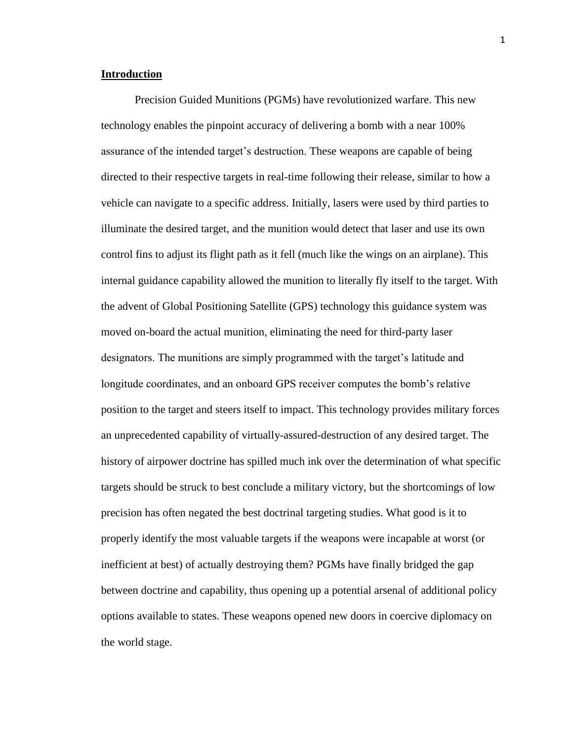**Introduction**

Precision Guided Munitions (PGMs) have revolutionized warfare. This new technology enables the pinpoint accuracy of delivering a bomb with a near 100% assurance of the intended target's destruction. These weapons are capable of being directed to their respective targets in real-time following their release, similar to how a vehicle can navigate to a specific address. Initially, lasers were used by third parties to illuminate the desired target, and the munition would detect that laser and use its own control fins to adjust its flight path as it fell (much like the wings on an airplane). This internal guidance capability allowed the munition to literally fly itself to the target. With the advent of Global Positioning Satellite (GPS) technology this guidance system was moved on-board the actual munition, eliminating the need for third-party laser designators. The munitions are simply programmed with the target's latitude and longitude coordinates, and an onboard GPS receiver computes the bomb's relative position to the target and steers itself to impact. This technology provides military forces an unprecedented capability of virtually-assured-destruction of any desired target. The history of airpower doctrine has spilled much ink over the determination of what specific targets should be struck to best conclude a military victory, but the shortcomings of low precision has often negated the best doctrinal targeting studies. What good is it to properly identify the most valuable targets if the weapons were incapable at worst (or inefficient at best) of actually destroying them? PGMs have finally bridged the gap between doctrine and capability, thus opening up a potential arsenal of additional policy options available to states. These weapons opened new doors in coercive diplomacy on the world stage.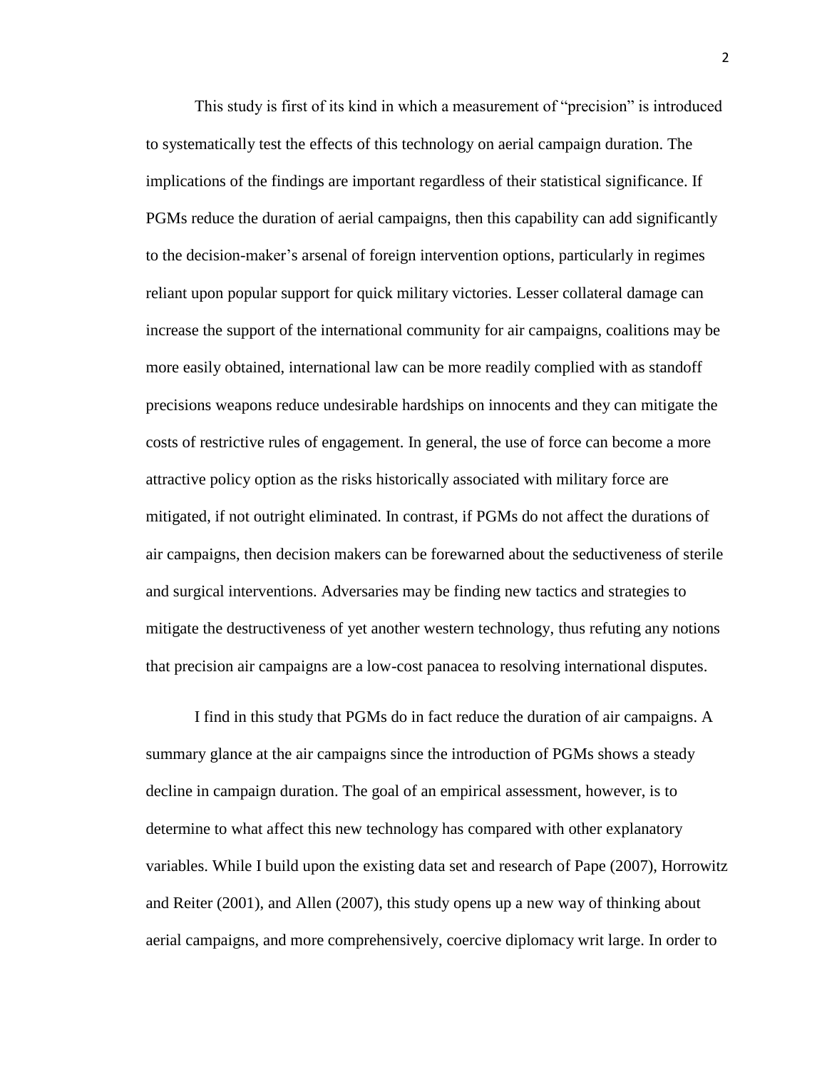This study is first of its kind in which a measurement of "precision" is introduced to systematically test the effects of this technology on aerial campaign duration. The implications of the findings are important regardless of their statistical significance. If PGMs reduce the duration of aerial campaigns, then this capability can add significantly to the decision-maker's arsenal of foreign intervention options, particularly in regimes reliant upon popular support for quick military victories. Lesser collateral damage can increase the support of the international community for air campaigns, coalitions may be more easily obtained, international law can be more readily complied with as standoff precisions weapons reduce undesirable hardships on innocents and they can mitigate the costs of restrictive rules of engagement. In general, the use of force can become a more attractive policy option as the risks historically associated with military force are mitigated, if not outright eliminated. In contrast, if PGMs do not affect the durations of air campaigns, then decision makers can be forewarned about the seductiveness of sterile and surgical interventions. Adversaries may be finding new tactics and strategies to mitigate the destructiveness of yet another western technology, thus refuting any notions that precision air campaigns are a low-cost panacea to resolving international disputes.

I find in this study that PGMs do in fact reduce the duration of air campaigns. A summary glance at the air campaigns since the introduction of PGMs shows a steady decline in campaign duration. The goal of an empirical assessment, however, is to determine to what affect this new technology has compared with other explanatory variables. While I build upon the existing data set and research of Pape (2007), Horrowitz and Reiter (2001), and Allen (2007), this study opens up a new way of thinking about aerial campaigns, and more comprehensively, coercive diplomacy writ large. In order to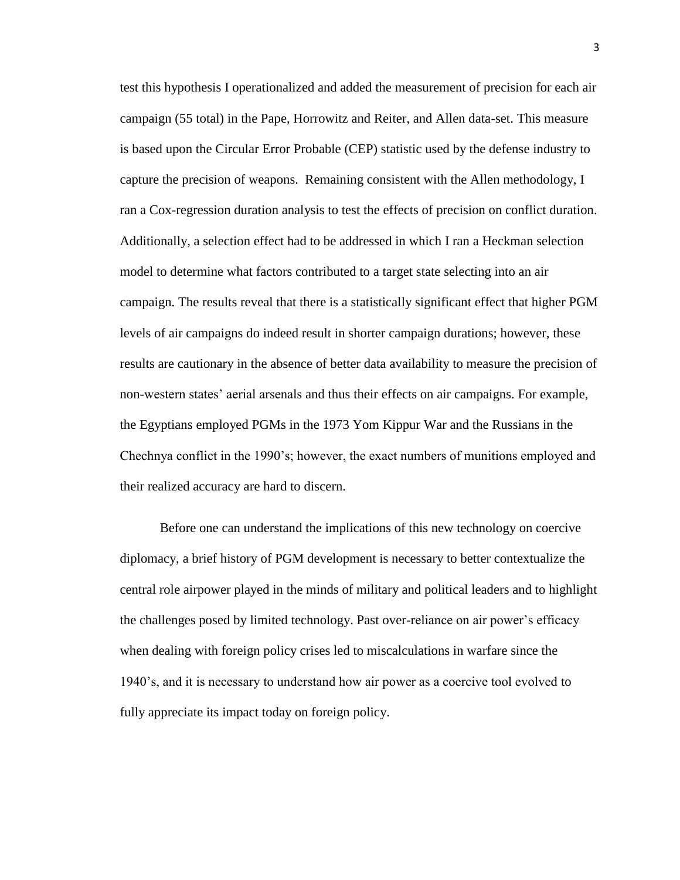test this hypothesis I operationalized and added the measurement of precision for each air campaign (55 total) in the Pape, Horrowitz and Reiter, and Allen data-set. This measure is based upon the Circular Error Probable (CEP) statistic used by the defense industry to capture the precision of weapons. Remaining consistent with the Allen methodology, I ran a Cox-regression duration analysis to test the effects of precision on conflict duration. Additionally, a selection effect had to be addressed in which I ran a Heckman selection model to determine what factors contributed to a target state selecting into an air campaign. The results reveal that there is a statistically significant effect that higher PGM levels of air campaigns do indeed result in shorter campaign durations; however, these results are cautionary in the absence of better data availability to measure the precision of non-western states' aerial arsenals and thus their effects on air campaigns. For example, the Egyptians employed PGMs in the 1973 Yom Kippur War and the Russians in the Chechnya conflict in the 1990's; however, the exact numbers of munitions employed and their realized accuracy are hard to discern.

Before one can understand the implications of this new technology on coercive diplomacy, a brief history of PGM development is necessary to better contextualize the central role airpower played in the minds of military and political leaders and to highlight the challenges posed by limited technology. Past over-reliance on air power's efficacy when dealing with foreign policy crises led to miscalculations in warfare since the 1940's, and it is necessary to understand how air power as a coercive tool evolved to fully appreciate its impact today on foreign policy.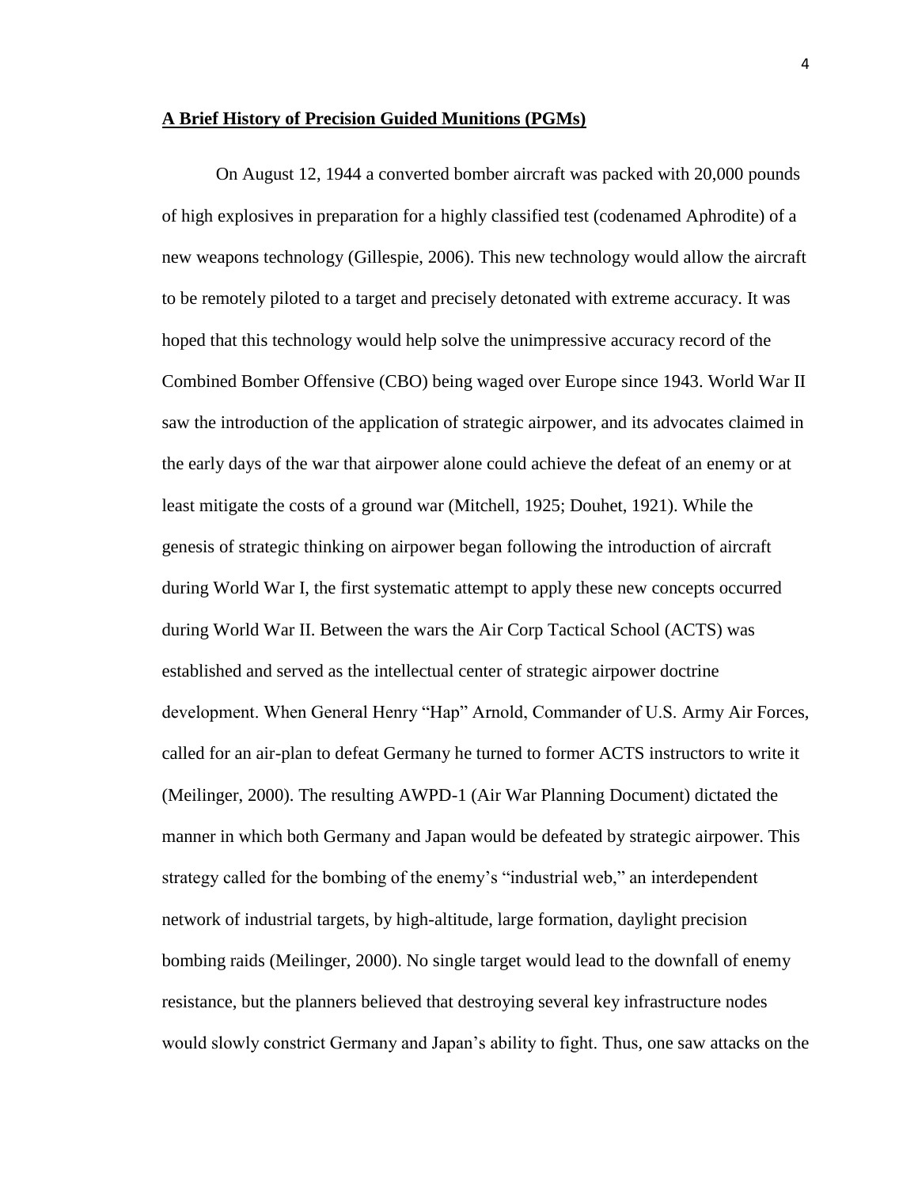**A Brief History of Precision Guided Munitions (PGMs)**

On August 12, 1944 a converted bomber aircraft was packed with 20,000 pounds of high explosives in preparation for a highly classified test (codenamed Aphrodite) of a new weapons technology (Gillespie, 2006). This new technology would allow the aircraft to be remotely piloted to a target and precisely detonated with extreme accuracy. It was hoped that this technology would help solve the unimpressive accuracy record of the Combined Bomber Offensive (CBO) being waged over Europe since 1943. World War II saw the introduction of the application of strategic airpower, and its advocates claimed in the early days of the war that airpower alone could achieve the defeat of an enemy or at least mitigate the costs of a ground war (Mitchell, 1925; Douhet, 1921). While the genesis of strategic thinking on airpower began following the introduction of aircraft during World War I, the first systematic attempt to apply these new concepts occurred during World War II. Between the wars the Air Corp Tactical School (ACTS) was established and served as the intellectual center of strategic airpower doctrine development. When General Henry "Hap" Arnold, Commander of U.S. Army Air Forces, called for an air-plan to defeat Germany he turned to former ACTS instructors to write it (Meilinger, 2000). The resulting AWPD-1 (Air War Planning Document) dictated the manner in which both Germany and Japan would be defeated by strategic airpower. This strategy called for the bombing of the enemy's "industrial web," an interdependent network of industrial targets, by high-altitude, large formation, daylight precision bombing raids (Meilinger, 2000). No single target would lead to the downfall of enemy resistance, but the planners believed that destroying several key infrastructure nodes would slowly constrict Germany and Japan's ability to fight. Thus, one saw attacks on the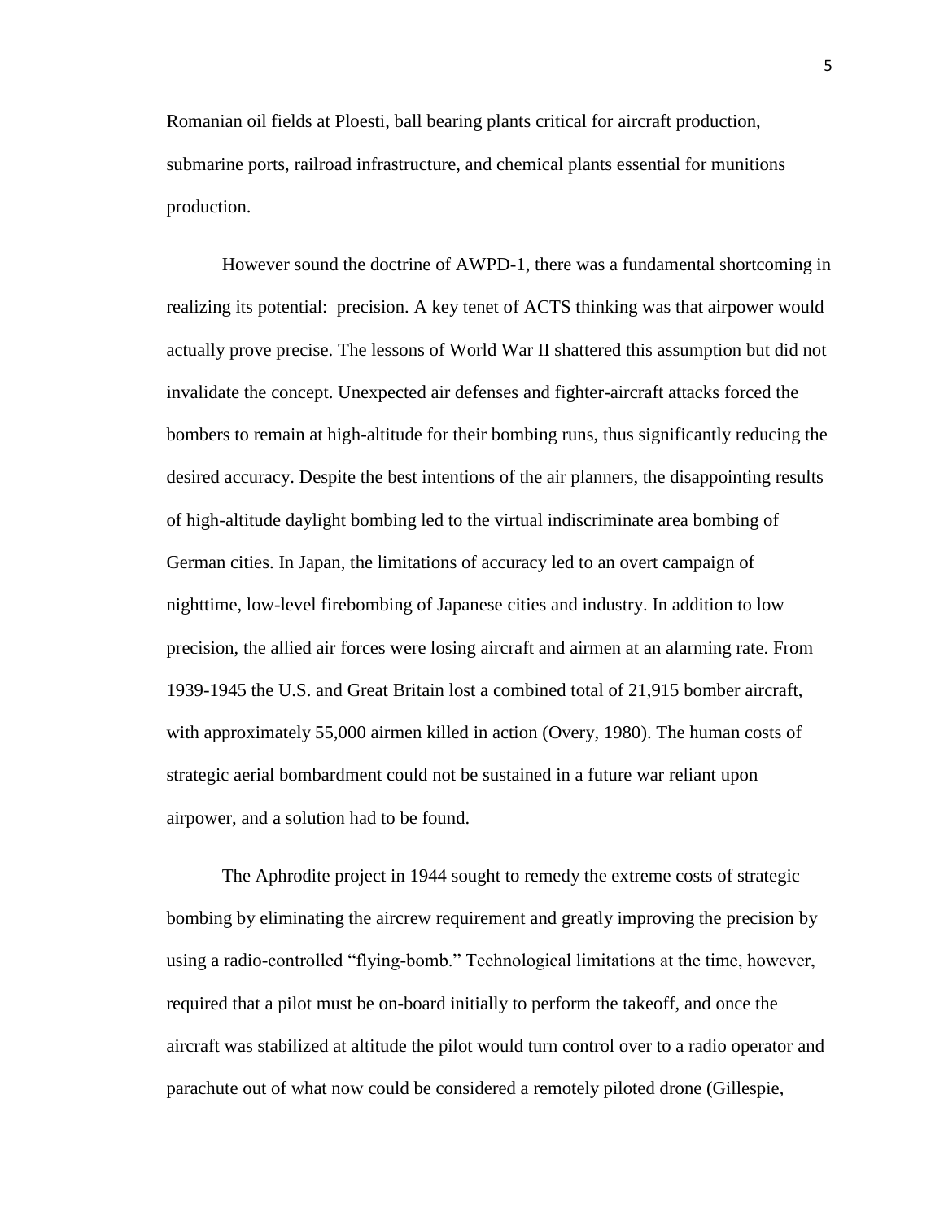Romanian oil fields at Ploesti, ball bearing plants critical for aircraft production, submarine ports, railroad infrastructure, and chemical plants essential for munitions production.

However sound the doctrine of AWPD-1, there was a fundamental shortcoming in realizing its potential:  precision. A key tenet of ACTS thinking was that airpower would actually prove precise. The lessons of World War II shattered this assumption but did not invalidate the concept. Unexpected air defenses and fighter-aircraft attacks forced the bombers to remain at high-altitude for their bombing runs, thus significantly reducing the desired accuracy. Despite the best intentions of the air planners, the disappointing results of high-altitude daylight bombing led to the virtual indiscriminate area bombing of German cities. In Japan, the limitations of accuracy led to an overt campaign of nighttime, low-level firebombing of Japanese cities and industry. In addition to low precision, the allied air forces were losing aircraft and airmen at an alarming rate. From 1939-1945 the U.S. and Great Britain lost a combined total of 21,915 bomber aircraft, with approximately 55,000 airmen killed in action (Overy, 1980). The human costs of strategic aerial bombardment could not be sustained in a future war reliant upon airpower, and a solution had to be found.

The Aphrodite project in 1944 sought to remedy the extreme costs of strategic bombing by eliminating the aircrew requirement and greatly improving the precision by using a radio-controlled "flying-bomb." Technological limitations at the time, however, required that a pilot must be on-board initially to perform the takeoff, and once the aircraft was stabilized at altitude the pilot would turn control over to a radio operator and parachute out of what now could be considered a remotely piloted drone (Gillespie,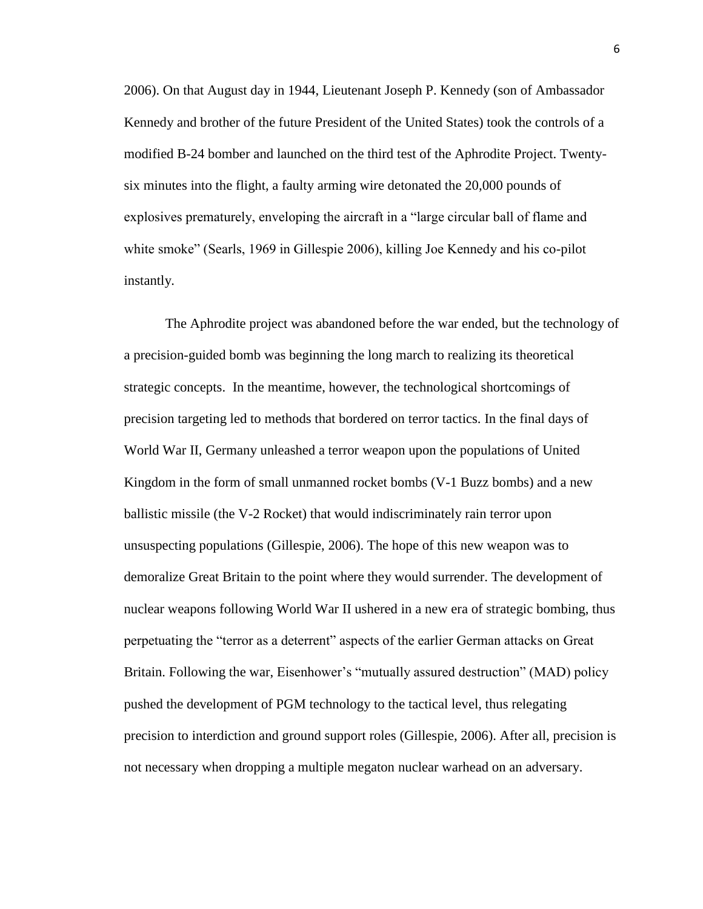2006). On that August day in 1944, Lieutenant Joseph P. Kennedy (son of Ambassador Kennedy and brother of the future President of the United States) took the controls of a modified B-24 bomber and launched on the third test of the Aphrodite Project. Twenty-six minutes into the flight, a faulty arming wire detonated the 20,000 pounds of explosives prematurely, enveloping the aircraft in a "large circular ball of flame and white smoke" (Searls, 1969 in Gillespie 2006), killing Joe Kennedy and his co-pilot instantly.

The Aphrodite project was abandoned before the war ended, but the technology of a precision-guided bomb was beginning the long march to realizing its theoretical strategic concepts. In the meantime, however, the technological shortcomings of precision targeting led to methods that bordered on terror tactics. In the final days of World War II, Germany unleashed a terror weapon upon the populations of United Kingdom in the form of small unmanned rocket bombs (V-1 Buzz bombs) and a new ballistic missile (the V-2 Rocket) that would indiscriminately rain terror upon unsuspecting populations (Gillespie, 2006). The hope of this new weapon was to demoralize Great Britain to the point where they would surrender. The development of nuclear weapons following World War II ushered in a new era of strategic bombing, thus perpetuating the "terror as a deterrent" aspects of the earlier German attacks on Great Britain. Following the war, Eisenhower's "mutually assured destruction" (MAD) policy pushed the development of PGM technology to the tactical level, thus relegating precision to interdiction and ground support roles (Gillespie, 2006). After all, precision is not necessary when dropping a multiple megaton nuclear warhead on an adversary.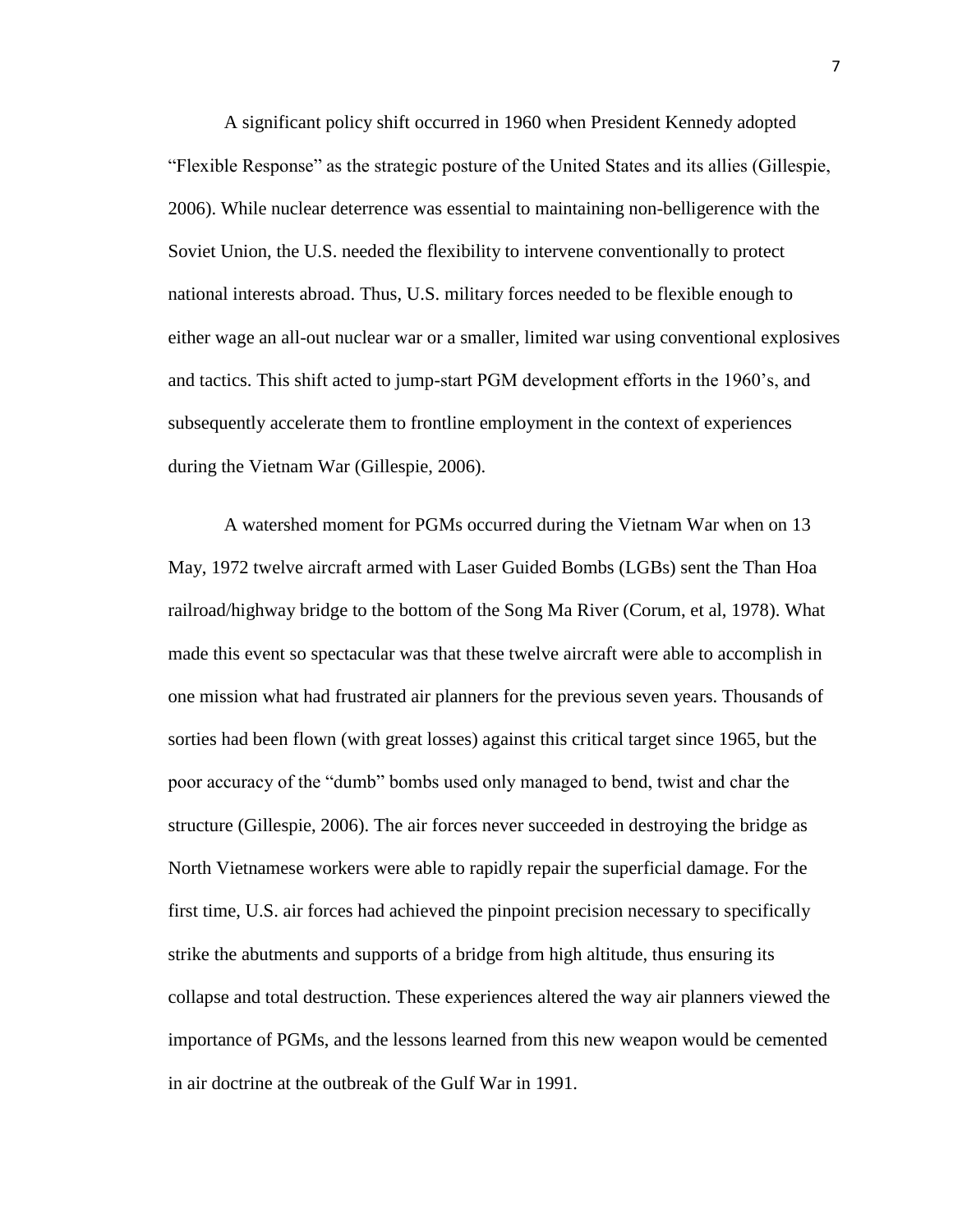A significant policy shift occurred in 1960 when President Kennedy adopted "Flexible Response" as the strategic posture of the United States and its allies (Gillespie, 2006). While nuclear deterrence was essential to maintaining non-belligerence with the Soviet Union, the U.S. needed the flexibility to intervene conventionally to protect national interests abroad. Thus, U.S. military forces needed to be flexible enough to either wage an all-out nuclear war or a smaller, limited war using conventional explosives and tactics. This shift acted to jump-start PGM development efforts in the 1960's, and subsequently accelerate them to frontline employment in the context of experiences during the Vietnam War (Gillespie, 2006).

A watershed moment for PGMs occurred during the Vietnam War when on 13 May, 1972 twelve aircraft armed with Laser Guided Bombs (LGBs) sent the Than Hoa railroad/highway bridge to the bottom of the Song Ma River (Corum, et al, 1978). What made this event so spectacular was that these twelve aircraft were able to accomplish in one mission what had frustrated air planners for the previous seven years. Thousands of sorties had been flown (with great losses) against this critical target since 1965, but the poor accuracy of the "dumb" bombs used only managed to bend, twist and char the structure (Gillespie, 2006). The air forces never succeeded in destroying the bridge as North Vietnamese workers were able to rapidly repair the superficial damage. For the first time, U.S. air forces had achieved the pinpoint precision necessary to specifically strike the abutments and supports of a bridge from high altitude, thus ensuring its collapse and total destruction. These experiences altered the way air planners viewed the importance of PGMs, and the lessons learned from this new weapon would be cemented in air doctrine at the outbreak of the Gulf War in 1991.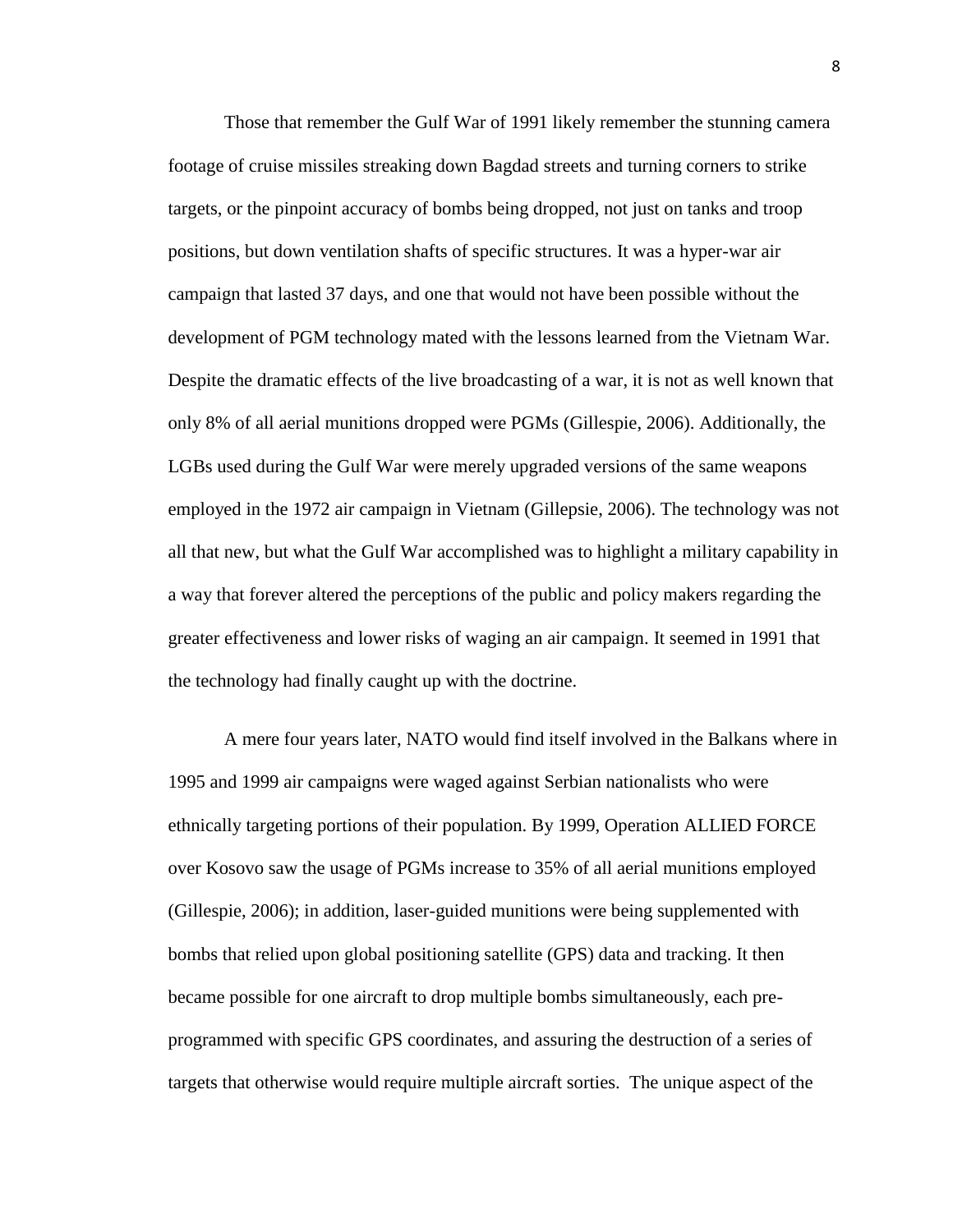Those that remember the Gulf War of 1991 likely remember the stunning camera footage of cruise missiles streaking down Bagdad streets and turning corners to strike targets, or the pinpoint accuracy of bombs being dropped, not just on tanks and troop positions, but down ventilation shafts of specific structures. It was a hyper-war air campaign that lasted 37 days, and one that would not have been possible without the development of PGM technology mated with the lessons learned from the Vietnam War. Despite the dramatic effects of the live broadcasting of a war, it is not as well known that only 8% of all aerial munitions dropped were PGMs (Gillespie, 2006). Additionally, the LGBs used during the Gulf War were merely upgraded versions of the same weapons employed in the 1972 air campaign in Vietnam (Gillepsie, 2006). The technology was not all that new, but what the Gulf War accomplished was to highlight a military capability in a way that forever altered the perceptions of the public and policy makers regarding the greater effectiveness and lower risks of waging an air campaign. It seemed in 1991 that the technology had finally caught up with the doctrine.

A mere four years later, NATO would find itself involved in the Balkans where in 1995 and 1999 air campaigns were waged against Serbian nationalists who were ethnically targeting portions of their population. By 1999, Operation ALLIED FORCE over Kosovo saw the usage of PGMs increase to 35% of all aerial munitions employed (Gillespie, 2006); in addition, laser-guided munitions were being supplemented with bombs that relied upon global positioning satellite (GPS) data and tracking. It then became possible for one aircraft to drop multiple bombs simultaneously, each pre-programmed with specific GPS coordinates, and assuring the destruction of a series of targets that otherwise would require multiple aircraft sorties. The unique aspect of the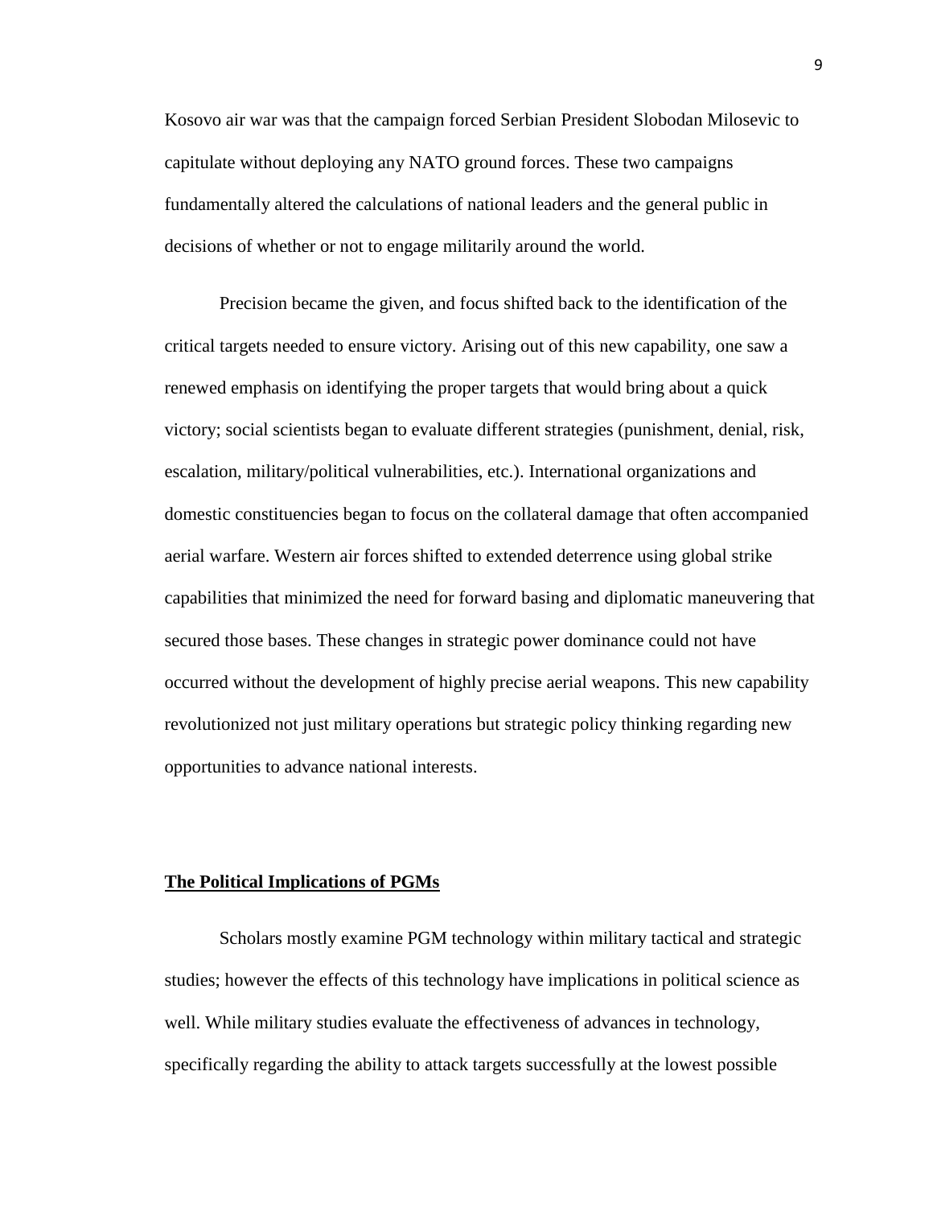Kosovo air war was that the campaign forced Serbian President Slobodan Milosevic to capitulate without deploying any NATO ground forces. These two campaigns fundamentally altered the calculations of national leaders and the general public in decisions of whether or not to engage militarily around the world.

Precision became the given, and focus shifted back to the identification of the critical targets needed to ensure victory. Arising out of this new capability, one saw a renewed emphasis on identifying the proper targets that would bring about a quick victory; social scientists began to evaluate different strategies (punishment, denial, risk, escalation, military/political vulnerabilities, etc.). International organizations and domestic constituencies began to focus on the collateral damage that often accompanied aerial warfare. Western air forces shifted to extended deterrence using global strike capabilities that minimized the need for forward basing and diplomatic maneuvering that secured those bases. These changes in strategic power dominance could not have occurred without the development of highly precise aerial weapons. This new capability revolutionized not just military operations but strategic policy thinking regarding new opportunities to advance national interests.

## **The Political Implications of PGMs**

Scholars mostly examine PGM technology within military tactical and strategic studies; however the effects of this technology have implications in political science as well. While military studies evaluate the effectiveness of advances in technology, specifically regarding the ability to attack targets successfully at the lowest possible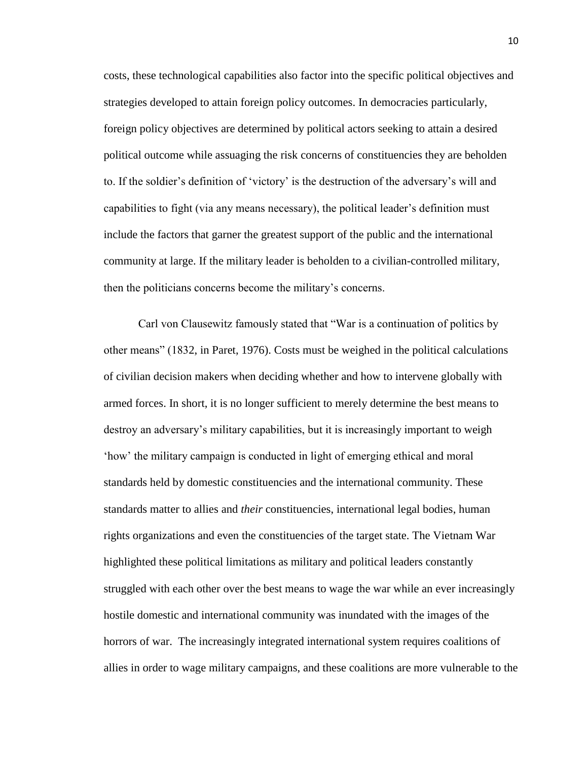costs, these technological capabilities also factor into the specific political objectives and strategies developed to attain foreign policy outcomes. In democracies particularly, foreign policy objectives are determined by political actors seeking to attain a desired political outcome while assuaging the risk concerns of constituencies they are beholden to. If the soldier's definition of 'victory' is the destruction of the adversary's will and capabilities to fight (via any means necessary), the political leader's definition must include the factors that garner the greatest support of the public and the international community at large. If the military leader is beholden to a civilian-controlled military, then the politicians concerns become the military's concerns.

Carl von Clausewitz famously stated that "War is a continuation of politics by other means" (1832, in Paret, 1976). Costs must be weighed in the political calculations of civilian decision makers when deciding whether and how to intervene globally with armed forces. In short, it is no longer sufficient to merely determine the best means to destroy an adversary's military capabilities, but it is increasingly important to weigh 'how' the military campaign is conducted in light of emerging ethical and moral standards held by domestic constituencies and the international community. These standards matter to allies and *their* constituencies, international legal bodies, human rights organizations and even the constituencies of the target state. The Vietnam War highlighted these political limitations as military and political leaders constantly struggled with each other over the best means to wage the war while an ever increasingly hostile domestic and international community was inundated with the images of the horrors of war. The increasingly integrated international system requires coalitions of allies in order to wage military campaigns, and these coalitions are more vulnerable to the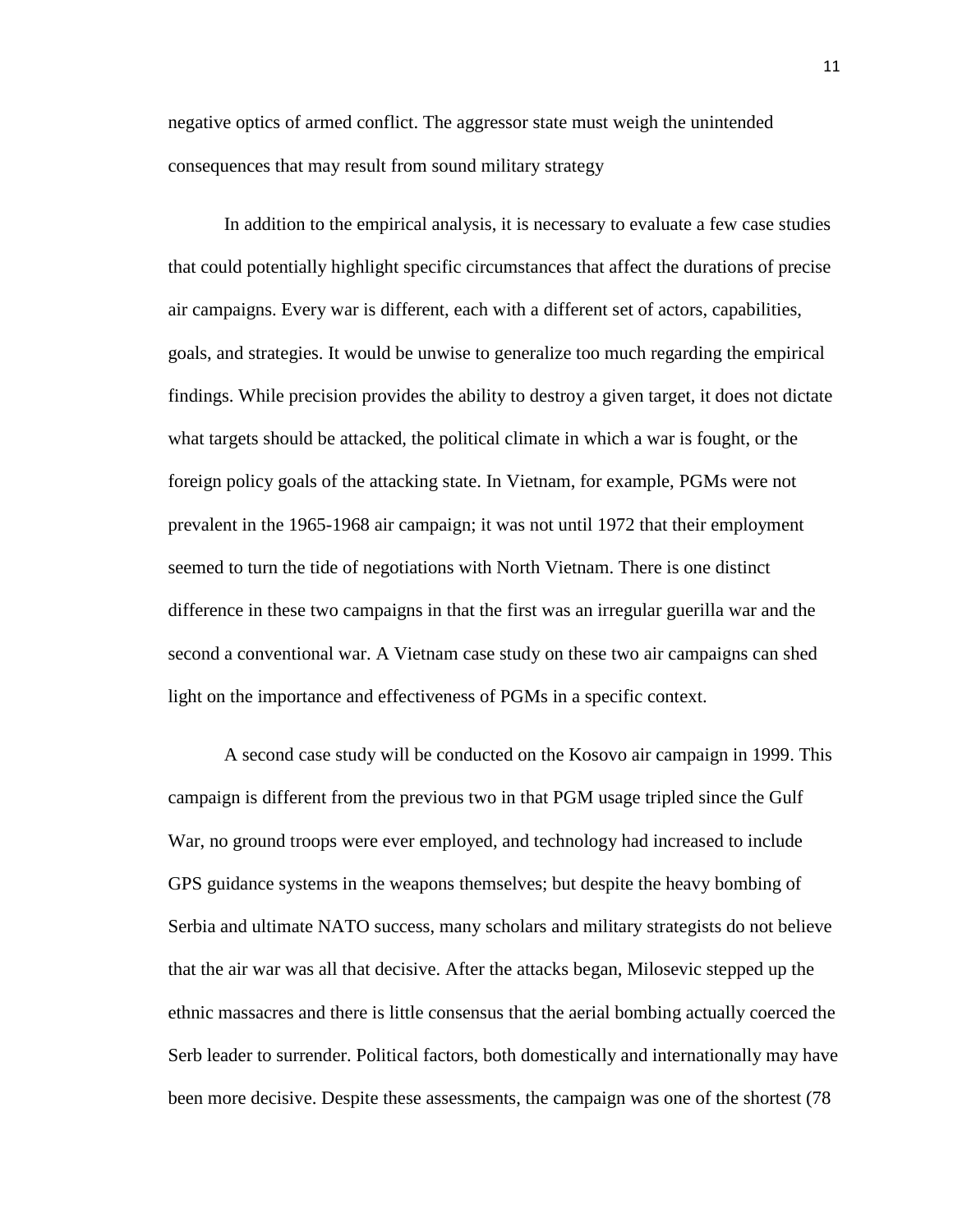negative optics of armed conflict. The aggressor state must weigh the unintended consequences that may result from sound military strategy

In addition to the empirical analysis, it is necessary to evaluate a few case studies that could potentially highlight specific circumstances that affect the durations of precise air campaigns. Every war is different, each with a different set of actors, capabilities, goals, and strategies. It would be unwise to generalize too much regarding the empirical findings. While precision provides the ability to destroy a given target, it does not dictate what targets should be attacked, the political climate in which a war is fought, or the foreign policy goals of the attacking state. In Vietnam, for example, PGMs were not prevalent in the 1965-1968 air campaign; it was not until 1972 that their employment seemed to turn the tide of negotiations with North Vietnam. There is one distinct difference in these two campaigns in that the first was an irregular guerilla war and the second a conventional war. A Vietnam case study on these two air campaigns can shed light on the importance and effectiveness of PGMs in a specific context.

A second case study will be conducted on the Kosovo air campaign in 1999. This campaign is different from the previous two in that PGM usage tripled since the Gulf War, no ground troops were ever employed, and technology had increased to include GPS guidance systems in the weapons themselves; but despite the heavy bombing of Serbia and ultimate NATO success, many scholars and military strategists do not believe that the air war was all that decisive. After the attacks began, Milosevic stepped up the ethnic massacres and there is little consensus that the aerial bombing actually coerced the Serb leader to surrender. Political factors, both domestically and internationally may have been more decisive. Despite these assessments, the campaign was one of the shortest (78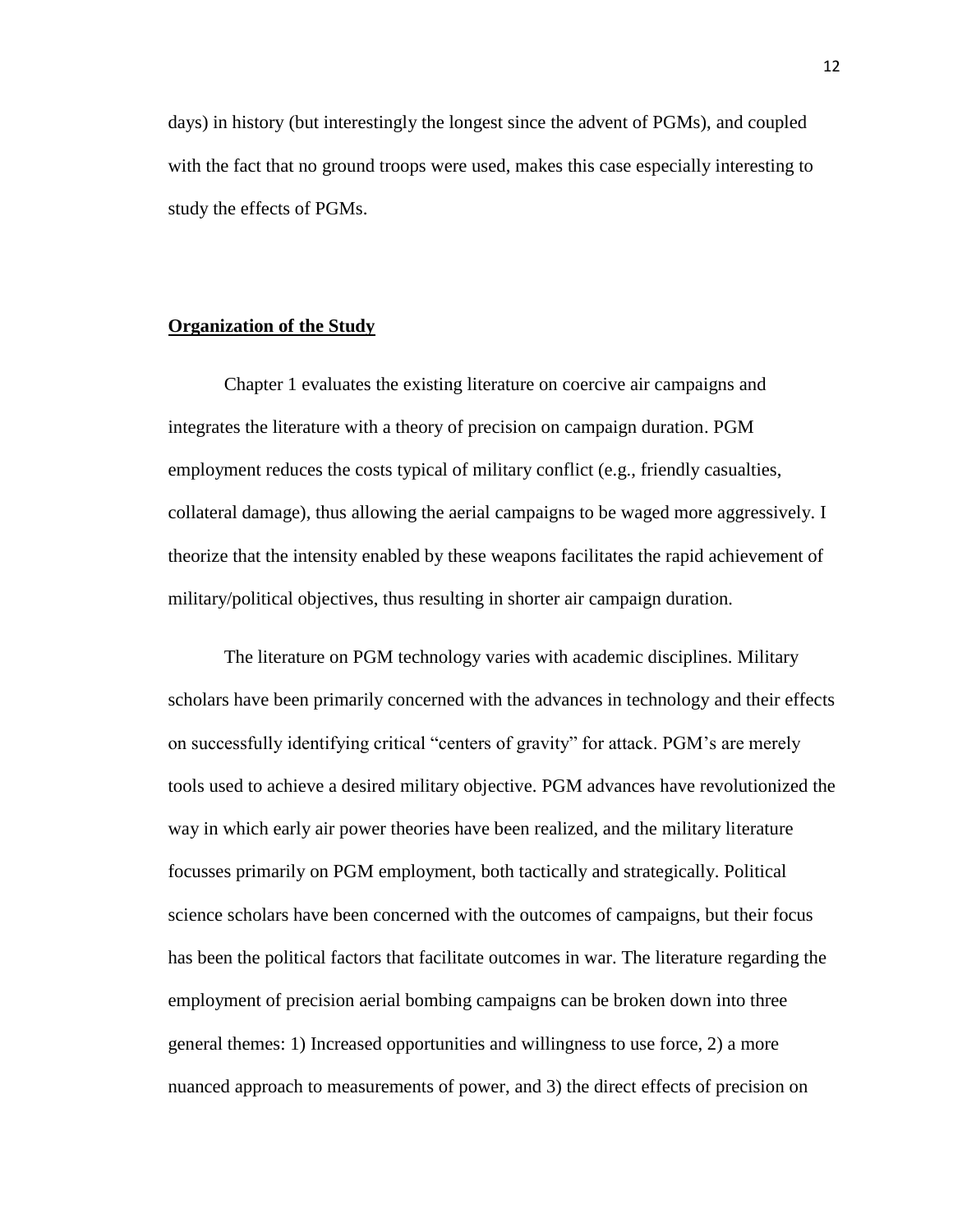days) in history (but interestingly the longest since the advent of PGMs), and coupled with the fact that no ground troops were used, makes this case especially interesting to study the effects of PGMs.

## **Organization of the Study**

Chapter 1 evaluates the existing literature on coercive air campaigns and integrates the literature with a theory of precision on campaign duration. PGM employment reduces the costs typical of military conflict (e.g., friendly casualties, collateral damage), thus allowing the aerial campaigns to be waged more aggressively. I theorize that the intensity enabled by these weapons facilitates the rapid achievement of military/political objectives, thus resulting in shorter air campaign duration.

The literature on PGM technology varies with academic disciplines. Military scholars have been primarily concerned with the advances in technology and their effects on successfully identifying critical "centers of gravity" for attack. PGM's are merely tools used to achieve a desired military objective. PGM advances have revolutionized the way in which early air power theories have been realized, and the military literature focusses primarily on PGM employment, both tactically and strategically. Political science scholars have been concerned with the outcomes of campaigns, but their focus has been the political factors that facilitate outcomes in war. The literature regarding the employment of precision aerial bombing campaigns can be broken down into three general themes: 1) Increased opportunities and willingness to use force, 2) a more nuanced approach to measurements of power, and 3) the direct effects of precision on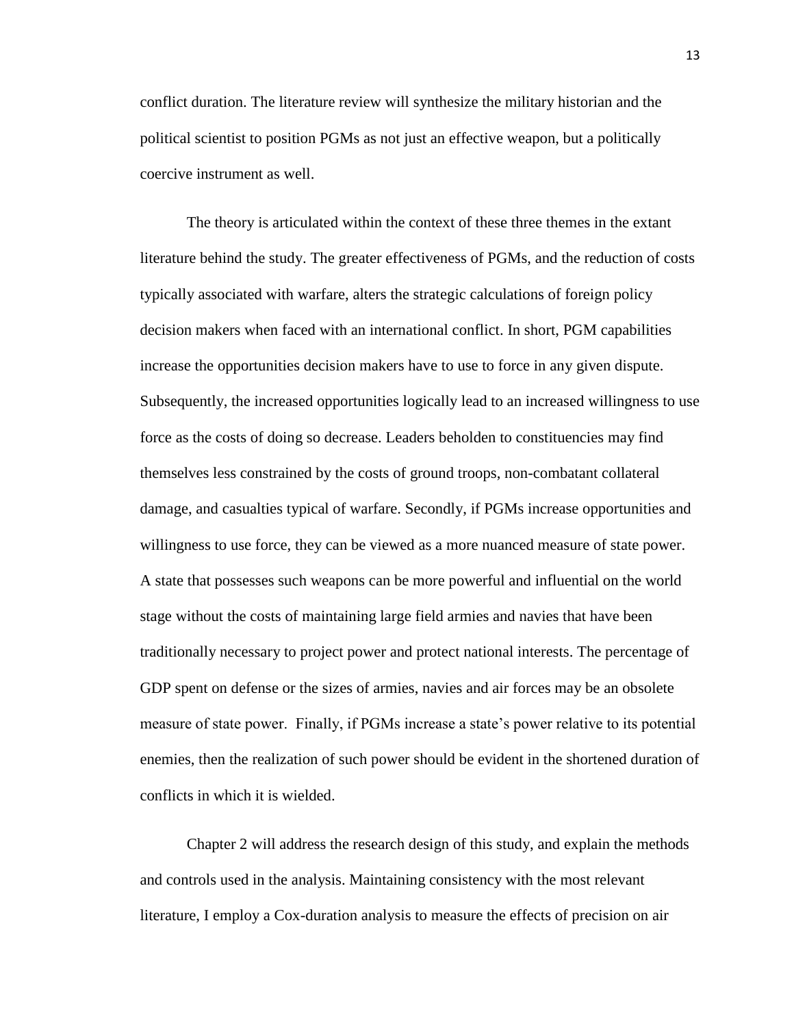conflict duration. The literature review will synthesize the military historian and the political scientist to position PGMs as not just an effective weapon, but a politically coercive instrument as well.

The theory is articulated within the context of these three themes in the extant literature behind the study. The greater effectiveness of PGMs, and the reduction of costs typically associated with warfare, alters the strategic calculations of foreign policy decision makers when faced with an international conflict. In short, PGM capabilities increase the opportunities decision makers have to use to force in any given dispute. Subsequently, the increased opportunities logically lead to an increased willingness to use force as the costs of doing so decrease. Leaders beholden to constituencies may find themselves less constrained by the costs of ground troops, non-combatant collateral damage, and casualties typical of warfare. Secondly, if PGMs increase opportunities and willingness to use force, they can be viewed as a more nuanced measure of state power. A state that possesses such weapons can be more powerful and influential on the world stage without the costs of maintaining large field armies and navies that have been traditionally necessary to project power and protect national interests. The percentage of GDP spent on defense or the sizes of armies, navies and air forces may be an obsolete measure of state power. Finally, if PGMs increase a state's power relative to its potential enemies, then the realization of such power should be evident in the shortened duration of conflicts in which it is wielded.

Chapter 2 will address the research design of this study, and explain the methods and controls used in the analysis. Maintaining consistency with the most relevant literature, I employ a Cox-duration analysis to measure the effects of precision on air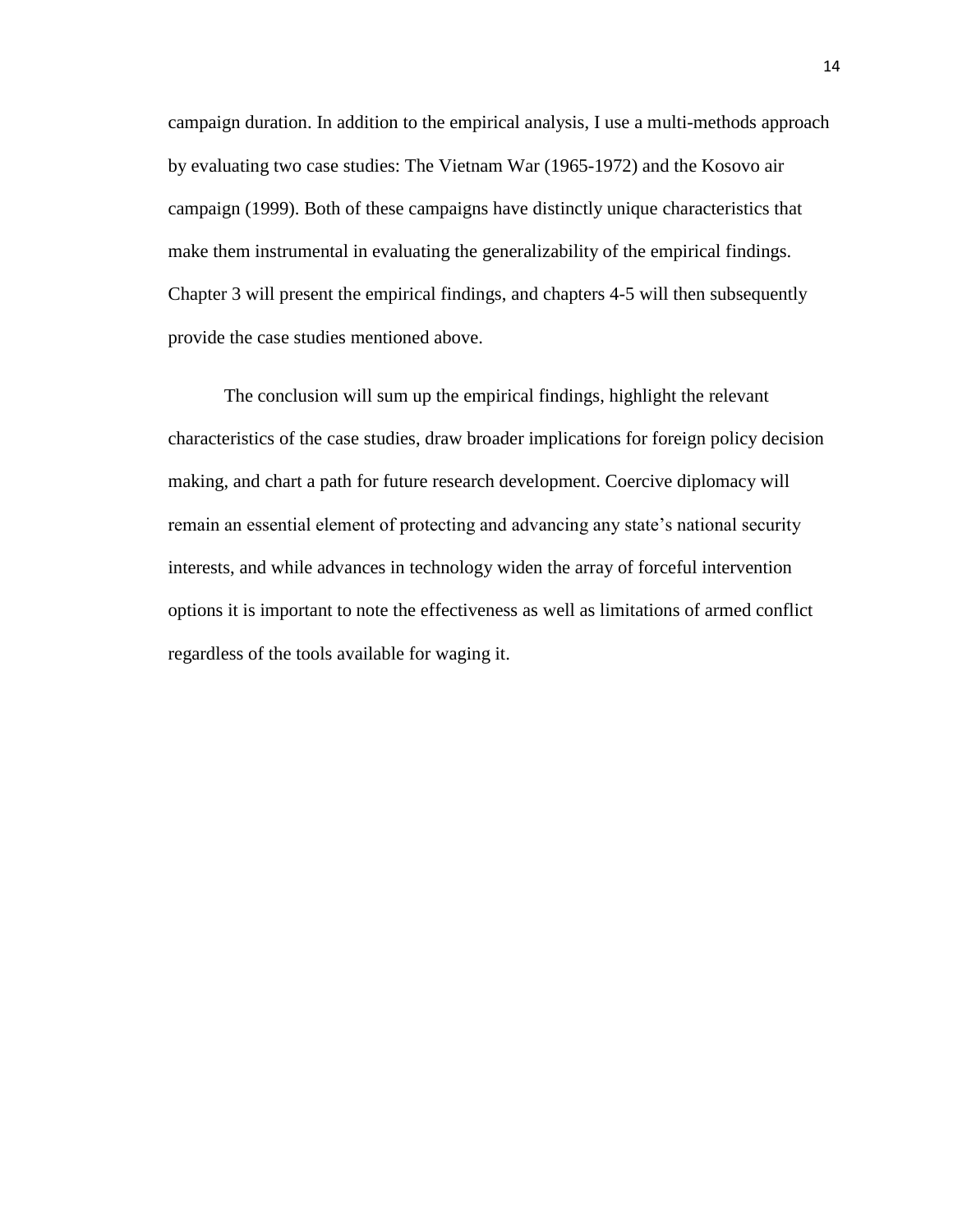campaign duration. In addition to the empirical analysis, I use a multi-methods approach by evaluating two case studies: The Vietnam War (1965-1972) and the Kosovo air campaign (1999). Both of these campaigns have distinctly unique characteristics that make them instrumental in evaluating the generalizability of the empirical findings. Chapter 3 will present the empirical findings, and chapters 4-5 will then subsequently provide the case studies mentioned above.

The conclusion will sum up the empirical findings, highlight the relevant characteristics of the case studies, draw broader implications for foreign policy decision making, and chart a path for future research development. Coercive diplomacy will remain an essential element of protecting and advancing any state's national security interests, and while advances in technology widen the array of forceful intervention options it is important to note the effectiveness as well as limitations of armed conflict regardless of the tools available for waging it.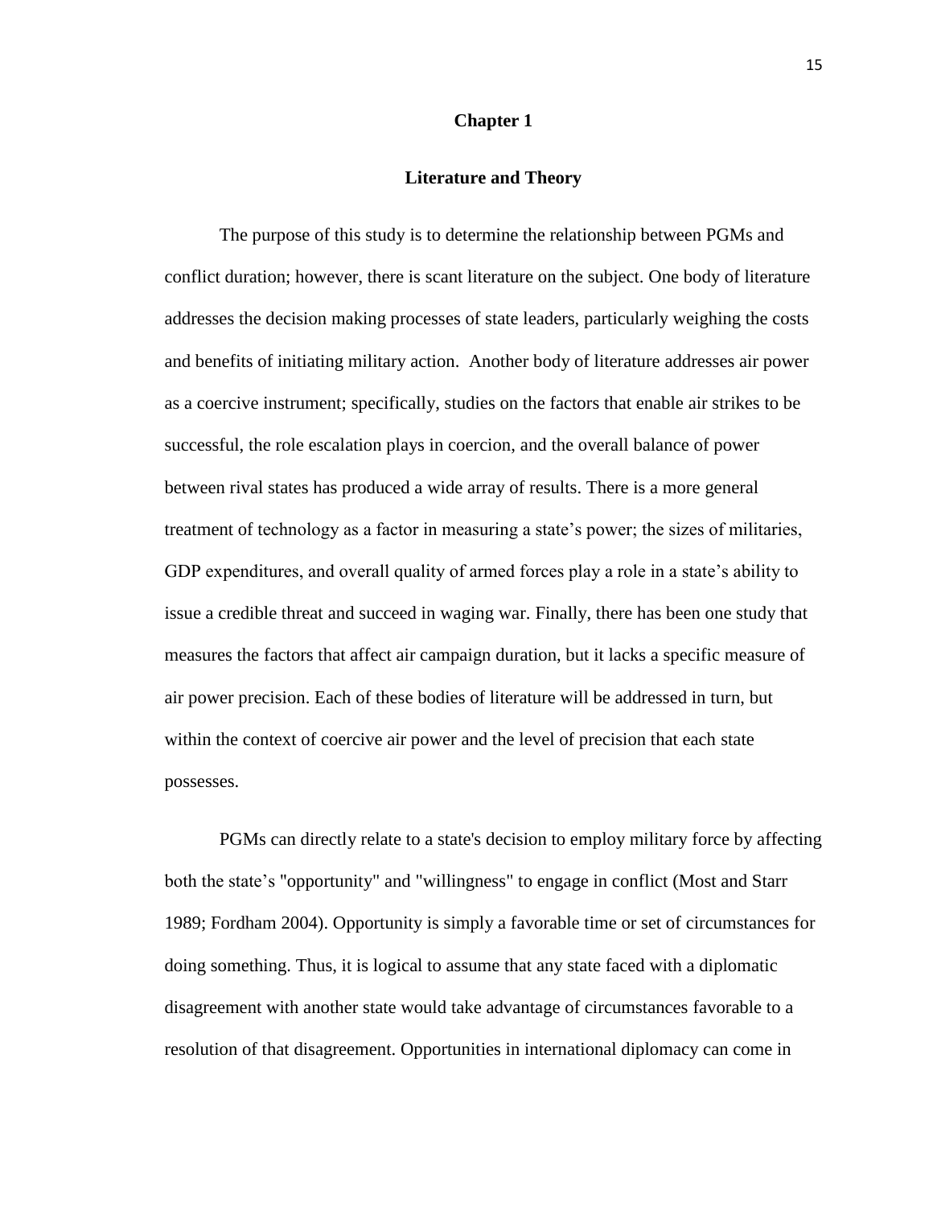# Chapter 1

## Literature and Theory

The purpose of this study is to determine the relationship between PGMs and conflict duration; however, there is scant literature on the subject. One body of literature addresses the decision making processes of state leaders, particularly weighing the costs and benefits of initiating military action.  Another body of literature addresses air power as a coercive instrument; specifically, studies on the factors that enable air strikes to be successful, the role escalation plays in coercion, and the overall balance of power between rival states has produced a wide array of results. There is a more general treatment of technology as a factor in measuring a state's power; the sizes of militaries, GDP expenditures, and overall quality of armed forces play a role in a state's ability to issue a credible threat and succeed in waging war. Finally, there has been one study that measures the factors that affect air campaign duration, but it lacks a specific measure of air power precision. Each of these bodies of literature will be addressed in turn, but within the context of coercive air power and the level of precision that each state possesses.

PGMs can directly relate to a state's decision to employ military force by affecting both the state's "opportunity" and "willingness" to engage in conflict (Most and Starr 1989; Fordham 2004). Opportunity is simply a favorable time or set of circumstances for doing something. Thus, it is logical to assume that any state faced with a diplomatic disagreement with another state would take advantage of circumstances favorable to a resolution of that disagreement. Opportunities in international diplomacy can come in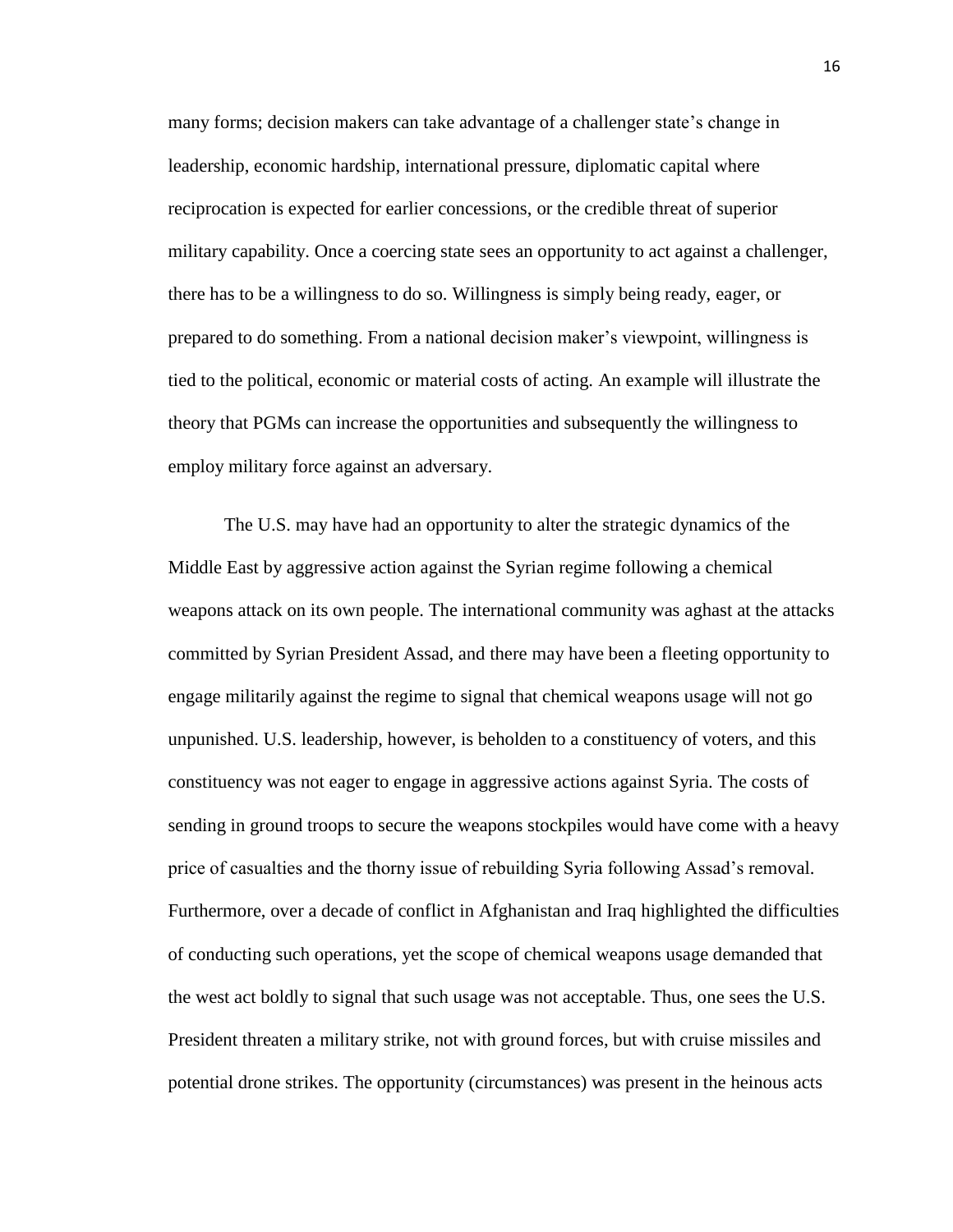many forms; decision makers can take advantage of a challenger state's change in leadership, economic hardship, international pressure, diplomatic capital where reciprocation is expected for earlier concessions, or the credible threat of superior military capability. Once a coercing state sees an opportunity to act against a challenger, there has to be a willingness to do so. Willingness is simply being ready, eager, or prepared to do something. From a national decision maker's viewpoint, willingness is tied to the political, economic or material costs of acting. An example will illustrate the theory that PGMs can increase the opportunities and subsequently the willingness to employ military force against an adversary.

The U.S. may have had an opportunity to alter the strategic dynamics of the Middle East by aggressive action against the Syrian regime following a chemical weapons attack on its own people. The international community was aghast at the attacks committed by Syrian President Assad, and there may have been a fleeting opportunity to engage militarily against the regime to signal that chemical weapons usage will not go unpunished. U.S. leadership, however, is beholden to a constituency of voters, and this constituency was not eager to engage in aggressive actions against Syria. The costs of sending in ground troops to secure the weapons stockpiles would have come with a heavy price of casualties and the thorny issue of rebuilding Syria following Assad's removal. Furthermore, over a decade of conflict in Afghanistan and Iraq highlighted the difficulties of conducting such operations, yet the scope of chemical weapons usage demanded that the west act boldly to signal that such usage was not acceptable. Thus, one sees the U.S. President threaten a military strike, not with ground forces, but with cruise missiles and potential drone strikes. The opportunity (circumstances) was present in the heinous acts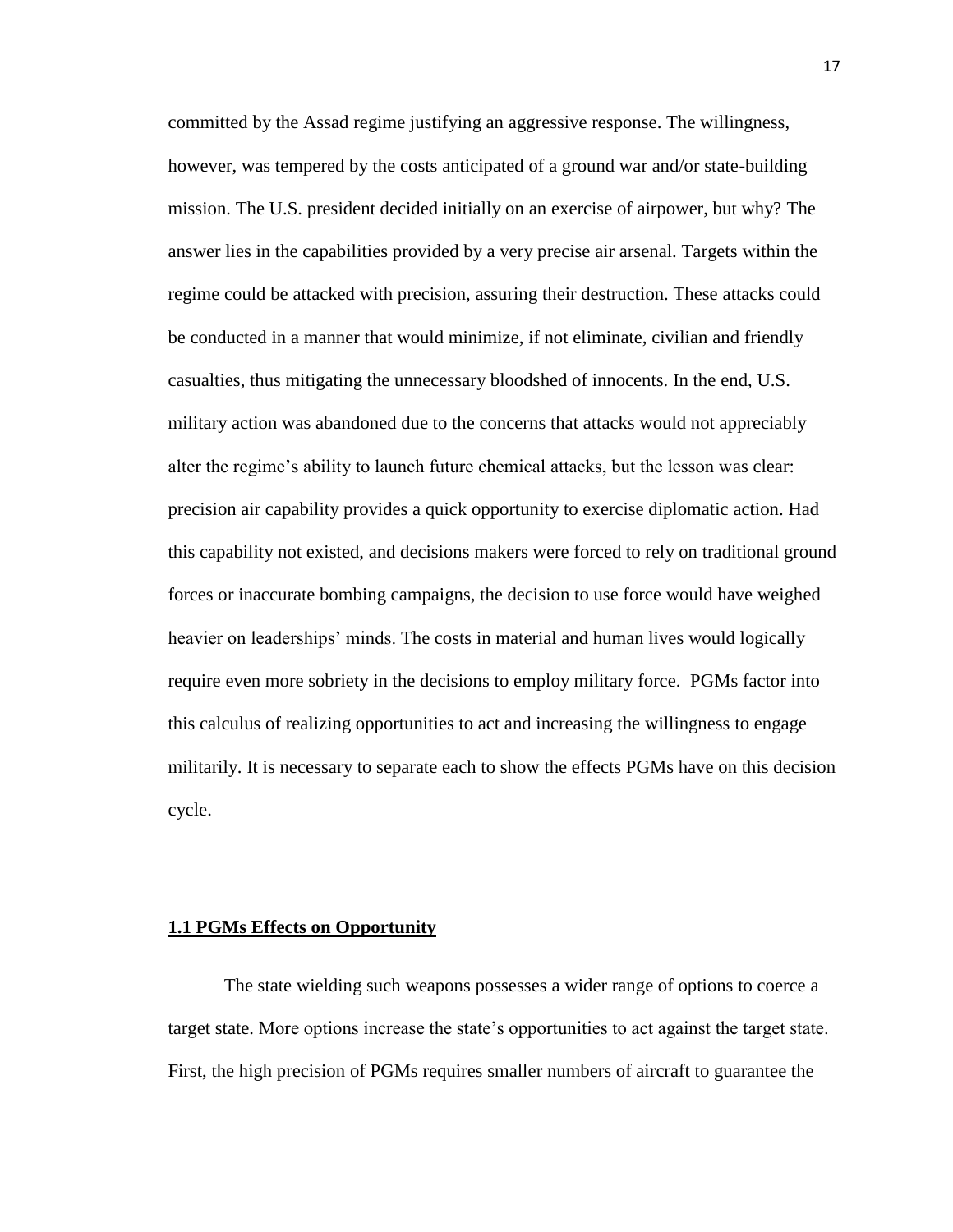committed by the Assad regime justifying an aggressive response. The willingness, however, was tempered by the costs anticipated of a ground war and/or state-building mission. The U.S. president decided initially on an exercise of airpower, but why? The answer lies in the capabilities provided by a very precise air arsenal. Targets within the regime could be attacked with precision, assuring their destruction. These attacks could be conducted in a manner that would minimize, if not eliminate, civilian and friendly casualties, thus mitigating the unnecessary bloodshed of innocents. In the end, U.S. military action was abandoned due to the concerns that attacks would not appreciably alter the regime's ability to launch future chemical attacks, but the lesson was clear: precision air capability provides a quick opportunity to exercise diplomatic action. Had this capability not existed, and decisions makers were forced to rely on traditional ground forces or inaccurate bombing campaigns, the decision to use force would have weighed heavier on leaderships' minds. The costs in material and human lives would logically require even more sobriety in the decisions to employ military force. PGMs factor into this calculus of realizing opportunities to act and increasing the willingness to engage militarily. It is necessary to separate each to show the effects PGMs have on this decision cycle.

## 1.1 PGMs Effects on Opportunity

The state wielding such weapons possesses a wider range of options to coerce a target state. More options increase the state's opportunities to act against the target state. First, the high precision of PGMs requires smaller numbers of aircraft to guarantee the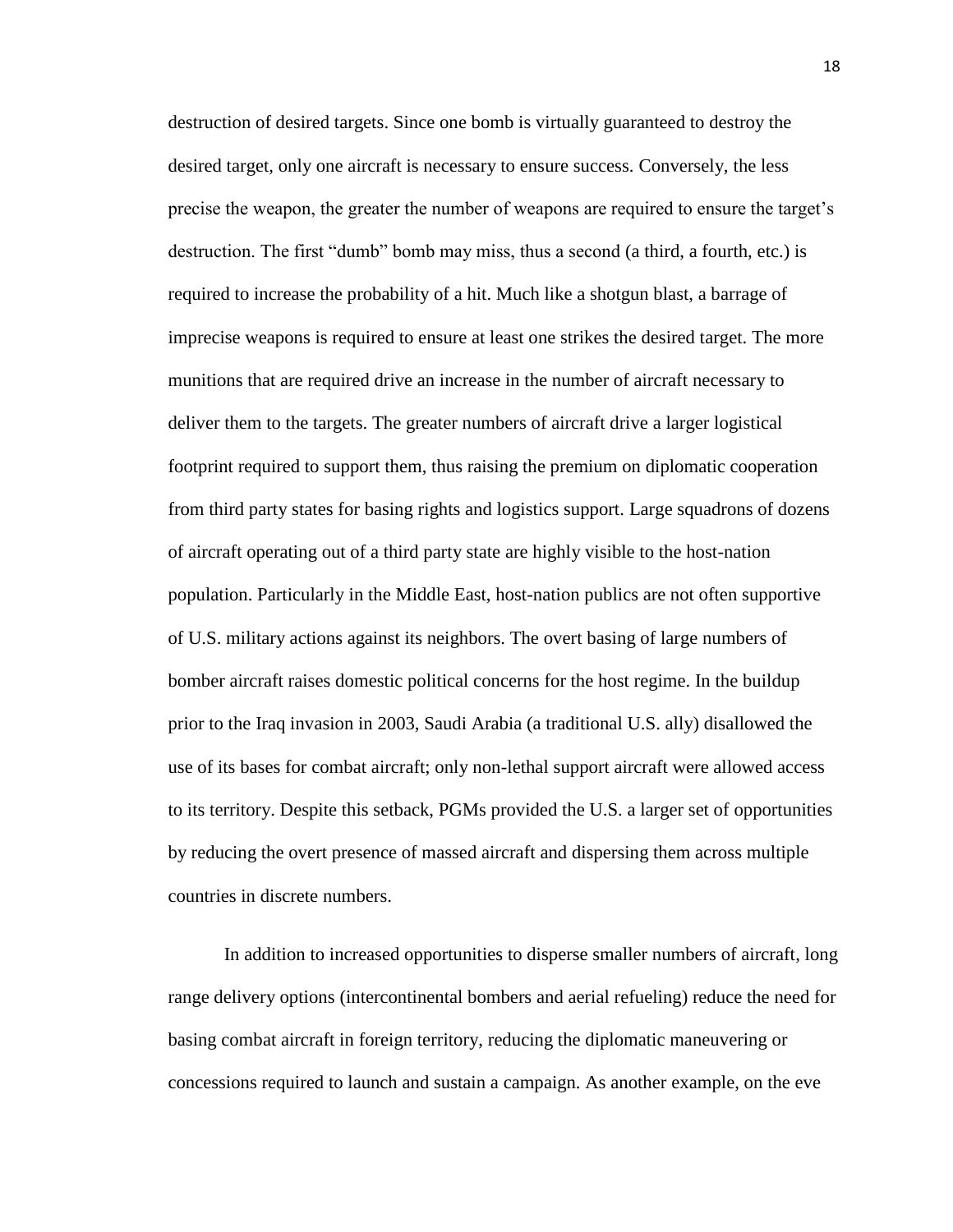destruction of desired targets. Since one bomb is virtually guaranteed to destroy the desired target, only one aircraft is necessary to ensure success. Conversely, the less precise the weapon, the greater the number of weapons are required to ensure the target's destruction. The first "dumb" bomb may miss, thus a second (a third, a fourth, etc.) is required to increase the probability of a hit. Much like a shotgun blast, a barrage of imprecise weapons is required to ensure at least one strikes the desired target. The more munitions that are required drive an increase in the number of aircraft necessary to deliver them to the targets. The greater numbers of aircraft drive a larger logistical footprint required to support them, thus raising the premium on diplomatic cooperation from third party states for basing rights and logistics support. Large squadrons of dozens of aircraft operating out of a third party state are highly visible to the host-nation population. Particularly in the Middle East, host-nation publics are not often supportive of U.S. military actions against its neighbors. The overt basing of large numbers of bomber aircraft raises domestic political concerns for the host regime. In the buildup prior to the Iraq invasion in 2003, Saudi Arabia (a traditional U.S. ally) disallowed the use of its bases for combat aircraft; only non-lethal support aircraft were allowed access to its territory. Despite this setback, PGMs provided the U.S. a larger set of opportunities by reducing the overt presence of massed aircraft and dispersing them across multiple countries in discrete numbers.

In addition to increased opportunities to disperse smaller numbers of aircraft, long range delivery options (intercontinental bombers and aerial refueling) reduce the need for basing combat aircraft in foreign territory, reducing the diplomatic maneuvering or concessions required to launch and sustain a campaign. As another example, on the eve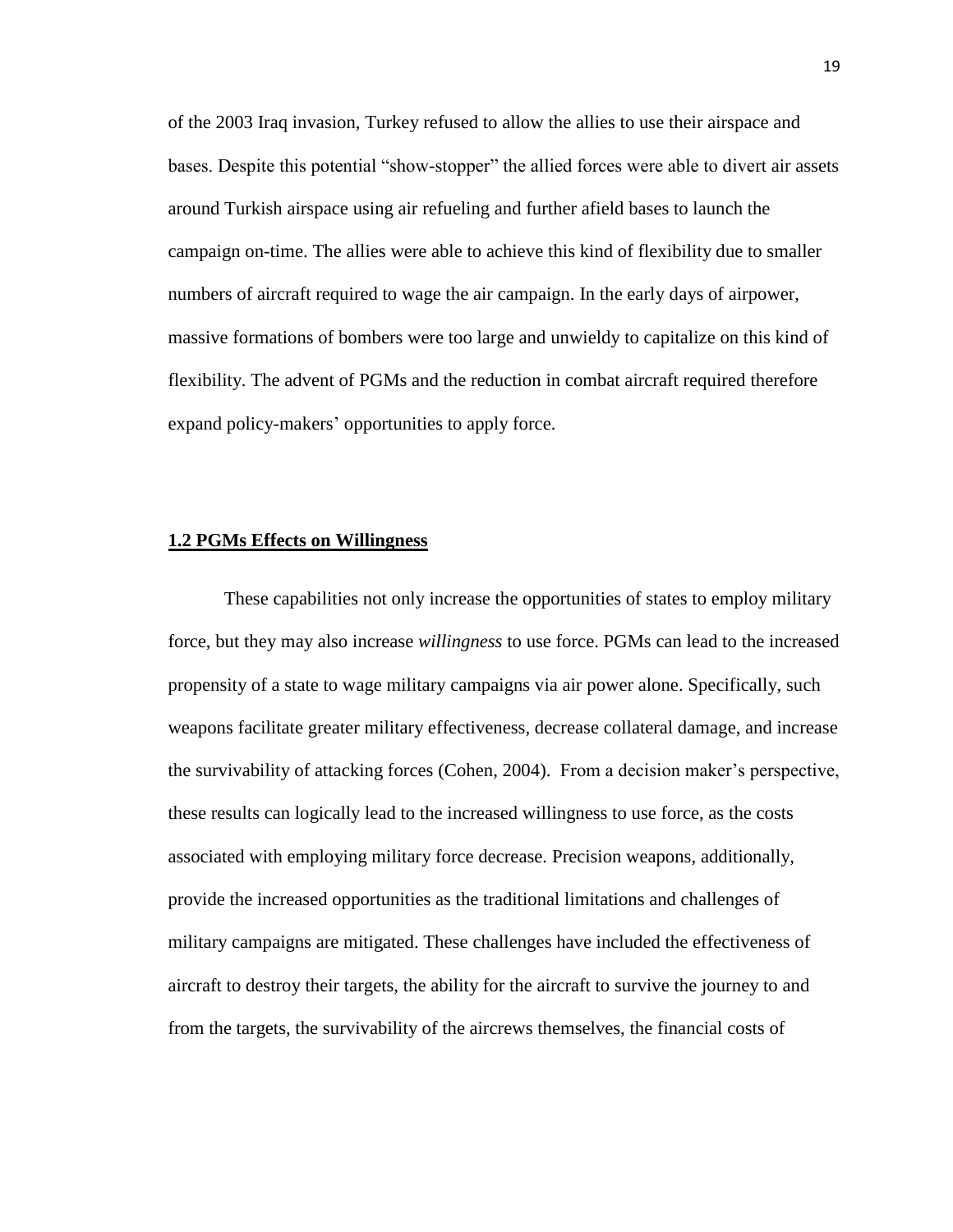of the 2003 Iraq invasion, Turkey refused to allow the allies to use their airspace and bases. Despite this potential "show-stopper" the allied forces were able to divert air assets around Turkish airspace using air refueling and further afield bases to launch the campaign on-time. The allies were able to achieve this kind of flexibility due to smaller numbers of aircraft required to wage the air campaign. In the early days of airpower, massive formations of bombers were too large and unwieldy to capitalize on this kind of flexibility. The advent of PGMs and the reduction in combat aircraft required therefore expand policy-makers' opportunities to apply force.

## **1.2 PGMs Effects on Willingness**

These capabilities not only increase the opportunities of states to employ military force, but they may also increase *willingness* to use force. PGMs can lead to the increased propensity of a state to wage military campaigns via air power alone. Specifically, such weapons facilitate greater military effectiveness, decrease collateral damage, and increase the survivability of attacking forces (Cohen, 2004). From a decision maker's perspective, these results can logically lead to the increased willingness to use force, as the costs associated with employing military force decrease. Precision weapons, additionally, provide the increased opportunities as the traditional limitations and challenges of military campaigns are mitigated. These challenges have included the effectiveness of aircraft to destroy their targets, the ability for the aircraft to survive the journey to and from the targets, the survivability of the aircrews themselves, the financial costs of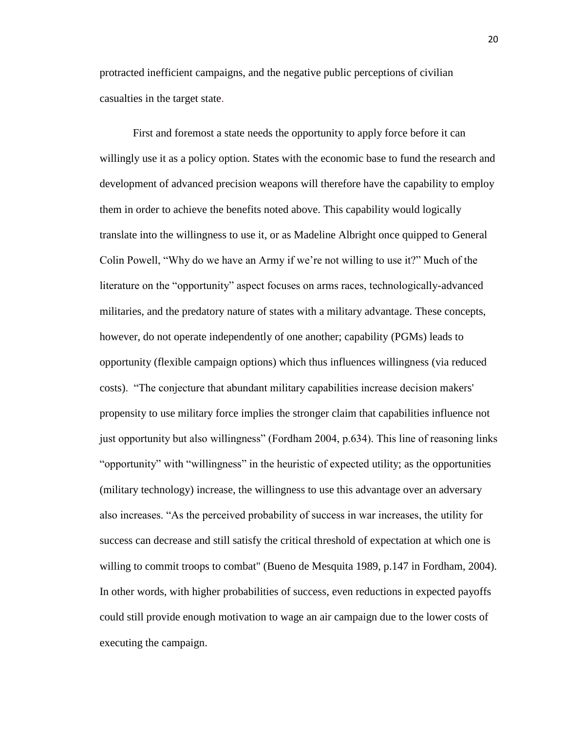protracted inefficient campaigns, and the negative public perceptions of civilian casualties in the target state.

First and foremost a state needs the opportunity to apply force before it can willingly use it as a policy option. States with the economic base to fund the research and development of advanced precision weapons will therefore have the capability to employ them in order to achieve the benefits noted above. This capability would logically translate into the willingness to use it, or as Madeline Albright once quipped to General Colin Powell, “Why do we have an Army if we’re not willing to use it?” Much of the literature on the “opportunity” aspect focuses on arms races, technologically-advanced militaries, and the predatory nature of states with a military advantage. These concepts, however, do not operate independently of one another; capability (PGMs) leads to opportunity (flexible campaign options) which thus influences willingness (via reduced costs). “The conjecture that abundant military capabilities increase decision makers' propensity to use military force implies the stronger claim that capabilities influence not just opportunity but also willingness” (Fordham 2004, p.634). This line of reasoning links “opportunity” with “willingness” in the heuristic of expected utility; as the opportunities (military technology) increase, the willingness to use this advantage over an adversary also increases. “As the perceived probability of success in war increases, the utility for success can decrease and still satisfy the critical threshold of expectation at which one is willing to commit troops to combat" (Bueno de Mesquita 1989, p.147 in Fordham, 2004). In other words, with higher probabilities of success, even reductions in expected payoffs could still provide enough motivation to wage an air campaign due to the lower costs of executing the campaign.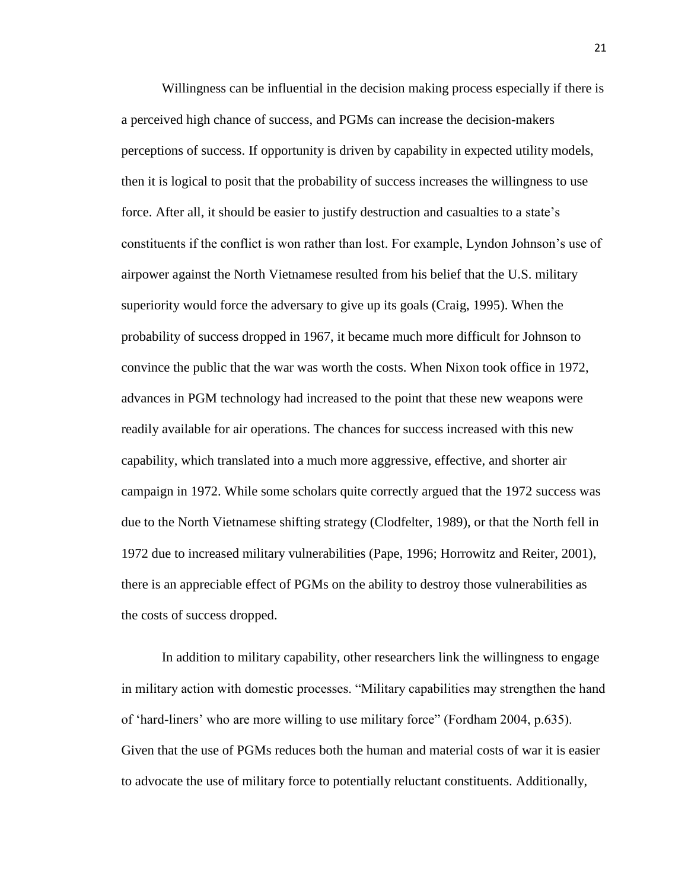Willingness can be influential in the decision making process especially if there is a perceived high chance of success, and PGMs can increase the decision-makers perceptions of success. If opportunity is driven by capability in expected utility models, then it is logical to posit that the probability of success increases the willingness to use force. After all, it should be easier to justify destruction and casualties to a state's constituents if the conflict is won rather than lost. For example, Lyndon Johnson's use of airpower against the North Vietnamese resulted from his belief that the U.S. military superiority would force the adversary to give up its goals (Craig, 1995). When the probability of success dropped in 1967, it became much more difficult for Johnson to convince the public that the war was worth the costs. When Nixon took office in 1972, advances in PGM technology had increased to the point that these new weapons were readily available for air operations. The chances for success increased with this new capability, which translated into a much more aggressive, effective, and shorter air campaign in 1972. While some scholars quite correctly argued that the 1972 success was due to the North Vietnamese shifting strategy (Clodfelter, 1989), or that the North fell in 1972 due to increased military vulnerabilities (Pape, 1996; Horrowitz and Reiter, 2001), there is an appreciable effect of PGMs on the ability to destroy those vulnerabilities as the costs of success dropped.

In addition to military capability, other researchers link the willingness to engage in military action with domestic processes. "Military capabilities may strengthen the hand of 'hard-liners' who are more willing to use military force" (Fordham 2004, p.635). Given that the use of PGMs reduces both the human and material costs of war it is easier to advocate the use of military force to potentially reluctant constituents. Additionally,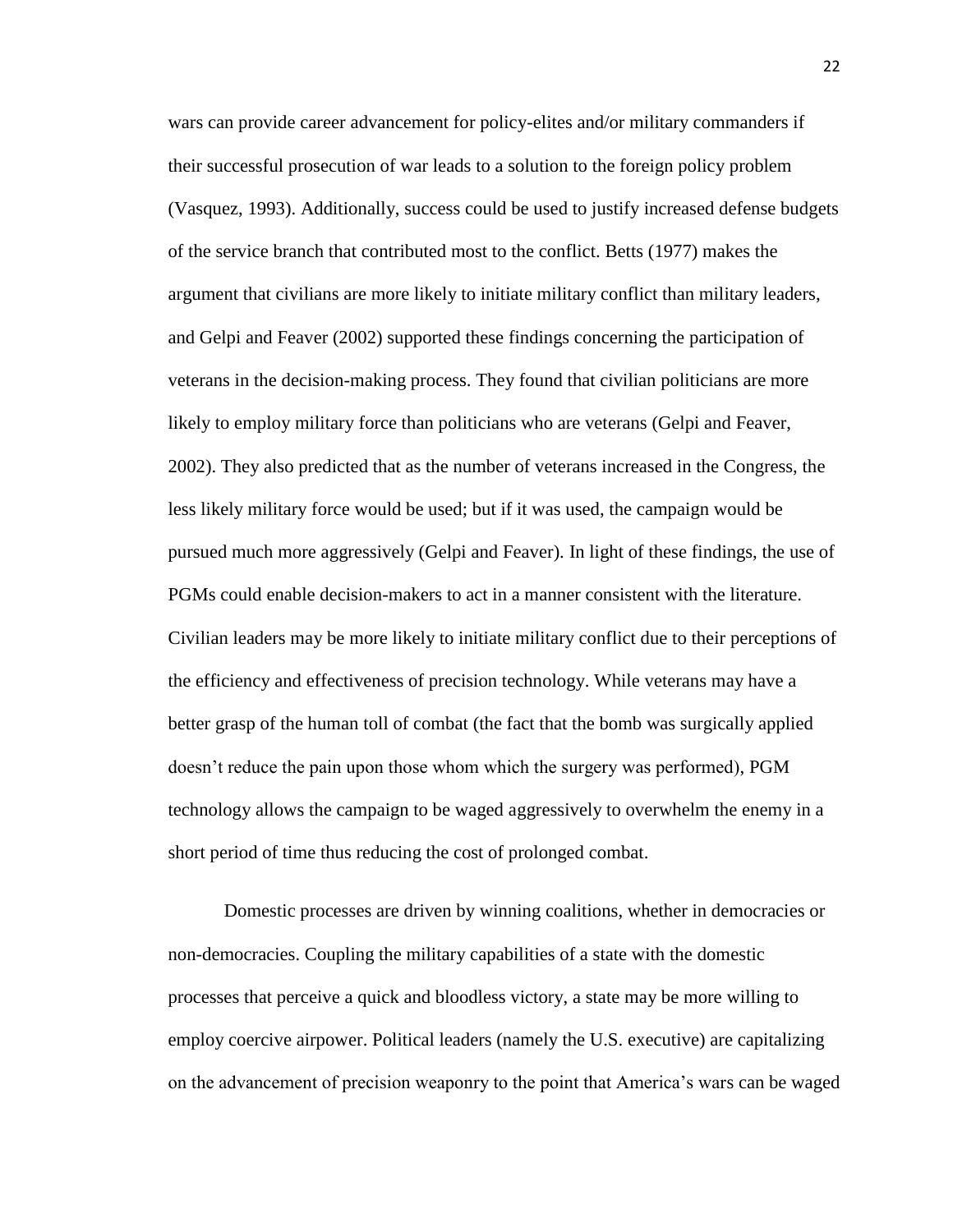wars can provide career advancement for policy-elites and/or military commanders if their successful prosecution of war leads to a solution to the foreign policy problem (Vasquez, 1993). Additionally, success could be used to justify increased defense budgets of the service branch that contributed most to the conflict. Betts (1977) makes the argument that civilians are more likely to initiate military conflict than military leaders, and Gelpi and Feaver (2002) supported these findings concerning the participation of veterans in the decision-making process. They found that civilian politicians are more likely to employ military force than politicians who are veterans (Gelpi and Feaver, 2002). They also predicted that as the number of veterans increased in the Congress, the less likely military force would be used; but if it was used, the campaign would be pursued much more aggressively (Gelpi and Feaver). In light of these findings, the use of PGMs could enable decision-makers to act in a manner consistent with the literature. Civilian leaders may be more likely to initiate military conflict due to their perceptions of the efficiency and effectiveness of precision technology. While veterans may have a better grasp of the human toll of combat (the fact that the bomb was surgically applied doesn't reduce the pain upon those whom which the surgery was performed), PGM technology allows the campaign to be waged aggressively to overwhelm the enemy in a short period of time thus reducing the cost of prolonged combat.

Domestic processes are driven by winning coalitions, whether in democracies or non-democracies. Coupling the military capabilities of a state with the domestic processes that perceive a quick and bloodless victory, a state may be more willing to employ coercive airpower. Political leaders (namely the U.S. executive) are capitalizing on the advancement of precision weaponry to the point that America's wars can be waged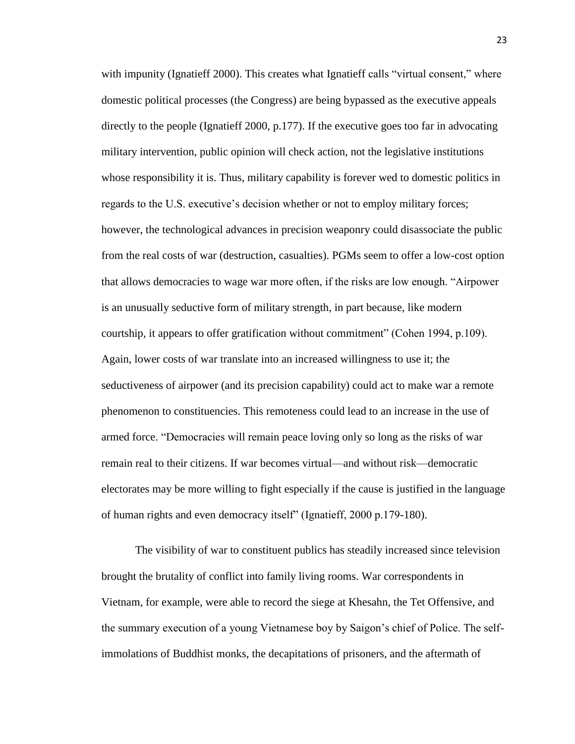with impunity (Ignatieff 2000). This creates what Ignatieff calls "virtual consent," where domestic political processes (the Congress) are being bypassed as the executive appeals directly to the people (Ignatieff 2000, p.177). If the executive goes too far in advocating military intervention, public opinion will check action, not the legislative institutions whose responsibility it is. Thus, military capability is forever wed to domestic politics in regards to the U.S. executive's decision whether or not to employ military forces; however, the technological advances in precision weaponry could disassociate the public from the real costs of war (destruction, casualties). PGMs seem to offer a low-cost option that allows democracies to wage war more often, if the risks are low enough. "Airpower is an unusually seductive form of military strength, in part because, like modern courtship, it appears to offer gratification without commitment" (Cohen 1994, p.109). Again, lower costs of war translate into an increased willingness to use it; the seductiveness of airpower (and its precision capability) could act to make war a remote phenomenon to constituencies. This remoteness could lead to an increase in the use of armed force. "Democracies will remain peace loving only so long as the risks of war remain real to their citizens. If war becomes virtual—and without risk—democratic electorates may be more willing to fight especially if the cause is justified in the language of human rights and even democracy itself" (Ignatieff, 2000 p.179-180).

The visibility of war to constituent publics has steadily increased since television brought the brutality of conflict into family living rooms. War correspondents in Vietnam, for example, were able to record the siege at Khesahn, the Tet Offensive, and the summary execution of a young Vietnamese boy by Saigon's chief of Police. The self-immolations of Buddhist monks, the decapitations of prisoners, and the aftermath of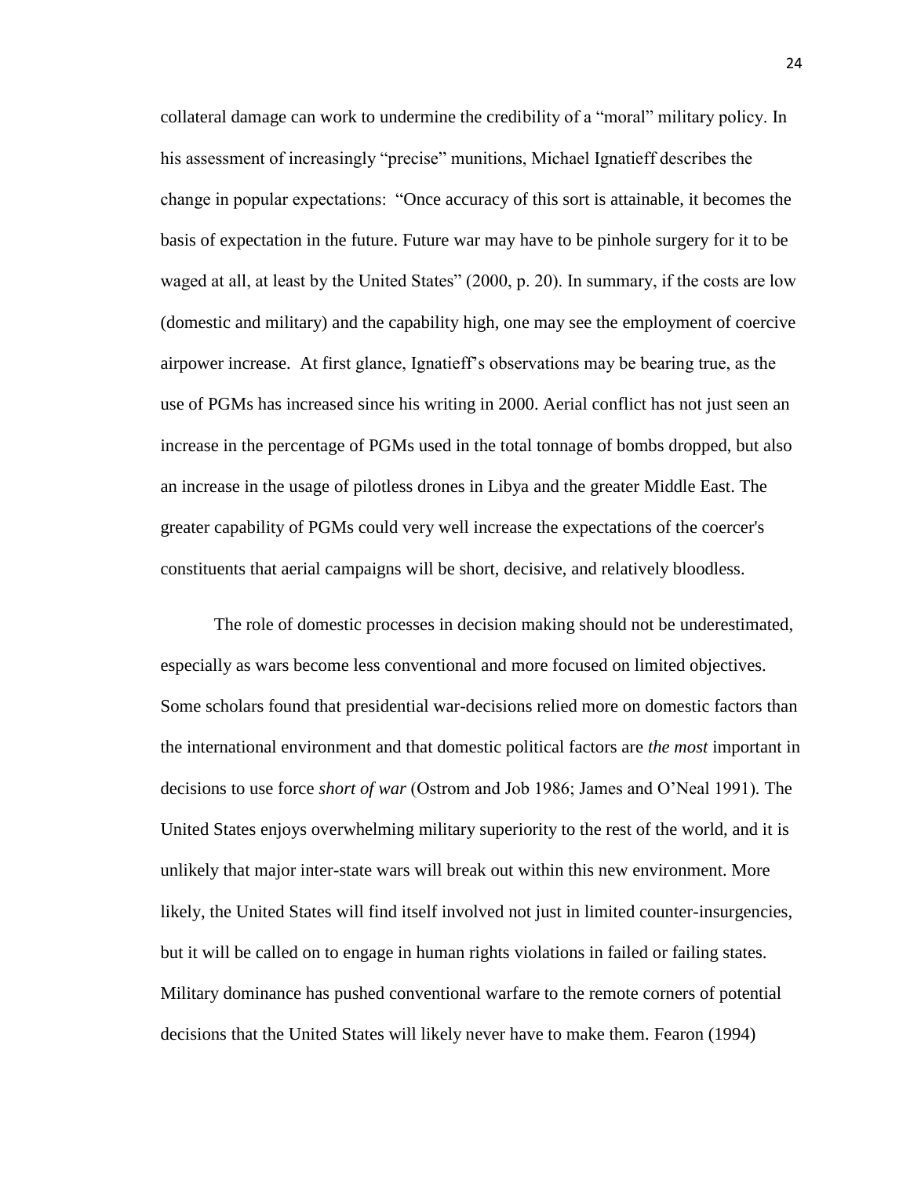collateral damage can work to undermine the credibility of a "moral" military policy. In his assessment of increasingly "precise" munitions, Michael Ignatieff describes the change in popular expectations: "Once accuracy of this sort is attainable, it becomes the basis of expectation in the future. Future war may have to be pinhole surgery for it to be waged at all, at least by the United States" (2000, p. 20). In summary, if the costs are low (domestic and military) and the capability high, one may see the employment of coercive airpower increase. At first glance, Ignatieff's observations may be bearing true, as the use of PGMs has increased since his writing in 2000. Aerial conflict has not just seen an increase in the percentage of PGMs used in the total tonnage of bombs dropped, but also an increase in the usage of pilotless drones in Libya and the greater Middle East. The greater capability of PGMs could very well increase the expectations of the coercer's constituents that aerial campaigns will be short, decisive, and relatively bloodless.

The role of domestic processes in decision making should not be underestimated, especially as wars become less conventional and more focused on limited objectives. Some scholars found that presidential war-decisions relied more on domestic factors than the international environment and that domestic political factors are *the most* important in decisions to use force *short of war* (Ostrom and Job 1986; James and O'Neal 1991). The United States enjoys overwhelming military superiority to the rest of the world, and it is unlikely that major inter-state wars will break out within this new environment. More likely, the United States will find itself involved not just in limited counter-insurgencies, but it will be called on to engage in human rights violations in failed or failing states. Military dominance has pushed conventional warfare to the remote corners of potential decisions that the United States will likely never have to make them. Fearon (1994)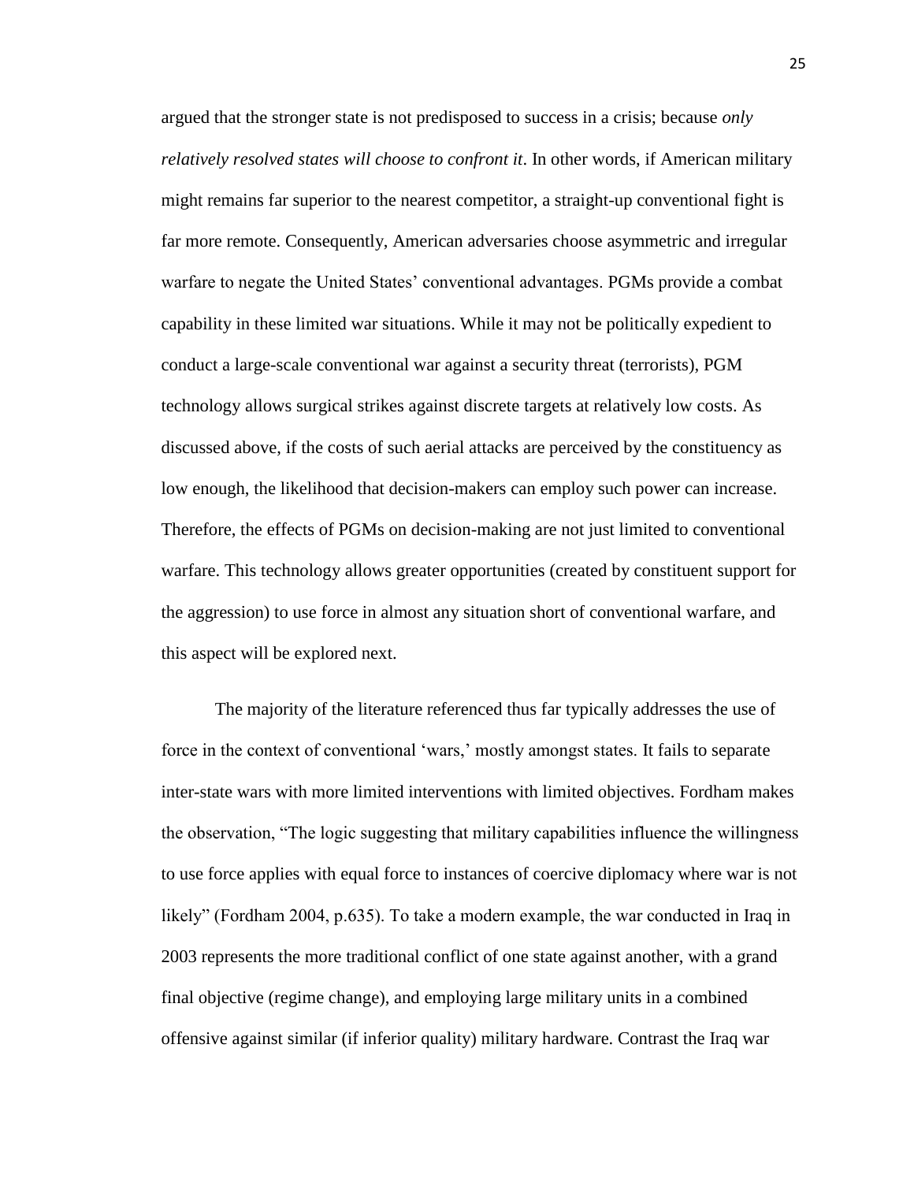argued that the stronger state is not predisposed to success in a crisis; because *only relatively resolved states will choose to confront it*. In other words, if American military might remains far superior to the nearest competitor, a straight-up conventional fight is far more remote. Consequently, American adversaries choose asymmetric and irregular warfare to negate the United States' conventional advantages. PGMs provide a combat capability in these limited war situations. While it may not be politically expedient to conduct a large-scale conventional war against a security threat (terrorists), PGM technology allows surgical strikes against discrete targets at relatively low costs. As discussed above, if the costs of such aerial attacks are perceived by the constituency as low enough, the likelihood that decision-makers can employ such power can increase. Therefore, the effects of PGMs on decision-making are not just limited to conventional warfare. This technology allows greater opportunities (created by constituent support for the aggression) to use force in almost any situation short of conventional warfare, and this aspect will be explored next.

The majority of the literature referenced thus far typically addresses the use of force in the context of conventional 'wars,' mostly amongst states. It fails to separate inter-state wars with more limited interventions with limited objectives. Fordham makes the observation, "The logic suggesting that military capabilities influence the willingness to use force applies with equal force to instances of coercive diplomacy where war is not likely" (Fordham 2004, p.635). To take a modern example, the war conducted in Iraq in 2003 represents the more traditional conflict of one state against another, with a grand final objective (regime change), and employing large military units in a combined offensive against similar (if inferior quality) military hardware. Contrast the Iraq war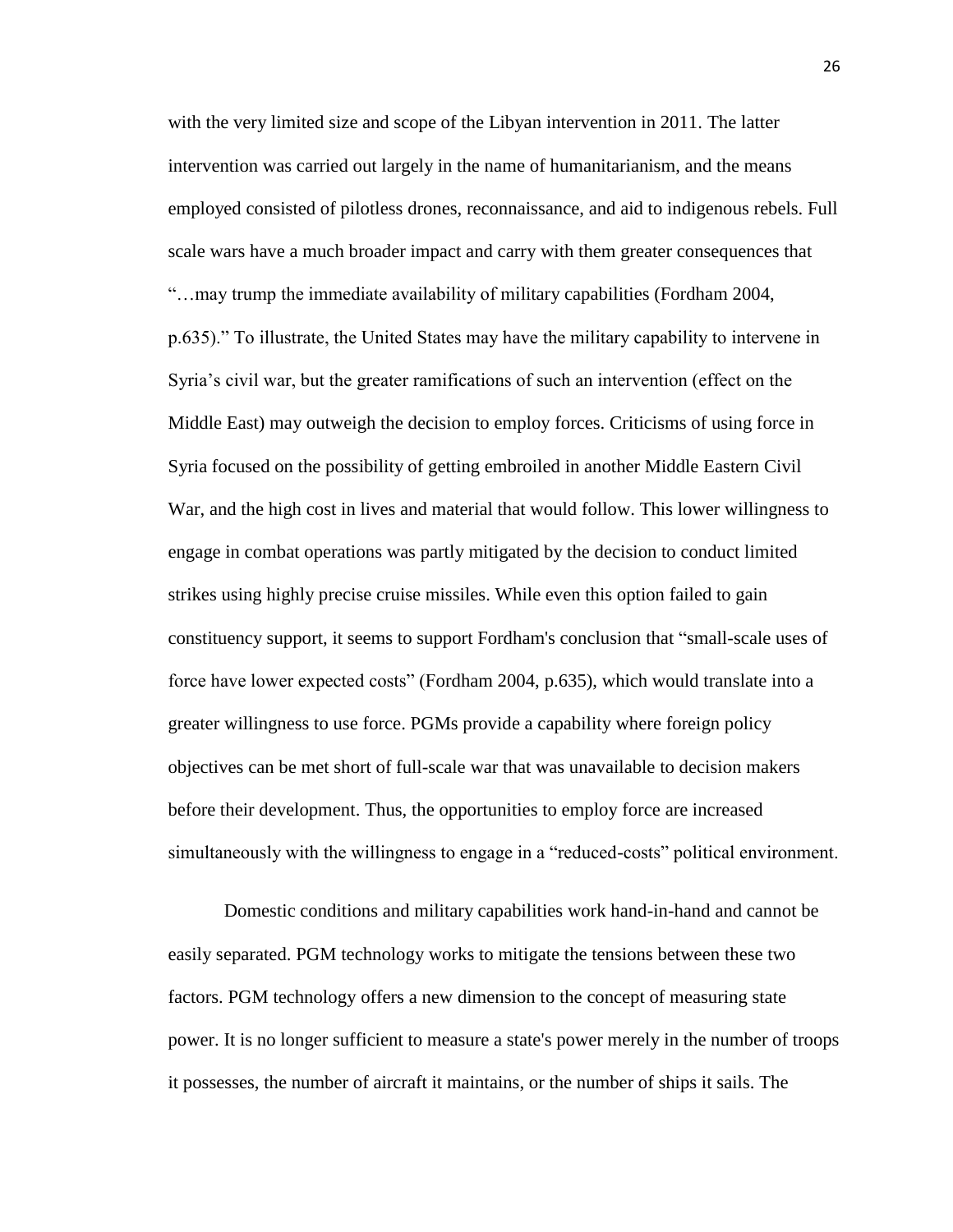with the very limited size and scope of the Libyan intervention in 2011. The latter intervention was carried out largely in the name of humanitarianism, and the means employed consisted of pilotless drones, reconnaissance, and aid to indigenous rebels. Full scale wars have a much broader impact and carry with them greater consequences that "…may trump the immediate availability of military capabilities (Fordham 2004, p.635)." To illustrate, the United States may have the military capability to intervene in Syria's civil war, but the greater ramifications of such an intervention (effect on the Middle East) may outweigh the decision to employ forces. Criticisms of using force in Syria focused on the possibility of getting embroiled in another Middle Eastern Civil War, and the high cost in lives and material that would follow. This lower willingness to engage in combat operations was partly mitigated by the decision to conduct limited strikes using highly precise cruise missiles. While even this option failed to gain constituency support, it seems to support Fordham's conclusion that "small-scale uses of force have lower expected costs" (Fordham 2004, p.635), which would translate into a greater willingness to use force. PGMs provide a capability where foreign policy objectives can be met short of full-scale war that was unavailable to decision makers before their development. Thus, the opportunities to employ force are increased simultaneously with the willingness to engage in a "reduced-costs" political environment.

Domestic conditions and military capabilities work hand-in-hand and cannot be easily separated. PGM technology works to mitigate the tensions between these two factors. PGM technology offers a new dimension to the concept of measuring state power. It is no longer sufficient to measure a state's power merely in the number of troops it possesses, the number of aircraft it maintains, or the number of ships it sails. The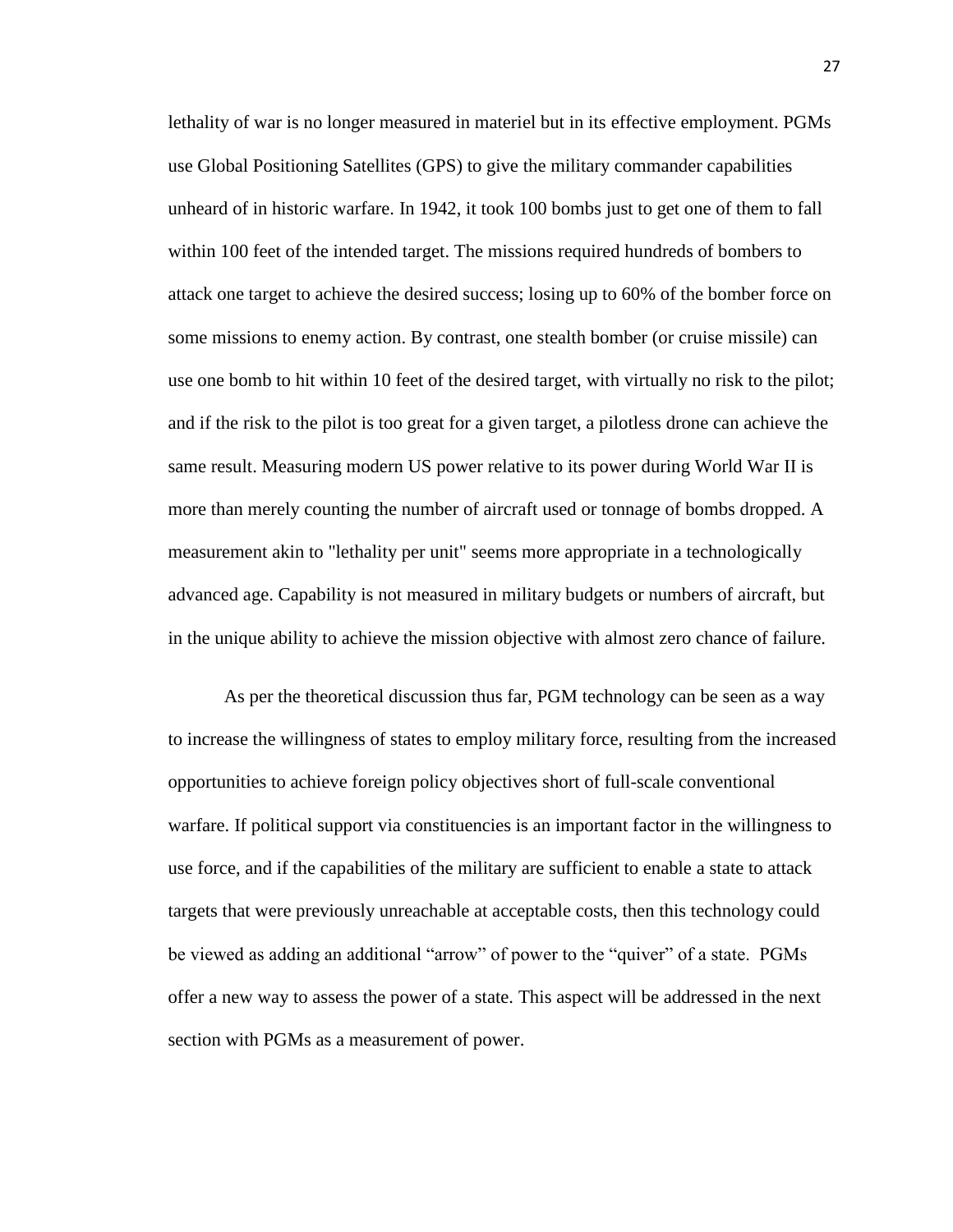lethality of war is no longer measured in materiel but in its effective employment. PGMs use Global Positioning Satellites (GPS) to give the military commander capabilities unheard of in historic warfare. In 1942, it took 100 bombs just to get one of them to fall within 100 feet of the intended target. The missions required hundreds of bombers to attack one target to achieve the desired success; losing up to 60% of the bomber force on some missions to enemy action. By contrast, one stealth bomber (or cruise missile) can use one bomb to hit within 10 feet of the desired target, with virtually no risk to the pilot; and if the risk to the pilot is too great for a given target, a pilotless drone can achieve the same result. Measuring modern US power relative to its power during World War II is more than merely counting the number of aircraft used or tonnage of bombs dropped. A measurement akin to "lethality per unit" seems more appropriate in a technologically advanced age. Capability is not measured in military budgets or numbers of aircraft, but in the unique ability to achieve the mission objective with almost zero chance of failure.

As per the theoretical discussion thus far, PGM technology can be seen as a way to increase the willingness of states to employ military force, resulting from the increased opportunities to achieve foreign policy objectives short of full-scale conventional warfare. If political support via constituencies is an important factor in the willingness to use force, and if the capabilities of the military are sufficient to enable a state to attack targets that were previously unreachable at acceptable costs, then this technology could be viewed as adding an additional "arrow" of power to the "quiver" of a state. PGMs offer a new way to assess the power of a state. This aspect will be addressed in the next section with PGMs as a measurement of power.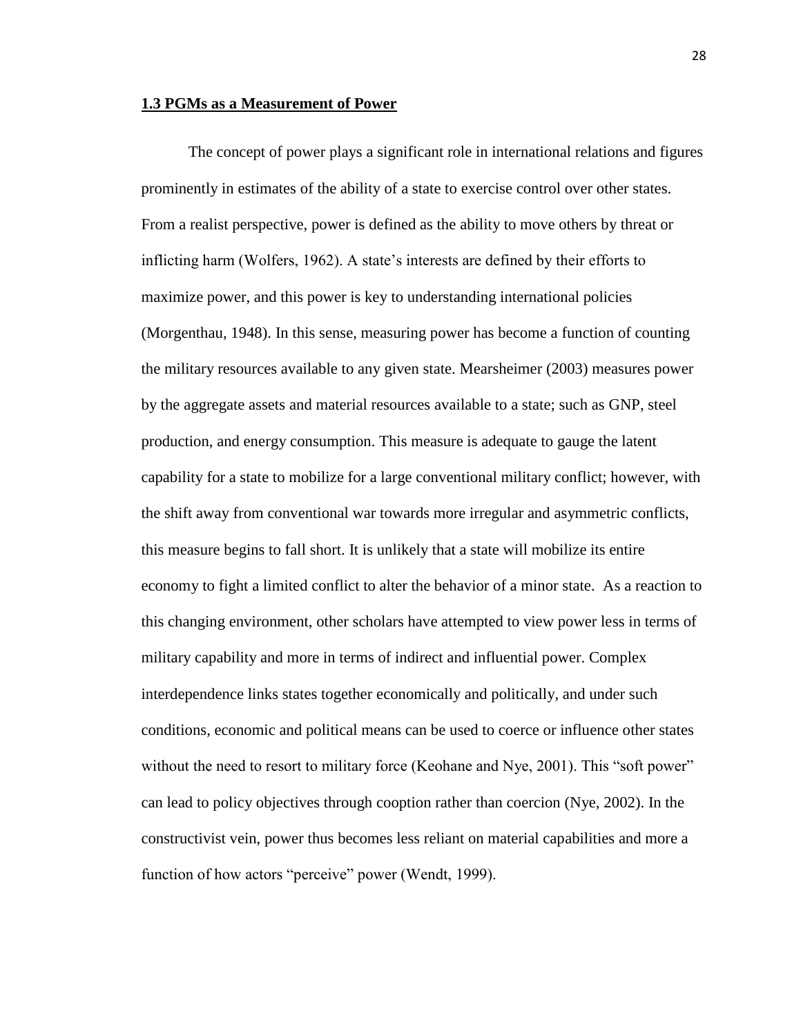## 1.3 PGMs as a Measurement of Power

The concept of power plays a significant role in international relations and figures prominently in estimates of the ability of a state to exercise control over other states. From a realist perspective, power is defined as the ability to move others by threat or inflicting harm (Wolfers, 1962). A state's interests are defined by their efforts to maximize power, and this power is key to understanding international policies (Morgenthau, 1948). In this sense, measuring power has become a function of counting the military resources available to any given state. Mearsheimer (2003) measures power by the aggregate assets and material resources available to a state; such as GNP, steel production, and energy consumption. This measure is adequate to gauge the latent capability for a state to mobilize for a large conventional military conflict; however, with the shift away from conventional war towards more irregular and asymmetric conflicts, this measure begins to fall short. It is unlikely that a state will mobilize its entire economy to fight a limited conflict to alter the behavior of a minor state. As a reaction to this changing environment, other scholars have attempted to view power less in terms of military capability and more in terms of indirect and influential power. Complex interdependence links states together economically and politically, and under such conditions, economic and political means can be used to coerce or influence other states without the need to resort to military force (Keohane and Nye, 2001). This "soft power" can lead to policy objectives through cooption rather than coercion (Nye, 2002). In the constructivist vein, power thus becomes less reliant on material capabilities and more a function of how actors "perceive" power (Wendt, 1999).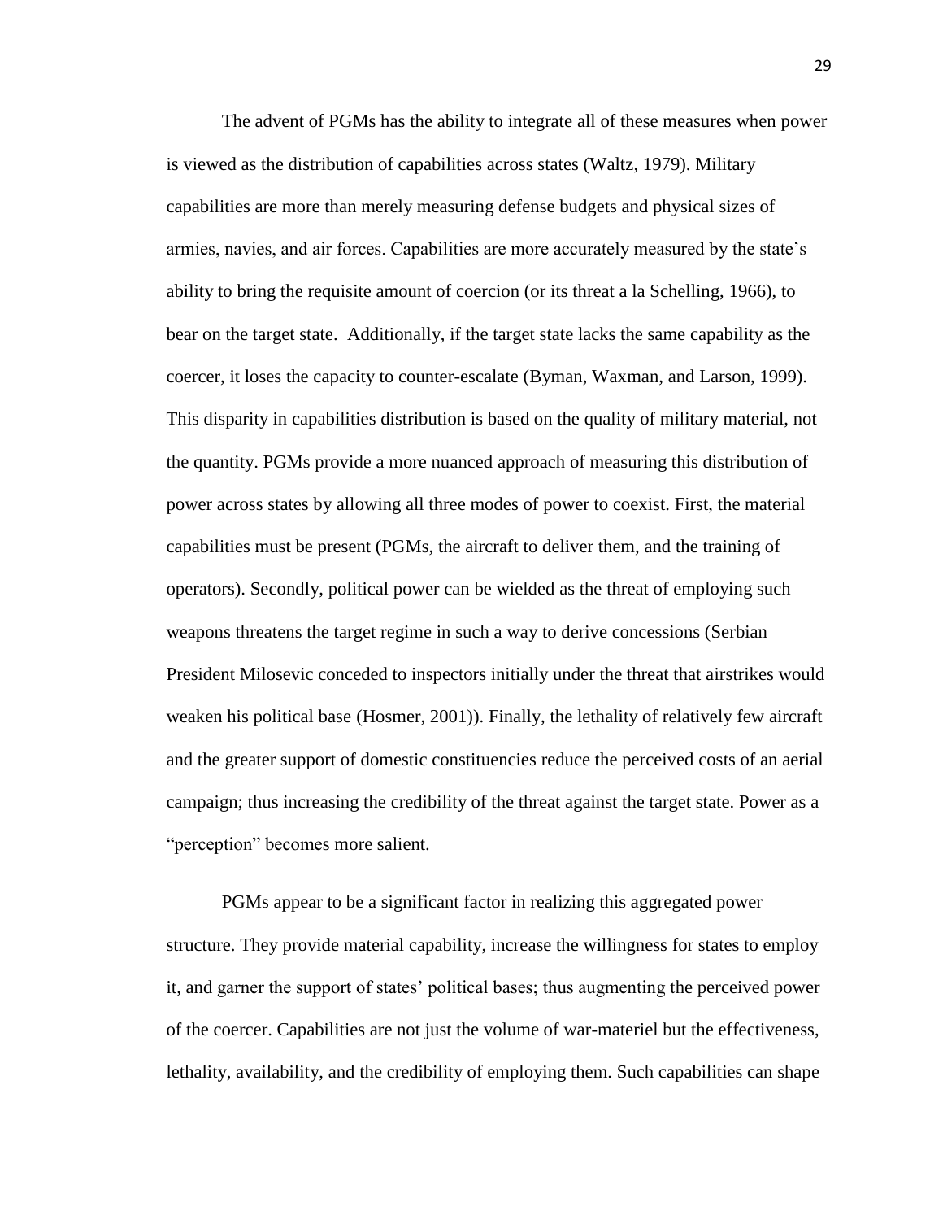The advent of PGMs has the ability to integrate all of these measures when power is viewed as the distribution of capabilities across states (Waltz, 1979). Military capabilities are more than merely measuring defense budgets and physical sizes of armies, navies, and air forces. Capabilities are more accurately measured by the state's ability to bring the requisite amount of coercion (or its threat a la Schelling, 1966), to bear on the target state. Additionally, if the target state lacks the same capability as the coercer, it loses the capacity to counter-escalate (Byman, Waxman, and Larson, 1999). This disparity in capabilities distribution is based on the quality of military material, not the quantity. PGMs provide a more nuanced approach of measuring this distribution of power across states by allowing all three modes of power to coexist. First, the material capabilities must be present (PGMs, the aircraft to deliver them, and the training of operators). Secondly, political power can be wielded as the threat of employing such weapons threatens the target regime in such a way to derive concessions (Serbian President Milosevic conceded to inspectors initially under the threat that airstrikes would weaken his political base (Hosmer, 2001)). Finally, the lethality of relatively few aircraft and the greater support of domestic constituencies reduce the perceived costs of an aerial campaign; thus increasing the credibility of the threat against the target state. Power as a "perception" becomes more salient.

PGMs appear to be a significant factor in realizing this aggregated power structure. They provide material capability, increase the willingness for states to employ it, and garner the support of states' political bases; thus augmenting the perceived power of the coercer. Capabilities are not just the volume of war-materiel but the effectiveness, lethality, availability, and the credibility of employing them. Such capabilities can shape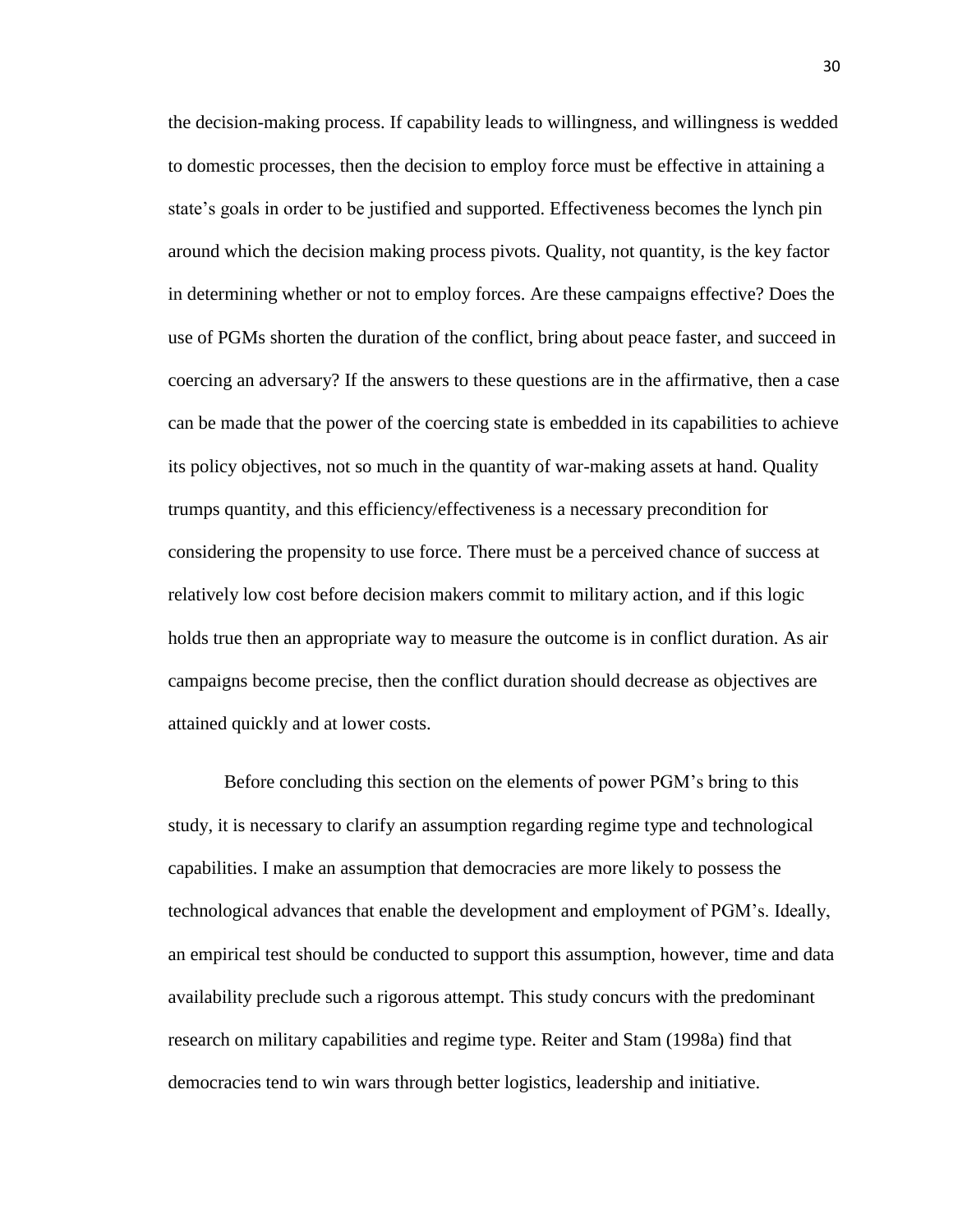the decision-making process. If capability leads to willingness, and willingness is wedded to domestic processes, then the decision to employ force must be effective in attaining a state's goals in order to be justified and supported. Effectiveness becomes the lynch pin around which the decision making process pivots. Quality, not quantity, is the key factor in determining whether or not to employ forces. Are these campaigns effective? Does the use of PGMs shorten the duration of the conflict, bring about peace faster, and succeed in coercing an adversary? If the answers to these questions are in the affirmative, then a case can be made that the power of the coercing state is embedded in its capabilities to achieve its policy objectives, not so much in the quantity of war-making assets at hand. Quality trumps quantity, and this efficiency/effectiveness is a necessary precondition for considering the propensity to use force. There must be a perceived chance of success at relatively low cost before decision makers commit to military action, and if this logic holds true then an appropriate way to measure the outcome is in conflict duration. As air campaigns become precise, then the conflict duration should decrease as objectives are attained quickly and at lower costs.

Before concluding this section on the elements of power PGM's bring to this study, it is necessary to clarify an assumption regarding regime type and technological capabilities. I make an assumption that democracies are more likely to possess the technological advances that enable the development and employment of PGM's. Ideally, an empirical test should be conducted to support this assumption, however, time and data availability preclude such a rigorous attempt. This study concurs with the predominant research on military capabilities and regime type. Reiter and Stam (1998a) find that democracies tend to win wars through better logistics, leadership and initiative.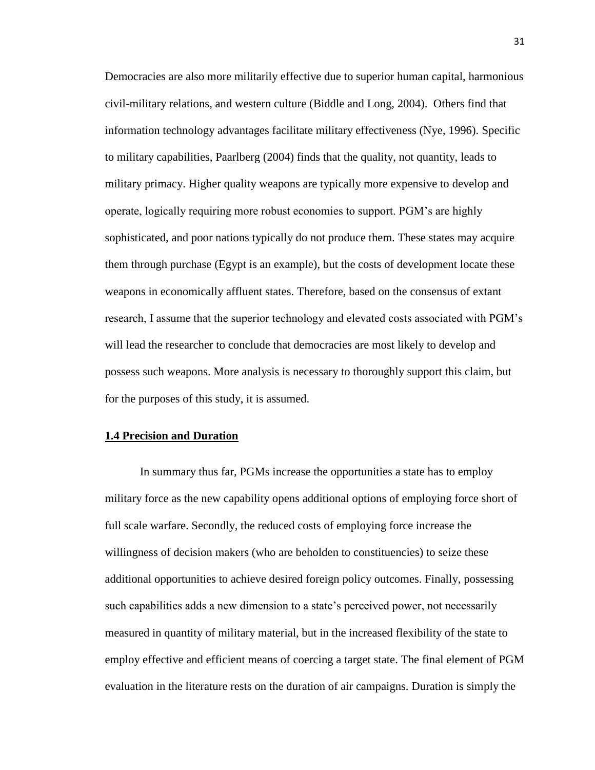Democracies are also more militarily effective due to superior human capital, harmonious civil-military relations, and western culture (Biddle and Long, 2004). Others find that information technology advantages facilitate military effectiveness (Nye, 1996). Specific to military capabilities, Paarlberg (2004) finds that the quality, not quantity, leads to military primacy. Higher quality weapons are typically more expensive to develop and operate, logically requiring more robust economies to support. PGM's are highly sophisticated, and poor nations typically do not produce them. These states may acquire them through purchase (Egypt is an example), but the costs of development locate these weapons in economically affluent states. Therefore, based on the consensus of extant research, I assume that the superior technology and elevated costs associated with PGM's will lead the researcher to conclude that democracies are most likely to develop and possess such weapons. More analysis is necessary to thoroughly support this claim, but for the purposes of this study, it is assumed.

## 1.4 Precision and Duration

In summary thus far, PGMs increase the opportunities a state has to employ military force as the new capability opens additional options of employing force short of full scale warfare. Secondly, the reduced costs of employing force increase the willingness of decision makers (who are beholden to constituencies) to seize these additional opportunities to achieve desired foreign policy outcomes. Finally, possessing such capabilities adds a new dimension to a state's perceived power, not necessarily measured in quantity of military material, but in the increased flexibility of the state to employ effective and efficient means of coercing a target state. The final element of PGM evaluation in the literature rests on the duration of air campaigns. Duration is simply the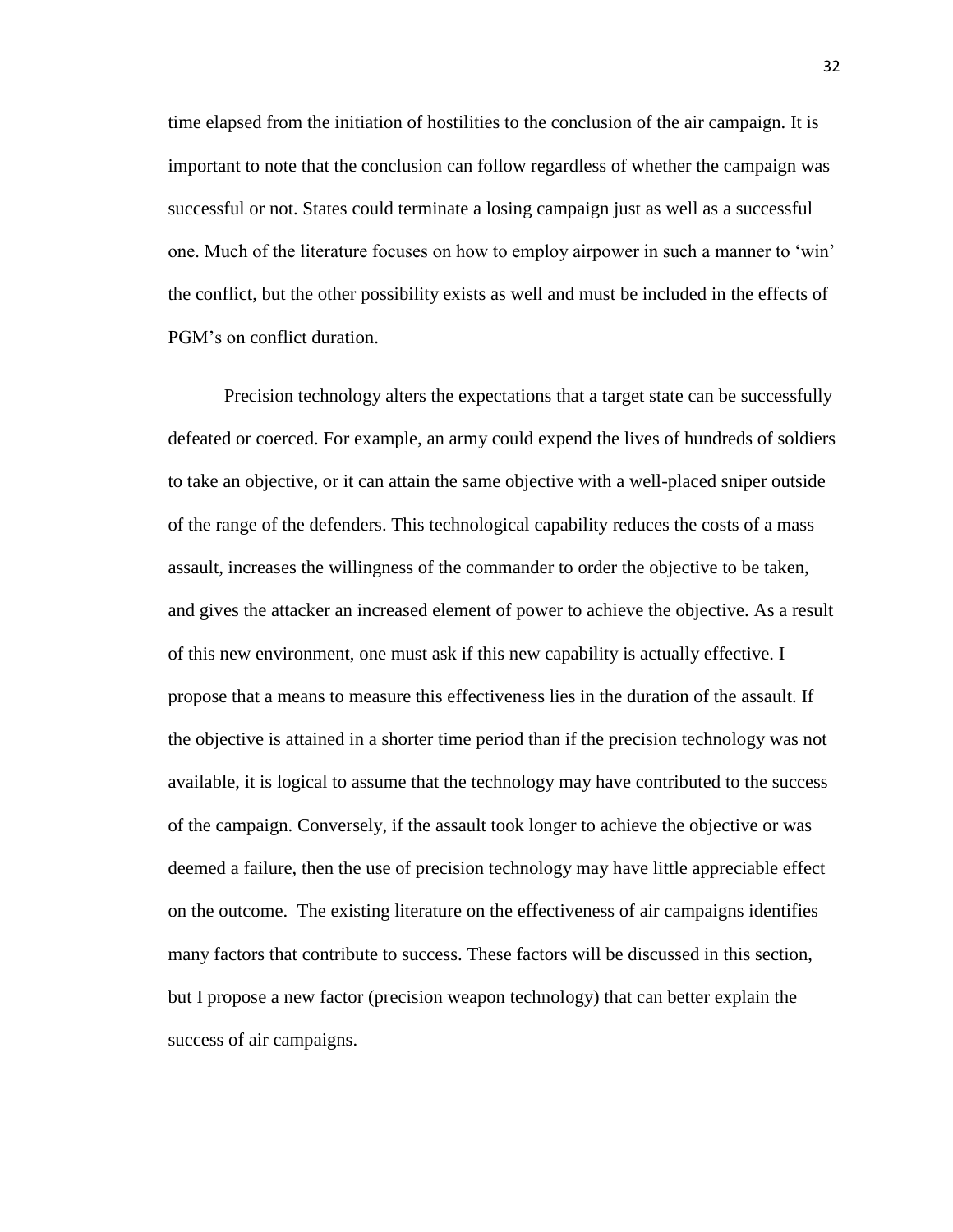time elapsed from the initiation of hostilities to the conclusion of the air campaign. It is important to note that the conclusion can follow regardless of whether the campaign was successful or not. States could terminate a losing campaign just as well as a successful one. Much of the literature focuses on how to employ airpower in such a manner to 'win' the conflict, but the other possibility exists as well and must be included in the effects of PGM's on conflict duration.

Precision technology alters the expectations that a target state can be successfully defeated or coerced. For example, an army could expend the lives of hundreds of soldiers to take an objective, or it can attain the same objective with a well-placed sniper outside of the range of the defenders. This technological capability reduces the costs of a mass assault, increases the willingness of the commander to order the objective to be taken, and gives the attacker an increased element of power to achieve the objective. As a result of this new environment, one must ask if this new capability is actually effective. I propose that a means to measure this effectiveness lies in the duration of the assault. If the objective is attained in a shorter time period than if the precision technology was not available, it is logical to assume that the technology may have contributed to the success of the campaign. Conversely, if the assault took longer to achieve the objective or was deemed a failure, then the use of precision technology may have little appreciable effect on the outcome. The existing literature on the effectiveness of air campaigns identifies many factors that contribute to success. These factors will be discussed in this section, but I propose a new factor (precision weapon technology) that can better explain the success of air campaigns.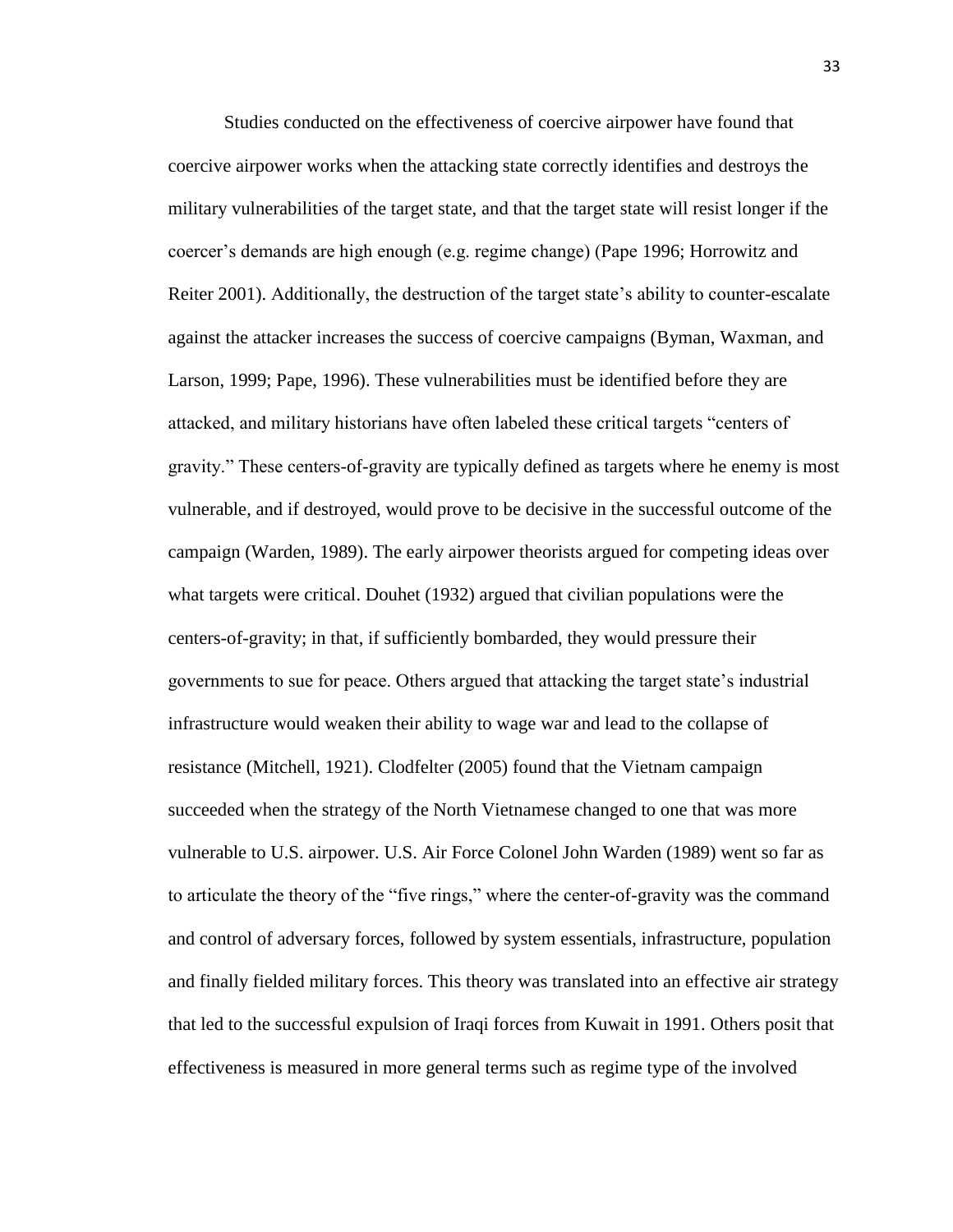Studies conducted on the effectiveness of coercive airpower have found that coercive airpower works when the attacking state correctly identifies and destroys the military vulnerabilities of the target state, and that the target state will resist longer if the coercer's demands are high enough (e.g. regime change) (Pape 1996; Horrowitz and Reiter 2001). Additionally, the destruction of the target state's ability to counter-escalate against the attacker increases the success of coercive campaigns (Byman, Waxman, and Larson, 1999; Pape, 1996). These vulnerabilities must be identified before they are attacked, and military historians have often labeled these critical targets "centers of gravity." These centers-of-gravity are typically defined as targets where he enemy is most vulnerable, and if destroyed, would prove to be decisive in the successful outcome of the campaign (Warden, 1989). The early airpower theorists argued for competing ideas over what targets were critical. Douhet (1932) argued that civilian populations were the centers-of-gravity; in that, if sufficiently bombarded, they would pressure their governments to sue for peace. Others argued that attacking the target state's industrial infrastructure would weaken their ability to wage war and lead to the collapse of resistance (Mitchell, 1921). Clodfelter (2005) found that the Vietnam campaign succeeded when the strategy of the North Vietnamese changed to one that was more vulnerable to U.S. airpower. U.S. Air Force Colonel John Warden (1989) went so far as to articulate the theory of the "five rings," where the center-of-gravity was the command and control of adversary forces, followed by system essentials, infrastructure, population and finally fielded military forces. This theory was translated into an effective air strategy that led to the successful expulsion of Iraqi forces from Kuwait in 1991. Others posit that effectiveness is measured in more general terms such as regime type of the involved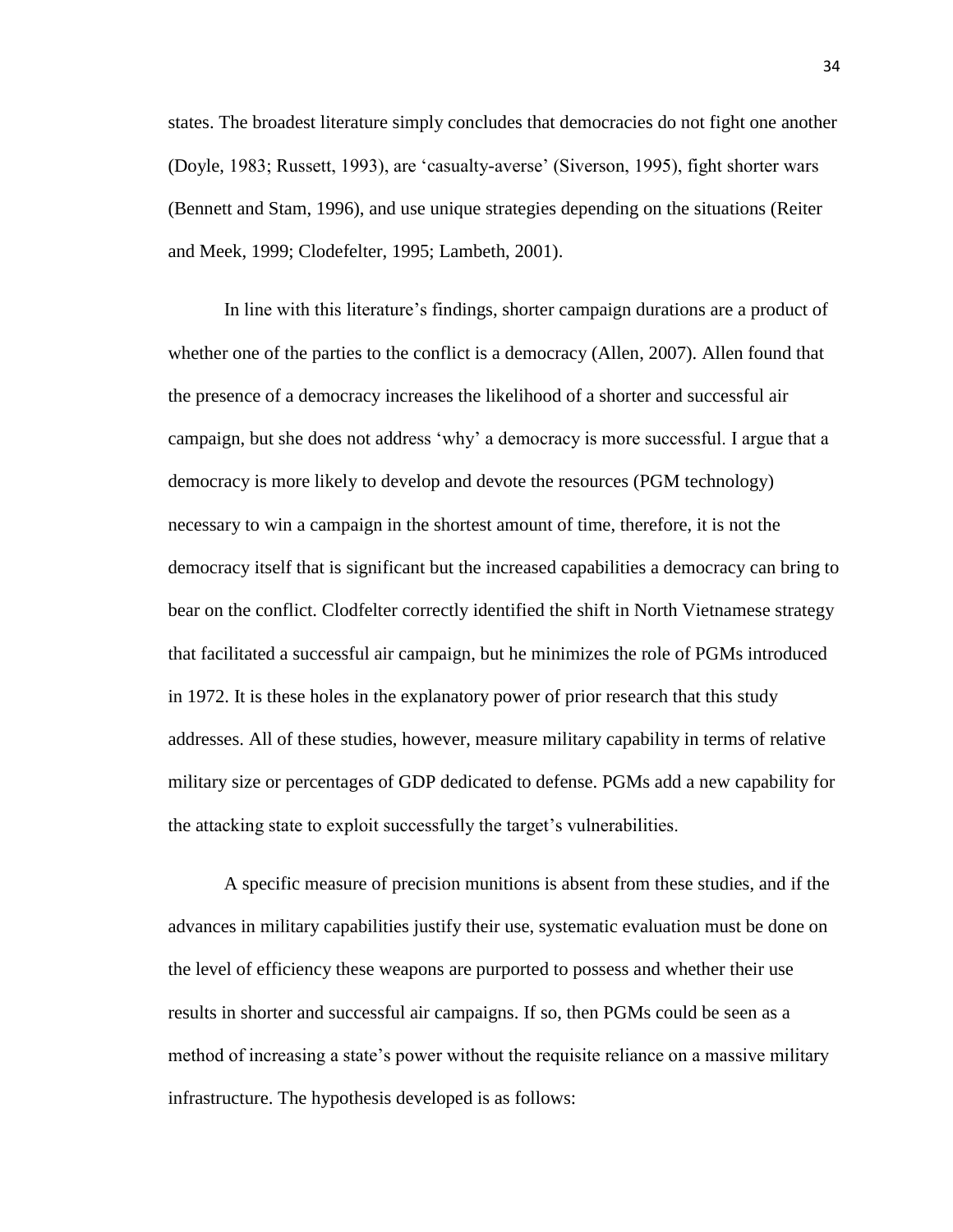states. The broadest literature simply concludes that democracies do not fight one another (Doyle, 1983; Russett, 1993), are 'casualty-averse' (Siverson, 1995), fight shorter wars (Bennett and Stam, 1996), and use unique strategies depending on the situations (Reiter and Meek, 1999; Clodefelter, 1995; Lambeth, 2001).

In line with this literature's findings, shorter campaign durations are a product of whether one of the parties to the conflict is a democracy (Allen, 2007). Allen found that the presence of a democracy increases the likelihood of a shorter and successful air campaign, but she does not address 'why' a democracy is more successful. I argue that a democracy is more likely to develop and devote the resources (PGM technology) necessary to win a campaign in the shortest amount of time, therefore, it is not the democracy itself that is significant but the increased capabilities a democracy can bring to bear on the conflict. Clodfelter correctly identified the shift in North Vietnamese strategy that facilitated a successful air campaign, but he minimizes the role of PGMs introduced in 1972. It is these holes in the explanatory power of prior research that this study addresses. All of these studies, however, measure military capability in terms of relative military size or percentages of GDP dedicated to defense. PGMs add a new capability for the attacking state to exploit successfully the target's vulnerabilities.

A specific measure of precision munitions is absent from these studies, and if the advances in military capabilities justify their use, systematic evaluation must be done on the level of efficiency these weapons are purported to possess and whether their use results in shorter and successful air campaigns. If so, then PGMs could be seen as a method of increasing a state's power without the requisite reliance on a massive military infrastructure. The hypothesis developed is as follows: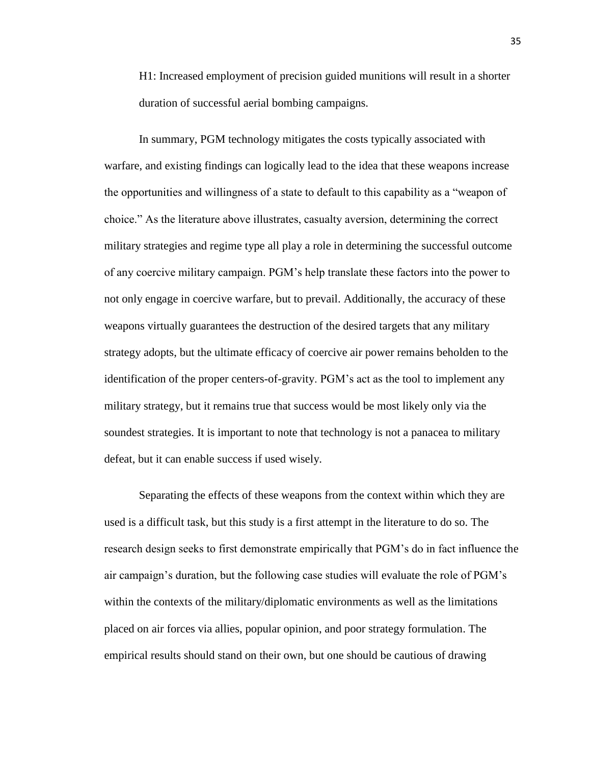H1: Increased employment of precision guided munitions will result in a shorter duration of successful aerial bombing campaigns.

In summary, PGM technology mitigates the costs typically associated with warfare, and existing findings can logically lead to the idea that these weapons increase the opportunities and willingness of a state to default to this capability as a "weapon of choice." As the literature above illustrates, casualty aversion, determining the correct military strategies and regime type all play a role in determining the successful outcome of any coercive military campaign. PGM's help translate these factors into the power to not only engage in coercive warfare, but to prevail. Additionally, the accuracy of these weapons virtually guarantees the destruction of the desired targets that any military strategy adopts, but the ultimate efficacy of coercive air power remains beholden to the identification of the proper centers-of-gravity. PGM's act as the tool to implement any military strategy, but it remains true that success would be most likely only via the soundest strategies. It is important to note that technology is not a panacea to military defeat, but it can enable success if used wisely.

Separating the effects of these weapons from the context within which they are used is a difficult task, but this study is a first attempt in the literature to do so. The research design seeks to first demonstrate empirically that PGM's do in fact influence the air campaign's duration, but the following case studies will evaluate the role of PGM's within the contexts of the military/diplomatic environments as well as the limitations placed on air forces via allies, popular opinion, and poor strategy formulation. The empirical results should stand on their own, but one should be cautious of drawing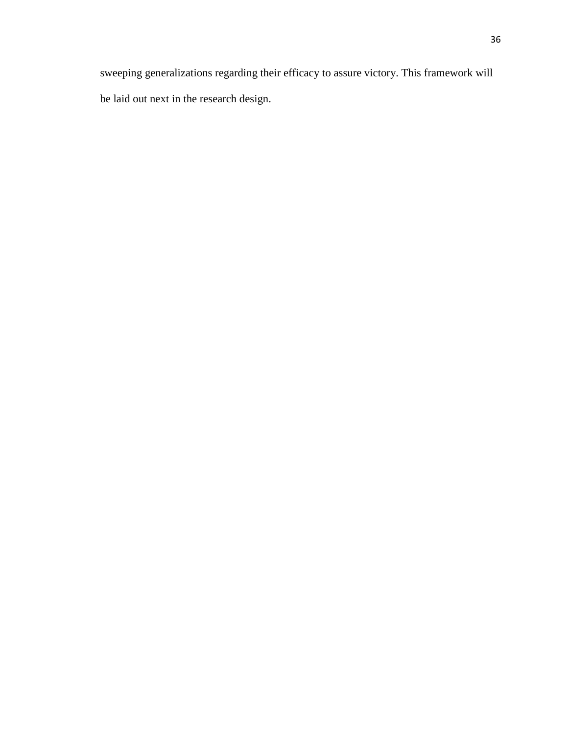sweeping generalizations regarding their efficacy to assure victory. This framework will be laid out next in the research design.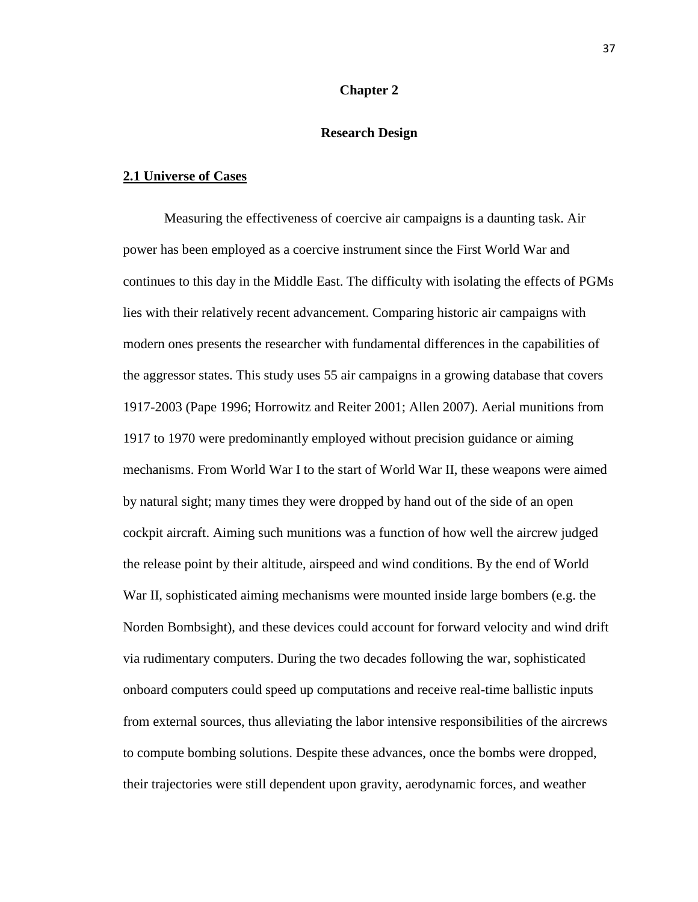# Chapter 2

## Research Design

### 2.1 Universe of Cases

Measuring the effectiveness of coercive air campaigns is a daunting task. Air power has been employed as a coercive instrument since the First World War and continues to this day in the Middle East. The difficulty with isolating the effects of PGMs lies with their relatively recent advancement. Comparing historic air campaigns with modern ones presents the researcher with fundamental differences in the capabilities of the aggressor states. This study uses 55 air campaigns in a growing database that covers 1917-2003 (Pape 1996; Horrowitz and Reiter 2001; Allen 2007). Aerial munitions from 1917 to 1970 were predominantly employed without precision guidance or aiming mechanisms. From World War I to the start of World War II, these weapons were aimed by natural sight; many times they were dropped by hand out of the side of an open cockpit aircraft. Aiming such munitions was a function of how well the aircrew judged the release point by their altitude, airspeed and wind conditions. By the end of World War II, sophisticated aiming mechanisms were mounted inside large bombers (e.g. the Norden Bombsight), and these devices could account for forward velocity and wind drift via rudimentary computers. During the two decades following the war, sophisticated onboard computers could speed up computations and receive real-time ballistic inputs from external sources, thus alleviating the labor intensive responsibilities of the aircrews to compute bombing solutions. Despite these advances, once the bombs were dropped, their trajectories were still dependent upon gravity, aerodynamic forces, and weather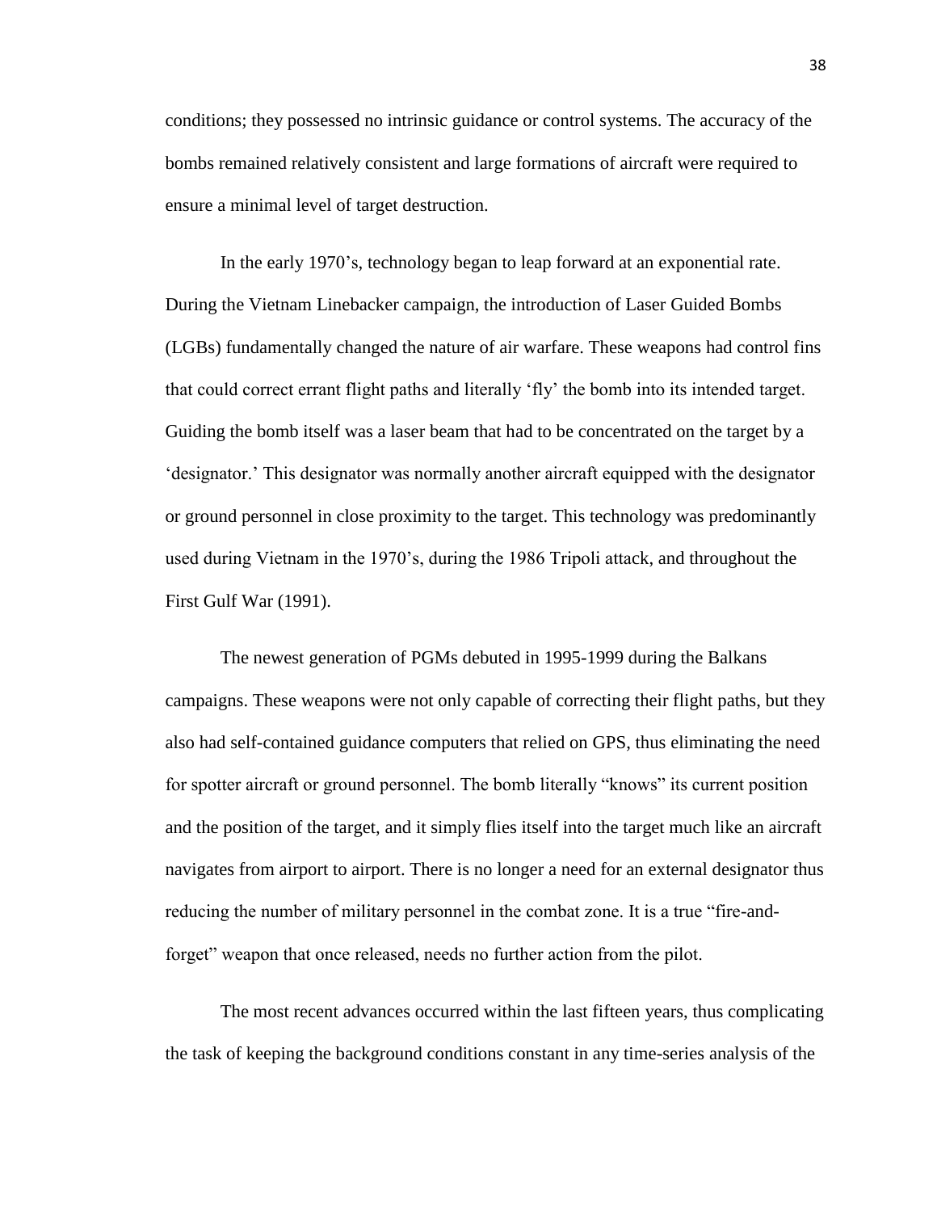conditions; they possessed no intrinsic guidance or control systems. The accuracy of the bombs remained relatively consistent and large formations of aircraft were required to ensure a minimal level of target destruction.

In the early 1970's, technology began to leap forward at an exponential rate. During the Vietnam Linebacker campaign, the introduction of Laser Guided Bombs (LGBs) fundamentally changed the nature of air warfare. These weapons had control fins that could correct errant flight paths and literally 'fly' the bomb into its intended target. Guiding the bomb itself was a laser beam that had to be concentrated on the target by a 'designator.' This designator was normally another aircraft equipped with the designator or ground personnel in close proximity to the target. This technology was predominantly used during Vietnam in the 1970's, during the 1986 Tripoli attack, and throughout the First Gulf War (1991).

The newest generation of PGMs debuted in 1995-1999 during the Balkans campaigns. These weapons were not only capable of correcting their flight paths, but they also had self-contained guidance computers that relied on GPS, thus eliminating the need for spotter aircraft or ground personnel. The bomb literally "knows" its current position and the position of the target, and it simply flies itself into the target much like an aircraft navigates from airport to airport. There is no longer a need for an external designator thus reducing the number of military personnel in the combat zone. It is a true "fire-and-forget" weapon that once released, needs no further action from the pilot.

The most recent advances occurred within the last fifteen years, thus complicating the task of keeping the background conditions constant in any time-series analysis of the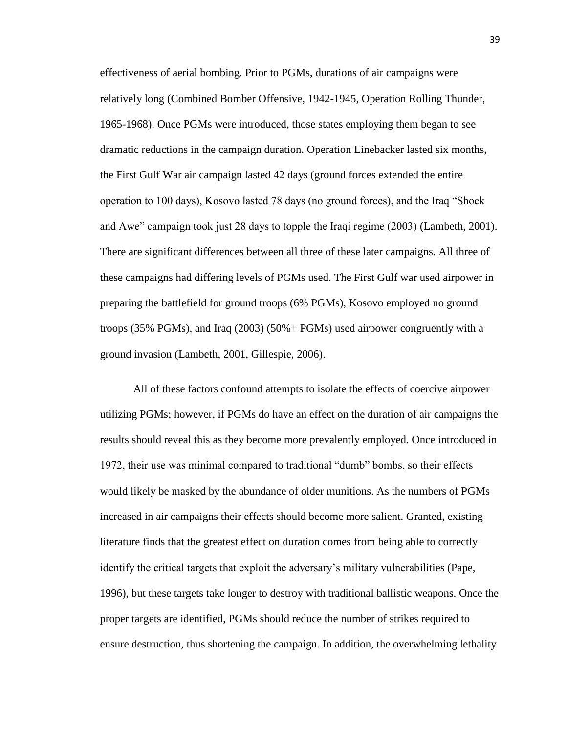effectiveness of aerial bombing. Prior to PGMs, durations of air campaigns were relatively long (Combined Bomber Offensive, 1942-1945, Operation Rolling Thunder, 1965-1968). Once PGMs were introduced, those states employing them began to see dramatic reductions in the campaign duration. Operation Linebacker lasted six months, the First Gulf War air campaign lasted 42 days (ground forces extended the entire operation to 100 days), Kosovo lasted 78 days (no ground forces), and the Iraq "Shock and Awe" campaign took just 28 days to topple the Iraqi regime (2003) (Lambeth, 2001). There are significant differences between all three of these later campaigns. All three of these campaigns had differing levels of PGMs used. The First Gulf war used airpower in preparing the battlefield for ground troops (6% PGMs), Kosovo employed no ground troops (35% PGMs), and Iraq (2003) (50%+ PGMs) used airpower congruently with a ground invasion (Lambeth, 2001, Gillespie, 2006).

All of these factors confound attempts to isolate the effects of coercive airpower utilizing PGMs; however, if PGMs do have an effect on the duration of air campaigns the results should reveal this as they become more prevalently employed. Once introduced in 1972, their use was minimal compared to traditional "dumb" bombs, so their effects would likely be masked by the abundance of older munitions. As the numbers of PGMs increased in air campaigns their effects should become more salient. Granted, existing literature finds that the greatest effect on duration comes from being able to correctly identify the critical targets that exploit the adversary's military vulnerabilities (Pape, 1996), but these targets take longer to destroy with traditional ballistic weapons. Once the proper targets are identified, PGMs should reduce the number of strikes required to ensure destruction, thus shortening the campaign. In addition, the overwhelming lethality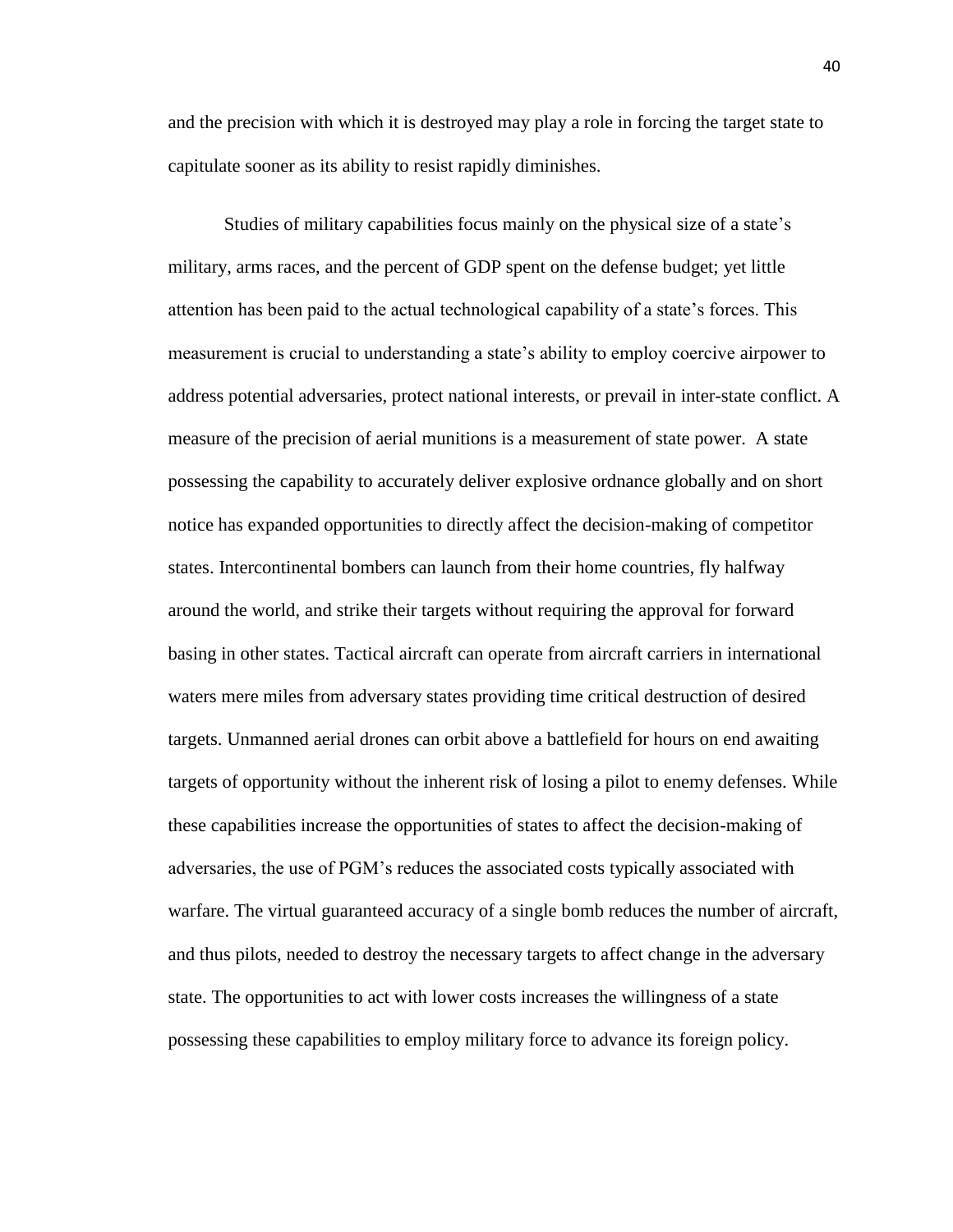and the precision with which it is destroyed may play a role in forcing the target state to capitulate sooner as its ability to resist rapidly diminishes.

Studies of military capabilities focus mainly on the physical size of a state's military, arms races, and the percent of GDP spent on the defense budget; yet little attention has been paid to the actual technological capability of a state's forces. This measurement is crucial to understanding a state's ability to employ coercive airpower to address potential adversaries, protect national interests, or prevail in inter-state conflict. A measure of the precision of aerial munitions is a measurement of state power. A state possessing the capability to accurately deliver explosive ordnance globally and on short notice has expanded opportunities to directly affect the decision-making of competitor states. Intercontinental bombers can launch from their home countries, fly halfway around the world, and strike their targets without requiring the approval for forward basing in other states. Tactical aircraft can operate from aircraft carriers in international waters mere miles from adversary states providing time critical destruction of desired targets. Unmanned aerial drones can orbit above a battlefield for hours on end awaiting targets of opportunity without the inherent risk of losing a pilot to enemy defenses. While these capabilities increase the opportunities of states to affect the decision-making of adversaries, the use of PGM's reduces the associated costs typically associated with warfare. The virtual guaranteed accuracy of a single bomb reduces the number of aircraft, and thus pilots, needed to destroy the necessary targets to affect change in the adversary state. The opportunities to act with lower costs increases the willingness of a state possessing these capabilities to employ military force to advance its foreign policy.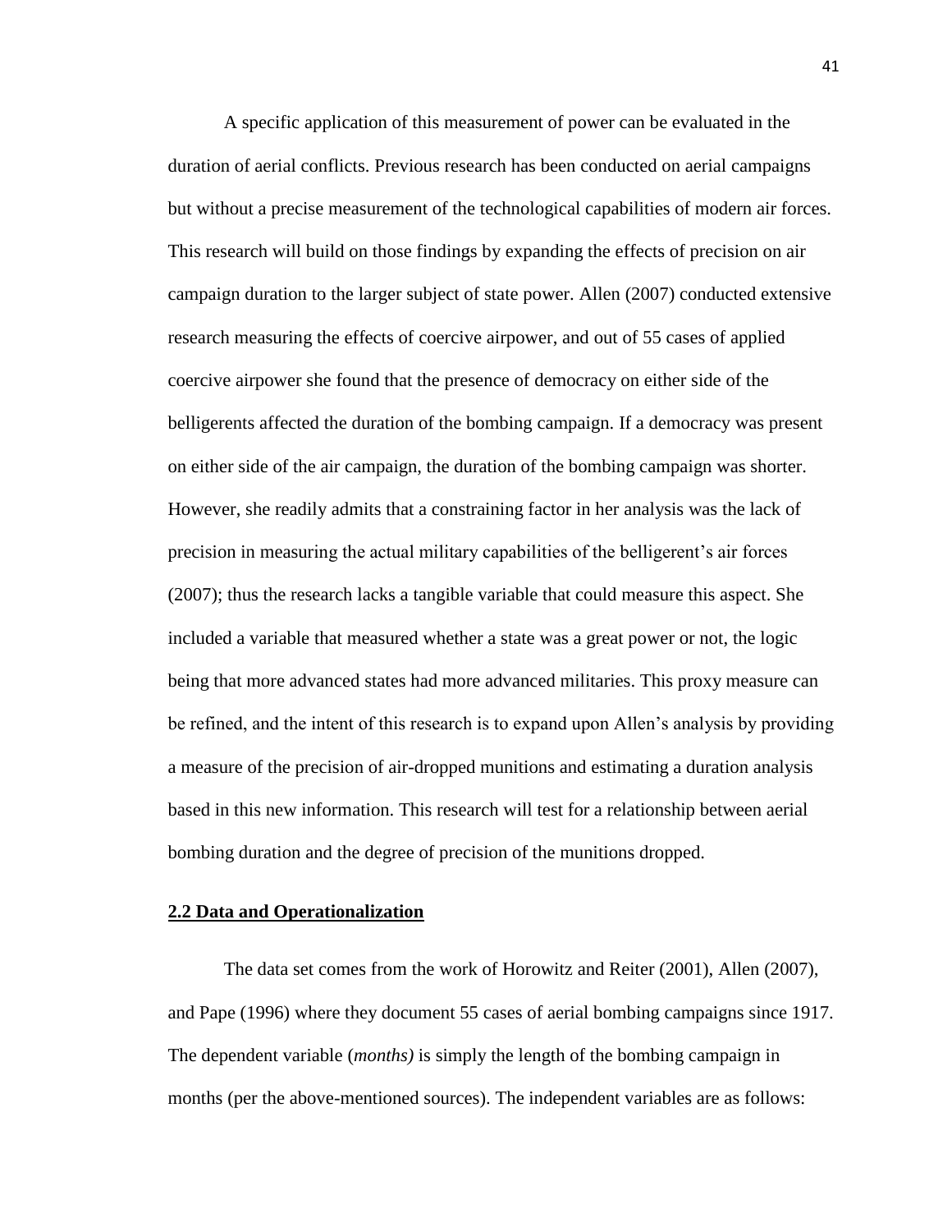A specific application of this measurement of power can be evaluated in the duration of aerial conflicts. Previous research has been conducted on aerial campaigns but without a precise measurement of the technological capabilities of modern air forces. This research will build on those findings by expanding the effects of precision on air campaign duration to the larger subject of state power. Allen (2007) conducted extensive research measuring the effects of coercive airpower, and out of 55 cases of applied coercive airpower she found that the presence of democracy on either side of the belligerents affected the duration of the bombing campaign. If a democracy was present on either side of the air campaign, the duration of the bombing campaign was shorter. However, she readily admits that a constraining factor in her analysis was the lack of precision in measuring the actual military capabilities of the belligerent's air forces (2007); thus the research lacks a tangible variable that could measure this aspect. She included a variable that measured whether a state was a great power or not, the logic being that more advanced states had more advanced militaries. This proxy measure can be refined, and the intent of this research is to expand upon Allen's analysis by providing a measure of the precision of air-dropped munitions and estimating a duration analysis based in this new information. This research will test for a relationship between aerial bombing duration and the degree of precision of the munitions dropped.

## **2.2 Data and Operationalization**

The data set comes from the work of Horowitz and Reiter (2001), Allen (2007), and Pape (1996) where they document 55 cases of aerial bombing campaigns since 1917. The dependent variable (*months)* is simply the length of the bombing campaign in months (per the above-mentioned sources). The independent variables are as follows: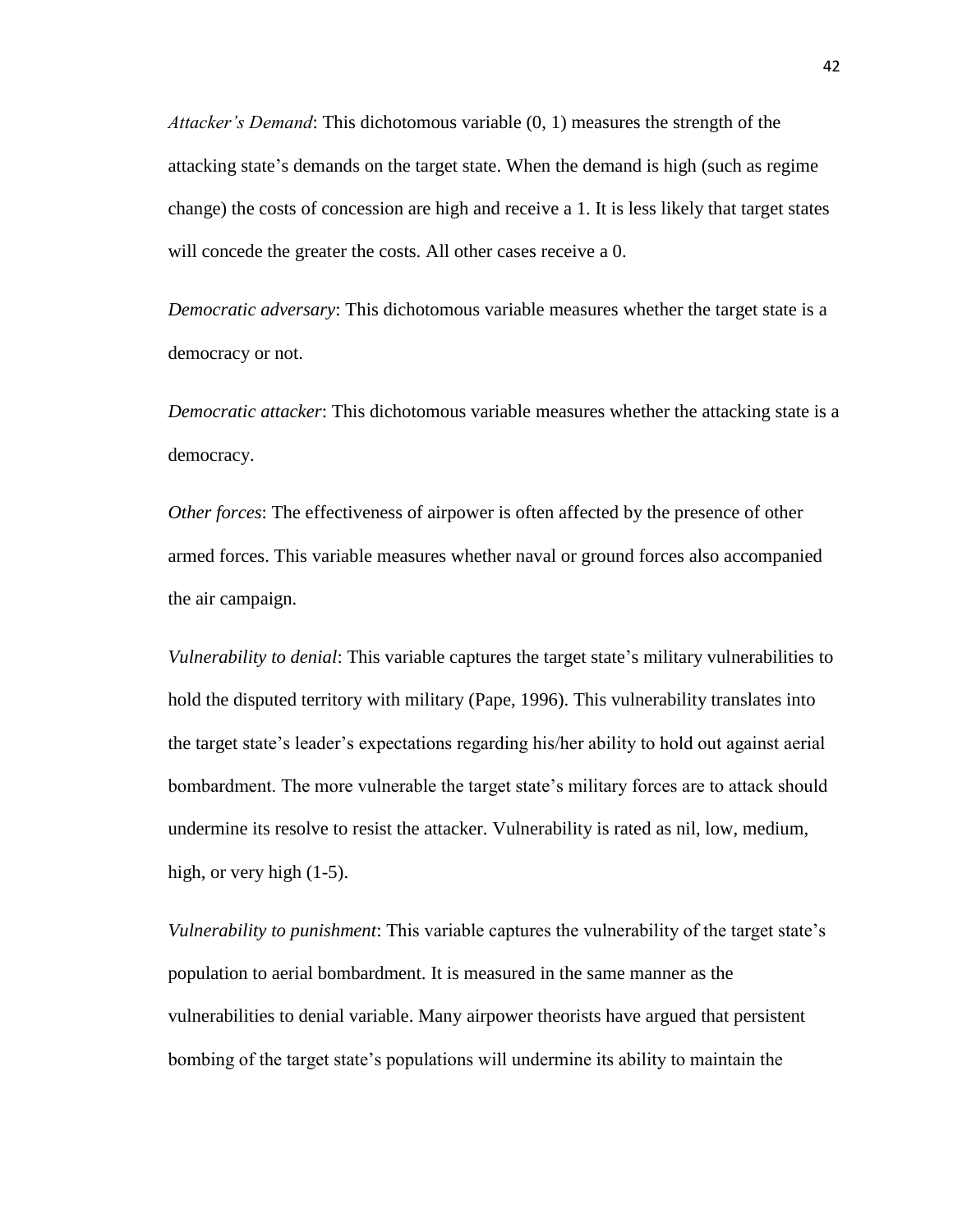*Attacker's Demand*: This dichotomous variable (0, 1) measures the strength of the attacking state's demands on the target state. When the demand is high (such as regime change) the costs of concession are high and receive a 1. It is less likely that target states will concede the greater the costs. All other cases receive a 0.

*Democratic adversary*: This dichotomous variable measures whether the target state is a democracy or not.

*Democratic attacker*: This dichotomous variable measures whether the attacking state is a democracy.

*Other forces*: The effectiveness of airpower is often affected by the presence of other armed forces. This variable measures whether naval or ground forces also accompanied the air campaign.

*Vulnerability to denial*: This variable captures the target state's military vulnerabilities to hold the disputed territory with military (Pape, 1996). This vulnerability translates into the target state's leader's expectations regarding his/her ability to hold out against aerial bombardment. The more vulnerable the target state's military forces are to attack should undermine its resolve to resist the attacker. Vulnerability is rated as nil, low, medium, high, or very high (1-5).

*Vulnerability to punishment*: This variable captures the vulnerability of the target state's population to aerial bombardment. It is measured in the same manner as the vulnerabilities to denial variable. Many airpower theorists have argued that persistent bombing of the target state's populations will undermine its ability to maintain the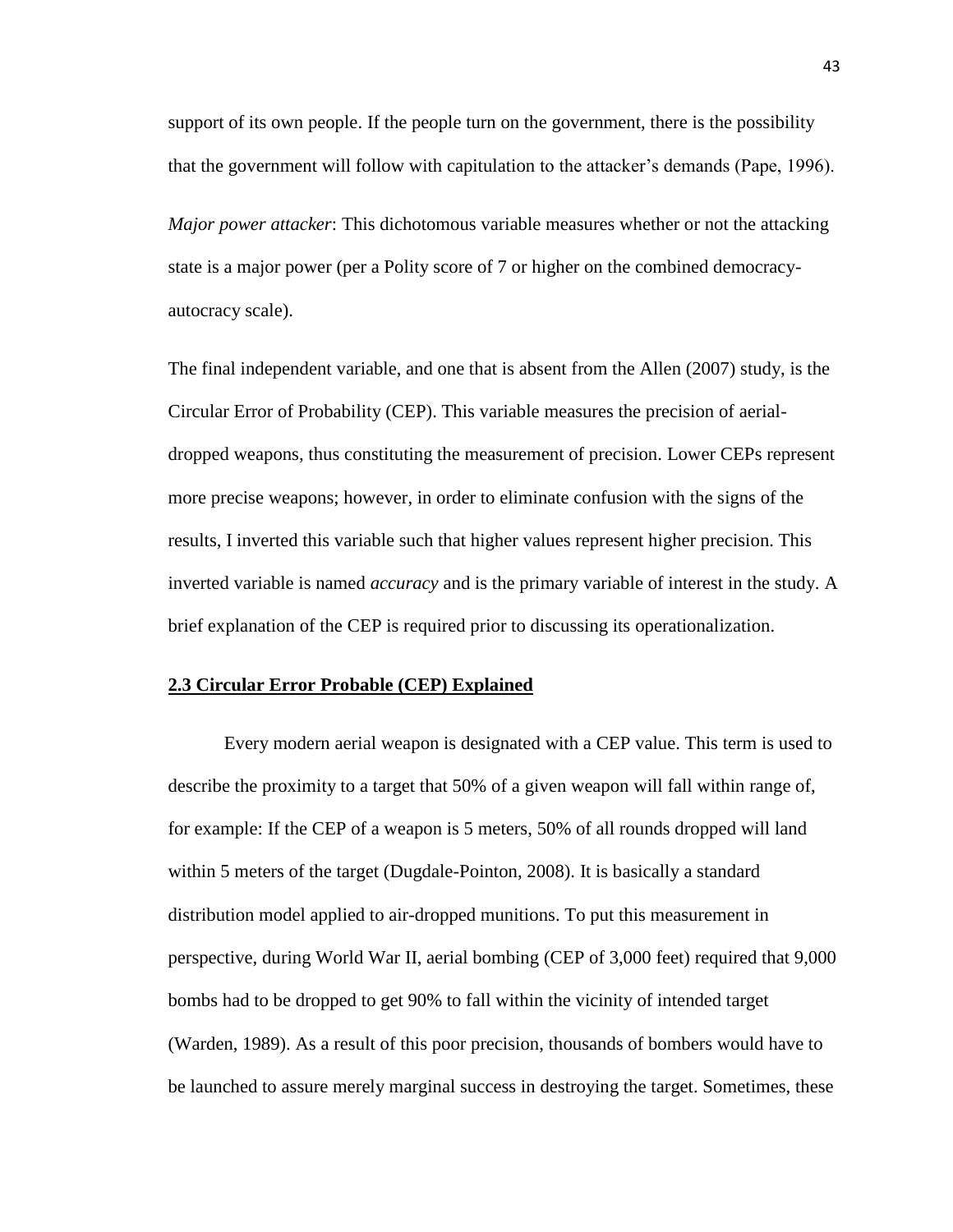support of its own people. If the people turn on the government, there is the possibility that the government will follow with capitulation to the attacker's demands (Pape, 1996).

*Major power attacker*: This dichotomous variable measures whether or not the attacking state is a major power (per a Polity score of 7 or higher on the combined democracy-autocracy scale).

The final independent variable, and one that is absent from the Allen (2007) study, is the Circular Error of Probability (CEP). This variable measures the precision of aerial-dropped weapons, thus constituting the measurement of precision. Lower CEPs represent more precise weapons; however, in order to eliminate confusion with the signs of the results, I inverted this variable such that higher values represent higher precision. This inverted variable is named *accuracy* and is the primary variable of interest in the study. A brief explanation of the CEP is required prior to discussing its operationalization.

## 2.3 Circular Error Probable (CEP) Explained

Every modern aerial weapon is designated with a CEP value. This term is used to describe the proximity to a target that 50% of a given weapon will fall within range of, for example: If the CEP of a weapon is 5 meters, 50% of all rounds dropped will land within 5 meters of the target (Dugdale-Pointon, 2008). It is basically a standard distribution model applied to air-dropped munitions. To put this measurement in perspective, during World War II, aerial bombing (CEP of 3,000 feet) required that 9,000 bombs had to be dropped to get 90% to fall within the vicinity of intended target (Warden, 1989). As a result of this poor precision, thousands of bombers would have to be launched to assure merely marginal success in destroying the target. Sometimes, these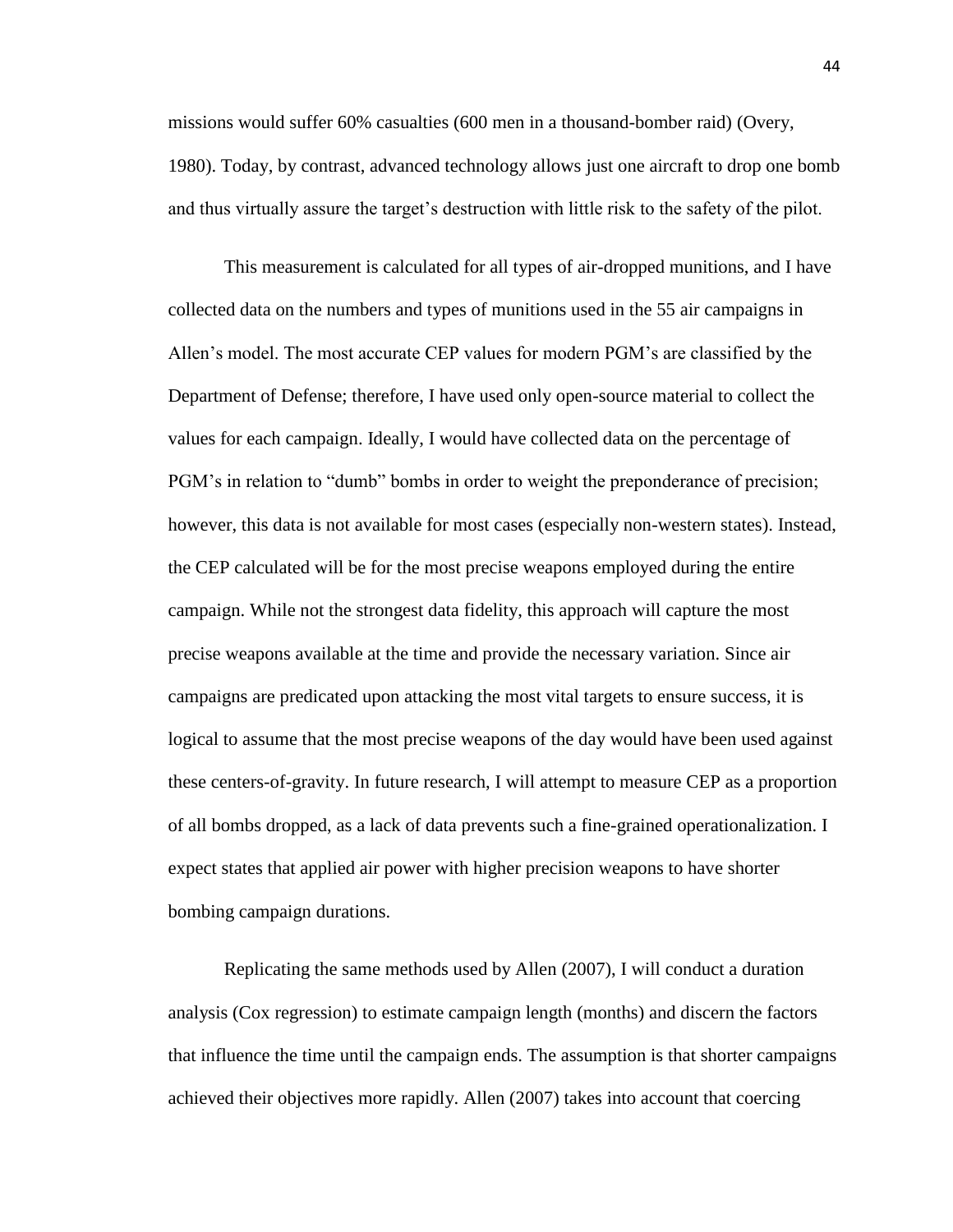missions would suffer 60% casualties (600 men in a thousand-bomber raid) (Overy, 1980). Today, by contrast, advanced technology allows just one aircraft to drop one bomb and thus virtually assure the target's destruction with little risk to the safety of the pilot.

This measurement is calculated for all types of air-dropped munitions, and I have collected data on the numbers and types of munitions used in the 55 air campaigns in Allen's model. The most accurate CEP values for modern PGM's are classified by the Department of Defense; therefore, I have used only open-source material to collect the values for each campaign. Ideally, I would have collected data on the percentage of PGM's in relation to "dumb" bombs in order to weight the preponderance of precision; however, this data is not available for most cases (especially non-western states). Instead, the CEP calculated will be for the most precise weapons employed during the entire campaign. While not the strongest data fidelity, this approach will capture the most precise weapons available at the time and provide the necessary variation. Since air campaigns are predicated upon attacking the most vital targets to ensure success, it is logical to assume that the most precise weapons of the day would have been used against these centers-of-gravity. In future research, I will attempt to measure CEP as a proportion of all bombs dropped, as a lack of data prevents such a fine-grained operationalization. I expect states that applied air power with higher precision weapons to have shorter bombing campaign durations.

Replicating the same methods used by Allen (2007), I will conduct a duration analysis (Cox regression) to estimate campaign length (months) and discern the factors that influence the time until the campaign ends. The assumption is that shorter campaigns achieved their objectives more rapidly. Allen (2007) takes into account that coercing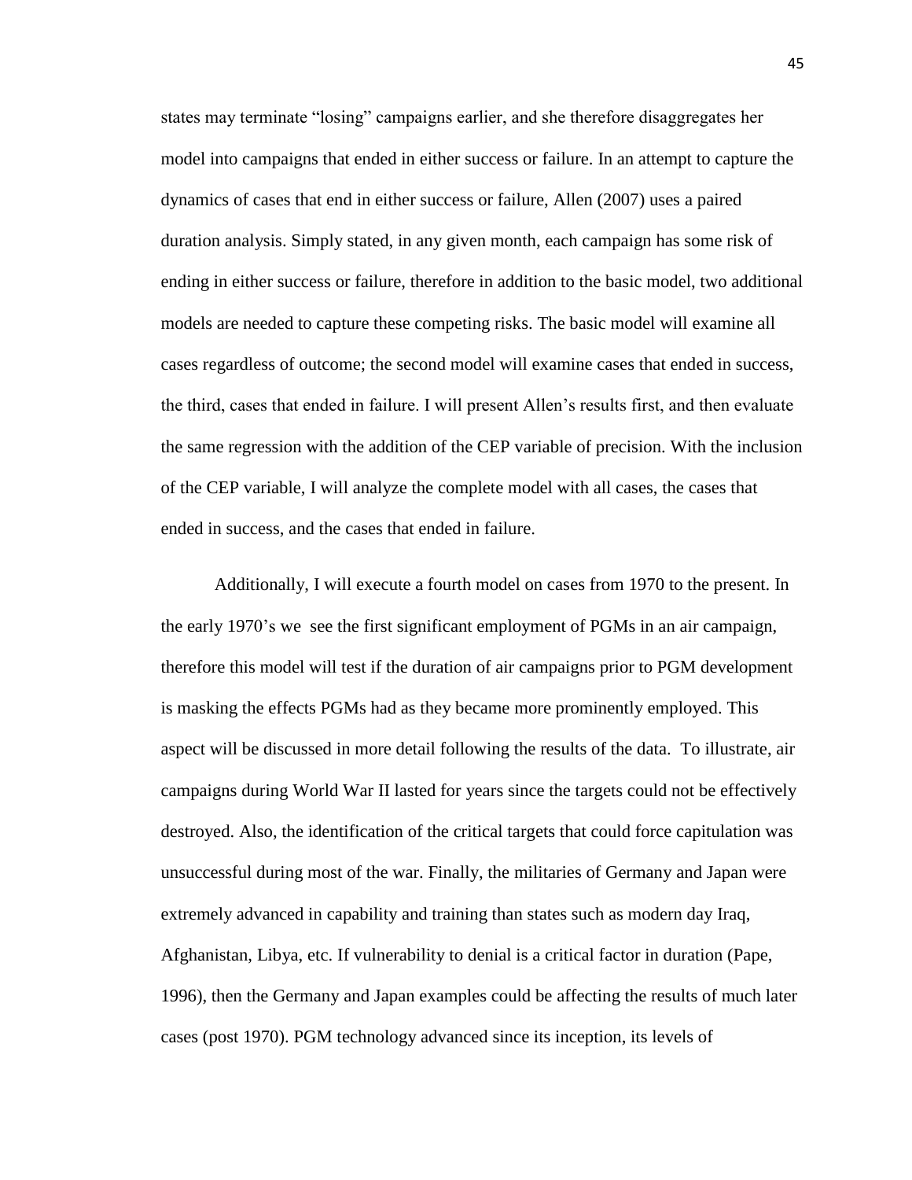states may terminate "losing" campaigns earlier, and she therefore disaggregates her model into campaigns that ended in either success or failure. In an attempt to capture the dynamics of cases that end in either success or failure, Allen (2007) uses a paired duration analysis. Simply stated, in any given month, each campaign has some risk of ending in either success or failure, therefore in addition to the basic model, two additional models are needed to capture these competing risks. The basic model will examine all cases regardless of outcome; the second model will examine cases that ended in success, the third, cases that ended in failure. I will present Allen's results first, and then evaluate the same regression with the addition of the CEP variable of precision. With the inclusion of the CEP variable, I will analyze the complete model with all cases, the cases that ended in success, and the cases that ended in failure.

Additionally, I will execute a fourth model on cases from 1970 to the present. In the early 1970's we see the first significant employment of PGMs in an air campaign, therefore this model will test if the duration of air campaigns prior to PGM development is masking the effects PGMs had as they became more prominently employed. This aspect will be discussed in more detail following the results of the data. To illustrate, air campaigns during World War II lasted for years since the targets could not be effectively destroyed. Also, the identification of the critical targets that could force capitulation was unsuccessful during most of the war. Finally, the militaries of Germany and Japan were extremely advanced in capability and training than states such as modern day Iraq, Afghanistan, Libya, etc. If vulnerability to denial is a critical factor in duration (Pape, 1996), then the Germany and Japan examples could be affecting the results of much later cases (post 1970). PGM technology advanced since its inception, its levels of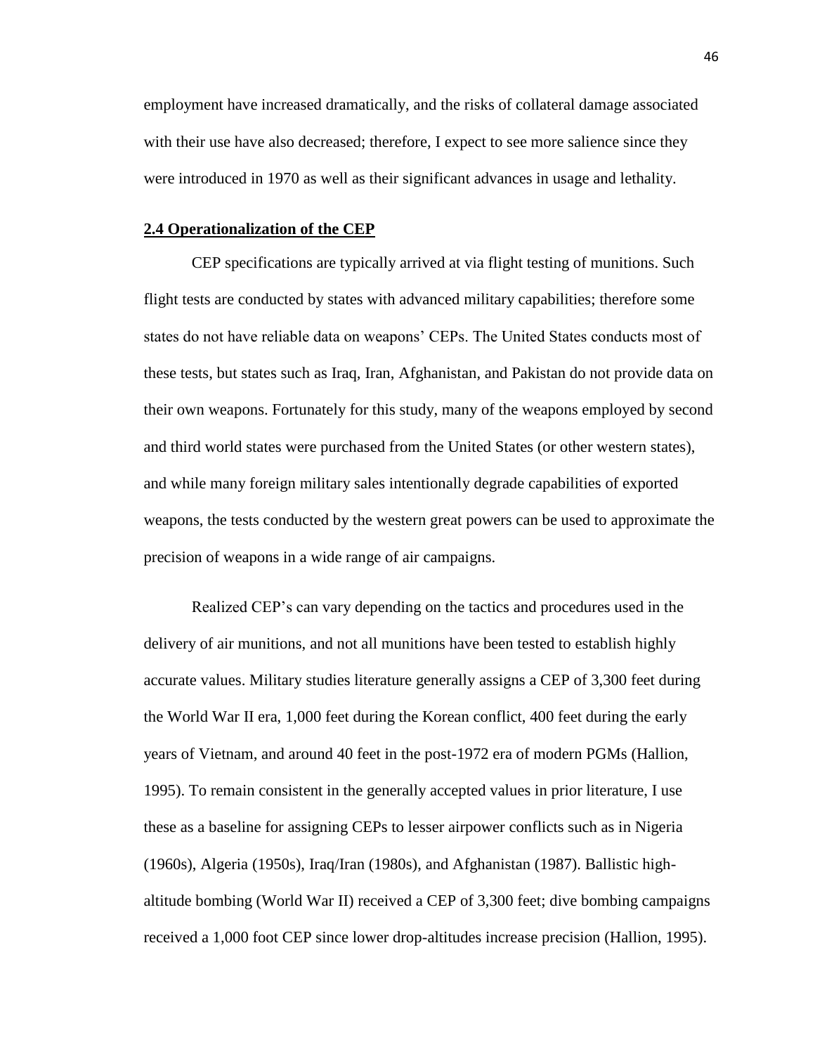employment have increased dramatically, and the risks of collateral damage associated with their use have also decreased; therefore, I expect to see more salience since they were introduced in 1970 as well as their significant advances in usage and lethality.

## 2.4 Operationalization of the CEP

CEP specifications are typically arrived at via flight testing of munitions. Such flight tests are conducted by states with advanced military capabilities; therefore some states do not have reliable data on weapons' CEPs. The United States conducts most of these tests, but states such as Iraq, Iran, Afghanistan, and Pakistan do not provide data on their own weapons. Fortunately for this study, many of the weapons employed by second and third world states were purchased from the United States (or other western states), and while many foreign military sales intentionally degrade capabilities of exported weapons, the tests conducted by the western great powers can be used to approximate the precision of weapons in a wide range of air campaigns.

Realized CEP's can vary depending on the tactics and procedures used in the delivery of air munitions, and not all munitions have been tested to establish highly accurate values. Military studies literature generally assigns a CEP of 3,300 feet during the World War II era, 1,000 feet during the Korean conflict, 400 feet during the early years of Vietnam, and around 40 feet in the post-1972 era of modern PGMs (Hallion, 1995). To remain consistent in the generally accepted values in prior literature, I use these as a baseline for assigning CEPs to lesser airpower conflicts such as in Nigeria (1960s), Algeria (1950s), Iraq/Iran (1980s), and Afghanistan (1987). Ballistic high-altitude bombing (World War II) received a CEP of 3,300 feet; dive bombing campaigns received a 1,000 foot CEP since lower drop-altitudes increase precision (Hallion, 1995).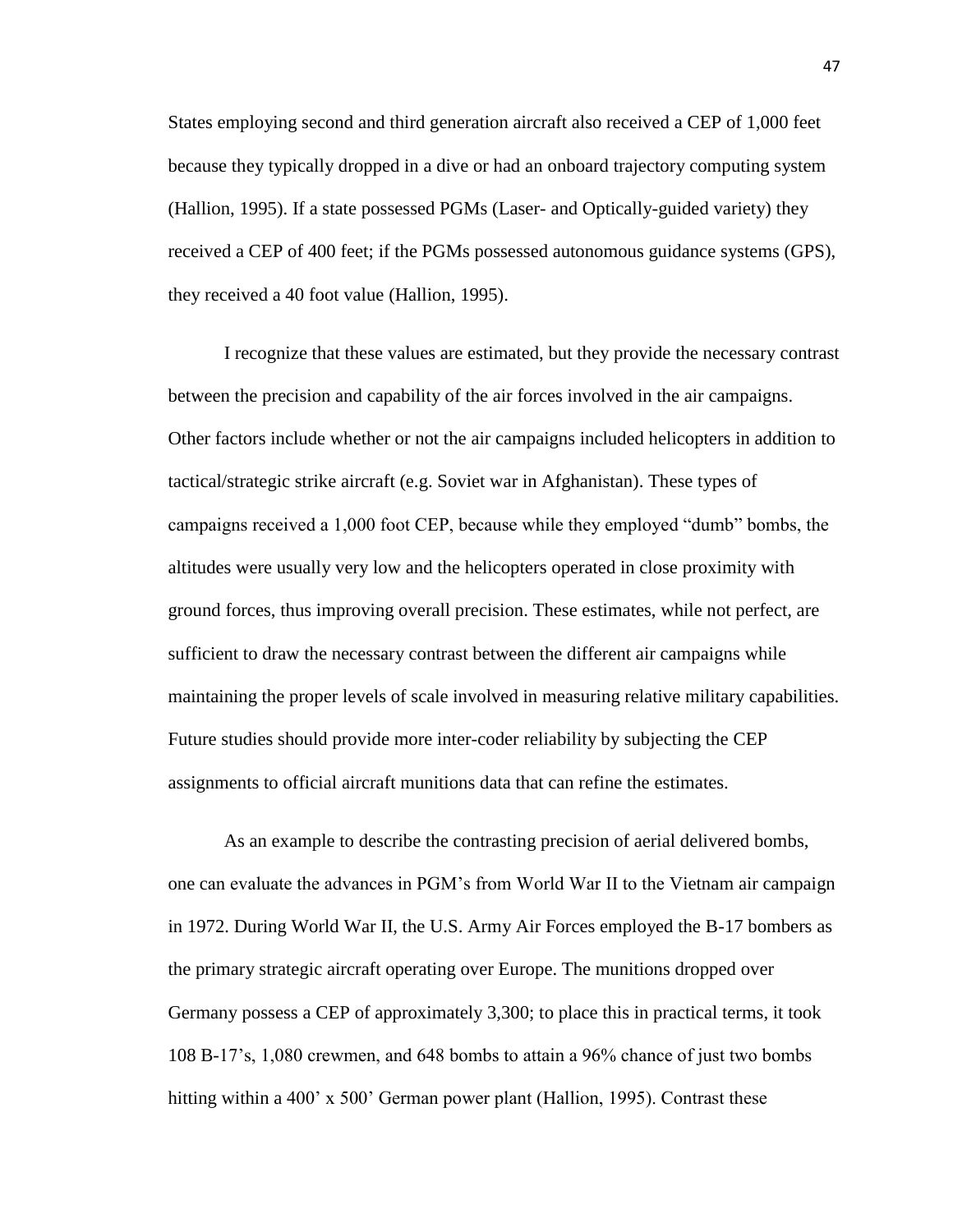States employing second and third generation aircraft also received a CEP of 1,000 feet because they typically dropped in a dive or had an onboard trajectory computing system (Hallion, 1995). If a state possessed PGMs (Laser- and Optically-guided variety) they received a CEP of 400 feet; if the PGMs possessed autonomous guidance systems (GPS), they received a 40 foot value (Hallion, 1995).

I recognize that these values are estimated, but they provide the necessary contrast between the precision and capability of the air forces involved in the air campaigns. Other factors include whether or not the air campaigns included helicopters in addition to tactical/strategic strike aircraft (e.g. Soviet war in Afghanistan). These types of campaigns received a 1,000 foot CEP, because while they employed "dumb" bombs, the altitudes were usually very low and the helicopters operated in close proximity with ground forces, thus improving overall precision. These estimates, while not perfect, are sufficient to draw the necessary contrast between the different air campaigns while maintaining the proper levels of scale involved in measuring relative military capabilities. Future studies should provide more inter-coder reliability by subjecting the CEP assignments to official aircraft munitions data that can refine the estimates.

As an example to describe the contrasting precision of aerial delivered bombs, one can evaluate the advances in PGM's from World War II to the Vietnam air campaign in 1972. During World War II, the U.S. Army Air Forces employed the B-17 bombers as the primary strategic aircraft operating over Europe. The munitions dropped over Germany possess a CEP of approximately 3,300; to place this in practical terms, it took 108 B-17's, 1,080 crewmen, and 648 bombs to attain a 96% chance of just two bombs hitting within a 400' x 500' German power plant (Hallion, 1995). Contrast these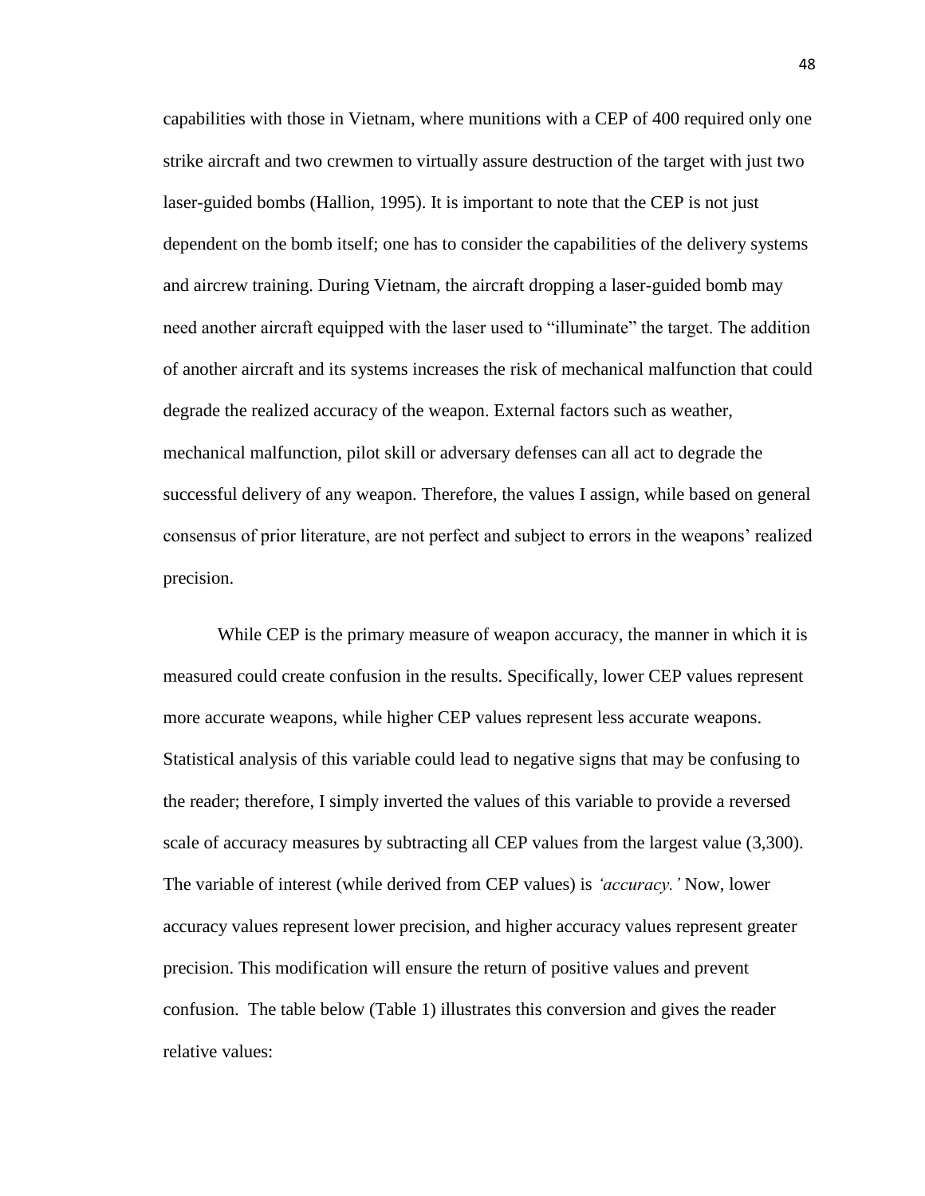capabilities with those in Vietnam, where munitions with a CEP of 400 required only one strike aircraft and two crewmen to virtually assure destruction of the target with just two laser-guided bombs (Hallion, 1995). It is important to note that the CEP is not just dependent on the bomb itself; one has to consider the capabilities of the delivery systems and aircrew training. During Vietnam, the aircraft dropping a laser-guided bomb may need another aircraft equipped with the laser used to "illuminate" the target. The addition of another aircraft and its systems increases the risk of mechanical malfunction that could degrade the realized accuracy of the weapon. External factors such as weather, mechanical malfunction, pilot skill or adversary defenses can all act to degrade the successful delivery of any weapon. Therefore, the values I assign, while based on general consensus of prior literature, are not perfect and subject to errors in the weapons' realized precision.

While CEP is the primary measure of weapon accuracy, the manner in which it is measured could create confusion in the results. Specifically, lower CEP values represent more accurate weapons, while higher CEP values represent less accurate weapons. Statistical analysis of this variable could lead to negative signs that may be confusing to the reader; therefore, I simply inverted the values of this variable to provide a reversed scale of accuracy measures by subtracting all CEP values from the largest value (3,300). The variable of interest (while derived from CEP values) is *'accuracy.'* Now, lower accuracy values represent lower precision, and higher accuracy values represent greater precision. This modification will ensure the return of positive values and prevent confusion. The table below (Table 1) illustrates this conversion and gives the reader relative values: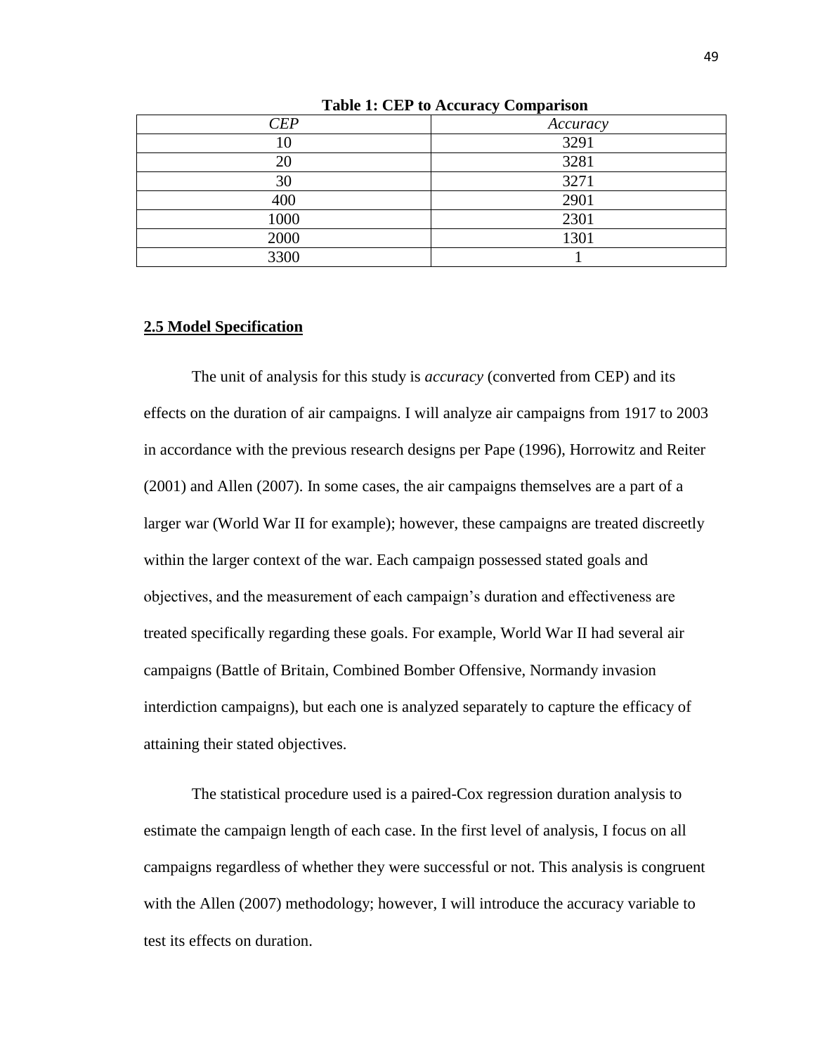**Table 1: CEP to Accuracy Comparison**

| *CEP* | *Accuracy* |
|---|---|
| 10 | 3291 |
| 20 | 3281 |
| 30 | 3271 |
| 400 | 2901 |
| 1000 | 2301 |
| 2000 | 1301 |
| 3300 | 1 |

## 2.5 Model Specification

The unit of analysis for this study is *accuracy* (converted from CEP) and its effects on the duration of air campaigns. I will analyze air campaigns from 1917 to 2003 in accordance with the previous research designs per Pape (1996), Horrowitz and Reiter (2001) and Allen (2007). In some cases, the air campaigns themselves are a part of a larger war (World War II for example); however, these campaigns are treated discreetly within the larger context of the war. Each campaign possessed stated goals and objectives, and the measurement of each campaign's duration and effectiveness are treated specifically regarding these goals. For example, World War II had several air campaigns (Battle of Britain, Combined Bomber Offensive, Normandy invasion interdiction campaigns), but each one is analyzed separately to capture the efficacy of attaining their stated objectives.

The statistical procedure used is a paired-Cox regression duration analysis to estimate the campaign length of each case. In the first level of analysis, I focus on all campaigns regardless of whether they were successful or not. This analysis is congruent with the Allen (2007) methodology; however, I will introduce the accuracy variable to test its effects on duration.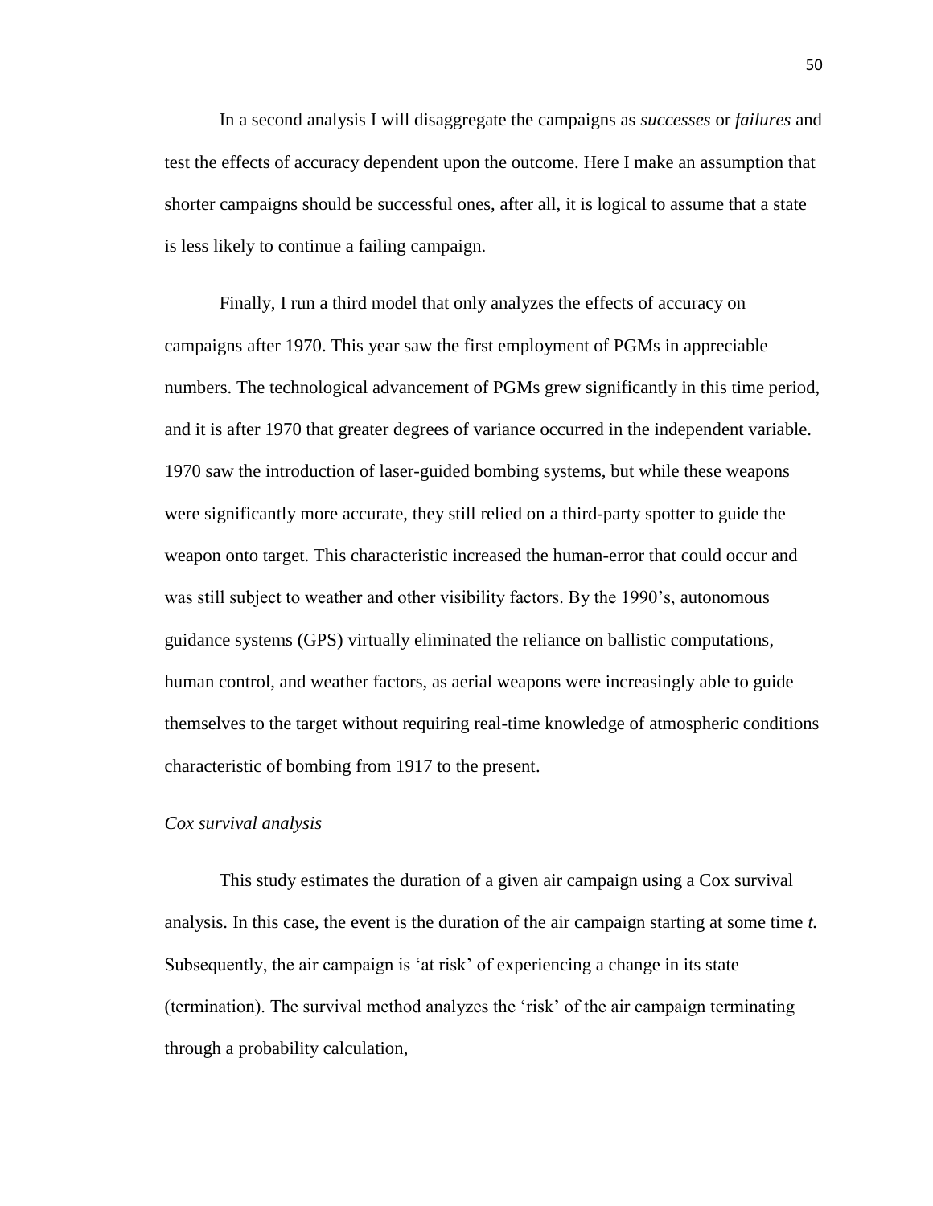In a second analysis I will disaggregate the campaigns as *successes* or *failures* and test the effects of accuracy dependent upon the outcome. Here I make an assumption that shorter campaigns should be successful ones, after all, it is logical to assume that a state is less likely to continue a failing campaign.

Finally, I run a third model that only analyzes the effects of accuracy on campaigns after 1970. This year saw the first employment of PGMs in appreciable numbers. The technological advancement of PGMs grew significantly in this time period, and it is after 1970 that greater degrees of variance occurred in the independent variable. 1970 saw the introduction of laser-guided bombing systems, but while these weapons were significantly more accurate, they still relied on a third-party spotter to guide the weapon onto target. This characteristic increased the human-error that could occur and was still subject to weather and other visibility factors. By the 1990's, autonomous guidance systems (GPS) virtually eliminated the reliance on ballistic computations, human control, and weather factors, as aerial weapons were increasingly able to guide themselves to the target without requiring real-time knowledge of atmospheric conditions characteristic of bombing from 1917 to the present.

*Cox survival analysis*

This study estimates the duration of a given air campaign using a Cox survival analysis. In this case, the event is the duration of the air campaign starting at some time *t.* Subsequently, the air campaign is 'at risk' of experiencing a change in its state (termination). The survival method analyzes the 'risk' of the air campaign terminating through a probability calculation,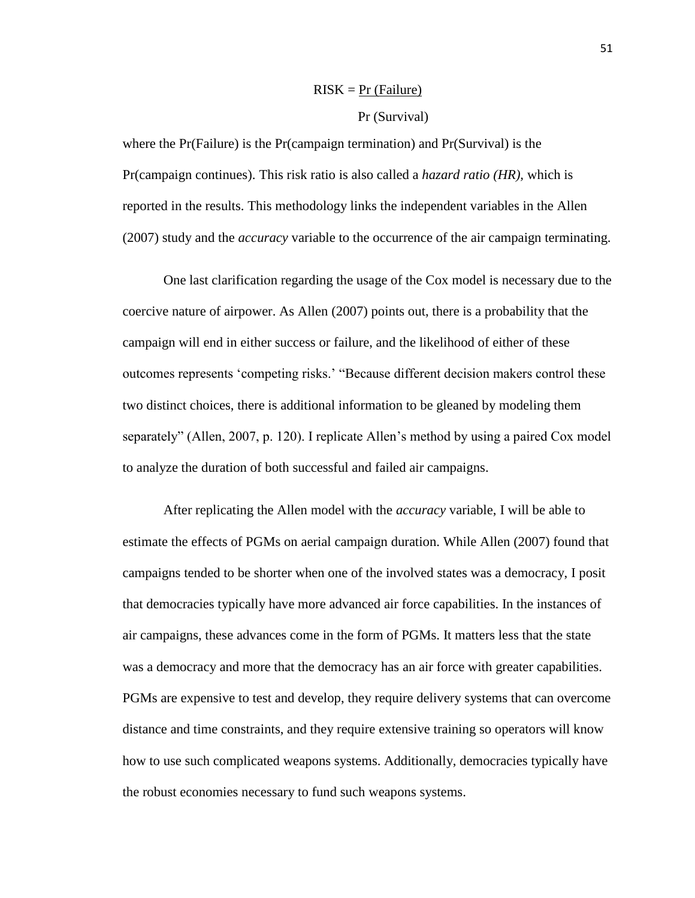$$\text{RISK} = \frac{\Pr(\text{Failure})}{\Pr(\text{Survival})}$$

where the Pr(Failure) is the Pr(campaign termination) and Pr(Survival) is the Pr(campaign continues). This risk ratio is also called a *hazard ratio (HR),* which is reported in the results. This methodology links the independent variables in the Allen (2007) study and the *accuracy* variable to the occurrence of the air campaign terminating.

One last clarification regarding the usage of the Cox model is necessary due to the coercive nature of airpower. As Allen (2007) points out, there is a probability that the campaign will end in either success or failure, and the likelihood of either of these outcomes represents 'competing risks.' "Because different decision makers control these two distinct choices, there is additional information to be gleaned by modeling them separately" (Allen, 2007, p. 120). I replicate Allen's method by using a paired Cox model to analyze the duration of both successful and failed air campaigns.

After replicating the Allen model with the *accuracy* variable, I will be able to estimate the effects of PGMs on aerial campaign duration. While Allen (2007) found that campaigns tended to be shorter when one of the involved states was a democracy, I posit that democracies typically have more advanced air force capabilities. In the instances of air campaigns, these advances come in the form of PGMs. It matters less that the state was a democracy and more that the democracy has an air force with greater capabilities. PGMs are expensive to test and develop, they require delivery systems that can overcome distance and time constraints, and they require extensive training so operators will know how to use such complicated weapons systems. Additionally, democracies typically have the robust economies necessary to fund such weapons systems.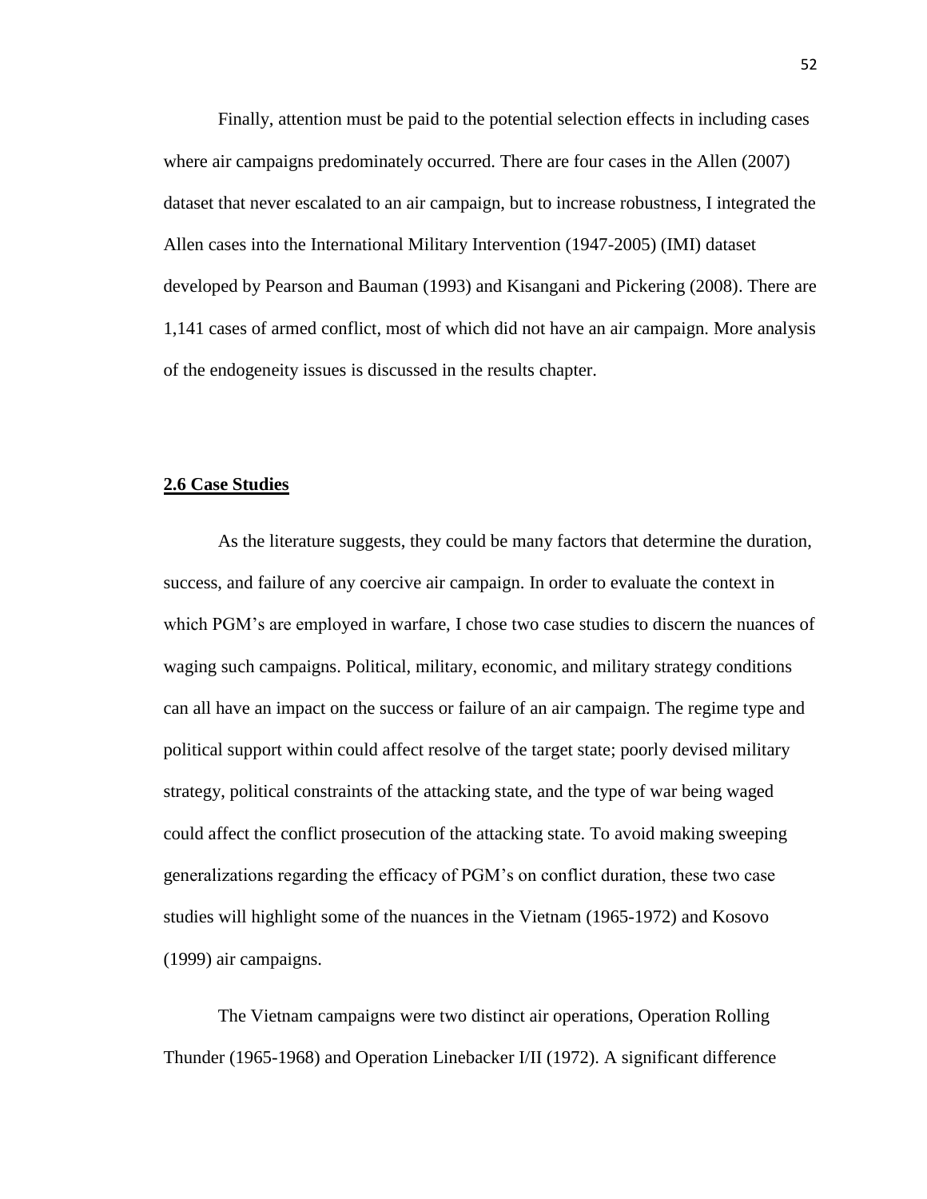Finally, attention must be paid to the potential selection effects in including cases where air campaigns predominately occurred. There are four cases in the Allen (2007) dataset that never escalated to an air campaign, but to increase robustness, I integrated the Allen cases into the International Military Intervention (1947-2005) (IMI) dataset developed by Pearson and Bauman (1993) and Kisangani and Pickering (2008). There are 1,141 cases of armed conflict, most of which did not have an air campaign. More analysis of the endogeneity issues is discussed in the results chapter.

## 2.6 Case Studies

As the literature suggests, they could be many factors that determine the duration, success, and failure of any coercive air campaign. In order to evaluate the context in which PGM's are employed in warfare, I chose two case studies to discern the nuances of waging such campaigns. Political, military, economic, and military strategy conditions can all have an impact on the success or failure of an air campaign. The regime type and political support within could affect resolve of the target state; poorly devised military strategy, political constraints of the attacking state, and the type of war being waged could affect the conflict prosecution of the attacking state. To avoid making sweeping generalizations regarding the efficacy of PGM's on conflict duration, these two case studies will highlight some of the nuances in the Vietnam (1965-1972) and Kosovo (1999) air campaigns.

The Vietnam campaigns were two distinct air operations, Operation Rolling Thunder (1965-1968) and Operation Linebacker I/II (1972). A significant difference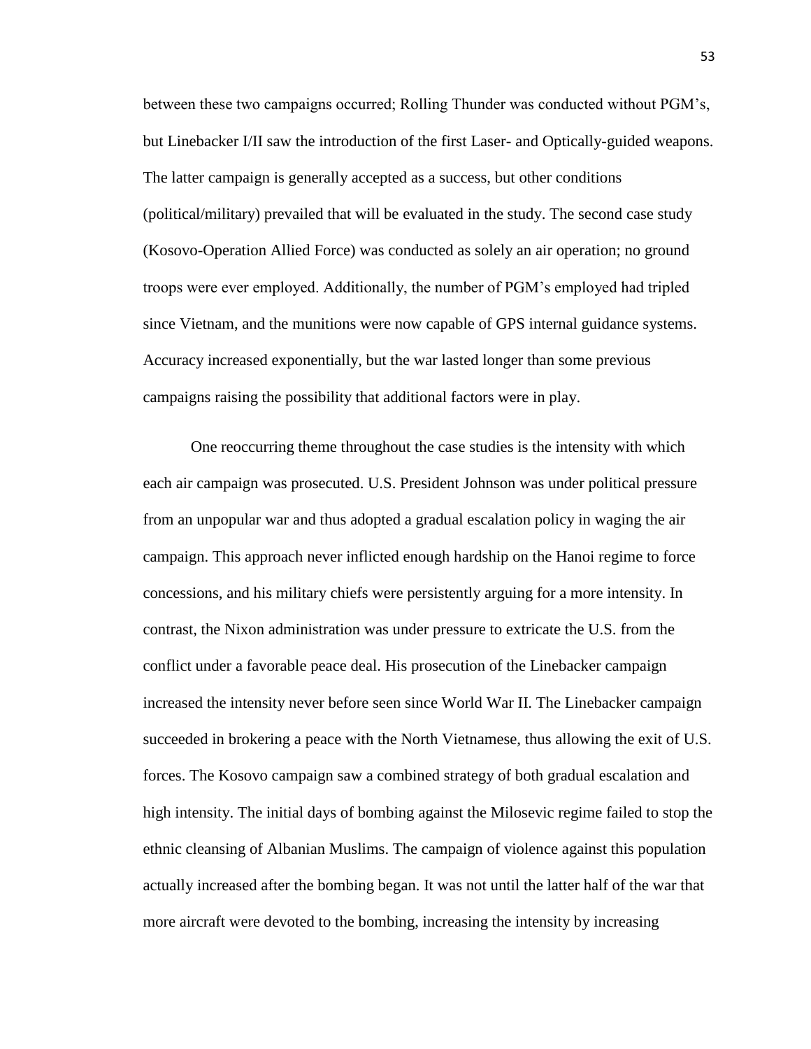between these two campaigns occurred; Rolling Thunder was conducted without PGM's, but Linebacker I/II saw the introduction of the first Laser- and Optically-guided weapons. The latter campaign is generally accepted as a success, but other conditions (political/military) prevailed that will be evaluated in the study. The second case study (Kosovo-Operation Allied Force) was conducted as solely an air operation; no ground troops were ever employed. Additionally, the number of PGM's employed had tripled since Vietnam, and the munitions were now capable of GPS internal guidance systems. Accuracy increased exponentially, but the war lasted longer than some previous campaigns raising the possibility that additional factors were in play.

One reoccurring theme throughout the case studies is the intensity with which each air campaign was prosecuted. U.S. President Johnson was under political pressure from an unpopular war and thus adopted a gradual escalation policy in waging the air campaign. This approach never inflicted enough hardship on the Hanoi regime to force concessions, and his military chiefs were persistently arguing for a more intensity. In contrast, the Nixon administration was under pressure to extricate the U.S. from the conflict under a favorable peace deal. His prosecution of the Linebacker campaign increased the intensity never before seen since World War II. The Linebacker campaign succeeded in brokering a peace with the North Vietnamese, thus allowing the exit of U.S. forces. The Kosovo campaign saw a combined strategy of both gradual escalation and high intensity. The initial days of bombing against the Milosevic regime failed to stop the ethnic cleansing of Albanian Muslims. The campaign of violence against this population actually increased after the bombing began. It was not until the latter half of the war that more aircraft were devoted to the bombing, increasing the intensity by increasing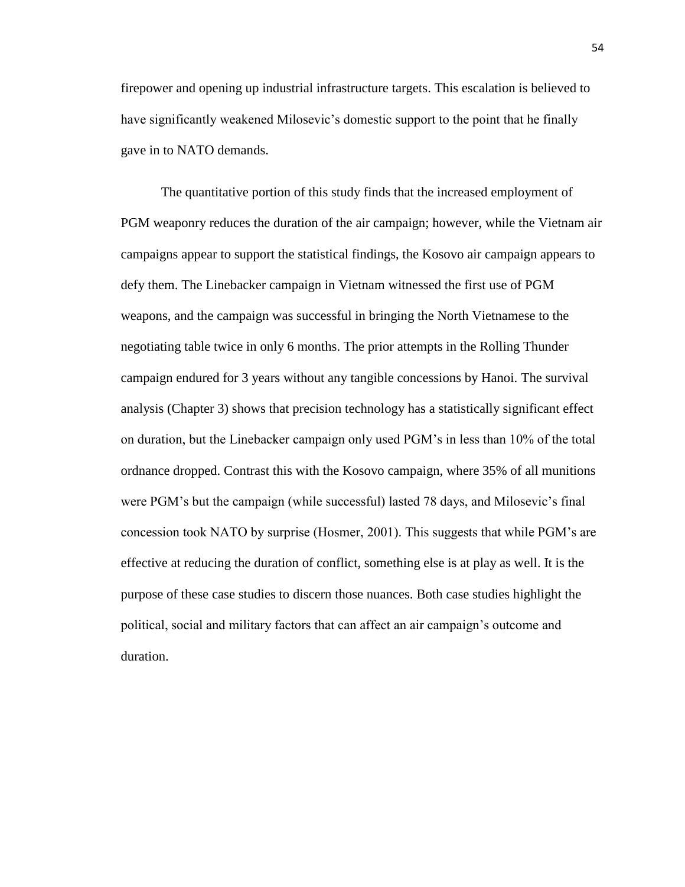firepower and opening up industrial infrastructure targets. This escalation is believed to have significantly weakened Milosevic's domestic support to the point that he finally gave in to NATO demands.

The quantitative portion of this study finds that the increased employment of PGM weaponry reduces the duration of the air campaign; however, while the Vietnam air campaigns appear to support the statistical findings, the Kosovo air campaign appears to defy them. The Linebacker campaign in Vietnam witnessed the first use of PGM weapons, and the campaign was successful in bringing the North Vietnamese to the negotiating table twice in only 6 months. The prior attempts in the Rolling Thunder campaign endured for 3 years without any tangible concessions by Hanoi. The survival analysis (Chapter 3) shows that precision technology has a statistically significant effect on duration, but the Linebacker campaign only used PGM's in less than 10% of the total ordnance dropped. Contrast this with the Kosovo campaign, where 35% of all munitions were PGM's but the campaign (while successful) lasted 78 days, and Milosevic's final concession took NATO by surprise (Hosmer, 2001). This suggests that while PGM's are effective at reducing the duration of conflict, something else is at play as well. It is the purpose of these case studies to discern those nuances. Both case studies highlight the political, social and military factors that can affect an air campaign's outcome and duration.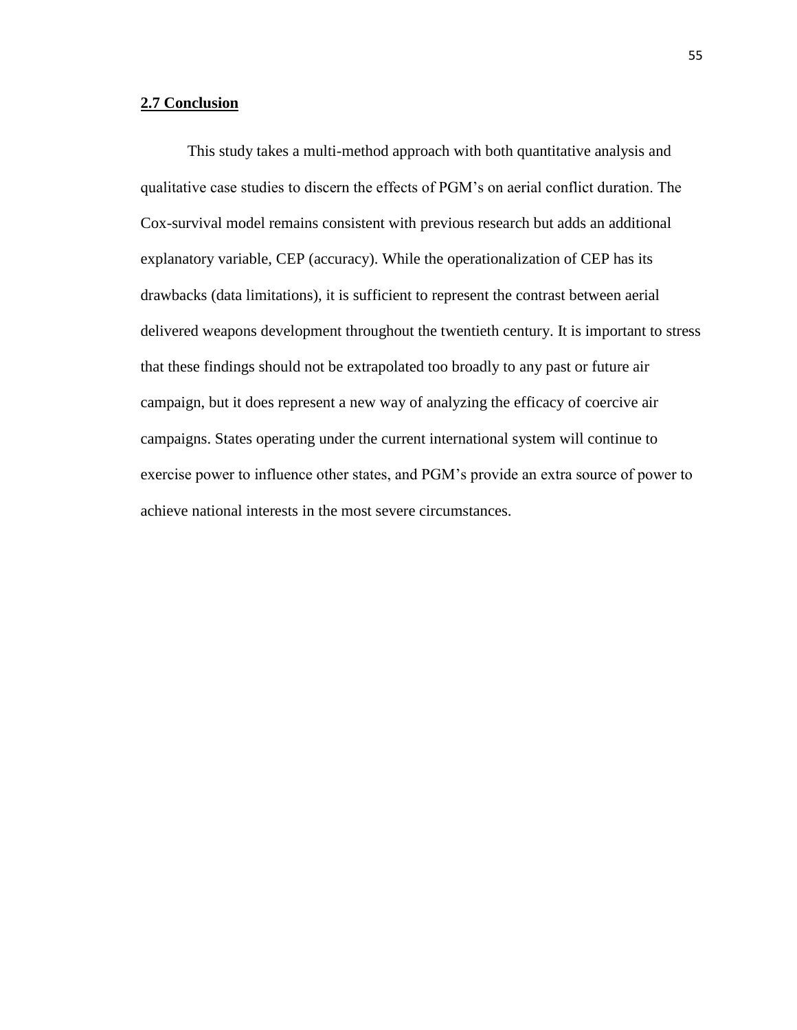## **2.7 Conclusion**

This study takes a multi-method approach with both quantitative analysis and qualitative case studies to discern the effects of PGM's on aerial conflict duration. The Cox-survival model remains consistent with previous research but adds an additional explanatory variable, CEP (accuracy). While the operationalization of CEP has its drawbacks (data limitations), it is sufficient to represent the contrast between aerial delivered weapons development throughout the twentieth century. It is important to stress that these findings should not be extrapolated too broadly to any past or future air campaign, but it does represent a new way of analyzing the efficacy of coercive air campaigns. States operating under the current international system will continue to exercise power to influence other states, and PGM's provide an extra source of power to achieve national interests in the most severe circumstances.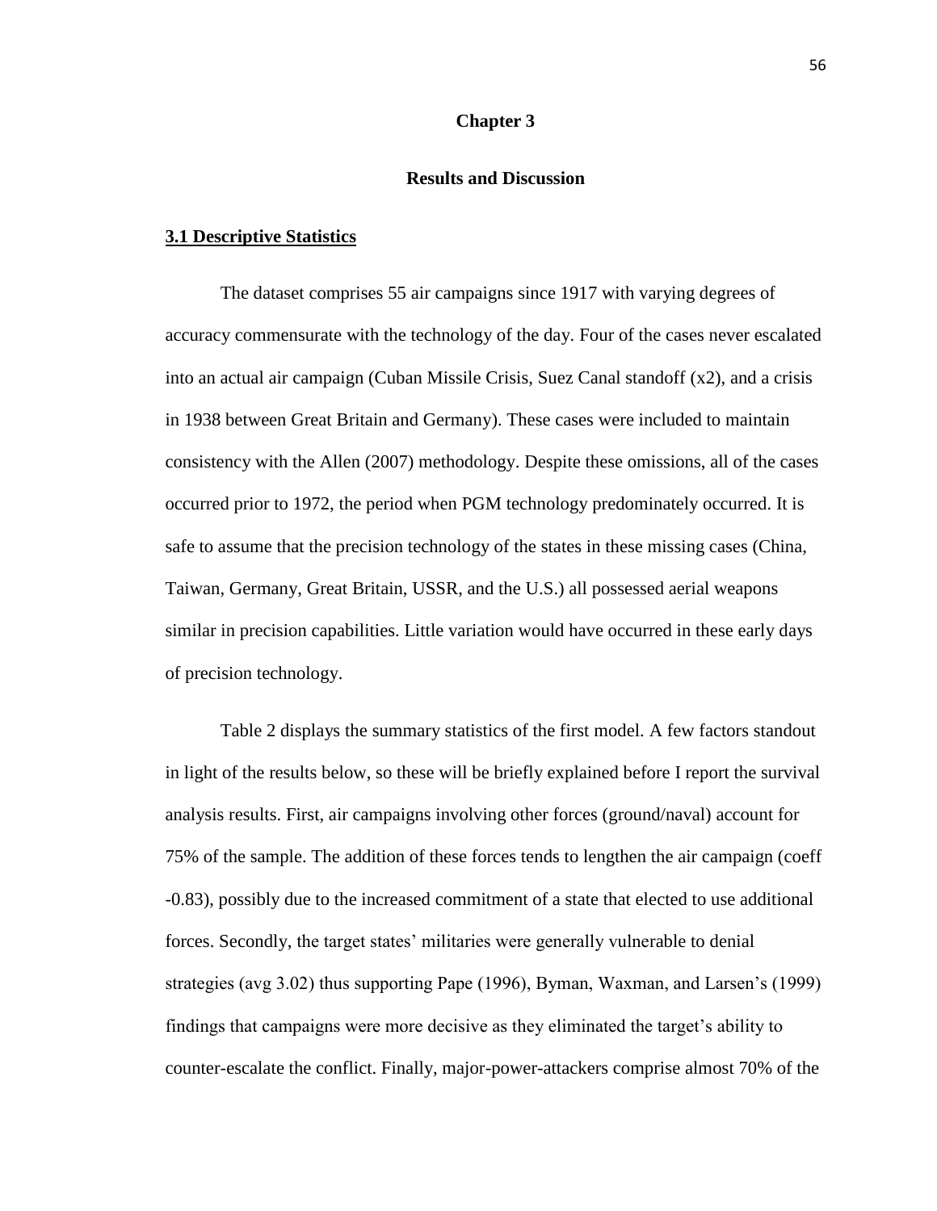# Chapter 3

## Results and Discussion

### 3.1 Descriptive Statistics

The dataset comprises 55 air campaigns since 1917 with varying degrees of accuracy commensurate with the technology of the day. Four of the cases never escalated into an actual air campaign (Cuban Missile Crisis, Suez Canal standoff (x2), and a crisis in 1938 between Great Britain and Germany). These cases were included to maintain consistency with the Allen (2007) methodology. Despite these omissions, all of the cases occurred prior to 1972, the period when PGM technology predominately occurred. It is safe to assume that the precision technology of the states in these missing cases (China, Taiwan, Germany, Great Britain, USSR, and the U.S.) all possessed aerial weapons similar in precision capabilities. Little variation would have occurred in these early days of precision technology.

Table 2 displays the summary statistics of the first model. A few factors standout in light of the results below, so these will be briefly explained before I report the survival analysis results. First, air campaigns involving other forces (ground/naval) account for 75% of the sample. The addition of these forces tends to lengthen the air campaign (coeff -0.83), possibly due to the increased commitment of a state that elected to use additional forces. Secondly, the target states' militaries were generally vulnerable to denial strategies (avg 3.02) thus supporting Pape (1996), Byman, Waxman, and Larsen's (1999) findings that campaigns were more decisive as they eliminated the target's ability to counter-escalate the conflict. Finally, major-power-attackers comprise almost 70% of the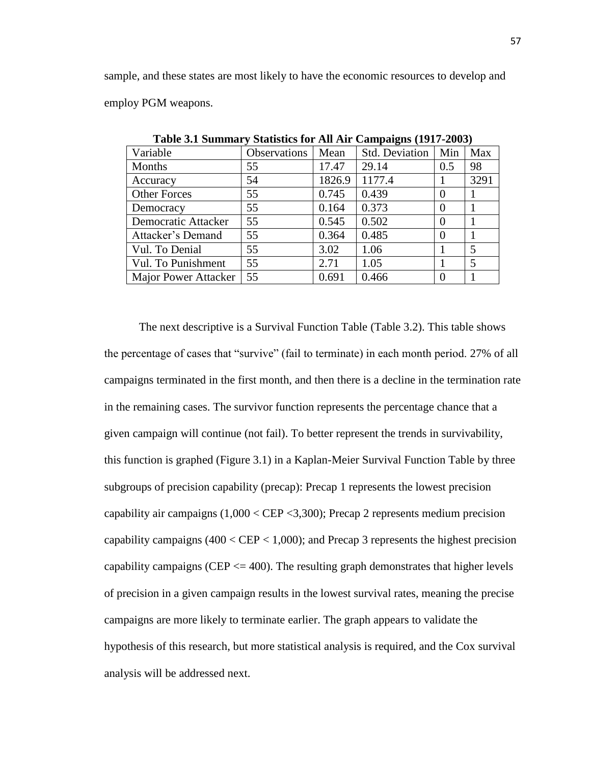sample, and these states are most likely to have the economic resources to develop and employ PGM weapons.

**Table 3.1 Summary Statistics for All Air Campaigns (1917-2003)**

| Variable | Observations | Mean | Std. Deviation | Min | Max |
| --- | --- | --- | --- | --- | --- |
| Months | 55 | 17.47 | 29.14 | 0.5 | 98 |
| Accuracy | 54 | 1826.9 | 1177.4 | 1 | 3291 |
| Other Forces | 55 | 0.745 | 0.439 | 0 | 1 |
| Democracy | 55 | 0.164 | 0.373 | 0 | 1 |
| Democratic Attacker | 55 | 0.545 | 0.502 | 0 | 1 |
| Attacker's Demand | 55 | 0.364 | 0.485 | 0 | 1 |
| Vul. To Denial | 55 | 3.02 | 1.06 | 1 | 5 |
| Vul. To Punishment | 55 | 2.71 | 1.05 | 1 | 5 |
| Major Power Attacker | 55 | 0.691 | 0.466 | 0 | 1 |

The next descriptive is a Survival Function Table (Table 3.2). This table shows the percentage of cases that "survive" (fail to terminate) in each month period. 27% of all campaigns terminated in the first month, and then there is a decline in the termination rate in the remaining cases. The survivor function represents the percentage chance that a given campaign will continue (not fail). To better represent the trends in survivability, this function is graphed (Figure 3.1) in a Kaplan-Meier Survival Function Table by three subgroups of precision capability (precap): Precap 1 represents the lowest precision capability air campaigns (1,000 < CEP <3,300); Precap 2 represents medium precision capability campaigns (400 < CEP < 1,000); and Precap 3 represents the highest precision capability campaigns (CEP <= 400). The resulting graph demonstrates that higher levels of precision in a given campaign results in the lowest survival rates, meaning the precise campaigns are more likely to terminate earlier. The graph appears to validate the hypothesis of this research, but more statistical analysis is required, and the Cox survival analysis will be addressed next.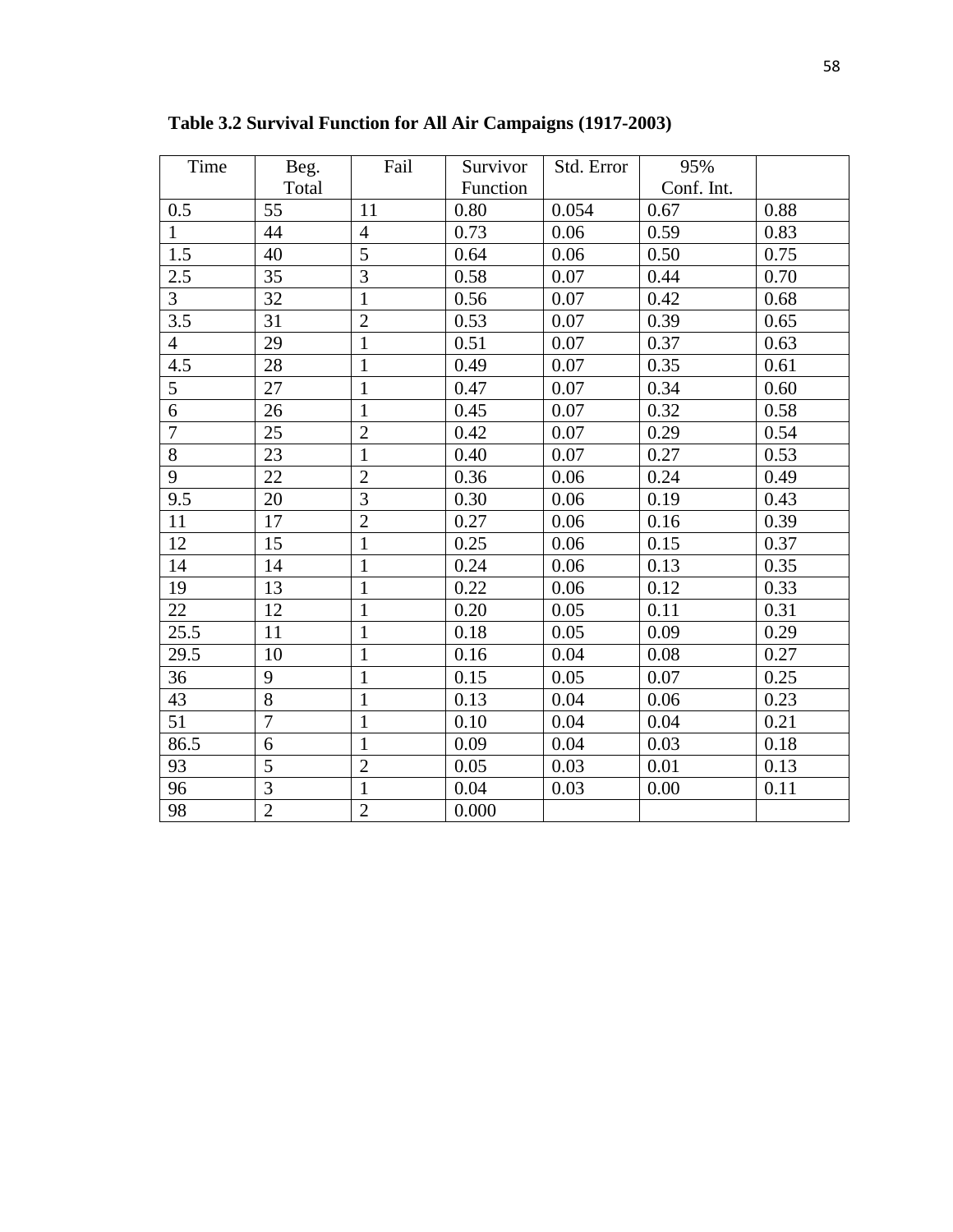**Table 3.2 Survival Function for All Air Campaigns (1917-2003)**

| Time | Beg. Total | Fail | Survivor Function | Std. Error | 95% Conf. Int. | |
|---|---|---|---|---|---|---|
| 0.5 | 55 | 11 | 0.80 | 0.054 | 0.67 | 0.88 |
| 1 | 44 | 4 | 0.73 | 0.06 | 0.59 | 0.83 |
| 1.5 | 40 | 5 | 0.64 | 0.06 | 0.50 | 0.75 |
| 2.5 | 35 | 3 | 0.58 | 0.07 | 0.44 | 0.70 |
| 3 | 32 | 1 | 0.56 | 0.07 | 0.42 | 0.68 |
| 3.5 | 31 | 2 | 0.53 | 0.07 | 0.39 | 0.65 |
| 4 | 29 | 1 | 0.51 | 0.07 | 0.37 | 0.63 |
| 4.5 | 28 | 1 | 0.49 | 0.07 | 0.35 | 0.61 |
| 5 | 27 | 1 | 0.47 | 0.07 | 0.34 | 0.60 |
| 6 | 26 | 1 | 0.45 | 0.07 | 0.32 | 0.58 |
| 7 | 25 | 2 | 0.42 | 0.07 | 0.29 | 0.54 |
| 8 | 23 | 1 | 0.40 | 0.07 | 0.27 | 0.53 |
| 9 | 22 | 2 | 0.36 | 0.06 | 0.24 | 0.49 |
| 9.5 | 20 | 3 | 0.30 | 0.06 | 0.19 | 0.43 |
| 11 | 17 | 2 | 0.27 | 0.06 | 0.16 | 0.39 |
| 12 | 15 | 1 | 0.25 | 0.06 | 0.15 | 0.37 |
| 14 | 14 | 1 | 0.24 | 0.06 | 0.13 | 0.35 |
| 19 | 13 | 1 | 0.22 | 0.06 | 0.12 | 0.33 |
| 22 | 12 | 1 | 0.20 | 0.05 | 0.11 | 0.31 |
| 25.5 | 11 | 1 | 0.18 | 0.05 | 0.09 | 0.29 |
| 29.5 | 10 | 1 | 0.16 | 0.04 | 0.08 | 0.27 |
| 36 | 9 | 1 | 0.15 | 0.05 | 0.07 | 0.25 |
| 43 | 8 | 1 | 0.13 | 0.04 | 0.06 | 0.23 |
| 51 | 7 | 1 | 0.10 | 0.04 | 0.04 | 0.21 |
| 86.5 | 6 | 1 | 0.09 | 0.04 | 0.03 | 0.18 |
| 93 | 5 | 2 | 0.05 | 0.03 | 0.01 | 0.13 |
| 96 | 3 | 1 | 0.04 | 0.03 | 0.00 | 0.11 |
| 98 | 2 | 2 | 0.000 | | | |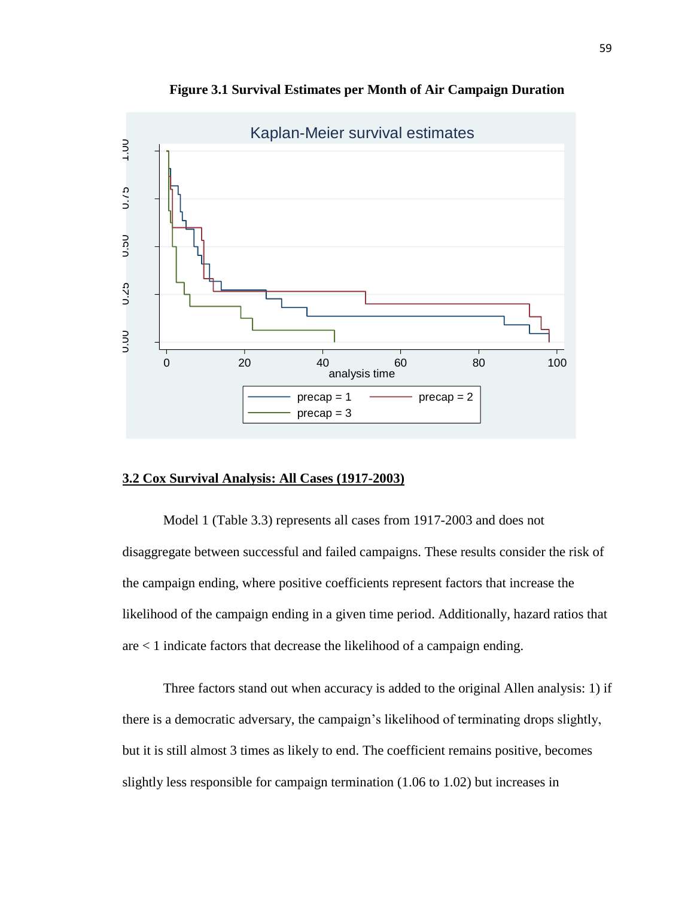**Figure 3.1 Survival Estimates per Month of Air Campaign Duration**

## 3.2 Cox Survival Analysis: All Cases (1917-2003)

Model 1 (Table 3.3) represents all cases from 1917-2003 and does not disaggregate between successful and failed campaigns. These results consider the risk of the campaign ending, where positive coefficients represent factors that increase the likelihood of the campaign ending in a given time period. Additionally, hazard ratios that are < 1 indicate factors that decrease the likelihood of a campaign ending.

Three factors stand out when accuracy is added to the original Allen analysis: 1) if there is a democratic adversary, the campaign's likelihood of terminating drops slightly, but it is still almost 3 times as likely to end. The coefficient remains positive, becomes slightly less responsible for campaign termination (1.06 to 1.02) but increases in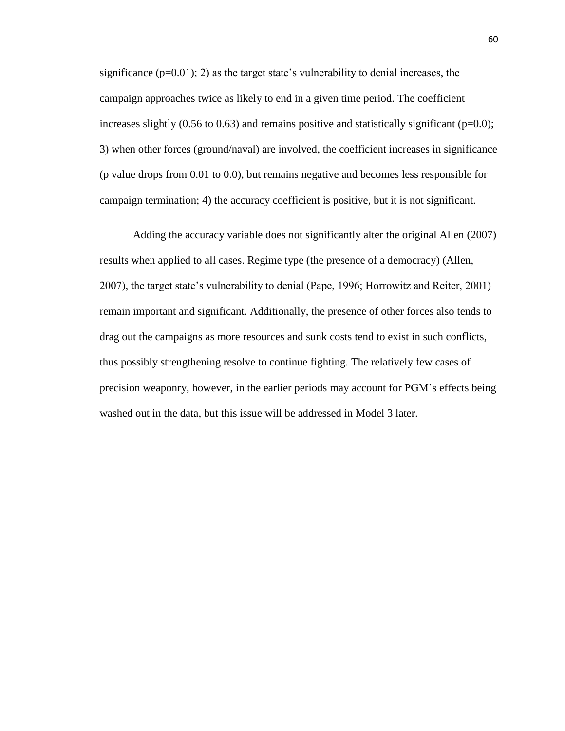significance ($p=0.01$); 2) as the target state's vulnerability to denial increases, the campaign approaches twice as likely to end in a given time period. The coefficient increases slightly (0.56 to 0.63) and remains positive and statistically significant ($p=0.0$); 3) when other forces (ground/naval) are involved, the coefficient increases in significance (p value drops from 0.01 to 0.0), but remains negative and becomes less responsible for campaign termination; 4) the accuracy coefficient is positive, but it is not significant.

Adding the accuracy variable does not significantly alter the original Allen (2007) results when applied to all cases. Regime type (the presence of a democracy) (Allen, 2007), the target state's vulnerability to denial (Pape, 1996; Horrowitz and Reiter, 2001) remain important and significant. Additionally, the presence of other forces also tends to drag out the campaigns as more resources and sunk costs tend to exist in such conflicts, thus possibly strengthening resolve to continue fighting. The relatively few cases of precision weaponry, however, in the earlier periods may account for PGM's effects being washed out in the data, but this issue will be addressed in Model 3 later.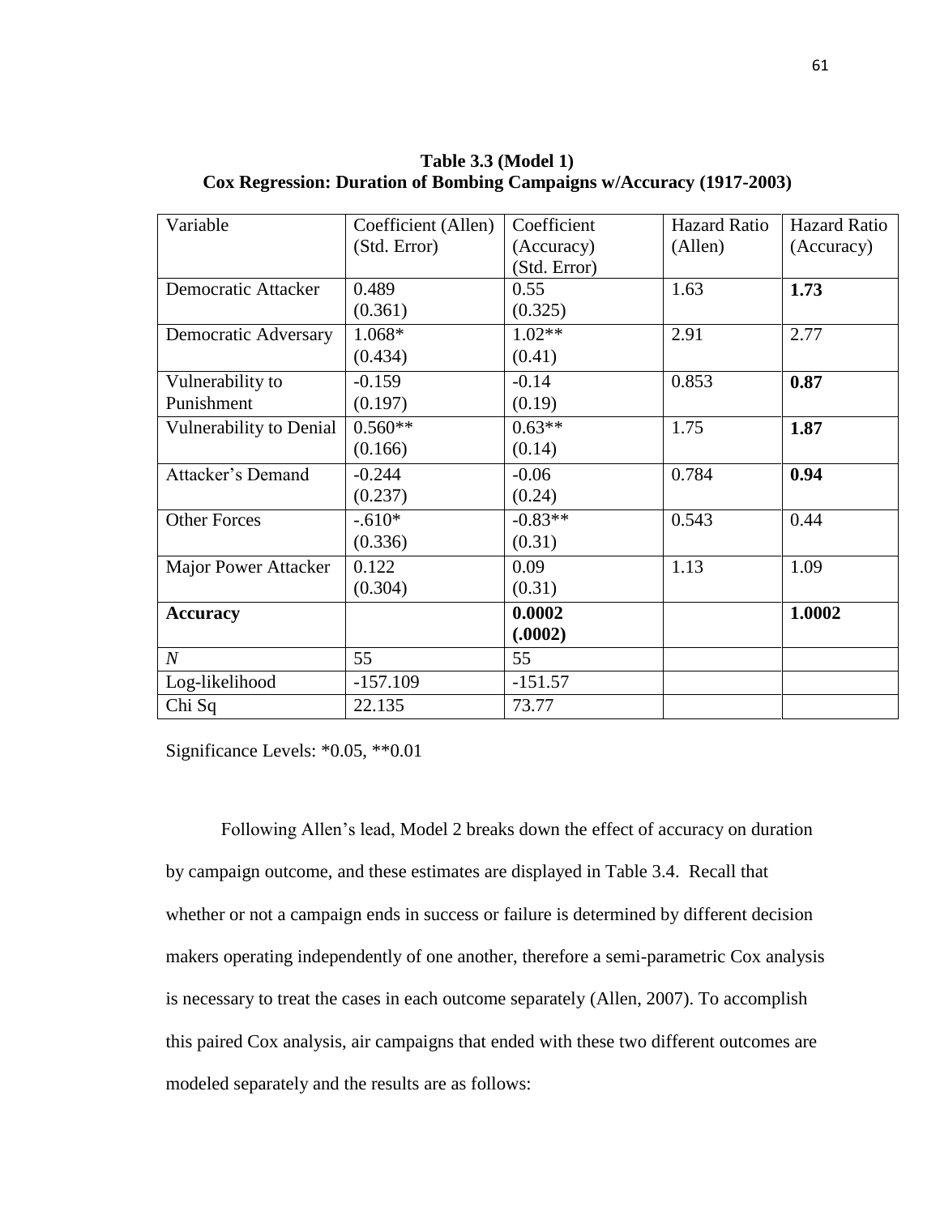**Table 3.3 (Model 1)**
**Cox Regression: Duration of Bombing Campaigns w/Accuracy (1917-2003)**

| Variable | Coefficient (Allen) (Std. Error) | Coefficient (Accuracy) (Std. Error) | Hazard Ratio (Allen) | Hazard Ratio (Accuracy) |
|---|---|---|---|---|
| Democratic Attacker | 0.489 (0.361) | 0.55 (0.325) | 1.63 | **1.73** |
| Democratic Adversary | 1.068* (0.434) | 1.02** (0.41) | 2.91 | 2.77 |
| Vulnerability to Punishment | -0.159 (0.197) | -0.14 (0.19) | 0.853 | **0.87** |
| Vulnerability to Denial | 0.560** (0.166) | 0.63** (0.14) | 1.75 | **1.87** |
| Attacker's Demand | -0.244 (0.237) | -0.06 (0.24) | 0.784 | **0.94** |
| Other Forces | -.610* (0.336) | -0.83** (0.31) | 0.543 | 0.44 |
| Major Power Attacker | 0.122 (0.304) | 0.09 (0.31) | 1.13 | 1.09 |
| **Accuracy** | | **0.0002 (.0002)** | | **1.0002** |
| *N* | 55 | 55 | | |
| Log-likelihood | -157.109 | -151.57 | | |
| Chi Sq | 22.135 | 73.77 | | |

Significance Levels: *0.05, **0.01

Following Allen's lead, Model 2 breaks down the effect of accuracy on duration by campaign outcome, and these estimates are displayed in Table 3.4. Recall that whether or not a campaign ends in success or failure is determined by different decision makers operating independently of one another, therefore a semi-parametric Cox analysis is necessary to treat the cases in each outcome separately (Allen, 2007). To accomplish this paired Cox analysis, air campaigns that ended with these two different outcomes are modeled separately and the results are as follows: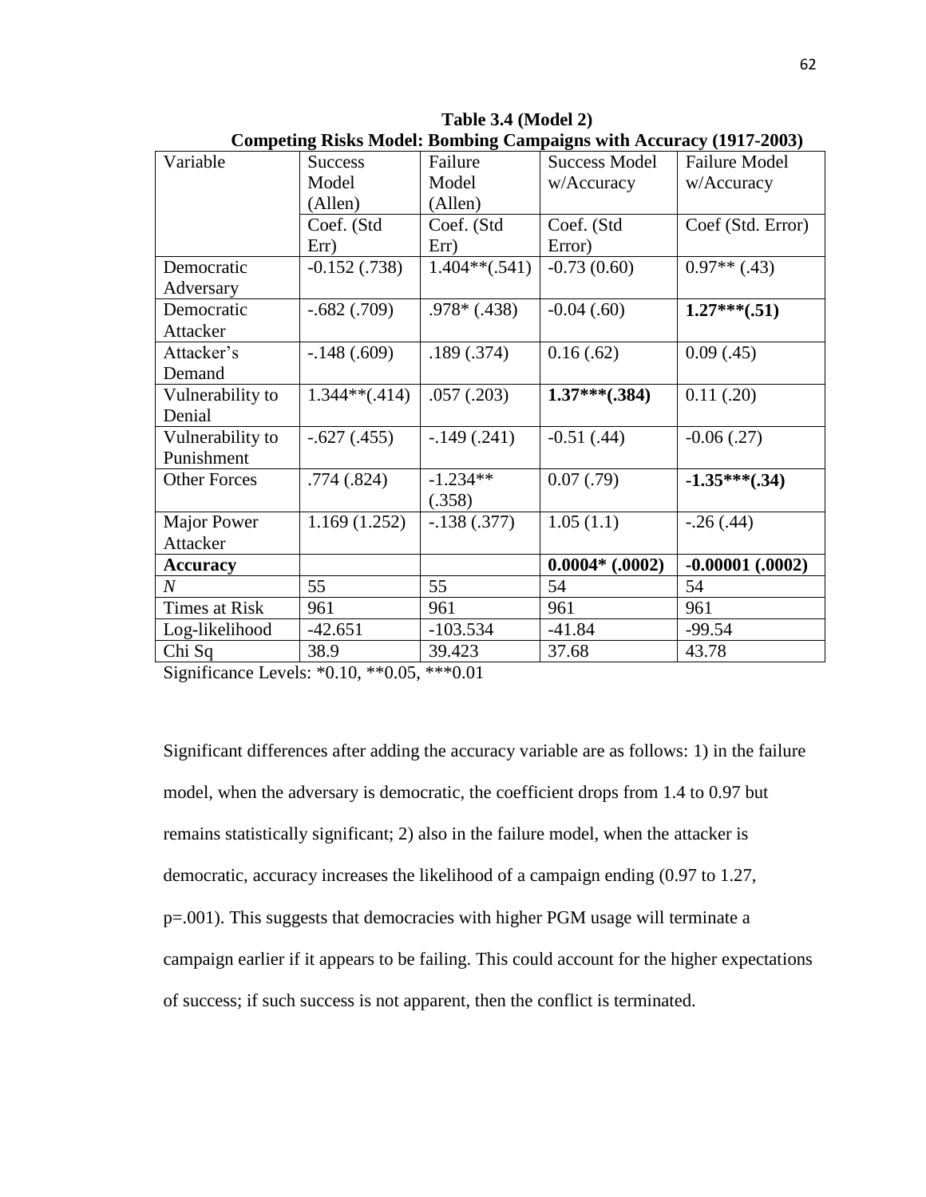**Table 3.4 (Model 2)**

**Competing Risks Model: Bombing Campaigns with Accuracy (1917-2003)**

| Variable | Success Model (Allen) | Failure Model (Allen) | Success Model w/Accuracy | Failure Model w/Accuracy |
|---|---|---|---|---|
| | Coef. (Std Err) | Coef. (Std Err) | Coef. (Std Error) | Coef (Std. Error) |
| Democratic Adversary | -0.152 (.738) | 1.404**(.541) | -0.73 (0.60) | 0.97** (.43) |
| Democratic Attacker | -.682 (.709) | .978* (.438) | -0.04 (.60) | **1.27***(.51)** |
| Attacker's Demand | -.148 (.609) | .189 (.374) | 0.16 (.62) | 0.09 (.45) |
| Vulnerability to Denial | 1.344**(.414) | .057 (.203) | **1.37***(.384)** | 0.11 (.20) |
| Vulnerability to Punishment | -.627 (.455) | -.149 (.241) | -0.51 (.44) | -0.06 (.27) |
| Other Forces | .774 (.824) | -1.234** (.358) | 0.07 (.79) | **-1.35***(.34)** |
| Major Power Attacker | 1.169 (1.252) | -.138 (.377) | 1.05 (1.1) | -.26 (.44) |
| **Accuracy** | | | **0.0004* (.0002)** | **-0.00001 (.0002)** |
| *N* | 55 | 55 | 54 | 54 |
| Times at Risk | 961 | 961 | 961 | 961 |
| Log-likelihood | -42.651 | -103.534 | -41.84 | -99.54 |
| Chi Sq | 38.9 | 39.423 | 37.68 | 43.78 |

Significance Levels: *0.10, **0.05, ***0.01

Significant differences after adding the accuracy variable are as follows: 1) in the failure model, when the adversary is democratic, the coefficient drops from 1.4 to 0.97 but remains statistically significant; 2) also in the failure model, when the attacker is democratic, accuracy increases the likelihood of a campaign ending (0.97 to 1.27, p=.001). This suggests that democracies with higher PGM usage will terminate a campaign earlier if it appears to be failing. This could account for the higher expectations of success; if such success is not apparent, then the conflict is terminated.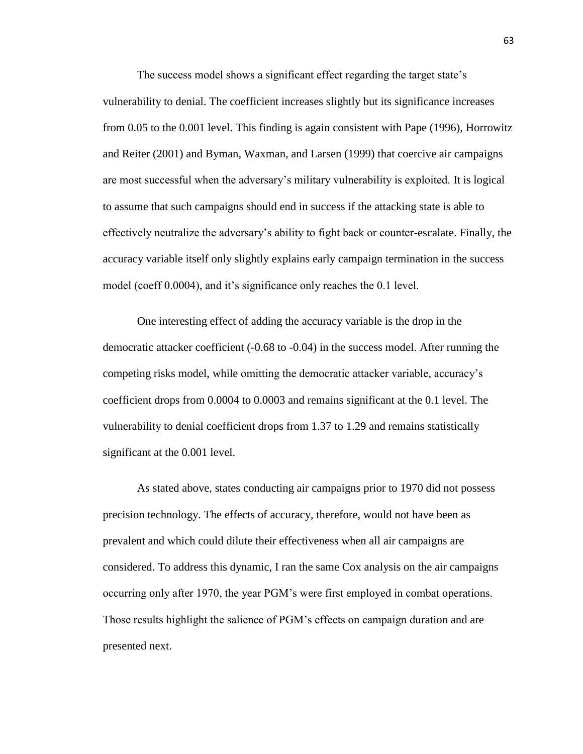The success model shows a significant effect regarding the target state's vulnerability to denial. The coefficient increases slightly but its significance increases from 0.05 to the 0.001 level. This finding is again consistent with Pape (1996), Horrowitz and Reiter (2001) and Byman, Waxman, and Larsen (1999) that coercive air campaigns are most successful when the adversary's military vulnerability is exploited. It is logical to assume that such campaigns should end in success if the attacking state is able to effectively neutralize the adversary's ability to fight back or counter-escalate. Finally, the accuracy variable itself only slightly explains early campaign termination in the success model (coeff 0.0004), and it's significance only reaches the 0.1 level.

One interesting effect of adding the accuracy variable is the drop in the democratic attacker coefficient (-0.68 to -0.04) in the success model. After running the competing risks model, while omitting the democratic attacker variable, accuracy's coefficient drops from 0.0004 to 0.0003 and remains significant at the 0.1 level. The vulnerability to denial coefficient drops from 1.37 to 1.29 and remains statistically significant at the 0.001 level.

As stated above, states conducting air campaigns prior to 1970 did not possess precision technology. The effects of accuracy, therefore, would not have been as prevalent and which could dilute their effectiveness when all air campaigns are considered. To address this dynamic, I ran the same Cox analysis on the air campaigns occurring only after 1970, the year PGM's were first employed in combat operations. Those results highlight the salience of PGM's effects on campaign duration and are presented next.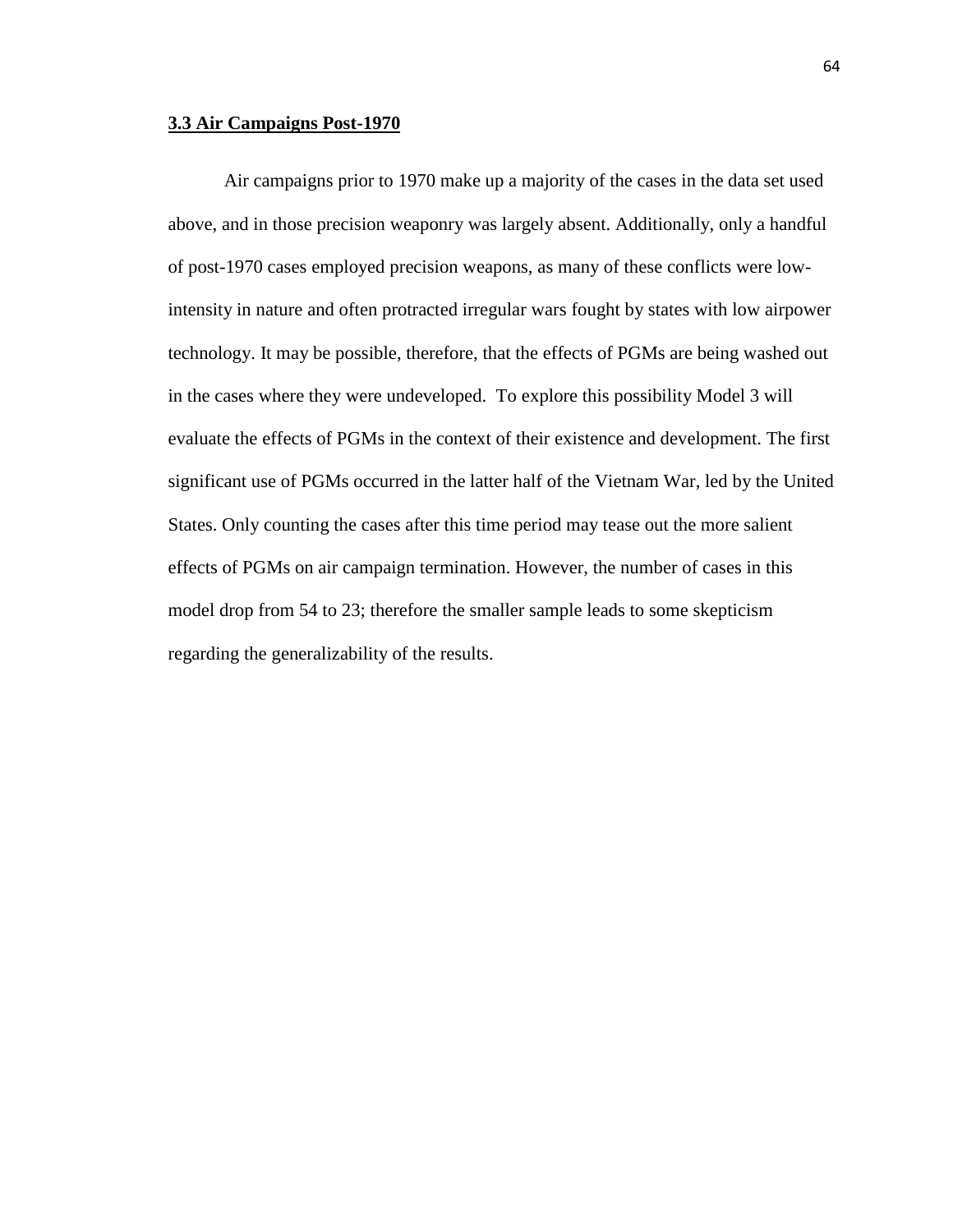## 3.3 Air Campaigns Post-1970

Air campaigns prior to 1970 make up a majority of the cases in the data set used above, and in those precision weaponry was largely absent. Additionally, only a handful of post-1970 cases employed precision weapons, as many of these conflicts were low-intensity in nature and often protracted irregular wars fought by states with low airpower technology. It may be possible, therefore, that the effects of PGMs are being washed out in the cases where they were undeveloped. To explore this possibility Model 3 will evaluate the effects of PGMs in the context of their existence and development. The first significant use of PGMs occurred in the latter half of the Vietnam War, led by the United States. Only counting the cases after this time period may tease out the more salient effects of PGMs on air campaign termination. However, the number of cases in this model drop from 54 to 23; therefore the smaller sample leads to some skepticism regarding the generalizability of the results.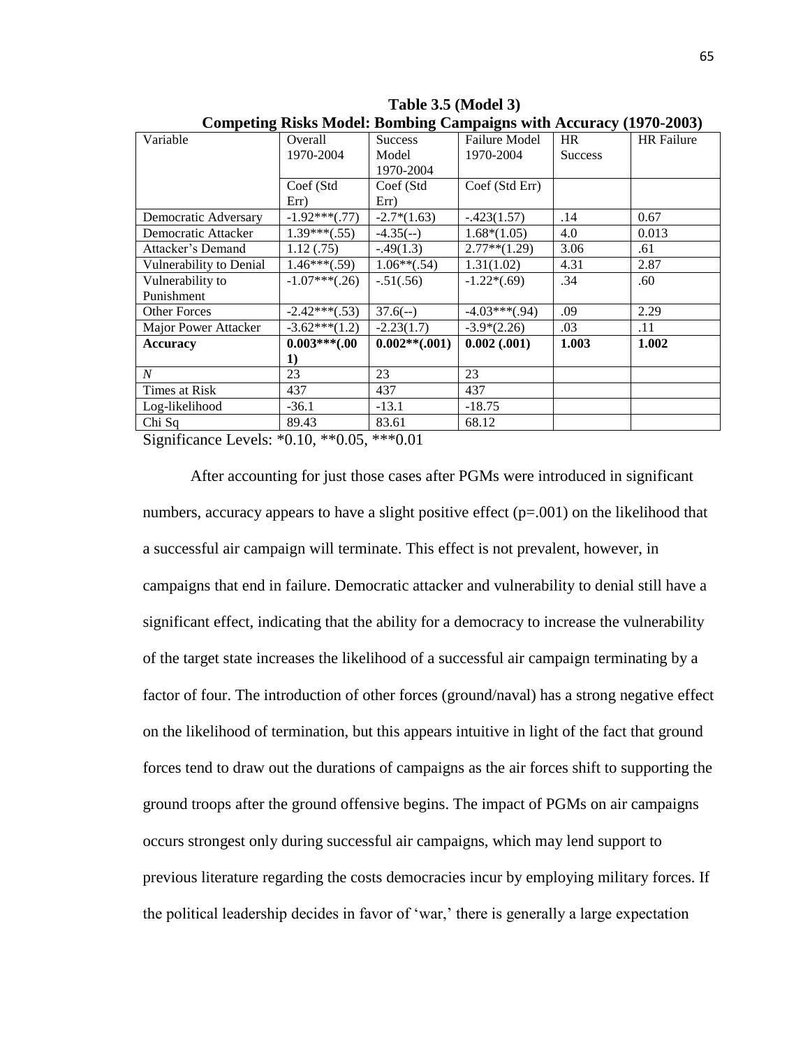**Table 3.5 (Model 3)**

**Competing Risks Model: Bombing Campaigns with Accuracy (1970-2003)**

| Variable | Overall 1970-2004 | Success Model 1970-2004 | Failure Model 1970-2004 | HR Success | HR Failure |
|---|---|---|---|---|---|
| | Coef (Std Err) | Coef (Std Err) | Coef (Std Err) | | |
| Democratic Adversary | -1.92***(.77) | -2.7*(1.63) | -.423(1.57) | .14 | 0.67 |
| Democratic Attacker | 1.39***(.55) | -4.35(--) | 1.68*(1.05) | 4.0 | 0.013 |
| Attacker's Demand | 1.12 (.75) | -.49(1.3) | 2.77**(1.29) | 3.06 | .61 |
| Vulnerability to Denial | 1.46***(.59) | 1.06**(.54) | 1.31(1.02) | 4.31 | 2.87 |
| Vulnerability to Punishment | -1.07***(.26) | -.51(.56) | -1.22*(.69) | .34 | .60 |
| Other Forces | -2.42***(.53) | 37.6(--) | -4.03***(.94) | .09 | 2.29 |
| Major Power Attacker | -3.62***(1.2) | -2.23(1.7) | -3.9*(2.26) | .03 | .11 |
| **Accuracy** | **0.003***(.001)** | **0.002**(.001)** | **0.002 (.001)** | **1.003** | **1.002** |
| *N* | 23 | 23 | 23 | | |
| Times at Risk | 437 | 437 | 437 | | |
| Log-likelihood | -36.1 | -13.1 | -18.75 | | |
| Chi Sq | 89.43 | 83.61 | 68.12 | | |

Significance Levels: *0.10, **0.05, ***0.01

After accounting for just those cases after PGMs were introduced in significant numbers, accuracy appears to have a slight positive effect ($p=.001$) on the likelihood that a successful air campaign will terminate. This effect is not prevalent, however, in campaigns that end in failure. Democratic attacker and vulnerability to denial still have a significant effect, indicating that the ability for a democracy to increase the vulnerability of the target state increases the likelihood of a successful air campaign terminating by a factor of four. The introduction of other forces (ground/naval) has a strong negative effect on the likelihood of termination, but this appears intuitive in light of the fact that ground forces tend to draw out the durations of campaigns as the air forces shift to supporting the ground troops after the ground offensive begins. The impact of PGMs on air campaigns occurs strongest only during successful air campaigns, which may lend support to previous literature regarding the costs democracies incur by employing military forces. If the political leadership decides in favor of 'war,' there is generally a large expectation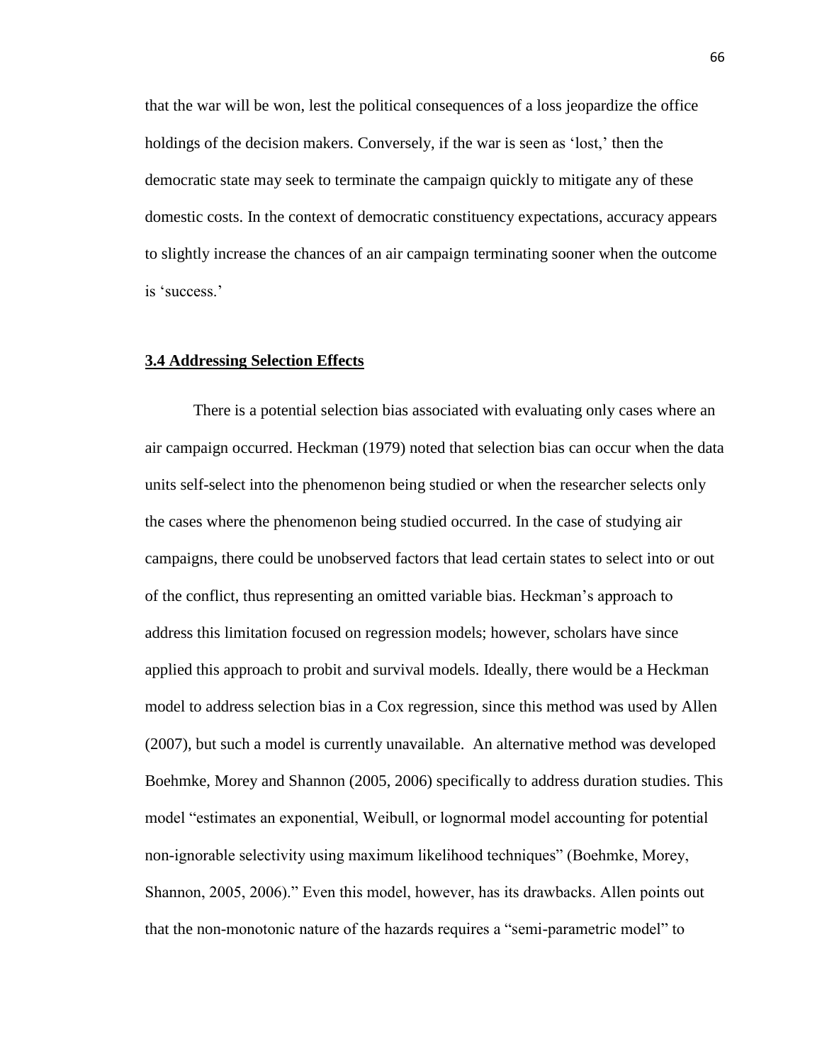that the war will be won, lest the political consequences of a loss jeopardize the office holdings of the decision makers. Conversely, if the war is seen as 'lost,' then the democratic state may seek to terminate the campaign quickly to mitigate any of these domestic costs. In the context of democratic constituency expectations, accuracy appears to slightly increase the chances of an air campaign terminating sooner when the outcome is 'success.'

## **3.4 Addressing Selection Effects**

There is a potential selection bias associated with evaluating only cases where an air campaign occurred. Heckman (1979) noted that selection bias can occur when the data units self-select into the phenomenon being studied or when the researcher selects only the cases where the phenomenon being studied occurred. In the case of studying air campaigns, there could be unobserved factors that lead certain states to select into or out of the conflict, thus representing an omitted variable bias. Heckman's approach to address this limitation focused on regression models; however, scholars have since applied this approach to probit and survival models. Ideally, there would be a Heckman model to address selection bias in a Cox regression, since this method was used by Allen (2007), but such a model is currently unavailable. An alternative method was developed Boehmke, Morey and Shannon (2005, 2006) specifically to address duration studies. This model "estimates an exponential, Weibull, or lognormal model accounting for potential non-ignorable selectivity using maximum likelihood techniques" (Boehmke, Morey, Shannon, 2005, 2006)." Even this model, however, has its drawbacks. Allen points out that the non-monotonic nature of the hazards requires a "semi-parametric model" to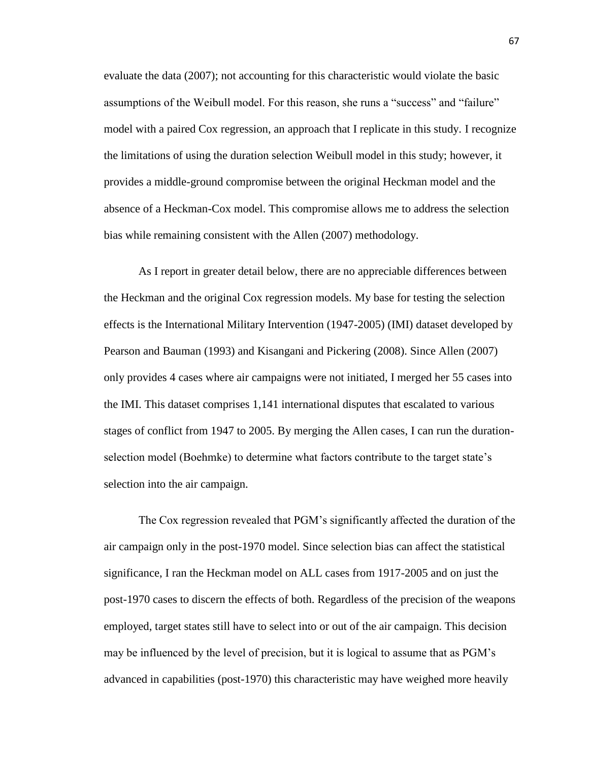evaluate the data (2007); not accounting for this characteristic would violate the basic assumptions of the Weibull model. For this reason, she runs a "success" and "failure" model with a paired Cox regression, an approach that I replicate in this study. I recognize the limitations of using the duration selection Weibull model in this study; however, it provides a middle-ground compromise between the original Heckman model and the absence of a Heckman-Cox model. This compromise allows me to address the selection bias while remaining consistent with the Allen (2007) methodology.

As I report in greater detail below, there are no appreciable differences between the Heckman and the original Cox regression models. My base for testing the selection effects is the International Military Intervention (1947-2005) (IMI) dataset developed by Pearson and Bauman (1993) and Kisangani and Pickering (2008). Since Allen (2007) only provides 4 cases where air campaigns were not initiated, I merged her 55 cases into the IMI. This dataset comprises 1,141 international disputes that escalated to various stages of conflict from 1947 to 2005. By merging the Allen cases, I can run the duration-selection model (Boehmke) to determine what factors contribute to the target state's selection into the air campaign.

The Cox regression revealed that PGM's significantly affected the duration of the air campaign only in the post-1970 model. Since selection bias can affect the statistical significance, I ran the Heckman model on ALL cases from 1917-2005 and on just the post-1970 cases to discern the effects of both. Regardless of the precision of the weapons employed, target states still have to select into or out of the air campaign. This decision may be influenced by the level of precision, but it is logical to assume that as PGM's advanced in capabilities (post-1970) this characteristic may have weighed more heavily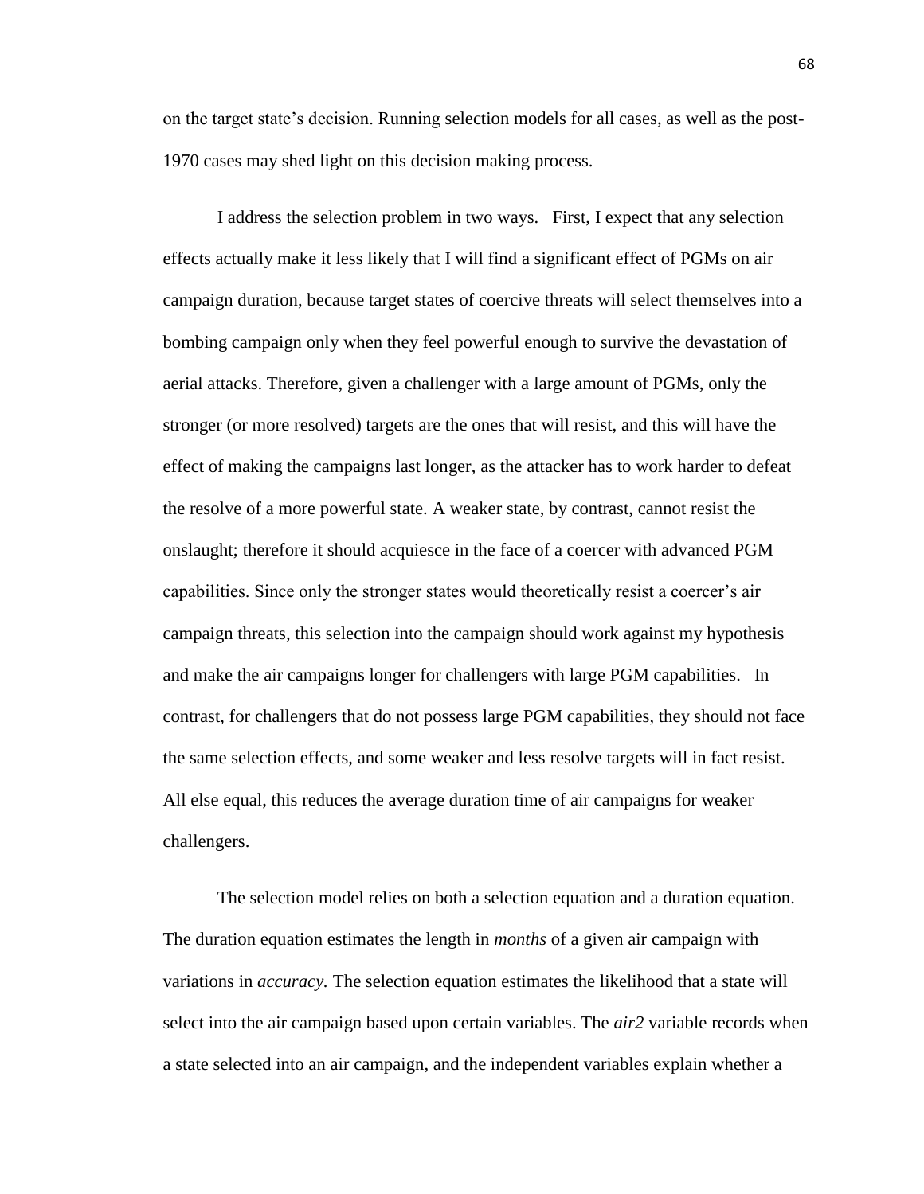on the target state's decision. Running selection models for all cases, as well as the post-1970 cases may shed light on this decision making process.

I address the selection problem in two ways. First, I expect that any selection effects actually make it less likely that I will find a significant effect of PGMs on air campaign duration, because target states of coercive threats will select themselves into a bombing campaign only when they feel powerful enough to survive the devastation of aerial attacks. Therefore, given a challenger with a large amount of PGMs, only the stronger (or more resolved) targets are the ones that will resist, and this will have the effect of making the campaigns last longer, as the attacker has to work harder to defeat the resolve of a more powerful state. A weaker state, by contrast, cannot resist the onslaught; therefore it should acquiesce in the face of a coercer with advanced PGM capabilities. Since only the stronger states would theoretically resist a coercer's air campaign threats, this selection into the campaign should work against my hypothesis and make the air campaigns longer for challengers with large PGM capabilities. In contrast, for challengers that do not possess large PGM capabilities, they should not face the same selection effects, and some weaker and less resolve targets will in fact resist. All else equal, this reduces the average duration time of air campaigns for weaker challengers.

The selection model relies on both a selection equation and a duration equation. The duration equation estimates the length in *months* of a given air campaign with variations in *accuracy.* The selection equation estimates the likelihood that a state will select into the air campaign based upon certain variables. The *air2* variable records when a state selected into an air campaign, and the independent variables explain whether a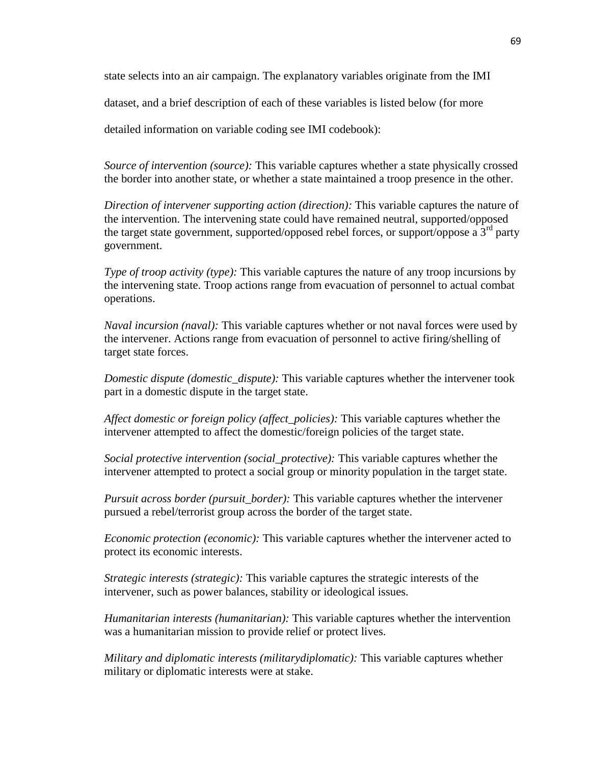state selects into an air campaign. The explanatory variables originate from the IMI dataset, and a brief description of each of these variables is listed below (for more detailed information on variable coding see IMI codebook):

*Source of intervention (source):* This variable captures whether a state physically crossed the border into another state, or whether a state maintained a troop presence in the other.

*Direction of intervener supporting action (direction):* This variable captures the nature of the intervention. The intervening state could have remained neutral, supported/opposed the target state government, supported/opposed rebel forces, or support/oppose a 3rd party government.

*Type of troop activity (type):* This variable captures the nature of any troop incursions by the intervening state. Troop actions range from evacuation of personnel to actual combat operations.

*Naval incursion (naval):* This variable captures whether or not naval forces were used by the intervener. Actions range from evacuation of personnel to active firing/shelling of target state forces.

*Domestic dispute (domestic_dispute):* This variable captures whether the intervener took part in a domestic dispute in the target state.

*Affect domestic or foreign policy (affect_policies):* This variable captures whether the intervener attempted to affect the domestic/foreign policies of the target state.

*Social protective intervention (social_protective):* This variable captures whether the intervener attempted to protect a social group or minority population in the target state.

*Pursuit across border (pursuit_border):* This variable captures whether the intervener pursued a rebel/terrorist group across the border of the target state.

*Economic protection (economic):* This variable captures whether the intervener acted to protect its economic interests.

*Strategic interests (strategic):* This variable captures the strategic interests of the intervener, such as power balances, stability or ideological issues.

*Humanitarian interests (humanitarian):* This variable captures whether the intervention was a humanitarian mission to provide relief or protect lives.

*Military and diplomatic interests (militarydiplomatic):* This variable captures whether military or diplomatic interests were at stake.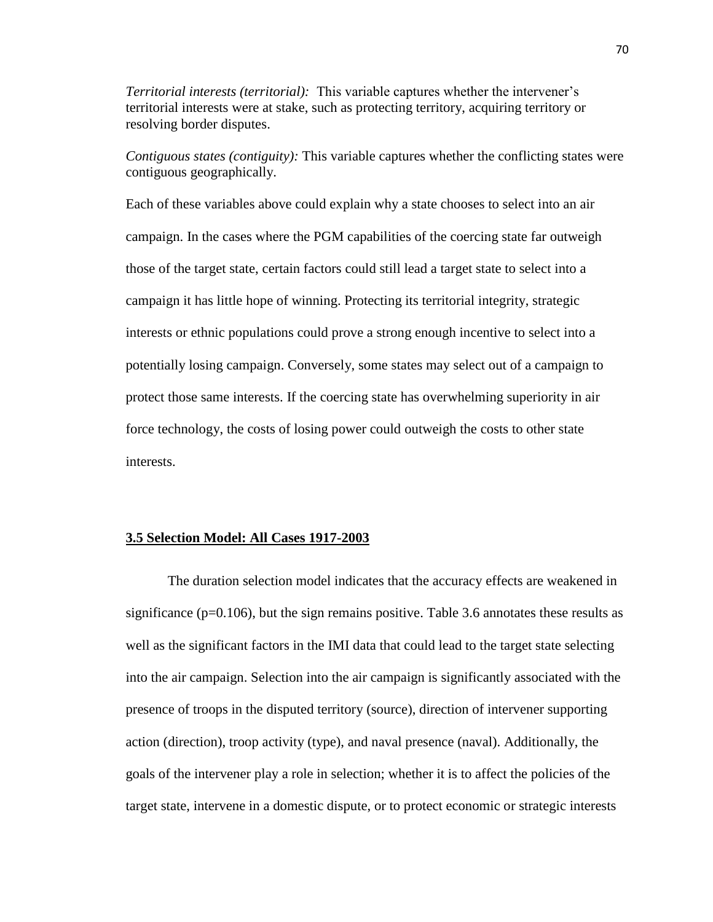*Territorial interests (territorial):* This variable captures whether the intervener's territorial interests were at stake, such as protecting territory, acquiring territory or resolving border disputes.

*Contiguous states (contiguity):* This variable captures whether the conflicting states were contiguous geographically.

Each of these variables above could explain why a state chooses to select into an air campaign. In the cases where the PGM capabilities of the coercing state far outweigh those of the target state, certain factors could still lead a target state to select into a campaign it has little hope of winning. Protecting its territorial integrity, strategic interests or ethnic populations could prove a strong enough incentive to select into a potentially losing campaign. Conversely, some states may select out of a campaign to protect those same interests. If the coercing state has overwhelming superiority in air force technology, the costs of losing power could outweigh the costs to other state interests.

## 3.5 Selection Model: All Cases 1917-2003

The duration selection model indicates that the accuracy effects are weakened in significance ($p=0.106$), but the sign remains positive. Table 3.6 annotates these results as well as the significant factors in the IMI data that could lead to the target state selecting into the air campaign. Selection into the air campaign is significantly associated with the presence of troops in the disputed territory (source), direction of intervener supporting action (direction), troop activity (type), and naval presence (naval). Additionally, the goals of the intervener play a role in selection; whether it is to affect the policies of the target state, intervene in a domestic dispute, or to protect economic or strategic interests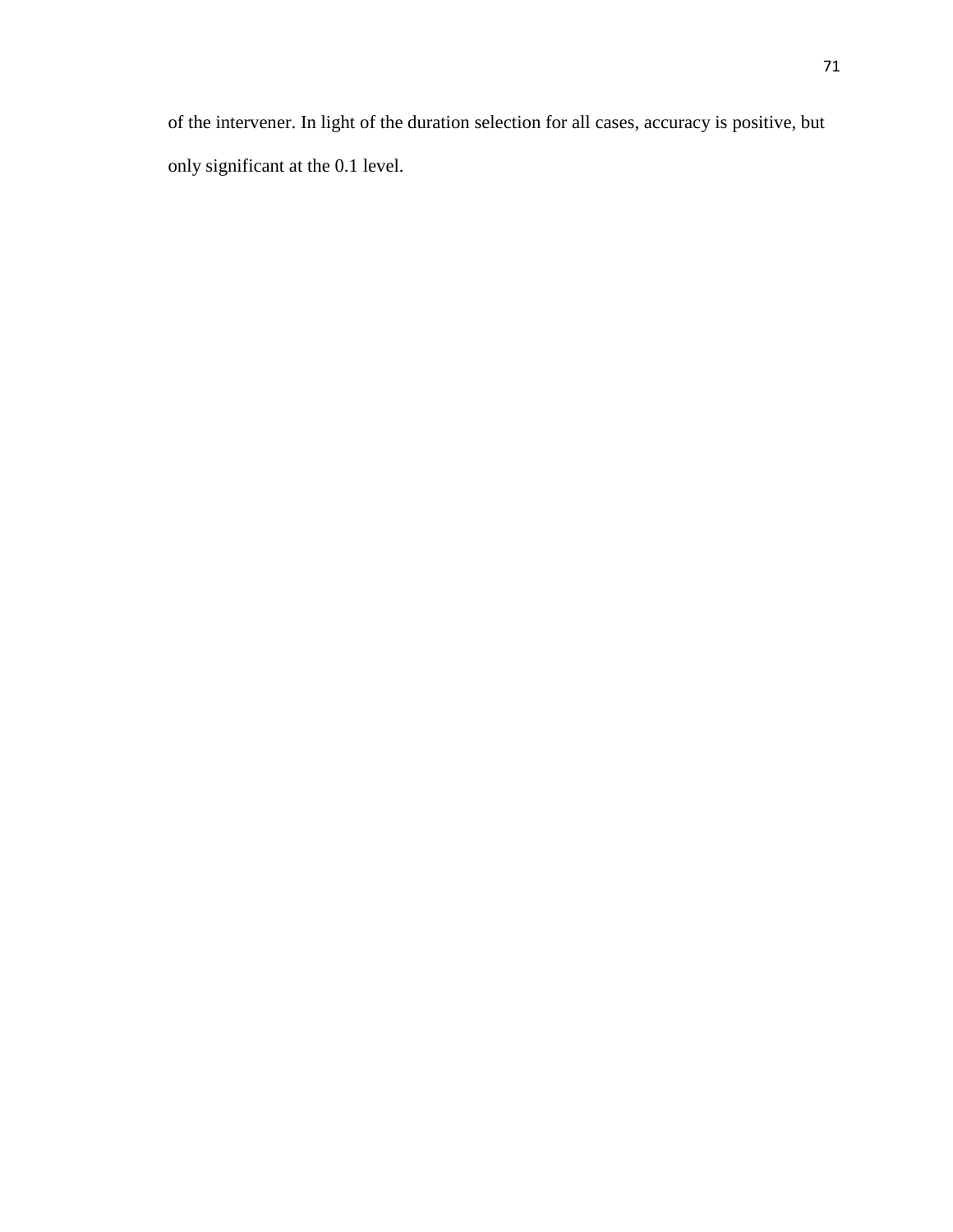of the intervener. In light of the duration selection for all cases, accuracy is positive, but only significant at the 0.1 level.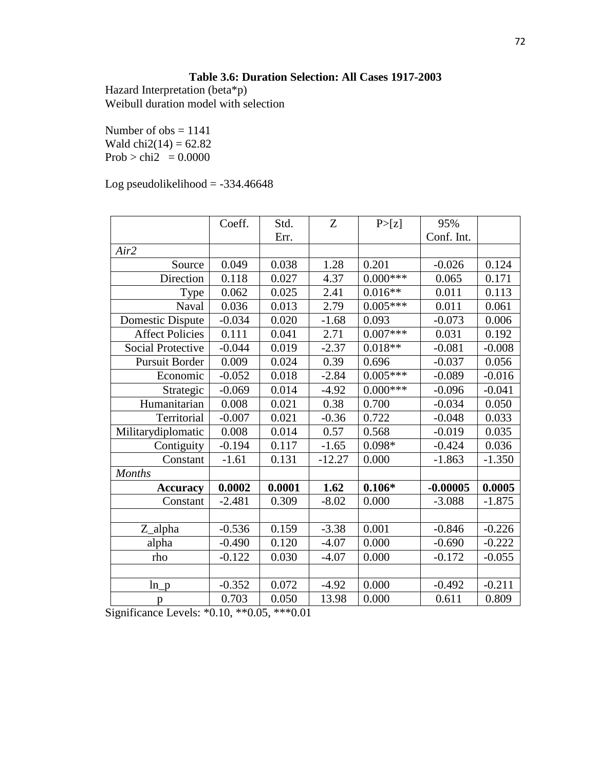**Table 3.6: Duration Selection: All Cases 1917-2003**

Hazard Interpretation (beta*p)
Weibull duration model with selection

Number of obs = 1141
Wald chi2(14) = 62.82
Prob > chi2 = 0.0000

Log pseudolikelihood = -334.46648

| | Coeff. | Std. Err. | Z | P>[z] | 95% Conf. Int. | |
|---|---|---|---|---|---|---|
| *Air2* | | | | | | |
| Source | 0.049 | 0.038 | 1.28 | 0.201 | -0.026 | 0.124 |
| Direction | 0.118 | 0.027 | 4.37 | 0.000*** | 0.065 | 0.171 |
| Type | 0.062 | 0.025 | 2.41 | 0.016** | 0.011 | 0.113 |
| Naval | 0.036 | 0.013 | 2.79 | 0.005*** | 0.011 | 0.061 |
| Domestic Dispute | -0.034 | 0.020 | -1.68 | 0.093 | -0.073 | 0.006 |
| Affect Policies | 0.111 | 0.041 | 2.71 | 0.007*** | 0.031 | 0.192 |
| Social Protective | -0.044 | 0.019 | -2.37 | 0.018** | -0.081 | -0.008 |
| Pursuit Border | 0.009 | 0.024 | 0.39 | 0.696 | -0.037 | 0.056 |
| Economic | -0.052 | 0.018 | -2.84 | 0.005*** | -0.089 | -0.016 |
| Strategic | -0.069 | 0.014 | -4.92 | 0.000*** | -0.096 | -0.041 |
| Humanitarian | 0.008 | 0.021 | 0.38 | 0.700 | -0.034 | 0.050 |
| Territorial | -0.007 | 0.021 | -0.36 | 0.722 | -0.048 | 0.033 |
| Militarydiplomatic | 0.008 | 0.014 | 0.57 | 0.568 | -0.019 | 0.035 |
| Contiguity | -0.194 | 0.117 | -1.65 | 0.098* | -0.424 | 0.036 |
| Constant | -1.61 | 0.131 | -12.27 | 0.000 | -1.863 | -1.350 |
| *Months* | | | | | | |
| **Accuracy** | **0.0002** | **0.0001** | **1.62** | **0.106*** | **-0.00005** | **0.0005** |
| Constant | -2.481 | 0.309 | -8.02 | 0.000 | -3.088 | -1.875 |
| | | | | | | |
| Z_alpha | -0.536 | 0.159 | -3.38 | 0.001 | -0.846 | -0.226 |
| alpha | -0.490 | 0.120 | -4.07 | 0.000 | -0.690 | -0.222 |
| rho | -0.122 | 0.030 | -4.07 | 0.000 | -0.172 | -0.055 |
| | | | | | | |
| ln_p | -0.352 | 0.072 | -4.92 | 0.000 | -0.492 | -0.211 |
| p | 0.703 | 0.050 | 13.98 | 0.000 | 0.611 | 0.809 |

Significance Levels: *0.10, **0.05, ***0.01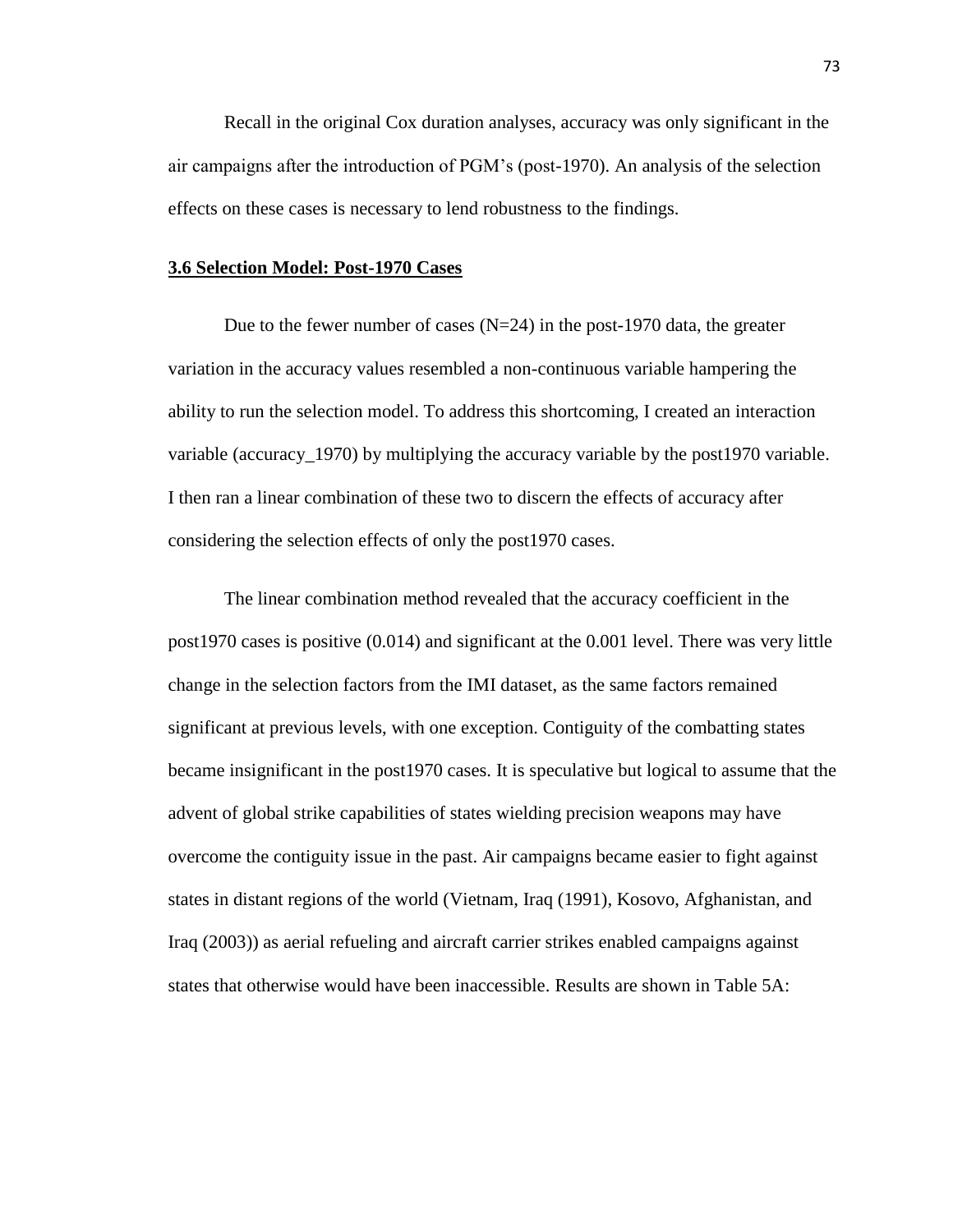Recall in the original Cox duration analyses, accuracy was only significant in the air campaigns after the introduction of PGM's (post-1970). An analysis of the selection effects on these cases is necessary to lend robustness to the findings.

### 3.6 Selection Model: Post-1970 Cases

Due to the fewer number of cases (N=24) in the post-1970 data, the greater variation in the accuracy values resembled a non-continuous variable hampering the ability to run the selection model. To address this shortcoming, I created an interaction variable (accuracy_1970) by multiplying the accuracy variable by the post1970 variable. I then ran a linear combination of these two to discern the effects of accuracy after considering the selection effects of only the post1970 cases.

The linear combination method revealed that the accuracy coefficient in the post1970 cases is positive (0.014) and significant at the 0.001 level. There was very little change in the selection factors from the IMI dataset, as the same factors remained significant at previous levels, with one exception. Contiguity of the combatting states became insignificant in the post1970 cases. It is speculative but logical to assume that the advent of global strike capabilities of states wielding precision weapons may have overcome the contiguity issue in the past. Air campaigns became easier to fight against states in distant regions of the world (Vietnam, Iraq (1991), Kosovo, Afghanistan, and Iraq (2003)) as aerial refueling and aircraft carrier strikes enabled campaigns against states that otherwise would have been inaccessible. Results are shown in Table 5A: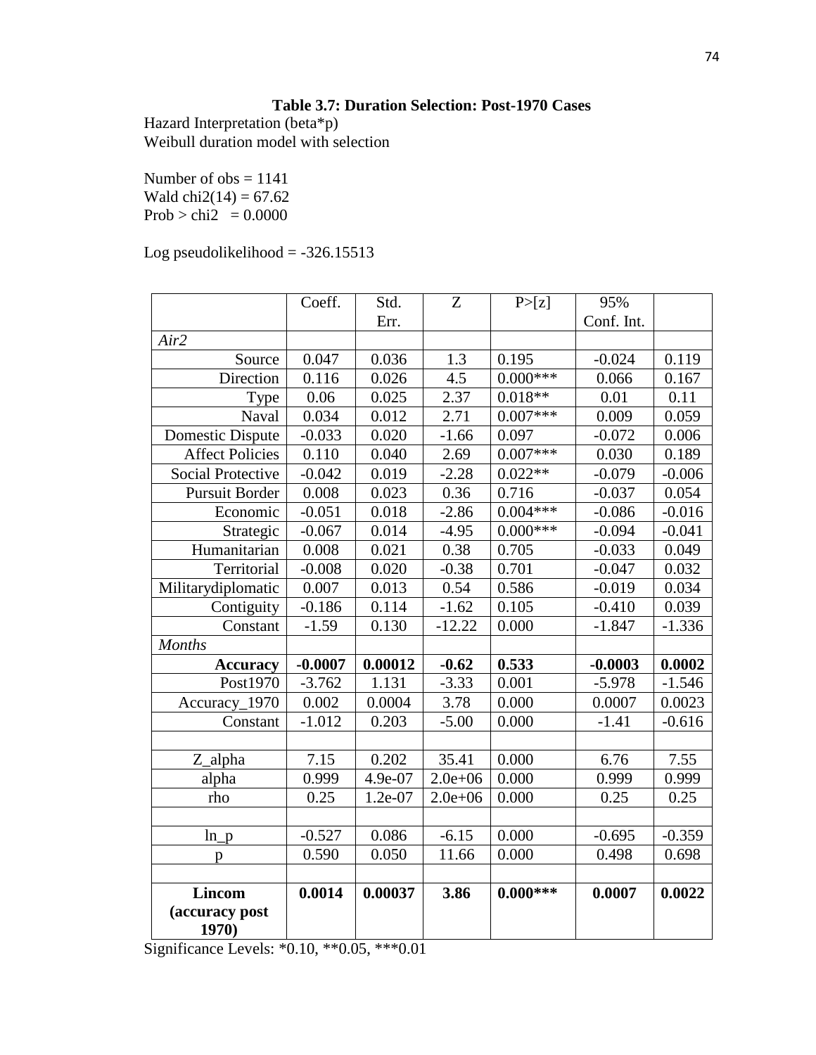### Table 3.7: Duration Selection: Post-1970 Cases

Hazard Interpretation (beta*p)
Weibull duration model with selection

Number of obs = 1141
Wald chi2(14) = 67.62
Prob > chi2 = 0.0000

Log pseudolikelihood = -326.15513

| | Coeff. | Std. Err. | Z | P>[z] | 95% Conf. Int. | |
|---|---|---|---|---|---|---|
| *Air2* | | | | | | |
| Source | 0.047 | 0.036 | 1.3 | 0.195 | -0.024 | 0.119 |
| Direction | 0.116 | 0.026 | 4.5 | 0.000*** | 0.066 | 0.167 |
| Type | 0.06 | 0.025 | 2.37 | 0.018** | 0.01 | 0.11 |
| Naval | 0.034 | 0.012 | 2.71 | 0.007*** | 0.009 | 0.059 |
| Domestic Dispute | -0.033 | 0.020 | -1.66 | 0.097 | -0.072 | 0.006 |
| Affect Policies | 0.110 | 0.040 | 2.69 | 0.007*** | 0.030 | 0.189 |
| Social Protective | -0.042 | 0.019 | -2.28 | 0.022** | -0.079 | -0.006 |
| Pursuit Border | 0.008 | 0.023 | 0.36 | 0.716 | -0.037 | 0.054 |
| Economic | -0.051 | 0.018 | -2.86 | 0.004*** | -0.086 | -0.016 |
| Strategic | -0.067 | 0.014 | -4.95 | 0.000*** | -0.094 | -0.041 |
| Humanitarian | 0.008 | 0.021 | 0.38 | 0.705 | -0.033 | 0.049 |
| Territorial | -0.008 | 0.020 | -0.38 | 0.701 | -0.047 | 0.032 |
| Militarydiplomatic | 0.007 | 0.013 | 0.54 | 0.586 | -0.019 | 0.034 |
| Contiguity | -0.186 | 0.114 | -1.62 | 0.105 | -0.410 | 0.039 |
| Constant | -1.59 | 0.130 | -12.22 | 0.000 | -1.847 | -1.336 |
| *Months* | | | | | | |
| **Accuracy** | **-0.0007** | **0.00012** | **-0.62** | **0.533** | **-0.0003** | **0.0002** |
| Post1970 | -3.762 | 1.131 | -3.33 | 0.001 | -5.978 | -1.546 |
| Accuracy_1970 | 0.002 | 0.0004 | 3.78 | 0.000 | 0.0007 | 0.0023 |
| Constant | -1.012 | 0.203 | -5.00 | 0.000 | -1.41 | -0.616 |
| | | | | | | |
| Z_alpha | 7.15 | 0.202 | 35.41 | 0.000 | 6.76 | 7.55 |
| alpha | 0.999 | 4.9e-07 | 2.0e+06 | 0.000 | 0.999 | 0.999 |
| rho | 0.25 | 1.2e-07 | 2.0e+06 | 0.000 | 0.25 | 0.25 |
| | | | | | | |
| ln_p | -0.527 | 0.086 | -6.15 | 0.000 | -0.695 | -0.359 |
| p | 0.590 | 0.050 | 11.66 | 0.000 | 0.498 | 0.698 |
| | | | | | | |
| **Lincom (accuracy post 1970)** | **0.0014** | **0.00037** | **3.86** | **0.000*****| **0.0007** | **0.0022** |

Significance Levels: *0.10, **0.05, ***0.01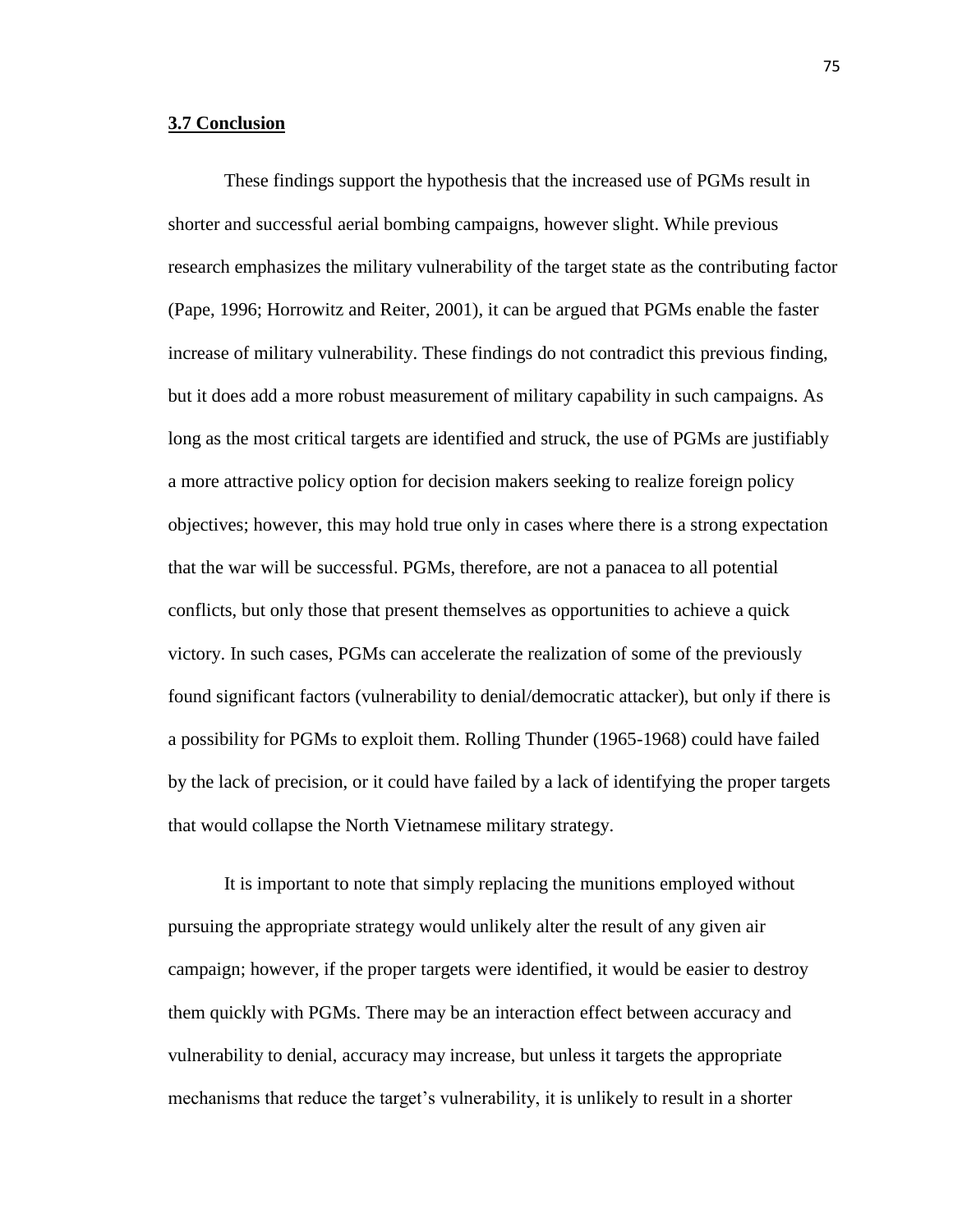### 3.7 Conclusion

These findings support the hypothesis that the increased use of PGMs result in shorter and successful aerial bombing campaigns, however slight. While previous research emphasizes the military vulnerability of the target state as the contributing factor (Pape, 1996; Horrowitz and Reiter, 2001), it can be argued that PGMs enable the faster increase of military vulnerability. These findings do not contradict this previous finding, but it does add a more robust measurement of military capability in such campaigns. As long as the most critical targets are identified and struck, the use of PGMs are justifiably a more attractive policy option for decision makers seeking to realize foreign policy objectives; however, this may hold true only in cases where there is a strong expectation that the war will be successful. PGMs, therefore, are not a panacea to all potential conflicts, but only those that present themselves as opportunities to achieve a quick victory. In such cases, PGMs can accelerate the realization of some of the previously found significant factors (vulnerability to denial/democratic attacker), but only if there is a possibility for PGMs to exploit them. Rolling Thunder (1965-1968) could have failed by the lack of precision, or it could have failed by a lack of identifying the proper targets that would collapse the North Vietnamese military strategy.

It is important to note that simply replacing the munitions employed without pursuing the appropriate strategy would unlikely alter the result of any given air campaign; however, if the proper targets were identified, it would be easier to destroy them quickly with PGMs. There may be an interaction effect between accuracy and vulnerability to denial, accuracy may increase, but unless it targets the appropriate mechanisms that reduce the target's vulnerability, it is unlikely to result in a shorter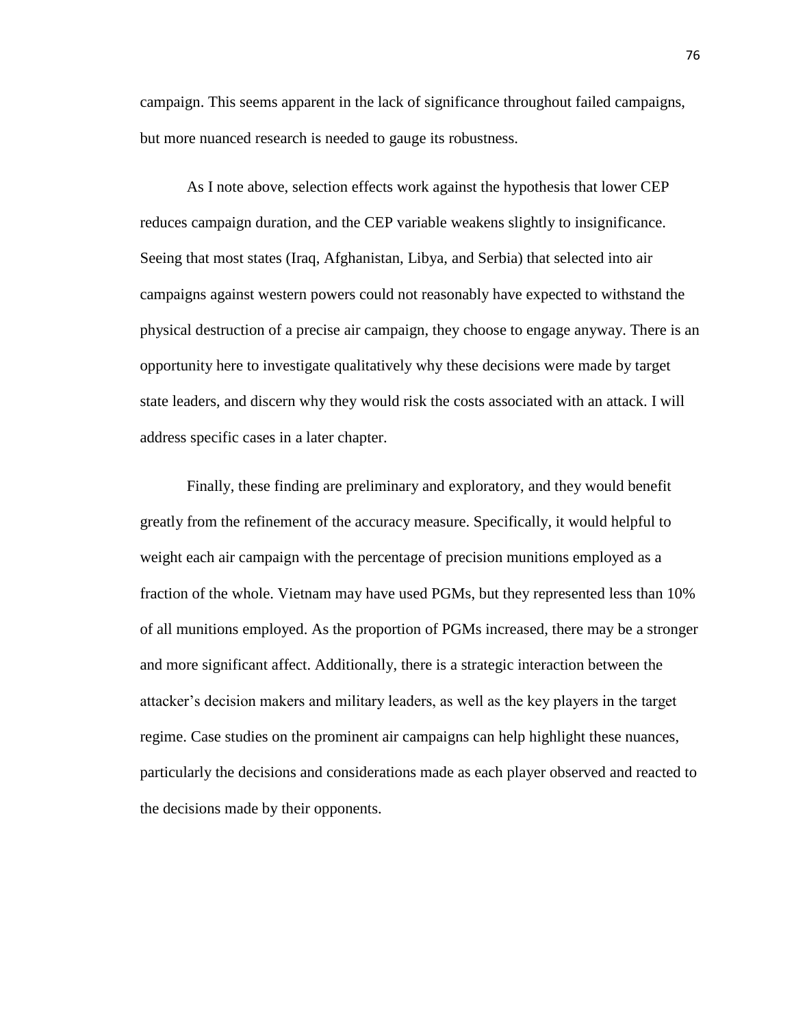campaign. This seems apparent in the lack of significance throughout failed campaigns, but more nuanced research is needed to gauge its robustness.

As I note above, selection effects work against the hypothesis that lower CEP reduces campaign duration, and the CEP variable weakens slightly to insignificance. Seeing that most states (Iraq, Afghanistan, Libya, and Serbia) that selected into air campaigns against western powers could not reasonably have expected to withstand the physical destruction of a precise air campaign, they choose to engage anyway. There is an opportunity here to investigate qualitatively why these decisions were made by target state leaders, and discern why they would risk the costs associated with an attack. I will address specific cases in a later chapter.

Finally, these finding are preliminary and exploratory, and they would benefit greatly from the refinement of the accuracy measure. Specifically, it would helpful to weight each air campaign with the percentage of precision munitions employed as a fraction of the whole. Vietnam may have used PGMs, but they represented less than 10% of all munitions employed. As the proportion of PGMs increased, there may be a stronger and more significant affect. Additionally, there is a strategic interaction between the attacker's decision makers and military leaders, as well as the key players in the target regime. Case studies on the prominent air campaigns can help highlight these nuances, particularly the decisions and considerations made as each player observed and reacted to the decisions made by their opponents.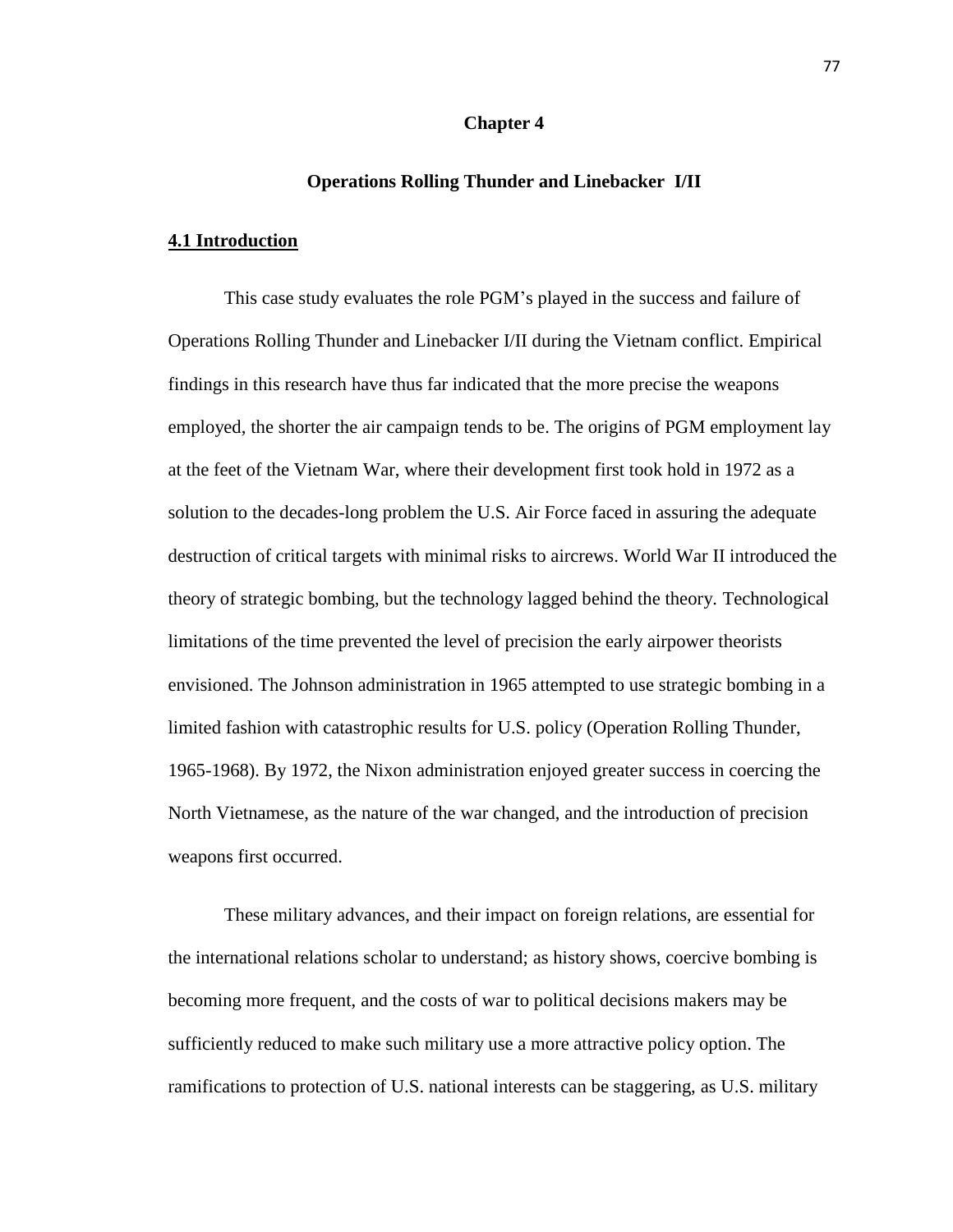# Chapter 4

## Operations Rolling Thunder and Linebacker I/II

### 4.1 Introduction

This case study evaluates the role PGM's played in the success and failure of Operations Rolling Thunder and Linebacker I/II during the Vietnam conflict. Empirical findings in this research have thus far indicated that the more precise the weapons employed, the shorter the air campaign tends to be. The origins of PGM employment lay at the feet of the Vietnam War, where their development first took hold in 1972 as a solution to the decades-long problem the U.S. Air Force faced in assuring the adequate destruction of critical targets with minimal risks to aircrews. World War II introduced the theory of strategic bombing, but the technology lagged behind the theory. Technological limitations of the time prevented the level of precision the early airpower theorists envisioned. The Johnson administration in 1965 attempted to use strategic bombing in a limited fashion with catastrophic results for U.S. policy (Operation Rolling Thunder, 1965-1968). By 1972, the Nixon administration enjoyed greater success in coercing the North Vietnamese, as the nature of the war changed, and the introduction of precision weapons first occurred.

These military advances, and their impact on foreign relations, are essential for the international relations scholar to understand; as history shows, coercive bombing is becoming more frequent, and the costs of war to political decisions makers may be sufficiently reduced to make such military use a more attractive policy option. The ramifications to protection of U.S. national interests can be staggering, as U.S. military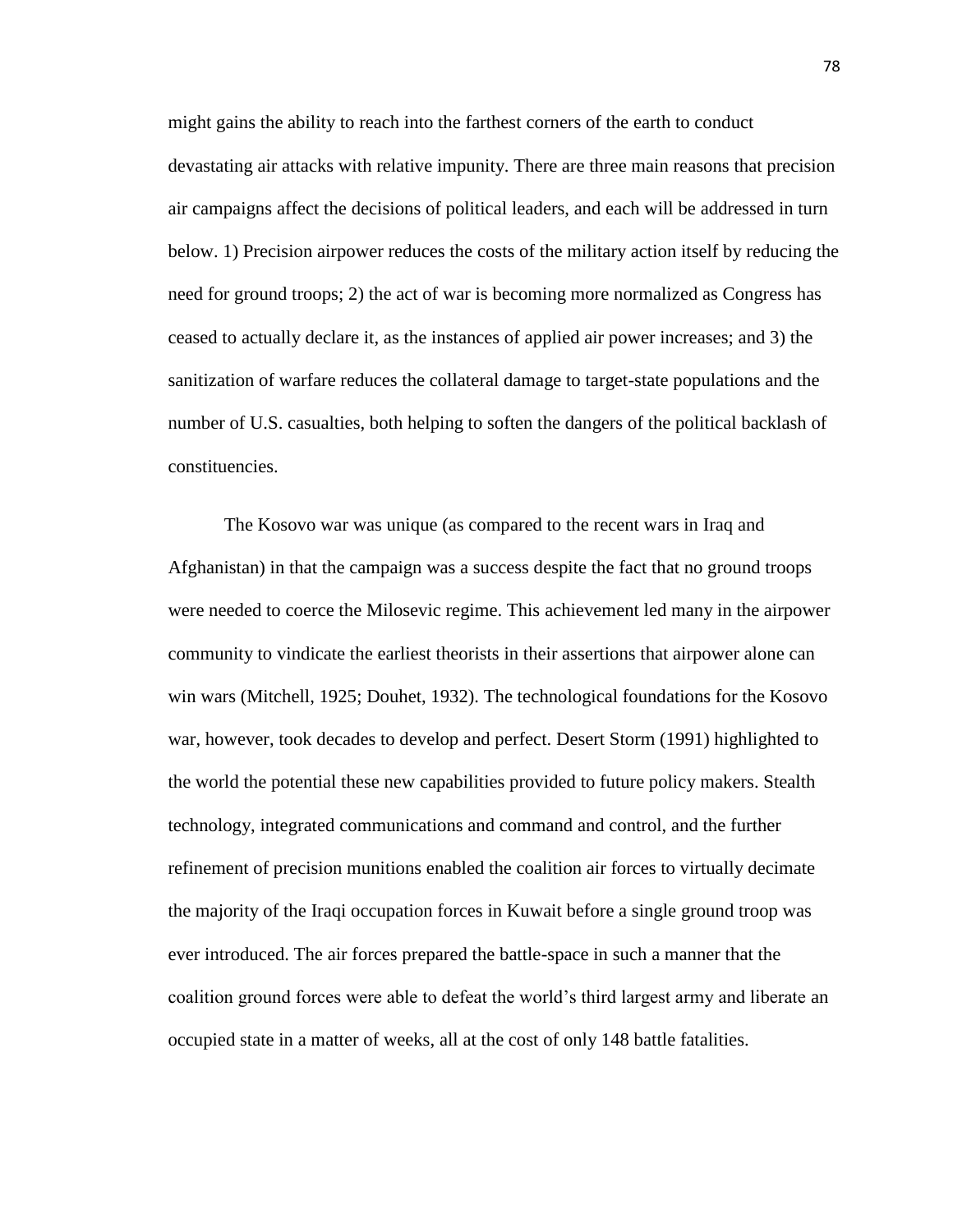might gains the ability to reach into the farthest corners of the earth to conduct devastating air attacks with relative impunity. There are three main reasons that precision air campaigns affect the decisions of political leaders, and each will be addressed in turn below. 1) Precision airpower reduces the costs of the military action itself by reducing the need for ground troops; 2) the act of war is becoming more normalized as Congress has ceased to actually declare it, as the instances of applied air power increases; and 3) the sanitization of warfare reduces the collateral damage to target-state populations and the number of U.S. casualties, both helping to soften the dangers of the political backlash of constituencies.

The Kosovo war was unique (as compared to the recent wars in Iraq and Afghanistan) in that the campaign was a success despite the fact that no ground troops were needed to coerce the Milosevic regime. This achievement led many in the airpower community to vindicate the earliest theorists in their assertions that airpower alone can win wars (Mitchell, 1925; Douhet, 1932). The technological foundations for the Kosovo war, however, took decades to develop and perfect. Desert Storm (1991) highlighted to the world the potential these new capabilities provided to future policy makers. Stealth technology, integrated communications and command and control, and the further refinement of precision munitions enabled the coalition air forces to virtually decimate the majority of the Iraqi occupation forces in Kuwait before a single ground troop was ever introduced. The air forces prepared the battle-space in such a manner that the coalition ground forces were able to defeat the world's third largest army and liberate an occupied state in a matter of weeks, all at the cost of only 148 battle fatalities.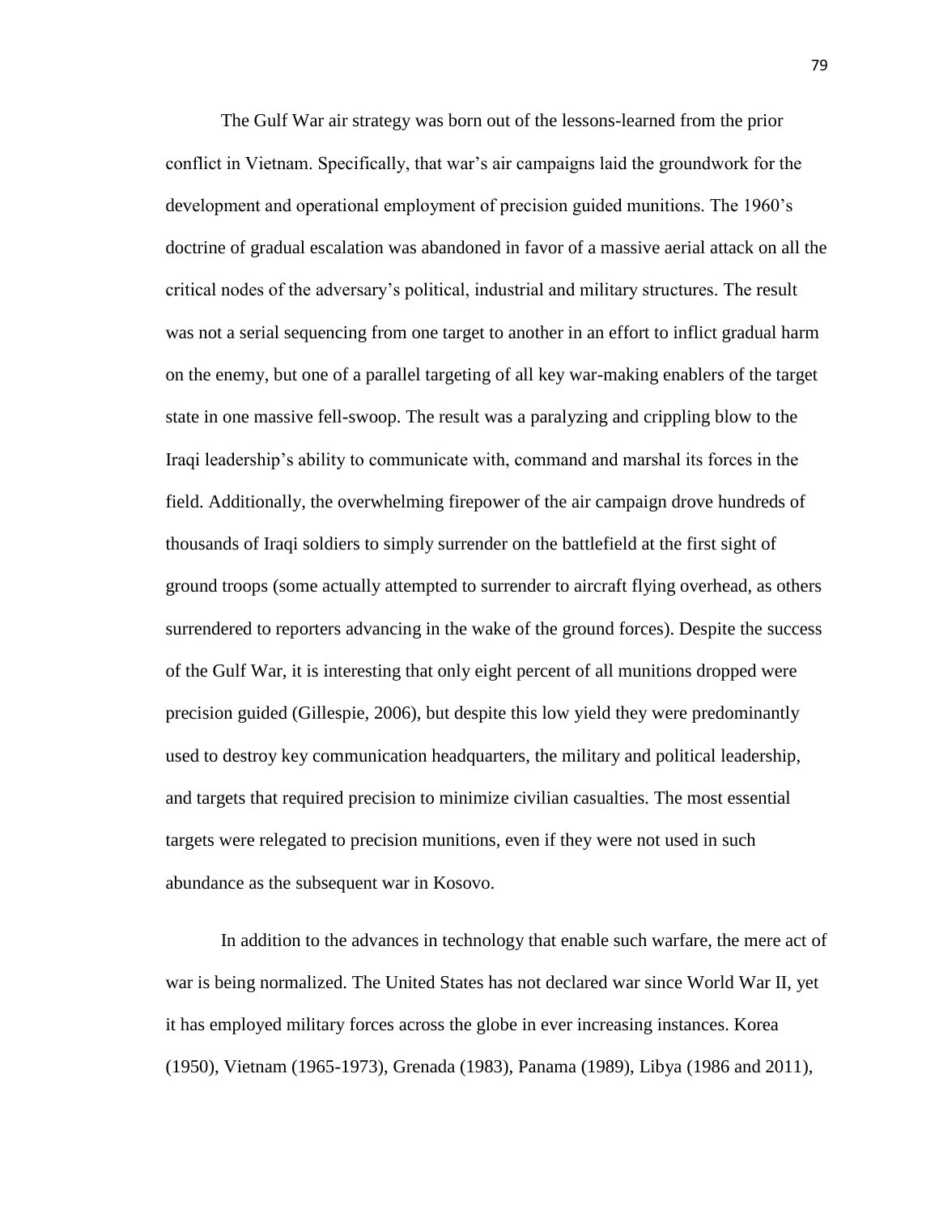The Gulf War air strategy was born out of the lessons-learned from the prior conflict in Vietnam. Specifically, that war's air campaigns laid the groundwork for the development and operational employment of precision guided munitions. The 1960's doctrine of gradual escalation was abandoned in favor of a massive aerial attack on all the critical nodes of the adversary's political, industrial and military structures. The result was not a serial sequencing from one target to another in an effort to inflict gradual harm on the enemy, but one of a parallel targeting of all key war-making enablers of the target state in one massive fell-swoop. The result was a paralyzing and crippling blow to the Iraqi leadership's ability to communicate with, command and marshal its forces in the field. Additionally, the overwhelming firepower of the air campaign drove hundreds of thousands of Iraqi soldiers to simply surrender on the battlefield at the first sight of ground troops (some actually attempted to surrender to aircraft flying overhead, as others surrendered to reporters advancing in the wake of the ground forces). Despite the success of the Gulf War, it is interesting that only eight percent of all munitions dropped were precision guided (Gillespie, 2006), but despite this low yield they were predominantly used to destroy key communication headquarters, the military and political leadership, and targets that required precision to minimize civilian casualties. The most essential targets were relegated to precision munitions, even if they were not used in such abundance as the subsequent war in Kosovo.

In addition to the advances in technology that enable such warfare, the mere act of war is being normalized. The United States has not declared war since World War II, yet it has employed military forces across the globe in ever increasing instances. Korea (1950), Vietnam (1965-1973), Grenada (1983), Panama (1989), Libya (1986 and 2011),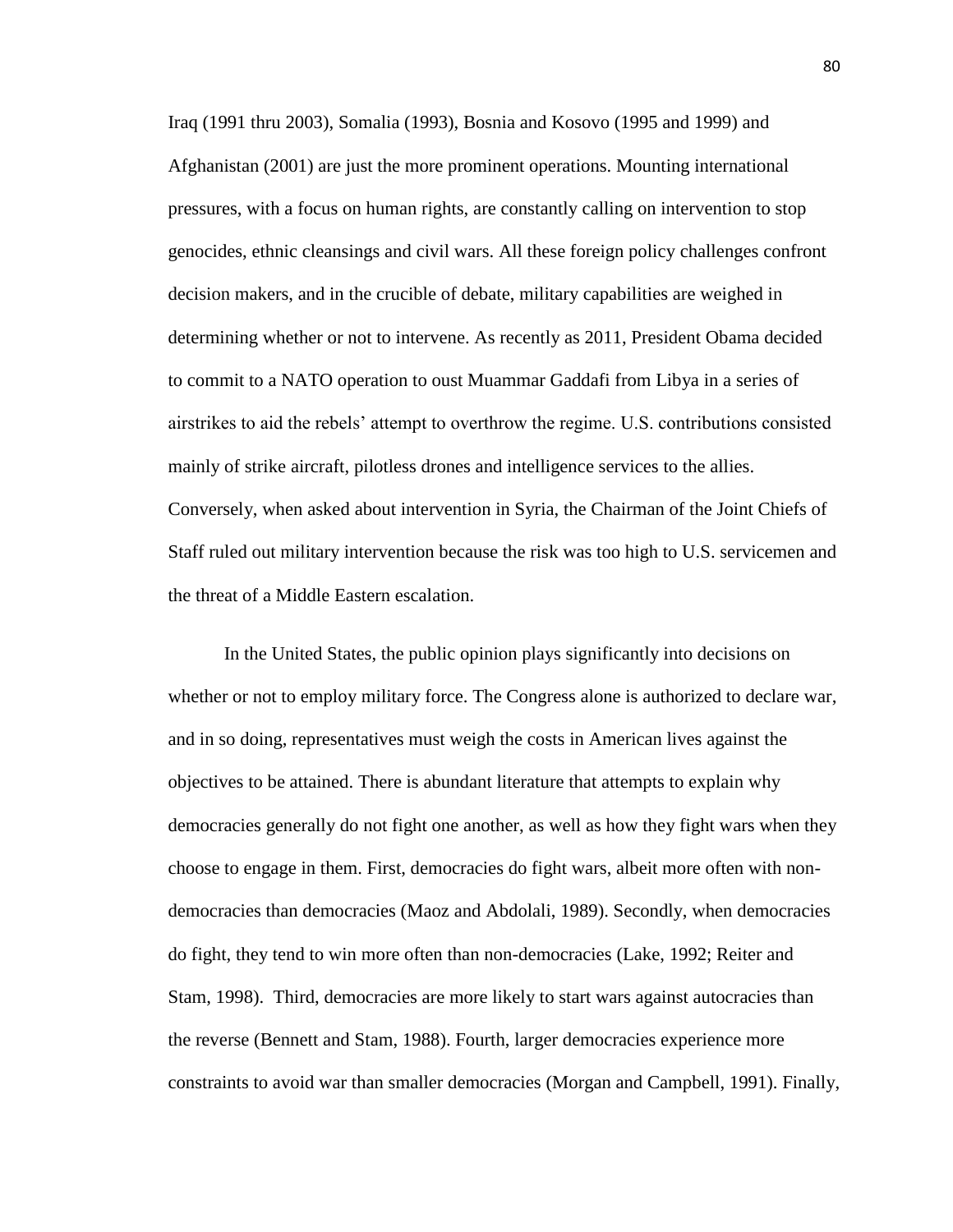Iraq (1991 thru 2003), Somalia (1993), Bosnia and Kosovo (1995 and 1999) and Afghanistan (2001) are just the more prominent operations. Mounting international pressures, with a focus on human rights, are constantly calling on intervention to stop genocides, ethnic cleansings and civil wars. All these foreign policy challenges confront decision makers, and in the crucible of debate, military capabilities are weighed in determining whether or not to intervene. As recently as 2011, President Obama decided to commit to a NATO operation to oust Muammar Gaddafi from Libya in a series of airstrikes to aid the rebels' attempt to overthrow the regime. U.S. contributions consisted mainly of strike aircraft, pilotless drones and intelligence services to the allies. Conversely, when asked about intervention in Syria, the Chairman of the Joint Chiefs of Staff ruled out military intervention because the risk was too high to U.S. servicemen and the threat of a Middle Eastern escalation.

In the United States, the public opinion plays significantly into decisions on whether or not to employ military force. The Congress alone is authorized to declare war, and in so doing, representatives must weigh the costs in American lives against the objectives to be attained. There is abundant literature that attempts to explain why democracies generally do not fight one another, as well as how they fight wars when they choose to engage in them. First, democracies do fight wars, albeit more often with non-democracies than democracies (Maoz and Abdolali, 1989). Secondly, when democracies do fight, they tend to win more often than non-democracies (Lake, 1992; Reiter and Stam, 1998). Third, democracies are more likely to start wars against autocracies than the reverse (Bennett and Stam, 1988). Fourth, larger democracies experience more constraints to avoid war than smaller democracies (Morgan and Campbell, 1991). Finally,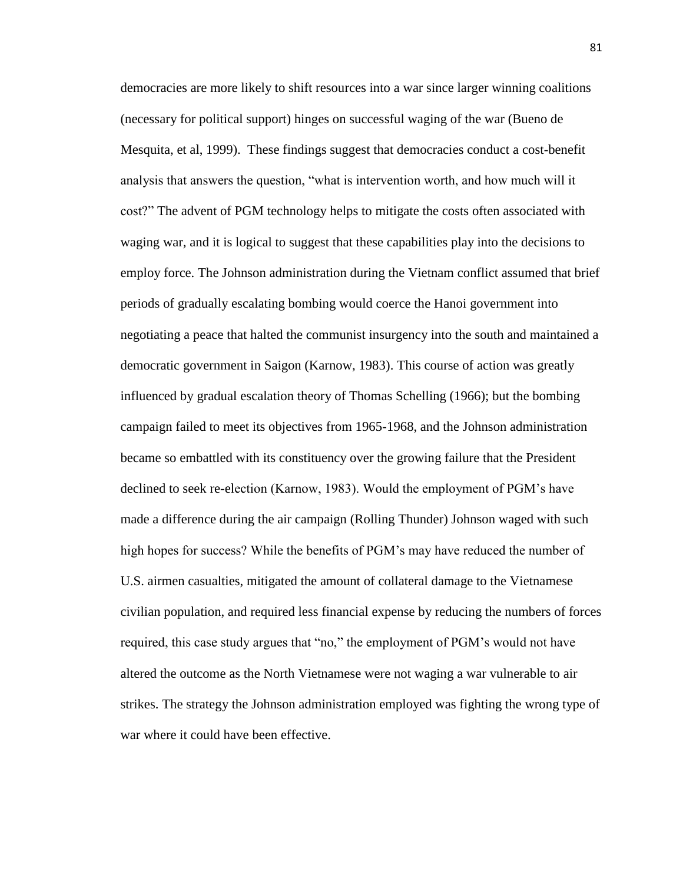democracies are more likely to shift resources into a war since larger winning coalitions (necessary for political support) hinges on successful waging of the war (Bueno de Mesquita, et al, 1999). These findings suggest that democracies conduct a cost-benefit analysis that answers the question, "what is intervention worth, and how much will it cost?" The advent of PGM technology helps to mitigate the costs often associated with waging war, and it is logical to suggest that these capabilities play into the decisions to employ force. The Johnson administration during the Vietnam conflict assumed that brief periods of gradually escalating bombing would coerce the Hanoi government into negotiating a peace that halted the communist insurgency into the south and maintained a democratic government in Saigon (Karnow, 1983). This course of action was greatly influenced by gradual escalation theory of Thomas Schelling (1966); but the bombing campaign failed to meet its objectives from 1965-1968, and the Johnson administration became so embattled with its constituency over the growing failure that the President declined to seek re-election (Karnow, 1983). Would the employment of PGM's have made a difference during the air campaign (Rolling Thunder) Johnson waged with such high hopes for success? While the benefits of PGM's may have reduced the number of U.S. airmen casualties, mitigated the amount of collateral damage to the Vietnamese civilian population, and required less financial expense by reducing the numbers of forces required, this case study argues that "no," the employment of PGM's would not have altered the outcome as the North Vietnamese were not waging a war vulnerable to air strikes. The strategy the Johnson administration employed was fighting the wrong type of war where it could have been effective.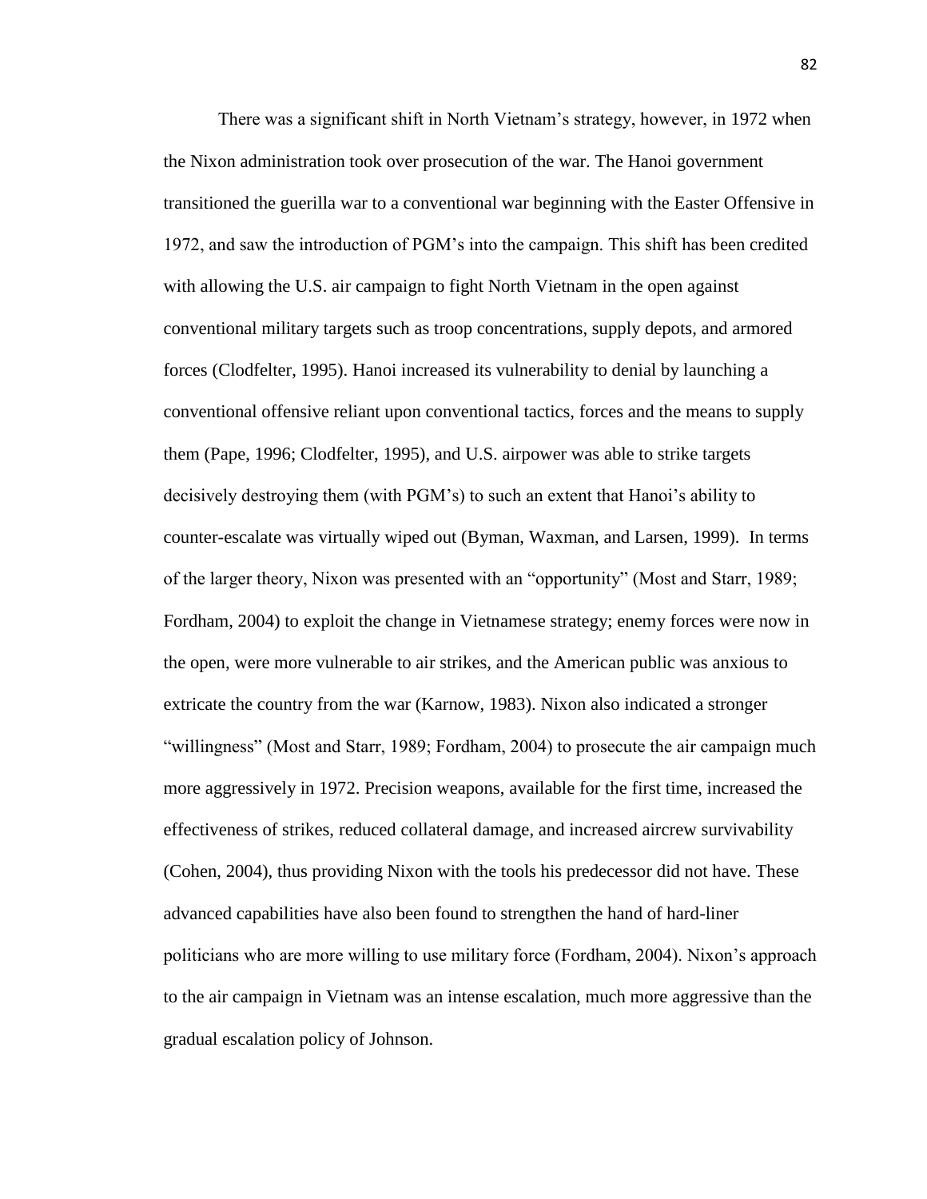There was a significant shift in North Vietnam's strategy, however, in 1972 when the Nixon administration took over prosecution of the war. The Hanoi government transitioned the guerilla war to a conventional war beginning with the Easter Offensive in 1972, and saw the introduction of PGM's into the campaign. This shift has been credited with allowing the U.S. air campaign to fight North Vietnam in the open against conventional military targets such as troop concentrations, supply depots, and armored forces (Clodfelter, 1995). Hanoi increased its vulnerability to denial by launching a conventional offensive reliant upon conventional tactics, forces and the means to supply them (Pape, 1996; Clodfelter, 1995), and U.S. airpower was able to strike targets decisively destroying them (with PGM's) to such an extent that Hanoi's ability to counter-escalate was virtually wiped out (Byman, Waxman, and Larsen, 1999). In terms of the larger theory, Nixon was presented with an "opportunity" (Most and Starr, 1989; Fordham, 2004) to exploit the change in Vietnamese strategy; enemy forces were now in the open, were more vulnerable to air strikes, and the American public was anxious to extricate the country from the war (Karnow, 1983). Nixon also indicated a stronger "willingness" (Most and Starr, 1989; Fordham, 2004) to prosecute the air campaign much more aggressively in 1972. Precision weapons, available for the first time, increased the effectiveness of strikes, reduced collateral damage, and increased aircrew survivability (Cohen, 2004), thus providing Nixon with the tools his predecessor did not have. These advanced capabilities have also been found to strengthen the hand of hard-liner politicians who are more willing to use military force (Fordham, 2004). Nixon's approach to the air campaign in Vietnam was an intense escalation, much more aggressive than the gradual escalation policy of Johnson.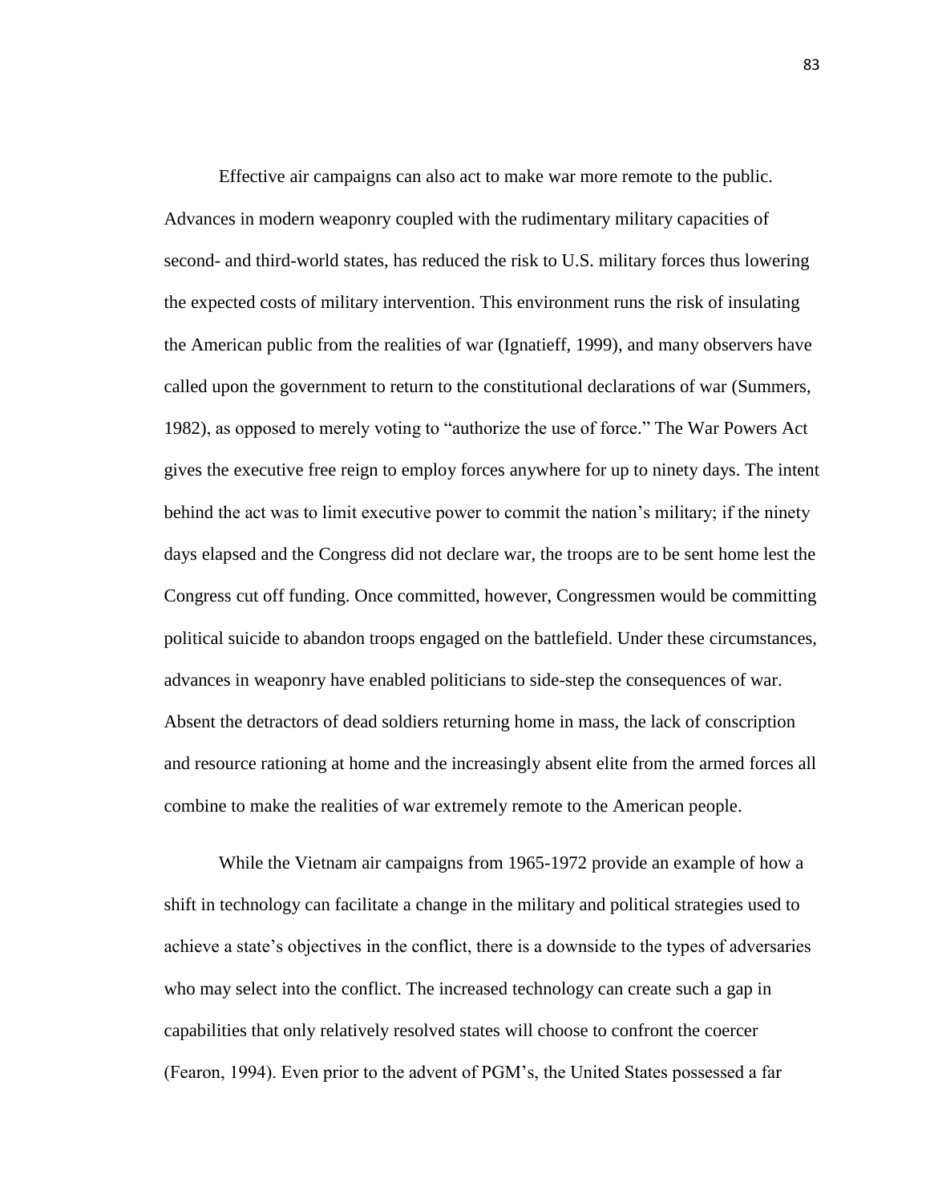Effective air campaigns can also act to make war more remote to the public. Advances in modern weaponry coupled with the rudimentary military capacities of second- and third-world states, has reduced the risk to U.S. military forces thus lowering the expected costs of military intervention. This environment runs the risk of insulating the American public from the realities of war (Ignatieff, 1999), and many observers have called upon the government to return to the constitutional declarations of war (Summers, 1982), as opposed to merely voting to "authorize the use of force." The War Powers Act gives the executive free reign to employ forces anywhere for up to ninety days. The intent behind the act was to limit executive power to commit the nation's military; if the ninety days elapsed and the Congress did not declare war, the troops are to be sent home lest the Congress cut off funding. Once committed, however, Congressmen would be committing political suicide to abandon troops engaged on the battlefield. Under these circumstances, advances in weaponry have enabled politicians to side-step the consequences of war. Absent the detractors of dead soldiers returning home in mass, the lack of conscription and resource rationing at home and the increasingly absent elite from the armed forces all combine to make the realities of war extremely remote to the American people.

While the Vietnam air campaigns from 1965-1972 provide an example of how a shift in technology can facilitate a change in the military and political strategies used to achieve a state's objectives in the conflict, there is a downside to the types of adversaries who may select into the conflict. The increased technology can create such a gap in capabilities that only relatively resolved states will choose to confront the coercer (Fearon, 1994). Even prior to the advent of PGM's, the United States possessed a far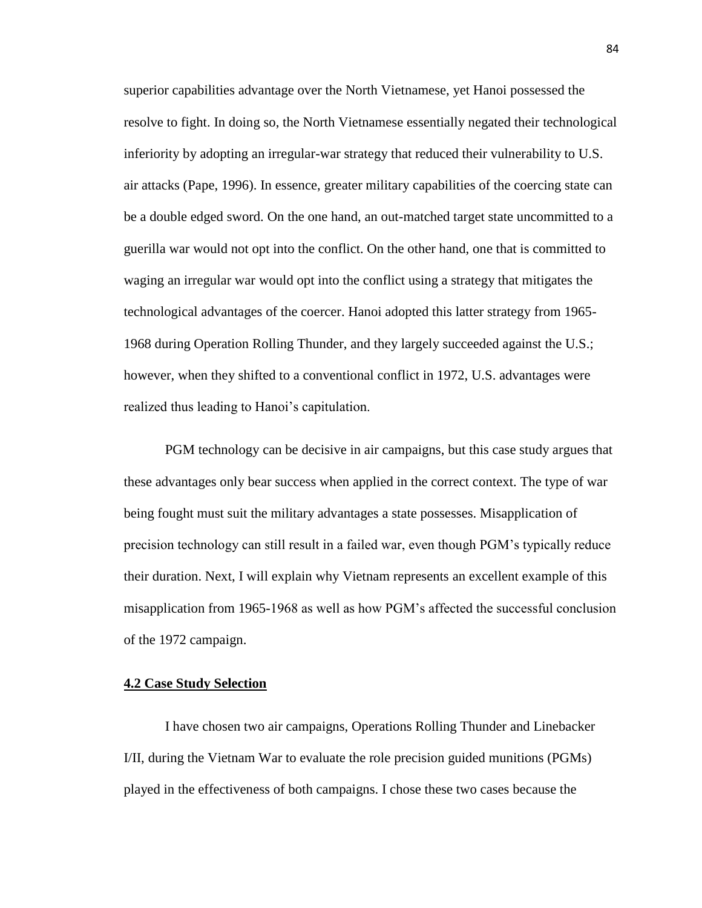superior capabilities advantage over the North Vietnamese, yet Hanoi possessed the resolve to fight. In doing so, the North Vietnamese essentially negated their technological inferiority by adopting an irregular-war strategy that reduced their vulnerability to U.S. air attacks (Pape, 1996). In essence, greater military capabilities of the coercing state can be a double edged sword. On the one hand, an out-matched target state uncommitted to a guerilla war would not opt into the conflict. On the other hand, one that is committed to waging an irregular war would opt into the conflict using a strategy that mitigates the technological advantages of the coercer. Hanoi adopted this latter strategy from 1965-1968 during Operation Rolling Thunder, and they largely succeeded against the U.S.; however, when they shifted to a conventional conflict in 1972, U.S. advantages were realized thus leading to Hanoi's capitulation.

PGM technology can be decisive in air campaigns, but this case study argues that these advantages only bear success when applied in the correct context. The type of war being fought must suit the military advantages a state possesses. Misapplication of precision technology can still result in a failed war, even though PGM's typically reduce their duration. Next, I will explain why Vietnam represents an excellent example of this misapplication from 1965-1968 as well as how PGM's affected the successful conclusion of the 1972 campaign.

## 4.2 Case Study Selection

I have chosen two air campaigns, Operations Rolling Thunder and Linebacker I/II, during the Vietnam War to evaluate the role precision guided munitions (PGMs) played in the effectiveness of both campaigns. I chose these two cases because the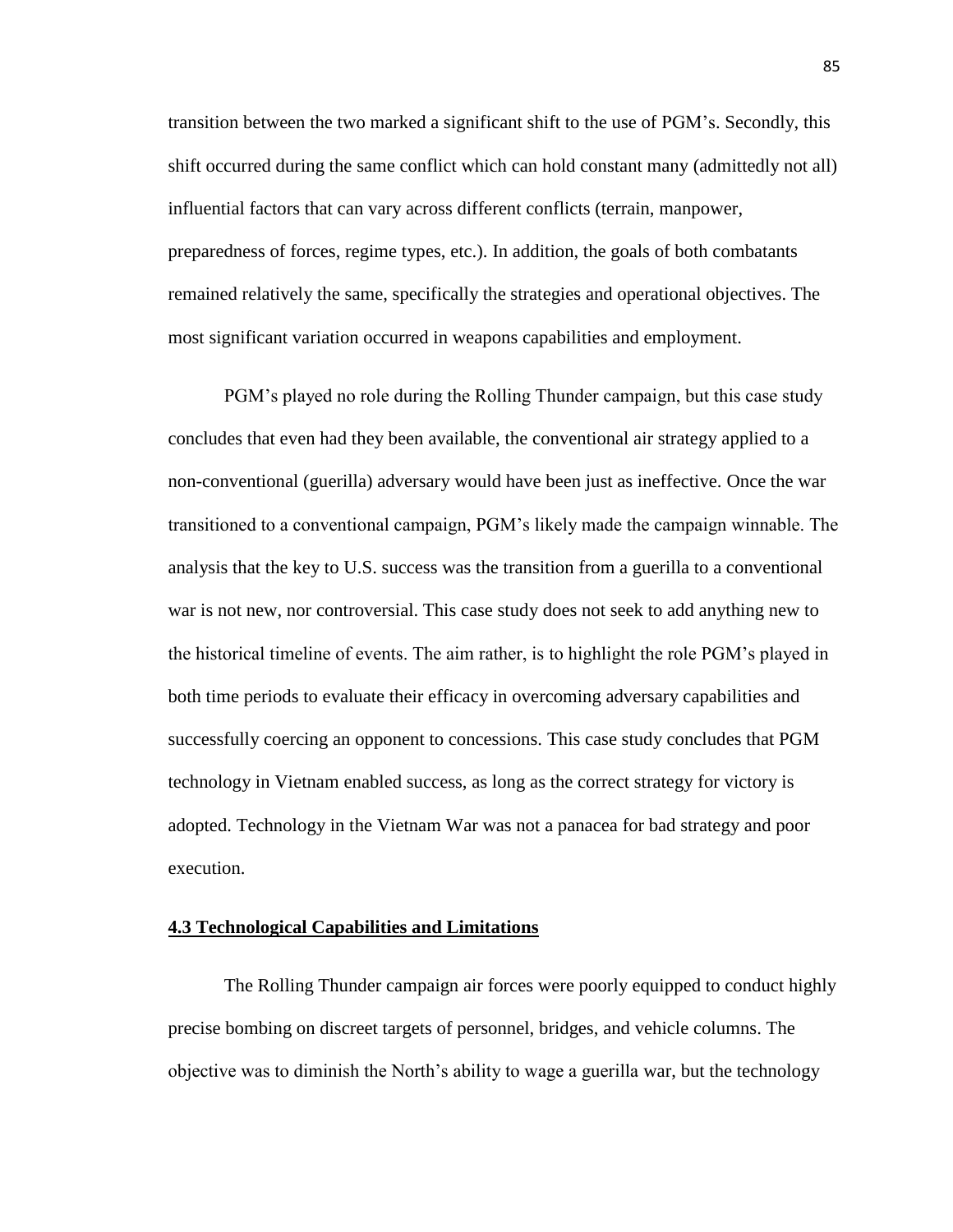transition between the two marked a significant shift to the use of PGM's. Secondly, this shift occurred during the same conflict which can hold constant many (admittedly not all) influential factors that can vary across different conflicts (terrain, manpower, preparedness of forces, regime types, etc.). In addition, the goals of both combatants remained relatively the same, specifically the strategies and operational objectives. The most significant variation occurred in weapons capabilities and employment.

PGM's played no role during the Rolling Thunder campaign, but this case study concludes that even had they been available, the conventional air strategy applied to a non-conventional (guerilla) adversary would have been just as ineffective. Once the war transitioned to a conventional campaign, PGM's likely made the campaign winnable. The analysis that the key to U.S. success was the transition from a guerilla to a conventional war is not new, nor controversial. This case study does not seek to add anything new to the historical timeline of events. The aim rather, is to highlight the role PGM's played in both time periods to evaluate their efficacy in overcoming adversary capabilities and successfully coercing an opponent to concessions. This case study concludes that PGM technology in Vietnam enabled success, as long as the correct strategy for victory is adopted. Technology in the Vietnam War was not a panacea for bad strategy and poor execution.

### 4.3 Technological Capabilities and Limitations

The Rolling Thunder campaign air forces were poorly equipped to conduct highly precise bombing on discreet targets of personnel, bridges, and vehicle columns. The objective was to diminish the North's ability to wage a guerilla war, but the technology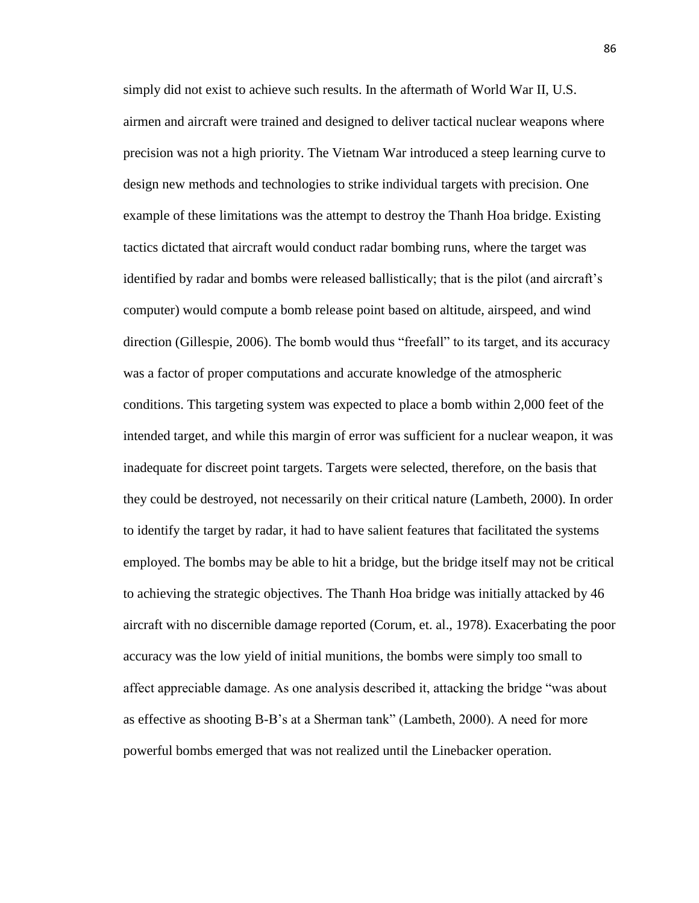simply did not exist to achieve such results. In the aftermath of World War II, U.S. airmen and aircraft were trained and designed to deliver tactical nuclear weapons where precision was not a high priority. The Vietnam War introduced a steep learning curve to design new methods and technologies to strike individual targets with precision. One example of these limitations was the attempt to destroy the Thanh Hoa bridge. Existing tactics dictated that aircraft would conduct radar bombing runs, where the target was identified by radar and bombs were released ballistically; that is the pilot (and aircraft's computer) would compute a bomb release point based on altitude, airspeed, and wind direction (Gillespie, 2006). The bomb would thus "freefall" to its target, and its accuracy was a factor of proper computations and accurate knowledge of the atmospheric conditions. This targeting system was expected to place a bomb within 2,000 feet of the intended target, and while this margin of error was sufficient for a nuclear weapon, it was inadequate for discreet point targets. Targets were selected, therefore, on the basis that they could be destroyed, not necessarily on their critical nature (Lambeth, 2000). In order to identify the target by radar, it had to have salient features that facilitated the systems employed. The bombs may be able to hit a bridge, but the bridge itself may not be critical to achieving the strategic objectives. The Thanh Hoa bridge was initially attacked by 46 aircraft with no discernible damage reported (Corum, et. al., 1978). Exacerbating the poor accuracy was the low yield of initial munitions, the bombs were simply too small to affect appreciable damage. As one analysis described it, attacking the bridge "was about as effective as shooting B-B's at a Sherman tank" (Lambeth, 2000). A need for more powerful bombs emerged that was not realized until the Linebacker operation.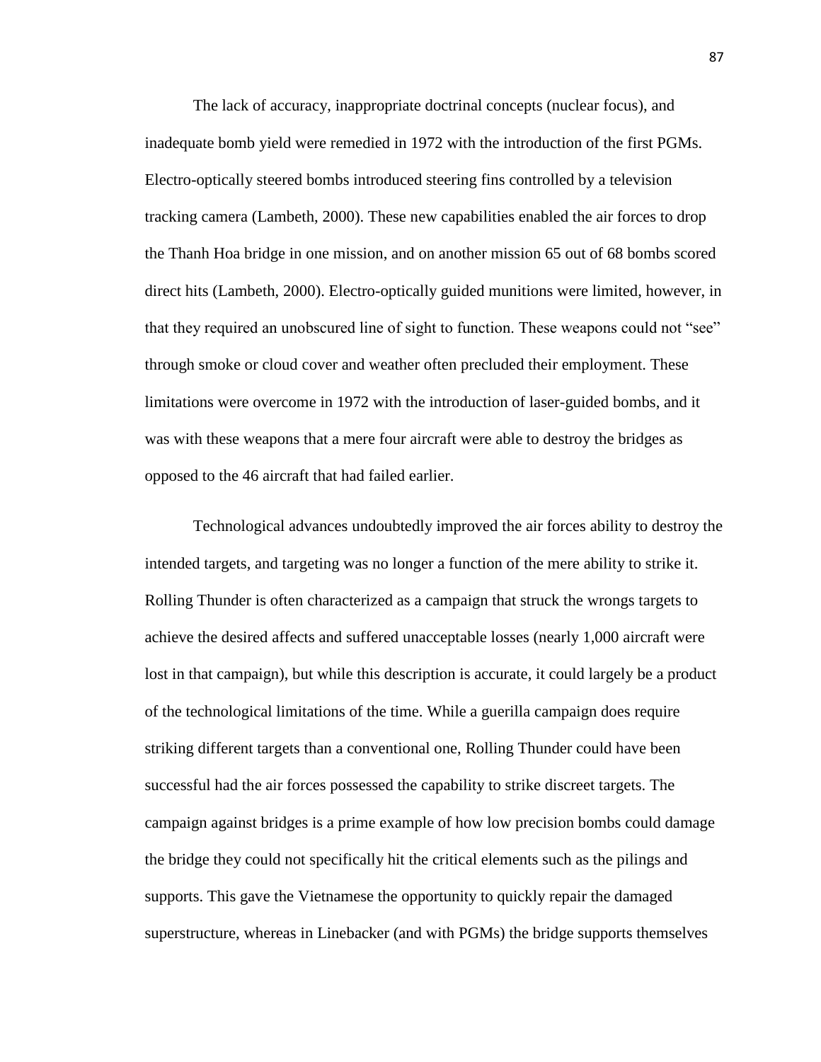The lack of accuracy, inappropriate doctrinal concepts (nuclear focus), and inadequate bomb yield were remedied in 1972 with the introduction of the first PGMs. Electro-optically steered bombs introduced steering fins controlled by a television tracking camera (Lambeth, 2000). These new capabilities enabled the air forces to drop the Thanh Hoa bridge in one mission, and on another mission 65 out of 68 bombs scored direct hits (Lambeth, 2000). Electro-optically guided munitions were limited, however, in that they required an unobscured line of sight to function. These weapons could not "see" through smoke or cloud cover and weather often precluded their employment. These limitations were overcome in 1972 with the introduction of laser-guided bombs, and it was with these weapons that a mere four aircraft were able to destroy the bridges as opposed to the 46 aircraft that had failed earlier.

Technological advances undoubtedly improved the air forces ability to destroy the intended targets, and targeting was no longer a function of the mere ability to strike it. Rolling Thunder is often characterized as a campaign that struck the wrongs targets to achieve the desired affects and suffered unacceptable losses (nearly 1,000 aircraft were lost in that campaign), but while this description is accurate, it could largely be a product of the technological limitations of the time. While a guerilla campaign does require striking different targets than a conventional one, Rolling Thunder could have been successful had the air forces possessed the capability to strike discreet targets. The campaign against bridges is a prime example of how low precision bombs could damage the bridge they could not specifically hit the critical elements such as the pilings and supports. This gave the Vietnamese the opportunity to quickly repair the damaged superstructure, whereas in Linebacker (and with PGMs) the bridge supports themselves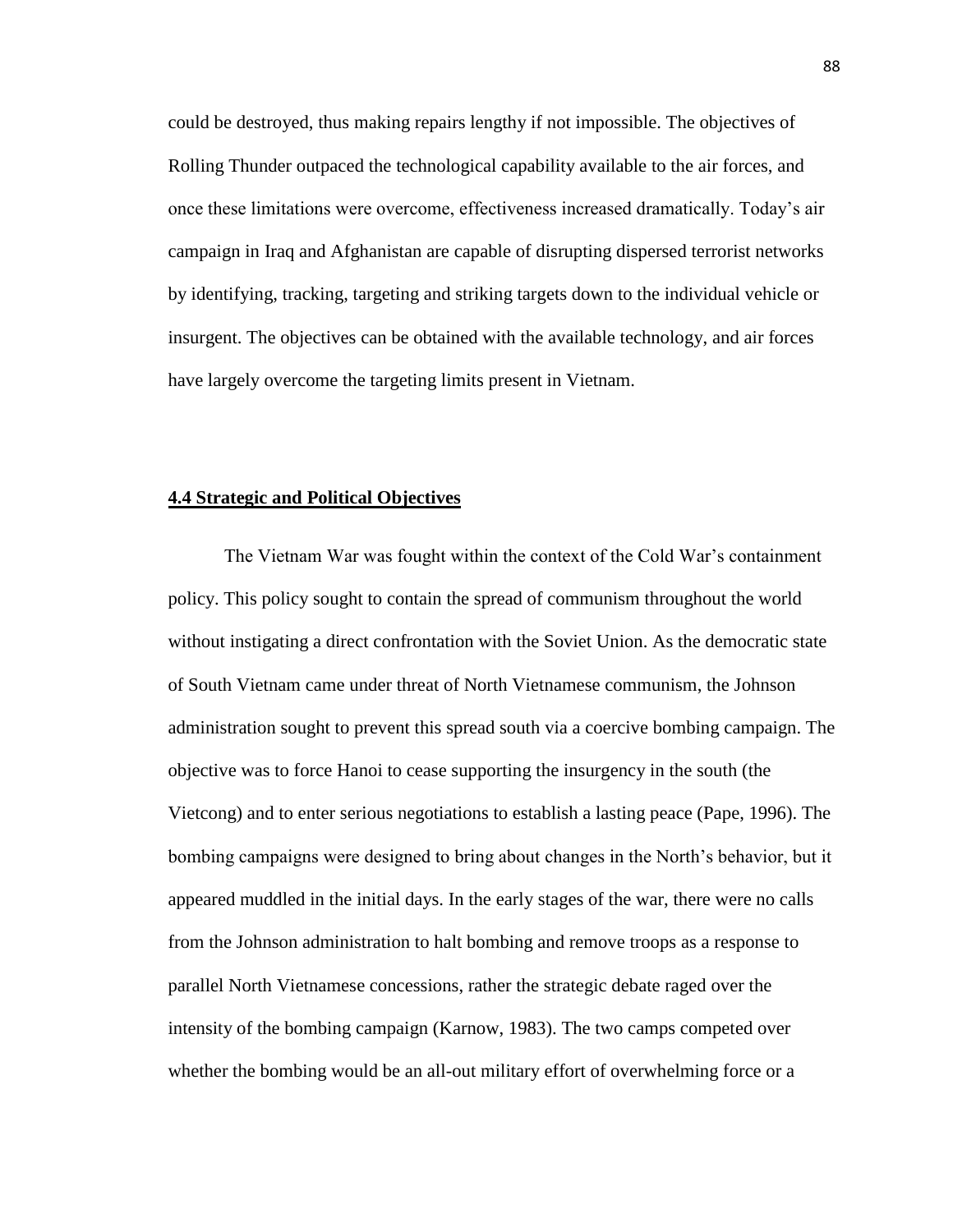could be destroyed, thus making repairs lengthy if not impossible. The objectives of Rolling Thunder outpaced the technological capability available to the air forces, and once these limitations were overcome, effectiveness increased dramatically. Today's air campaign in Iraq and Afghanistan are capable of disrupting dispersed terrorist networks by identifying, tracking, targeting and striking targets down to the individual vehicle or insurgent. The objectives can be obtained with the available technology, and air forces have largely overcome the targeting limits present in Vietnam.

## 4.4 Strategic and Political Objectives

The Vietnam War was fought within the context of the Cold War's containment policy. This policy sought to contain the spread of communism throughout the world without instigating a direct confrontation with the Soviet Union. As the democratic state of South Vietnam came under threat of North Vietnamese communism, the Johnson administration sought to prevent this spread south via a coercive bombing campaign. The objective was to force Hanoi to cease supporting the insurgency in the south (the Vietcong) and to enter serious negotiations to establish a lasting peace (Pape, 1996). The bombing campaigns were designed to bring about changes in the North's behavior, but it appeared muddled in the initial days. In the early stages of the war, there were no calls from the Johnson administration to halt bombing and remove troops as a response to parallel North Vietnamese concessions, rather the strategic debate raged over the intensity of the bombing campaign (Karnow, 1983). The two camps competed over whether the bombing would be an all-out military effort of overwhelming force or a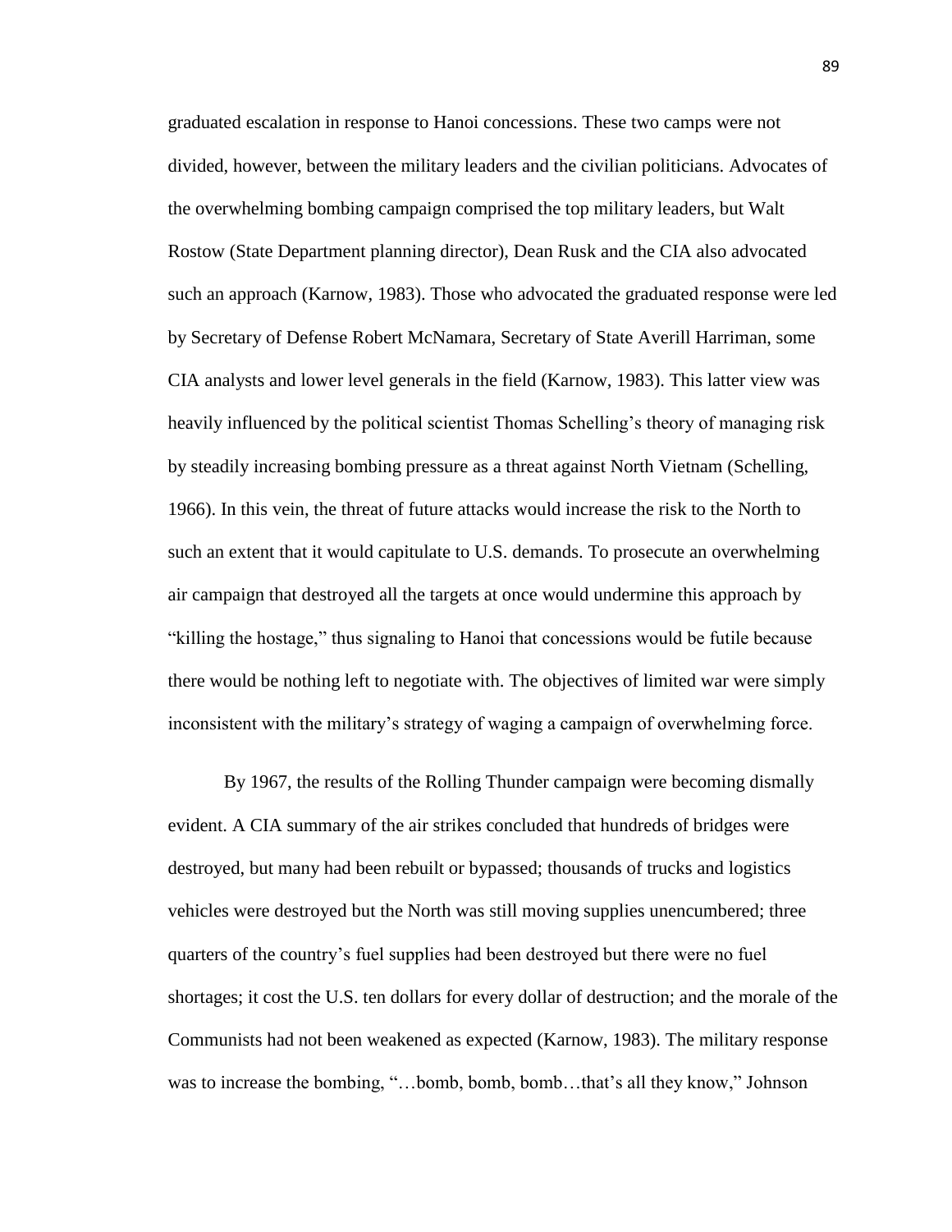graduated escalation in response to Hanoi concessions. These two camps were not divided, however, between the military leaders and the civilian politicians. Advocates of the overwhelming bombing campaign comprised the top military leaders, but Walt Rostow (State Department planning director), Dean Rusk and the CIA also advocated such an approach (Karnow, 1983). Those who advocated the graduated response were led by Secretary of Defense Robert McNamara, Secretary of State Averill Harriman, some CIA analysts and lower level generals in the field (Karnow, 1983). This latter view was heavily influenced by the political scientist Thomas Schelling's theory of managing risk by steadily increasing bombing pressure as a threat against North Vietnam (Schelling, 1966). In this vein, the threat of future attacks would increase the risk to the North to such an extent that it would capitulate to U.S. demands. To prosecute an overwhelming air campaign that destroyed all the targets at once would undermine this approach by "killing the hostage," thus signaling to Hanoi that concessions would be futile because there would be nothing left to negotiate with. The objectives of limited war were simply inconsistent with the military's strategy of waging a campaign of overwhelming force.

By 1967, the results of the Rolling Thunder campaign were becoming dismally evident. A CIA summary of the air strikes concluded that hundreds of bridges were destroyed, but many had been rebuilt or bypassed; thousands of trucks and logistics vehicles were destroyed but the North was still moving supplies unencumbered; three quarters of the country's fuel supplies had been destroyed but there were no fuel shortages; it cost the U.S. ten dollars for every dollar of destruction; and the morale of the Communists had not been weakened as expected (Karnow, 1983). The military response was to increase the bombing, "…bomb, bomb, bomb…that's all they know," Johnson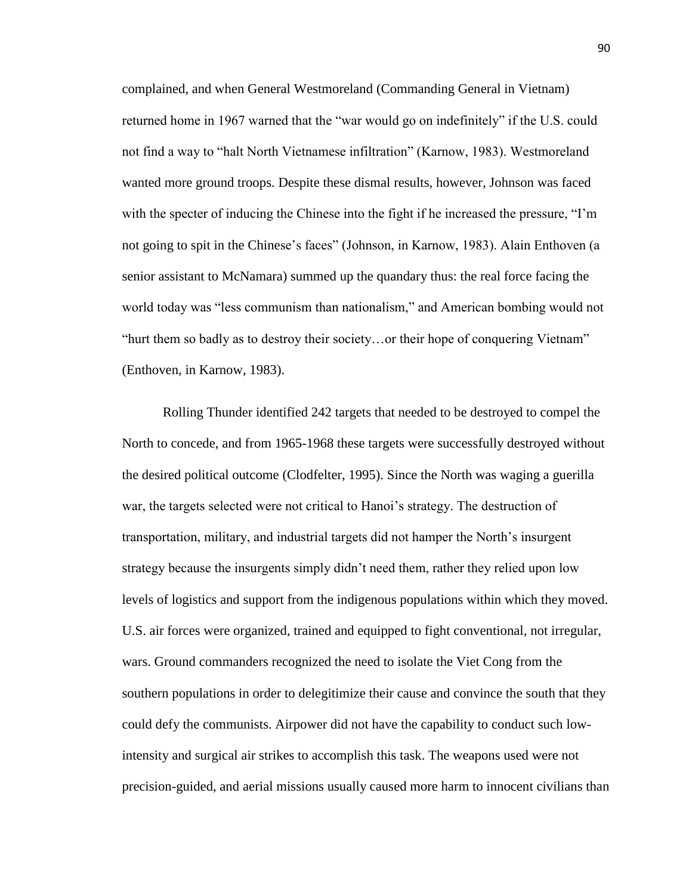complained, and when General Westmoreland (Commanding General in Vietnam) returned home in 1967 warned that the "war would go on indefinitely" if the U.S. could not find a way to "halt North Vietnamese infiltration" (Karnow, 1983). Westmoreland wanted more ground troops. Despite these dismal results, however, Johnson was faced with the specter of inducing the Chinese into the fight if he increased the pressure, "I'm not going to spit in the Chinese's faces" (Johnson, in Karnow, 1983). Alain Enthoven (a senior assistant to McNamara) summed up the quandary thus: the real force facing the world today was "less communism than nationalism," and American bombing would not "hurt them so badly as to destroy their society…or their hope of conquering Vietnam" (Enthoven, in Karnow, 1983).

Rolling Thunder identified 242 targets that needed to be destroyed to compel the North to concede, and from 1965-1968 these targets were successfully destroyed without the desired political outcome (Clodfelter, 1995). Since the North was waging a guerilla war, the targets selected were not critical to Hanoi's strategy. The destruction of transportation, military, and industrial targets did not hamper the North's insurgent strategy because the insurgents simply didn't need them, rather they relied upon low levels of logistics and support from the indigenous populations within which they moved. U.S. air forces were organized, trained and equipped to fight conventional, not irregular, wars. Ground commanders recognized the need to isolate the Viet Cong from the southern populations in order to delegitimize their cause and convince the south that they could defy the communists. Airpower did not have the capability to conduct such low-intensity and surgical air strikes to accomplish this task. The weapons used were not precision-guided, and aerial missions usually caused more harm to innocent civilians than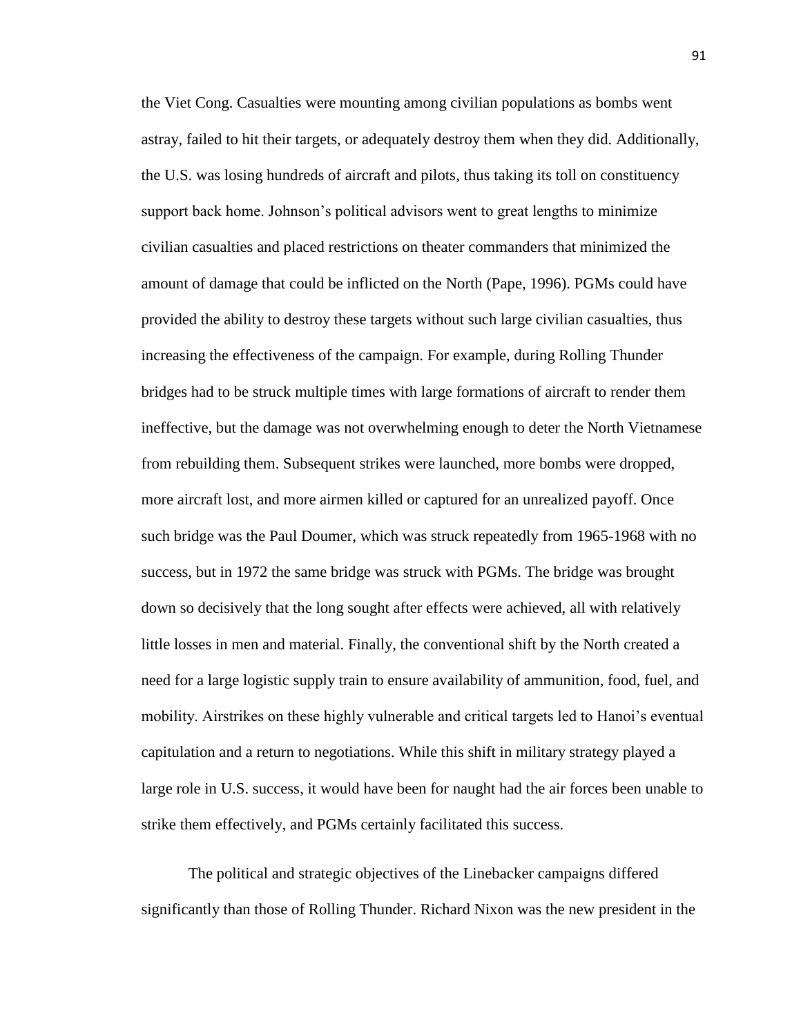the Viet Cong. Casualties were mounting among civilian populations as bombs went astray, failed to hit their targets, or adequately destroy them when they did. Additionally, the U.S. was losing hundreds of aircraft and pilots, thus taking its toll on constituency support back home. Johnson's political advisors went to great lengths to minimize civilian casualties and placed restrictions on theater commanders that minimized the amount of damage that could be inflicted on the North (Pape, 1996). PGMs could have provided the ability to destroy these targets without such large civilian casualties, thus increasing the effectiveness of the campaign. For example, during Rolling Thunder bridges had to be struck multiple times with large formations of aircraft to render them ineffective, but the damage was not overwhelming enough to deter the North Vietnamese from rebuilding them. Subsequent strikes were launched, more bombs were dropped, more aircraft lost, and more airmen killed or captured for an unrealized payoff. Once such bridge was the Paul Doumer, which was struck repeatedly from 1965-1968 with no success, but in 1972 the same bridge was struck with PGMs. The bridge was brought down so decisively that the long sought after effects were achieved, all with relatively little losses in men and material. Finally, the conventional shift by the North created a need for a large logistic supply train to ensure availability of ammunition, food, fuel, and mobility. Airstrikes on these highly vulnerable and critical targets led to Hanoi's eventual capitulation and a return to negotiations. While this shift in military strategy played a large role in U.S. success, it would have been for naught had the air forces been unable to strike them effectively, and PGMs certainly facilitated this success.

The political and strategic objectives of the Linebacker campaigns differed significantly than those of Rolling Thunder. Richard Nixon was the new president in the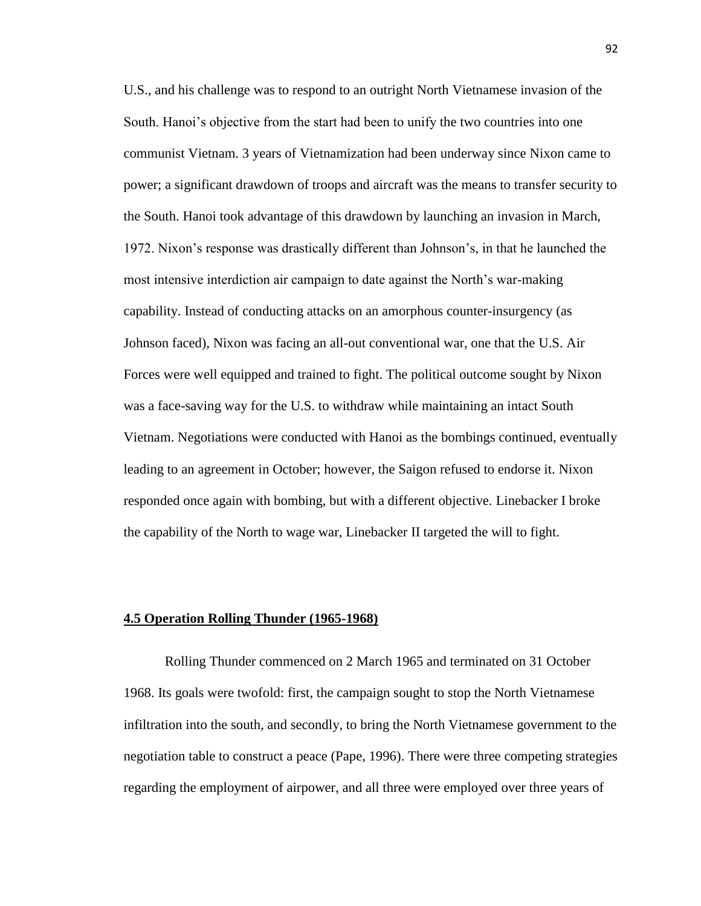U.S., and his challenge was to respond to an outright North Vietnamese invasion of the South. Hanoi's objective from the start had been to unify the two countries into one communist Vietnam. 3 years of Vietnamization had been underway since Nixon came to power; a significant drawdown of troops and aircraft was the means to transfer security to the South. Hanoi took advantage of this drawdown by launching an invasion in March, 1972. Nixon's response was drastically different than Johnson's, in that he launched the most intensive interdiction air campaign to date against the North's war-making capability. Instead of conducting attacks on an amorphous counter-insurgency (as Johnson faced), Nixon was facing an all-out conventional war, one that the U.S. Air Forces were well equipped and trained to fight. The political outcome sought by Nixon was a face-saving way for the U.S. to withdraw while maintaining an intact South Vietnam. Negotiations were conducted with Hanoi as the bombings continued, eventually leading to an agreement in October; however, the Saigon refused to endorse it. Nixon responded once again with bombing, but with a different objective. Linebacker I broke the capability of the North to wage war, Linebacker II targeted the will to fight.

### 4.5 Operation Rolling Thunder (1965-1968)

Rolling Thunder commenced on 2 March 1965 and terminated on 31 October 1968. Its goals were twofold: first, the campaign sought to stop the North Vietnamese infiltration into the south, and secondly, to bring the North Vietnamese government to the negotiation table to construct a peace (Pape, 1996). There were three competing strategies regarding the employment of airpower, and all three were employed over three years of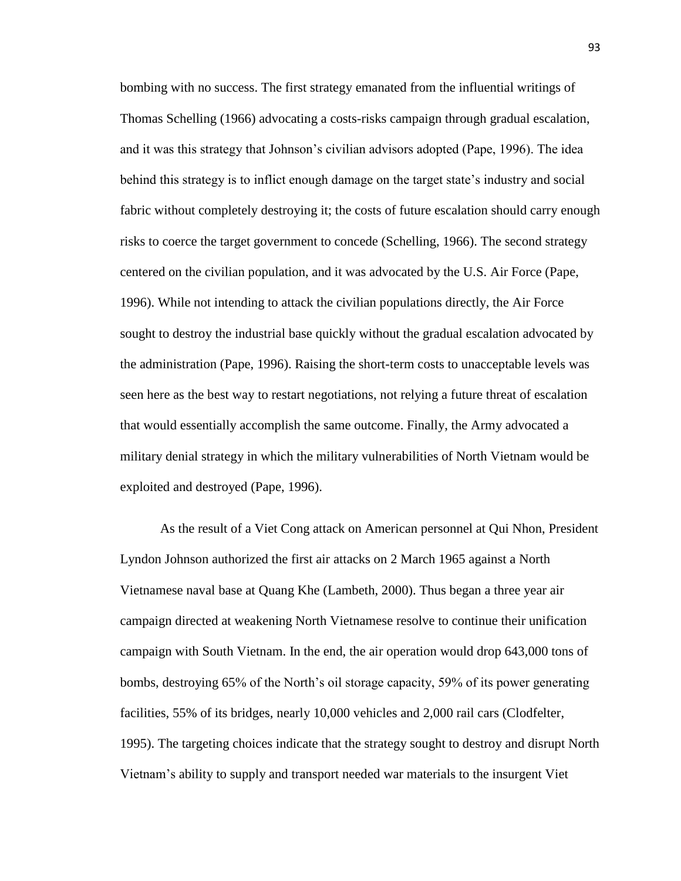bombing with no success. The first strategy emanated from the influential writings of Thomas Schelling (1966) advocating a costs-risks campaign through gradual escalation, and it was this strategy that Johnson's civilian advisors adopted (Pape, 1996). The idea behind this strategy is to inflict enough damage on the target state's industry and social fabric without completely destroying it; the costs of future escalation should carry enough risks to coerce the target government to concede (Schelling, 1966). The second strategy centered on the civilian population, and it was advocated by the U.S. Air Force (Pape, 1996). While not intending to attack the civilian populations directly, the Air Force sought to destroy the industrial base quickly without the gradual escalation advocated by the administration (Pape, 1996). Raising the short-term costs to unacceptable levels was seen here as the best way to restart negotiations, not relying a future threat of escalation that would essentially accomplish the same outcome. Finally, the Army advocated a military denial strategy in which the military vulnerabilities of North Vietnam would be exploited and destroyed (Pape, 1996).

As the result of a Viet Cong attack on American personnel at Qui Nhon, President Lyndon Johnson authorized the first air attacks on 2 March 1965 against a North Vietnamese naval base at Quang Khe (Lambeth, 2000). Thus began a three year air campaign directed at weakening North Vietnamese resolve to continue their unification campaign with South Vietnam. In the end, the air operation would drop 643,000 tons of bombs, destroying 65% of the North's oil storage capacity, 59% of its power generating facilities, 55% of its bridges, nearly 10,000 vehicles and 2,000 rail cars (Clodfelter, 1995). The targeting choices indicate that the strategy sought to destroy and disrupt North Vietnam's ability to supply and transport needed war materials to the insurgent Viet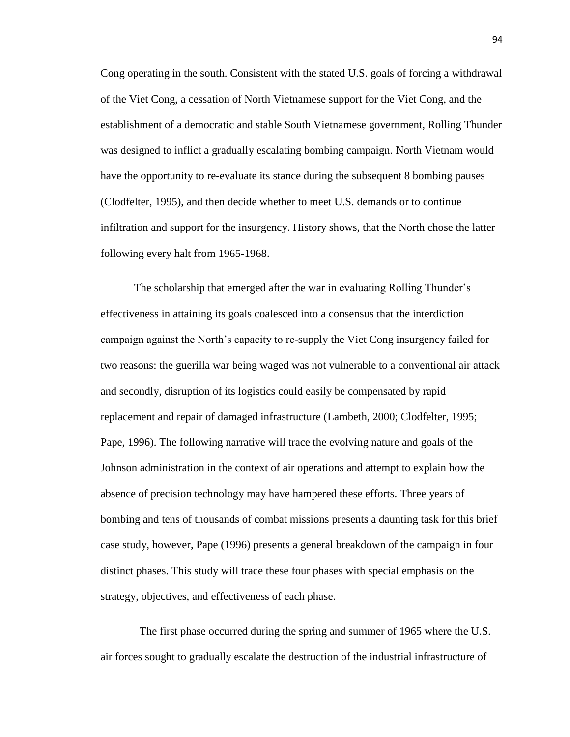Cong operating in the south. Consistent with the stated U.S. goals of forcing a withdrawal of the Viet Cong, a cessation of North Vietnamese support for the Viet Cong, and the establishment of a democratic and stable South Vietnamese government, Rolling Thunder was designed to inflict a gradually escalating bombing campaign. North Vietnam would have the opportunity to re-evaluate its stance during the subsequent 8 bombing pauses (Clodfelter, 1995), and then decide whether to meet U.S. demands or to continue infiltration and support for the insurgency. History shows, that the North chose the latter following every halt from 1965-1968.

The scholarship that emerged after the war in evaluating Rolling Thunder's effectiveness in attaining its goals coalesced into a consensus that the interdiction campaign against the North's capacity to re-supply the Viet Cong insurgency failed for two reasons: the guerilla war being waged was not vulnerable to a conventional air attack and secondly, disruption of its logistics could easily be compensated by rapid replacement and repair of damaged infrastructure (Lambeth, 2000; Clodfelter, 1995; Pape, 1996). The following narrative will trace the evolving nature and goals of the Johnson administration in the context of air operations and attempt to explain how the absence of precision technology may have hampered these efforts. Three years of bombing and tens of thousands of combat missions presents a daunting task for this brief case study, however, Pape (1996) presents a general breakdown of the campaign in four distinct phases. This study will trace these four phases with special emphasis on the strategy, objectives, and effectiveness of each phase.

The first phase occurred during the spring and summer of 1965 where the U.S. air forces sought to gradually escalate the destruction of the industrial infrastructure of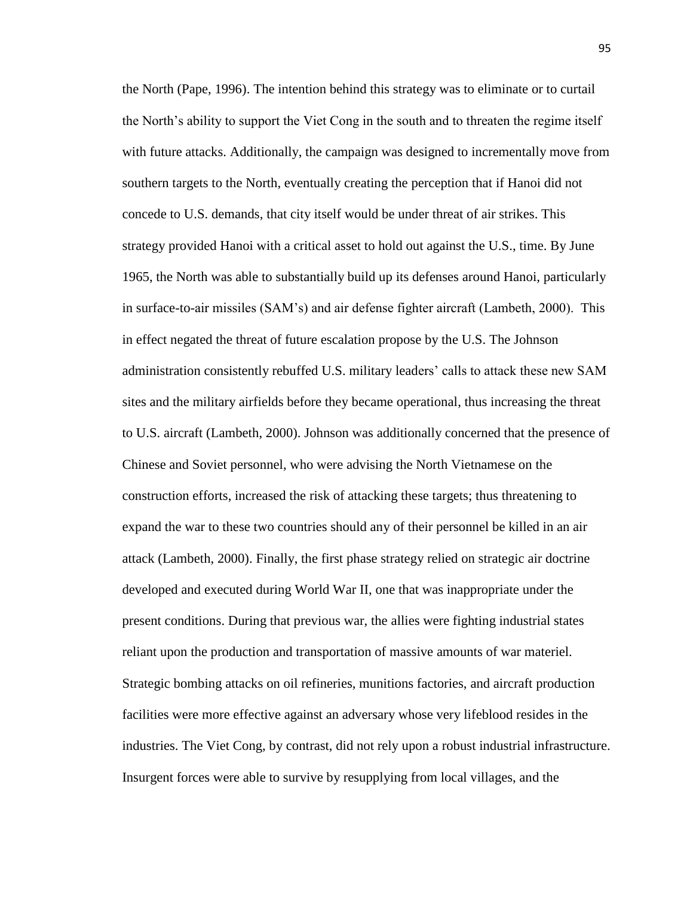the North (Pape, 1996). The intention behind this strategy was to eliminate or to curtail the North's ability to support the Viet Cong in the south and to threaten the regime itself with future attacks. Additionally, the campaign was designed to incrementally move from southern targets to the North, eventually creating the perception that if Hanoi did not concede to U.S. demands, that city itself would be under threat of air strikes. This strategy provided Hanoi with a critical asset to hold out against the U.S., time. By June 1965, the North was able to substantially build up its defenses around Hanoi, particularly in surface-to-air missiles (SAM's) and air defense fighter aircraft (Lambeth, 2000). This in effect negated the threat of future escalation propose by the U.S. The Johnson administration consistently rebuffed U.S. military leaders' calls to attack these new SAM sites and the military airfields before they became operational, thus increasing the threat to U.S. aircraft (Lambeth, 2000). Johnson was additionally concerned that the presence of Chinese and Soviet personnel, who were advising the North Vietnamese on the construction efforts, increased the risk of attacking these targets; thus threatening to expand the war to these two countries should any of their personnel be killed in an air attack (Lambeth, 2000). Finally, the first phase strategy relied on strategic air doctrine developed and executed during World War II, one that was inappropriate under the present conditions. During that previous war, the allies were fighting industrial states reliant upon the production and transportation of massive amounts of war materiel. Strategic bombing attacks on oil refineries, munitions factories, and aircraft production facilities were more effective against an adversary whose very lifeblood resides in the industries. The Viet Cong, by contrast, did not rely upon a robust industrial infrastructure. Insurgent forces were able to survive by resupplying from local villages, and the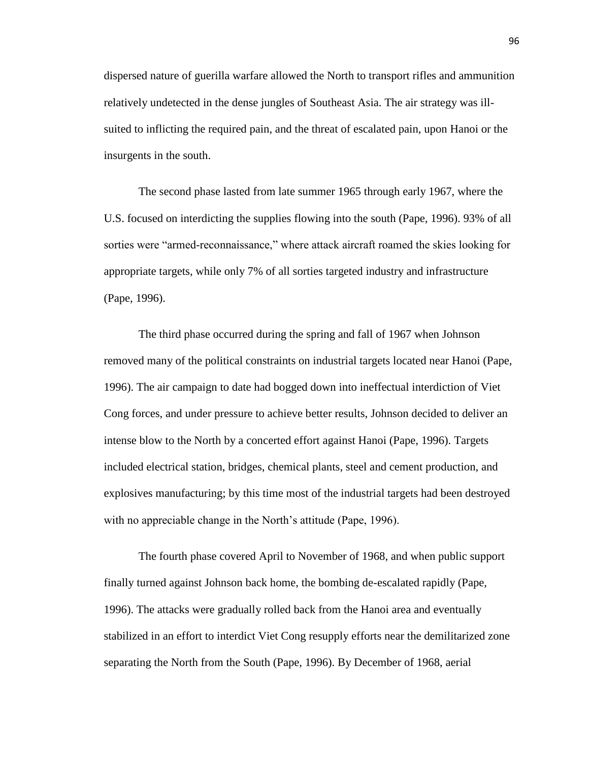dispersed nature of guerilla warfare allowed the North to transport rifles and ammunition relatively undetected in the dense jungles of Southeast Asia. The air strategy was ill-suited to inflicting the required pain, and the threat of escalated pain, upon Hanoi or the insurgents in the south.

The second phase lasted from late summer 1965 through early 1967, where the U.S. focused on interdicting the supplies flowing into the south (Pape, 1996). 93% of all sorties were "armed-reconnaissance," where attack aircraft roamed the skies looking for appropriate targets, while only 7% of all sorties targeted industry and infrastructure (Pape, 1996).

The third phase occurred during the spring and fall of 1967 when Johnson removed many of the political constraints on industrial targets located near Hanoi (Pape, 1996). The air campaign to date had bogged down into ineffectual interdiction of Viet Cong forces, and under pressure to achieve better results, Johnson decided to deliver an intense blow to the North by a concerted effort against Hanoi (Pape, 1996). Targets included electrical station, bridges, chemical plants, steel and cement production, and explosives manufacturing; by this time most of the industrial targets had been destroyed with no appreciable change in the North's attitude (Pape, 1996).

The fourth phase covered April to November of 1968, and when public support finally turned against Johnson back home, the bombing de-escalated rapidly (Pape, 1996). The attacks were gradually rolled back from the Hanoi area and eventually stabilized in an effort to interdict Viet Cong resupply efforts near the demilitarized zone separating the North from the South (Pape, 1996). By December of 1968, aerial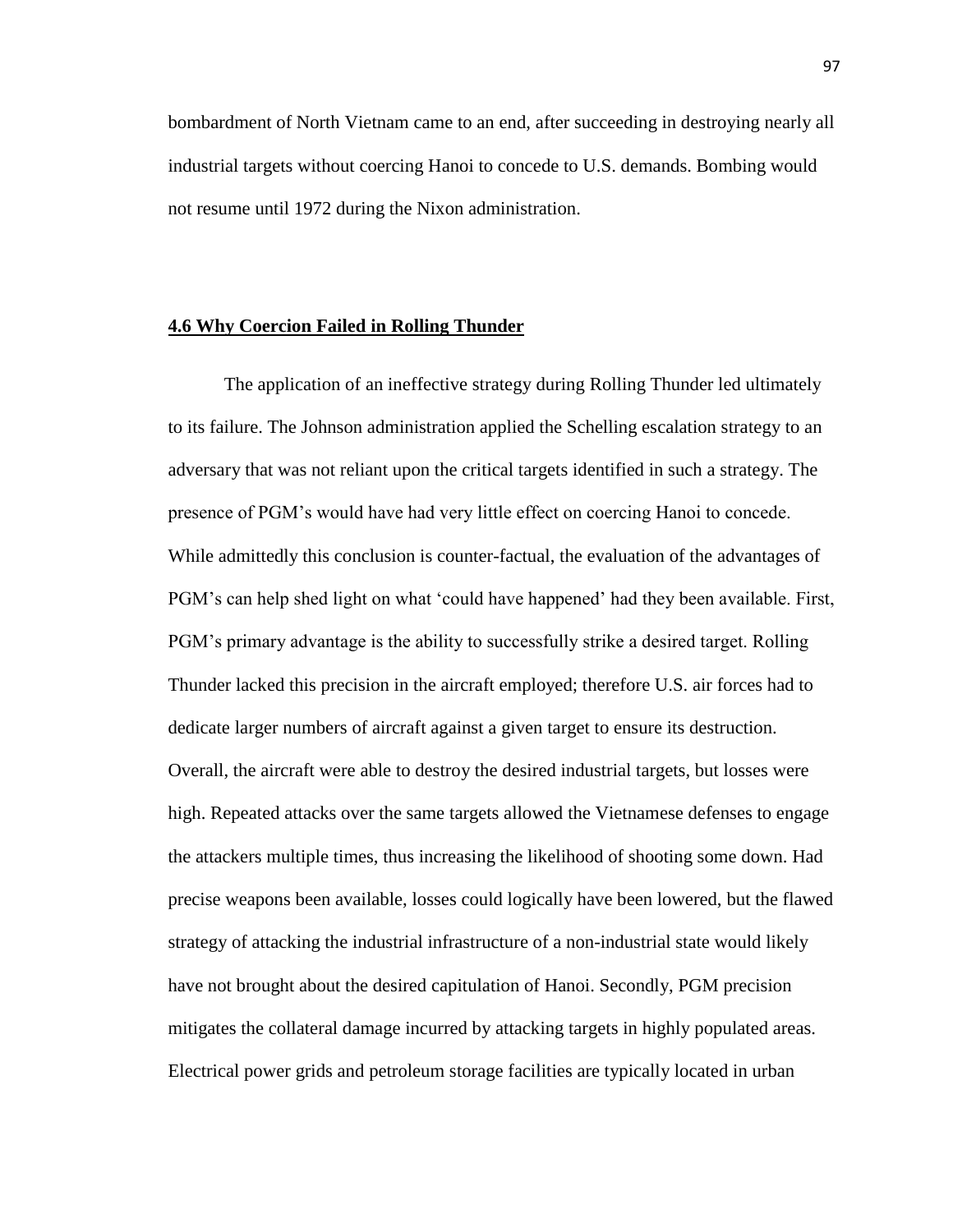bombardment of North Vietnam came to an end, after succeeding in destroying nearly all industrial targets without coercing Hanoi to concede to U.S. demands. Bombing would not resume until 1972 during the Nixon administration.

## 4.6 Why Coercion Failed in Rolling Thunder

The application of an ineffective strategy during Rolling Thunder led ultimately to its failure. The Johnson administration applied the Schelling escalation strategy to an adversary that was not reliant upon the critical targets identified in such a strategy. The presence of PGM's would have had very little effect on coercing Hanoi to concede. While admittedly this conclusion is counter-factual, the evaluation of the advantages of PGM's can help shed light on what 'could have happened' had they been available. First, PGM's primary advantage is the ability to successfully strike a desired target. Rolling Thunder lacked this precision in the aircraft employed; therefore U.S. air forces had to dedicate larger numbers of aircraft against a given target to ensure its destruction. Overall, the aircraft were able to destroy the desired industrial targets, but losses were high. Repeated attacks over the same targets allowed the Vietnamese defenses to engage the attackers multiple times, thus increasing the likelihood of shooting some down. Had precise weapons been available, losses could logically have been lowered, but the flawed strategy of attacking the industrial infrastructure of a non-industrial state would likely have not brought about the desired capitulation of Hanoi. Secondly, PGM precision mitigates the collateral damage incurred by attacking targets in highly populated areas. Electrical power grids and petroleum storage facilities are typically located in urban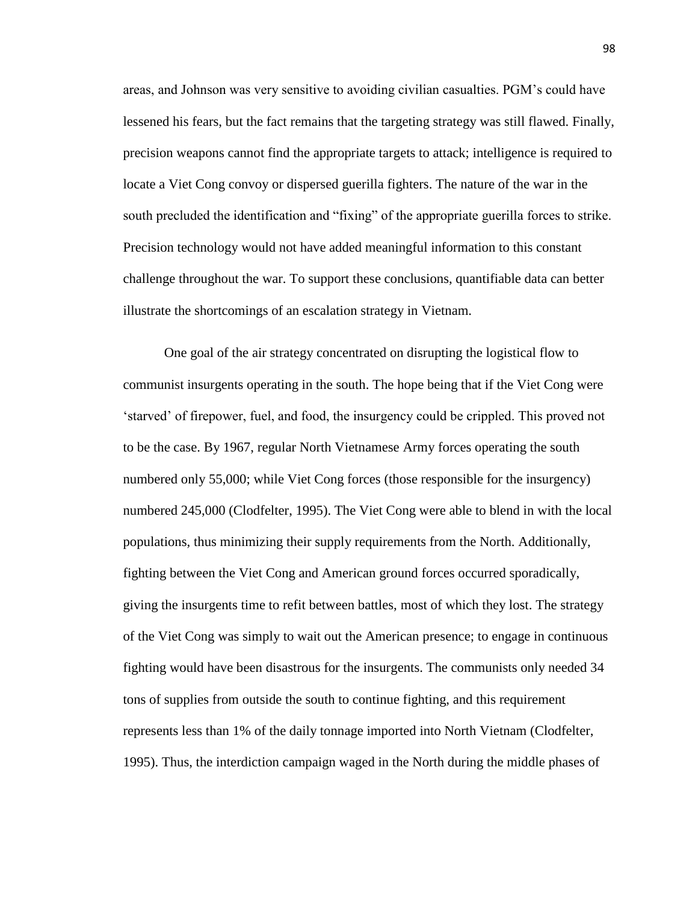areas, and Johnson was very sensitive to avoiding civilian casualties. PGM's could have lessened his fears, but the fact remains that the targeting strategy was still flawed. Finally, precision weapons cannot find the appropriate targets to attack; intelligence is required to locate a Viet Cong convoy or dispersed guerilla fighters. The nature of the war in the south precluded the identification and "fixing" of the appropriate guerilla forces to strike. Precision technology would not have added meaningful information to this constant challenge throughout the war. To support these conclusions, quantifiable data can better illustrate the shortcomings of an escalation strategy in Vietnam.

One goal of the air strategy concentrated on disrupting the logistical flow to communist insurgents operating in the south. The hope being that if the Viet Cong were 'starved' of firepower, fuel, and food, the insurgency could be crippled. This proved not to be the case. By 1967, regular North Vietnamese Army forces operating the south numbered only 55,000; while Viet Cong forces (those responsible for the insurgency) numbered 245,000 (Clodfelter, 1995). The Viet Cong were able to blend in with the local populations, thus minimizing their supply requirements from the North. Additionally, fighting between the Viet Cong and American ground forces occurred sporadically, giving the insurgents time to refit between battles, most of which they lost. The strategy of the Viet Cong was simply to wait out the American presence; to engage in continuous fighting would have been disastrous for the insurgents. The communists only needed 34 tons of supplies from outside the south to continue fighting, and this requirement represents less than 1% of the daily tonnage imported into North Vietnam (Clodfelter, 1995). Thus, the interdiction campaign waged in the North during the middle phases of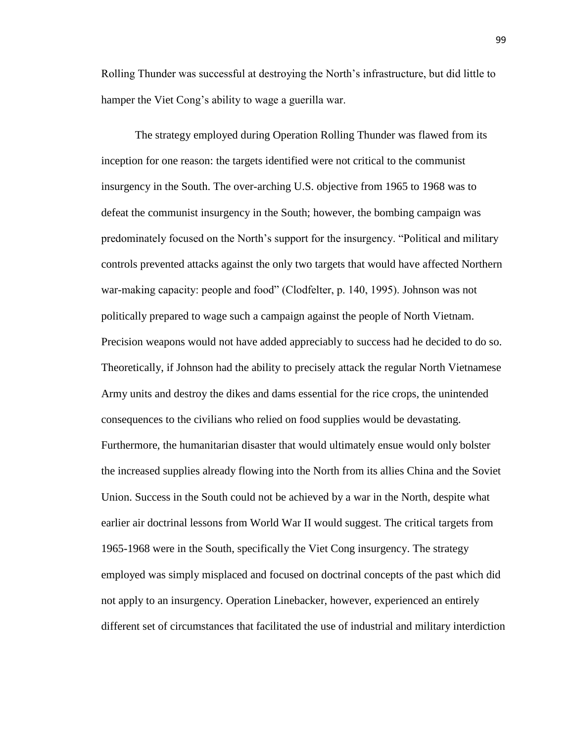Rolling Thunder was successful at destroying the North's infrastructure, but did little to hamper the Viet Cong's ability to wage a guerilla war.

The strategy employed during Operation Rolling Thunder was flawed from its inception for one reason: the targets identified were not critical to the communist insurgency in the South. The over-arching U.S. objective from 1965 to 1968 was to defeat the communist insurgency in the South; however, the bombing campaign was predominately focused on the North's support for the insurgency. "Political and military controls prevented attacks against the only two targets that would have affected Northern war-making capacity: people and food" (Clodfelter, p. 140, 1995). Johnson was not politically prepared to wage such a campaign against the people of North Vietnam. Precision weapons would not have added appreciably to success had he decided to do so. Theoretically, if Johnson had the ability to precisely attack the regular North Vietnamese Army units and destroy the dikes and dams essential for the rice crops, the unintended consequences to the civilians who relied on food supplies would be devastating. Furthermore, the humanitarian disaster that would ultimately ensue would only bolster the increased supplies already flowing into the North from its allies China and the Soviet Union. Success in the South could not be achieved by a war in the North, despite what earlier air doctrinal lessons from World War II would suggest. The critical targets from 1965-1968 were in the South, specifically the Viet Cong insurgency. The strategy employed was simply misplaced and focused on doctrinal concepts of the past which did not apply to an insurgency. Operation Linebacker, however, experienced an entirely different set of circumstances that facilitated the use of industrial and military interdiction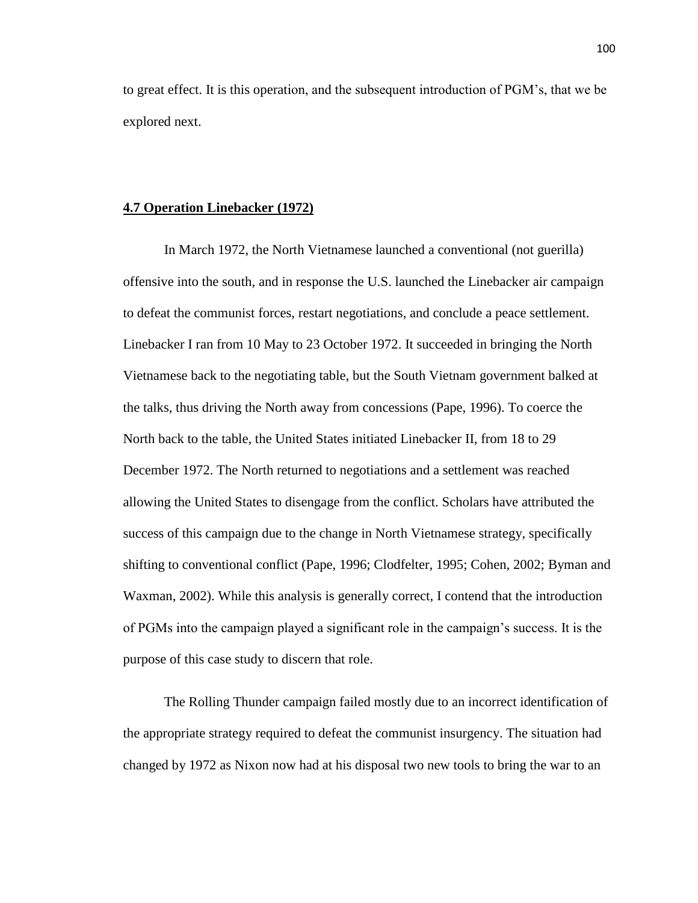to great effect. It is this operation, and the subsequent introduction of PGM's, that we be explored next.

## **4.7 Operation Linebacker (1972)**

In March 1972, the North Vietnamese launched a conventional (not guerilla) offensive into the south, and in response the U.S. launched the Linebacker air campaign to defeat the communist forces, restart negotiations, and conclude a peace settlement. Linebacker I ran from 10 May to 23 October 1972. It succeeded in bringing the North Vietnamese back to the negotiating table, but the South Vietnam government balked at the talks, thus driving the North away from concessions (Pape, 1996). To coerce the North back to the table, the United States initiated Linebacker II, from 18 to 29 December 1972. The North returned to negotiations and a settlement was reached allowing the United States to disengage from the conflict. Scholars have attributed the success of this campaign due to the change in North Vietnamese strategy, specifically shifting to conventional conflict (Pape, 1996; Clodfelter, 1995; Cohen, 2002; Byman and Waxman, 2002). While this analysis is generally correct, I contend that the introduction of PGMs into the campaign played a significant role in the campaign's success. It is the purpose of this case study to discern that role.

The Rolling Thunder campaign failed mostly due to an incorrect identification of the appropriate strategy required to defeat the communist insurgency. The situation had changed by 1972 as Nixon now had at his disposal two new tools to bring the war to an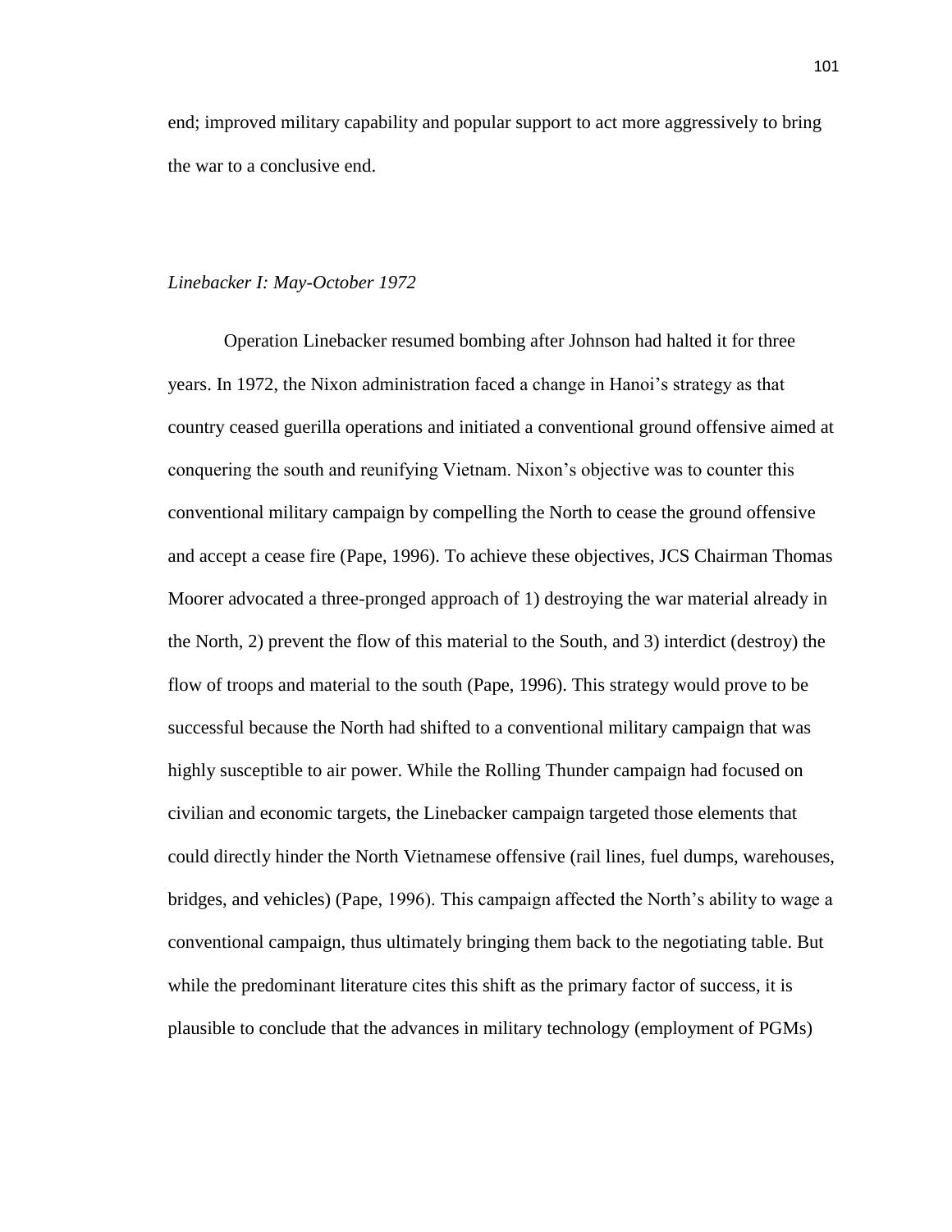end; improved military capability and popular support to act more aggressively to bring the war to a conclusive end.

*Linebacker I: May-October 1972*

Operation Linebacker resumed bombing after Johnson had halted it for three years. In 1972, the Nixon administration faced a change in Hanoi's strategy as that country ceased guerilla operations and initiated a conventional ground offensive aimed at conquering the south and reunifying Vietnam. Nixon's objective was to counter this conventional military campaign by compelling the North to cease the ground offensive and accept a cease fire (Pape, 1996). To achieve these objectives, JCS Chairman Thomas Moorer advocated a three-pronged approach of 1) destroying the war material already in the North, 2) prevent the flow of this material to the South, and 3) interdict (destroy) the flow of troops and material to the south (Pape, 1996). This strategy would prove to be successful because the North had shifted to a conventional military campaign that was highly susceptible to air power. While the Rolling Thunder campaign had focused on civilian and economic targets, the Linebacker campaign targeted those elements that could directly hinder the North Vietnamese offensive (rail lines, fuel dumps, warehouses, bridges, and vehicles) (Pape, 1996). This campaign affected the North's ability to wage a conventional campaign, thus ultimately bringing them back to the negotiating table. But while the predominant literature cites this shift as the primary factor of success, it is plausible to conclude that the advances in military technology (employment of PGMs)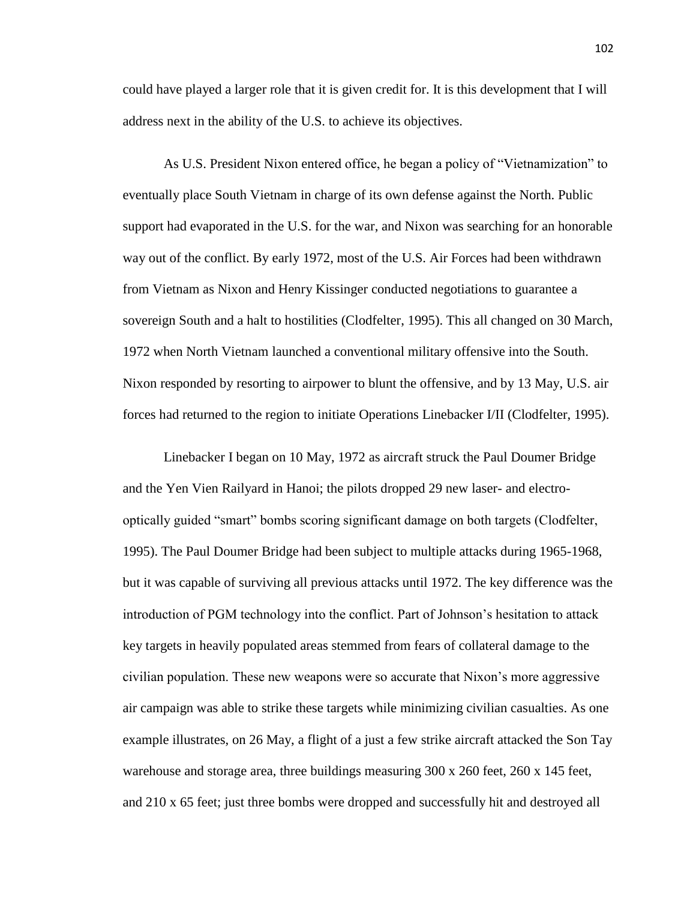could have played a larger role that it is given credit for. It is this development that I will address next in the ability of the U.S. to achieve its objectives.

As U.S. President Nixon entered office, he began a policy of “Vietnamization” to eventually place South Vietnam in charge of its own defense against the North. Public support had evaporated in the U.S. for the war, and Nixon was searching for an honorable way out of the conflict. By early 1972, most of the U.S. Air Forces had been withdrawn from Vietnam as Nixon and Henry Kissinger conducted negotiations to guarantee a sovereign South and a halt to hostilities (Clodfelter, 1995). This all changed on 30 March, 1972 when North Vietnam launched a conventional military offensive into the South. Nixon responded by resorting to airpower to blunt the offensive, and by 13 May, U.S. air forces had returned to the region to initiate Operations Linebacker I/II (Clodfelter, 1995).

Linebacker I began on 10 May, 1972 as aircraft struck the Paul Doumer Bridge and the Yen Vien Railyard in Hanoi; the pilots dropped 29 new laser- and electro-optically guided “smart” bombs scoring significant damage on both targets (Clodfelter, 1995). The Paul Doumer Bridge had been subject to multiple attacks during 1965-1968, but it was capable of surviving all previous attacks until 1972. The key difference was the introduction of PGM technology into the conflict. Part of Johnson’s hesitation to attack key targets in heavily populated areas stemmed from fears of collateral damage to the civilian population. These new weapons were so accurate that Nixon’s more aggressive air campaign was able to strike these targets while minimizing civilian casualties. As one example illustrates, on 26 May, a flight of a just a few strike aircraft attacked the Son Tay warehouse and storage area, three buildings measuring 300 x 260 feet, 260 x 145 feet, and 210 x 65 feet; just three bombs were dropped and successfully hit and destroyed all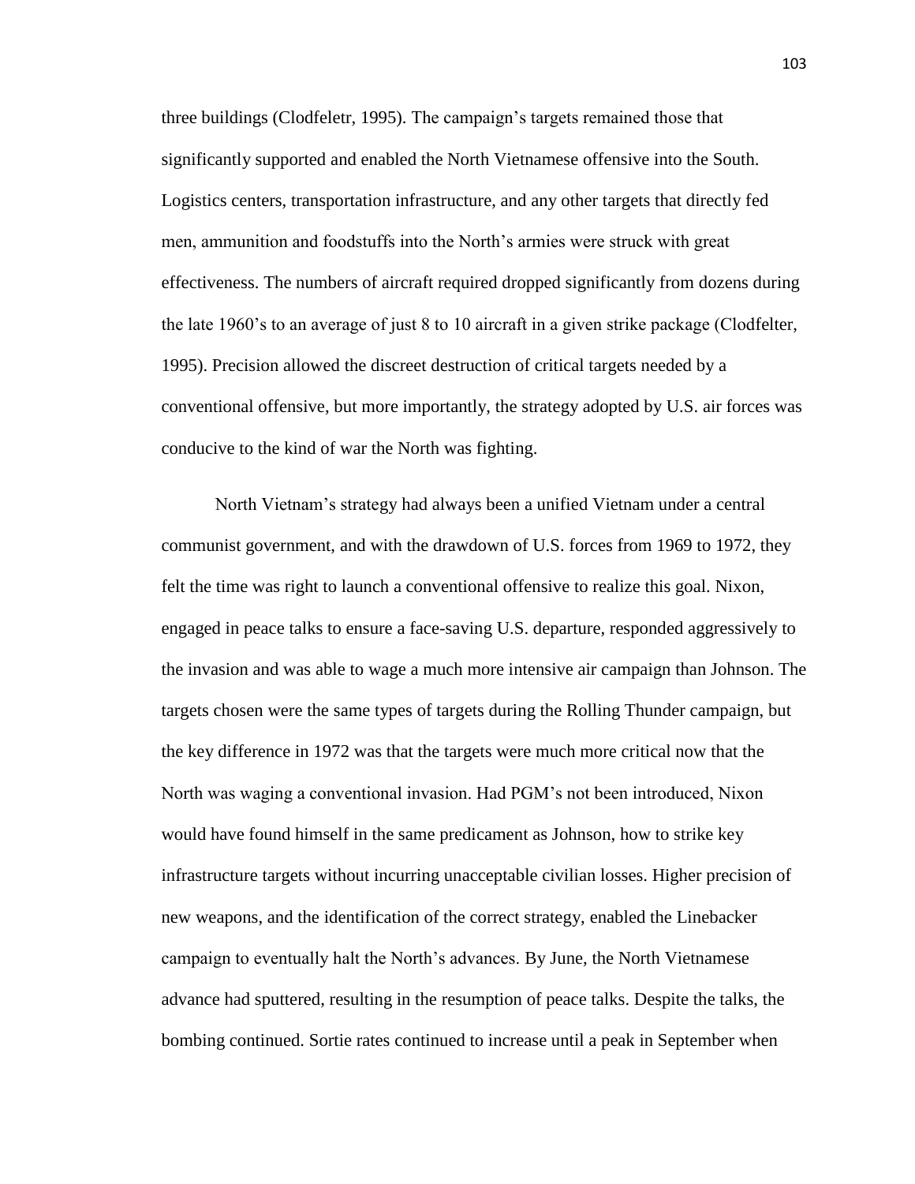three buildings (Clodfeletr, 1995). The campaign's targets remained those that significantly supported and enabled the North Vietnamese offensive into the South. Logistics centers, transportation infrastructure, and any other targets that directly fed men, ammunition and foodstuffs into the North's armies were struck with great effectiveness. The numbers of aircraft required dropped significantly from dozens during the late 1960's to an average of just 8 to 10 aircraft in a given strike package (Clodfelter, 1995). Precision allowed the discreet destruction of critical targets needed by a conventional offensive, but more importantly, the strategy adopted by U.S. air forces was conducive to the kind of war the North was fighting.

North Vietnam's strategy had always been a unified Vietnam under a central communist government, and with the drawdown of U.S. forces from 1969 to 1972, they felt the time was right to launch a conventional offensive to realize this goal. Nixon, engaged in peace talks to ensure a face-saving U.S. departure, responded aggressively to the invasion and was able to wage a much more intensive air campaign than Johnson. The targets chosen were the same types of targets during the Rolling Thunder campaign, but the key difference in 1972 was that the targets were much more critical now that the North was waging a conventional invasion. Had PGM's not been introduced, Nixon would have found himself in the same predicament as Johnson, how to strike key infrastructure targets without incurring unacceptable civilian losses. Higher precision of new weapons, and the identification of the correct strategy, enabled the Linebacker campaign to eventually halt the North's advances. By June, the North Vietnamese advance had sputtered, resulting in the resumption of peace talks. Despite the talks, the bombing continued. Sortie rates continued to increase until a peak in September when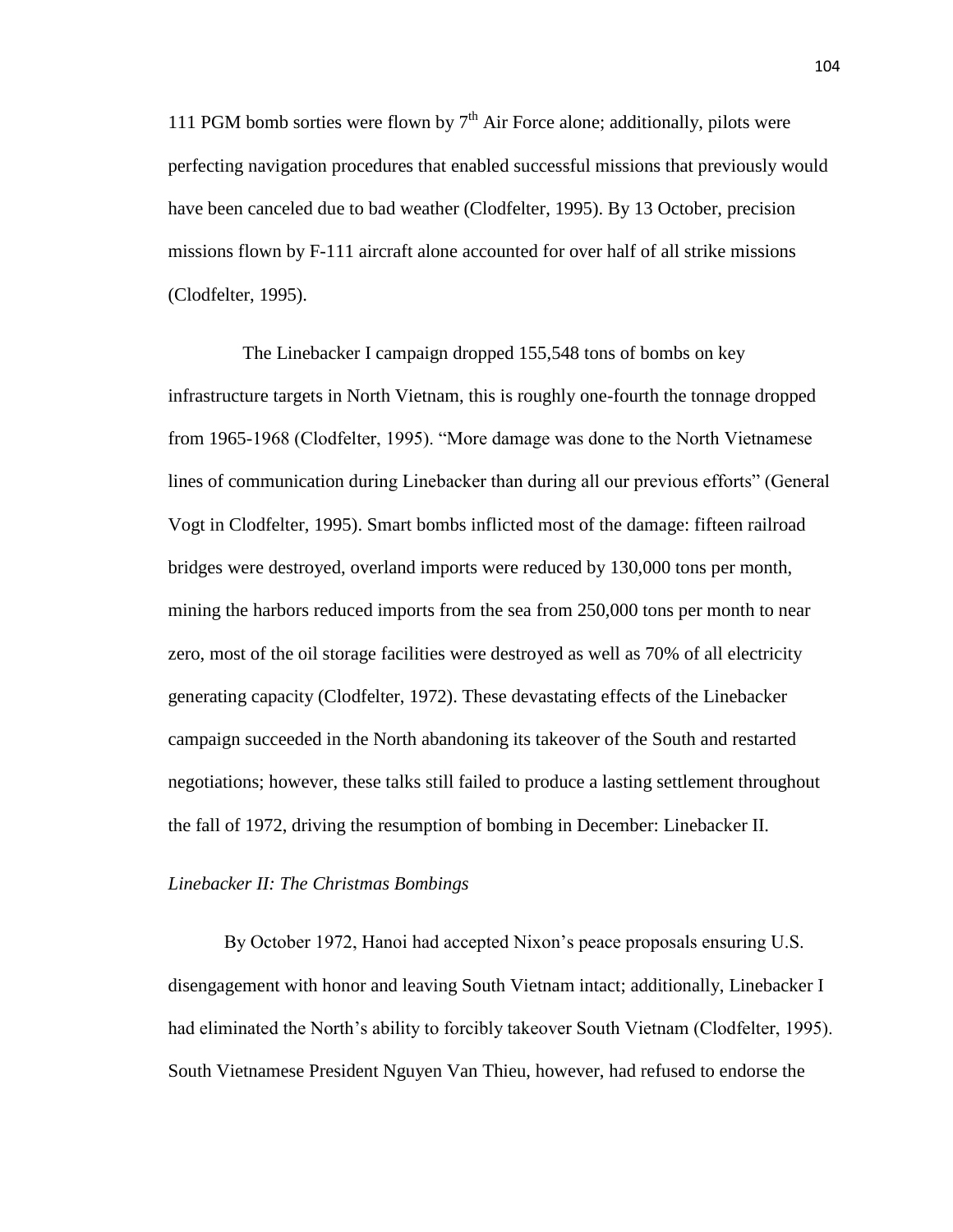111 PGM bomb sorties were flown by 7th Air Force alone; additionally, pilots were perfecting navigation procedures that enabled successful missions that previously would have been canceled due to bad weather (Clodfelter, 1995). By 13 October, precision missions flown by F-111 aircraft alone accounted for over half of all strike missions (Clodfelter, 1995).

The Linebacker I campaign dropped 155,548 tons of bombs on key infrastructure targets in North Vietnam, this is roughly one-fourth the tonnage dropped from 1965-1968 (Clodfelter, 1995). "More damage was done to the North Vietnamese lines of communication during Linebacker than during all our previous efforts" (General Vogt in Clodfelter, 1995). Smart bombs inflicted most of the damage: fifteen railroad bridges were destroyed, overland imports were reduced by 130,000 tons per month, mining the harbors reduced imports from the sea from 250,000 tons per month to near zero, most of the oil storage facilities were destroyed as well as 70% of all electricity generating capacity (Clodfelter, 1972). These devastating effects of the Linebacker campaign succeeded in the North abandoning its takeover of the South and restarted negotiations; however, these talks still failed to produce a lasting settlement throughout the fall of 1972, driving the resumption of bombing in December: Linebacker II.

*Linebacker II: The Christmas Bombings*

By October 1972, Hanoi had accepted Nixon's peace proposals ensuring U.S. disengagement with honor and leaving South Vietnam intact; additionally, Linebacker I had eliminated the North's ability to forcibly takeover South Vietnam (Clodfelter, 1995). South Vietnamese President Nguyen Van Thieu, however, had refused to endorse the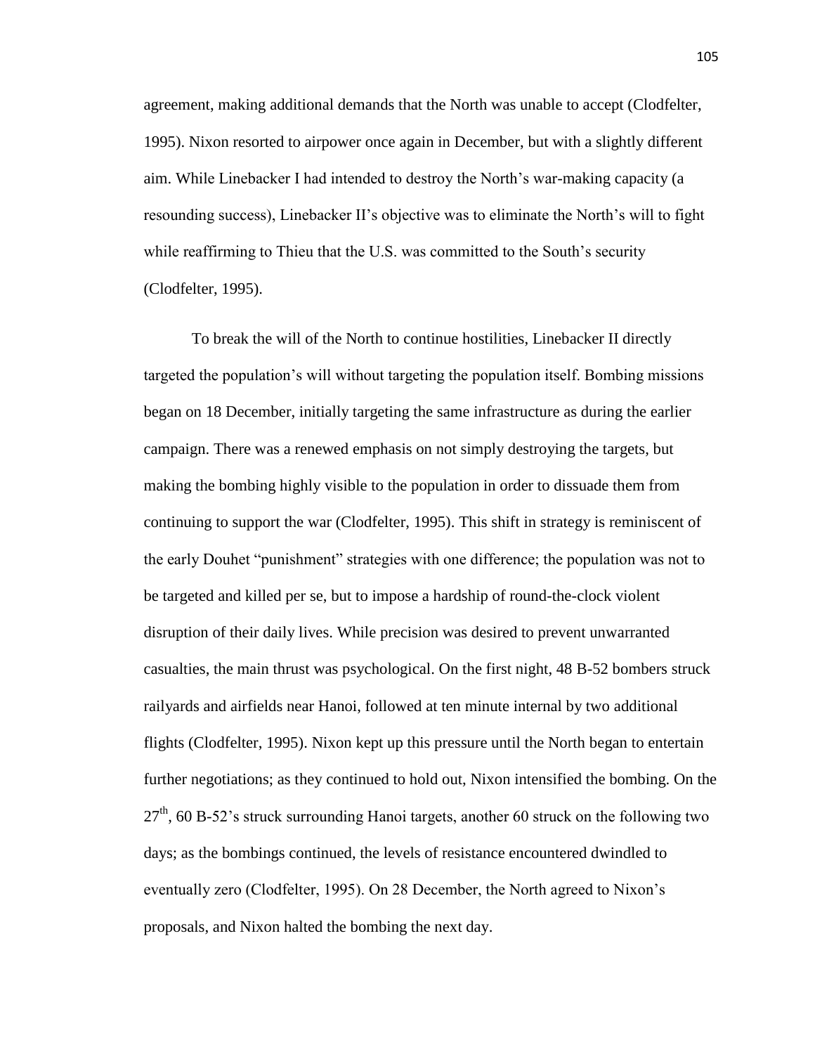agreement, making additional demands that the North was unable to accept (Clodfelter, 1995). Nixon resorted to airpower once again in December, but with a slightly different aim. While Linebacker I had intended to destroy the North's war-making capacity (a resounding success), Linebacker II's objective was to eliminate the North's will to fight while reaffirming to Thieu that the U.S. was committed to the South's security (Clodfelter, 1995).

To break the will of the North to continue hostilities, Linebacker II directly targeted the population's will without targeting the population itself. Bombing missions began on 18 December, initially targeting the same infrastructure as during the earlier campaign. There was a renewed emphasis on not simply destroying the targets, but making the bombing highly visible to the population in order to dissuade them from continuing to support the war (Clodfelter, 1995). This shift in strategy is reminiscent of the early Douhet "punishment" strategies with one difference; the population was not to be targeted and killed per se, but to impose a hardship of round-the-clock violent disruption of their daily lives. While precision was desired to prevent unwarranted casualties, the main thrust was psychological. On the first night, 48 B-52 bombers struck railyards and airfields near Hanoi, followed at ten minute internal by two additional flights (Clodfelter, 1995). Nixon kept up this pressure until the North began to entertain further negotiations; as they continued to hold out, Nixon intensified the bombing. On the 27th, 60 B-52's struck surrounding Hanoi targets, another 60 struck on the following two days; as the bombings continued, the levels of resistance encountered dwindled to eventually zero (Clodfelter, 1995). On 28 December, the North agreed to Nixon's proposals, and Nixon halted the bombing the next day.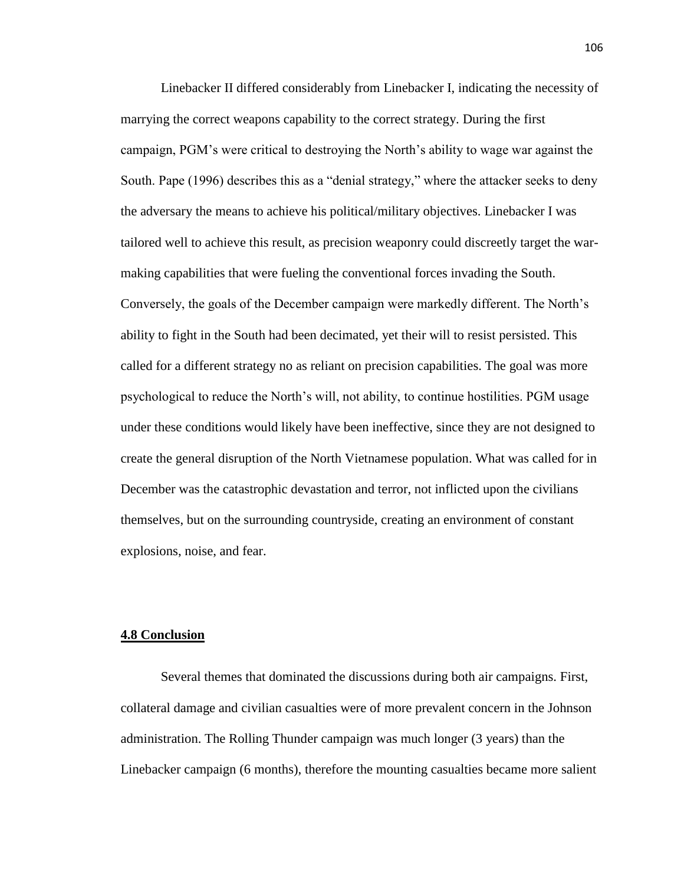Linebacker II differed considerably from Linebacker I, indicating the necessity of marrying the correct weapons capability to the correct strategy. During the first campaign, PGM's were critical to destroying the North's ability to wage war against the South. Pape (1996) describes this as a "denial strategy," where the attacker seeks to deny the adversary the means to achieve his political/military objectives. Linebacker I was tailored well to achieve this result, as precision weaponry could discreetly target the war-making capabilities that were fueling the conventional forces invading the South. Conversely, the goals of the December campaign were markedly different. The North's ability to fight in the South had been decimated, yet their will to resist persisted. This called for a different strategy no as reliant on precision capabilities. The goal was more psychological to reduce the North's will, not ability, to continue hostilities. PGM usage under these conditions would likely have been ineffective, since they are not designed to create the general disruption of the North Vietnamese population. What was called for in December was the catastrophic devastation and terror, not inflicted upon the civilians themselves, but on the surrounding countryside, creating an environment of constant explosions, noise, and fear.

## 4.8 Conclusion

Several themes that dominated the discussions during both air campaigns. First, collateral damage and civilian casualties were of more prevalent concern in the Johnson administration. The Rolling Thunder campaign was much longer (3 years) than the Linebacker campaign (6 months), therefore the mounting casualties became more salient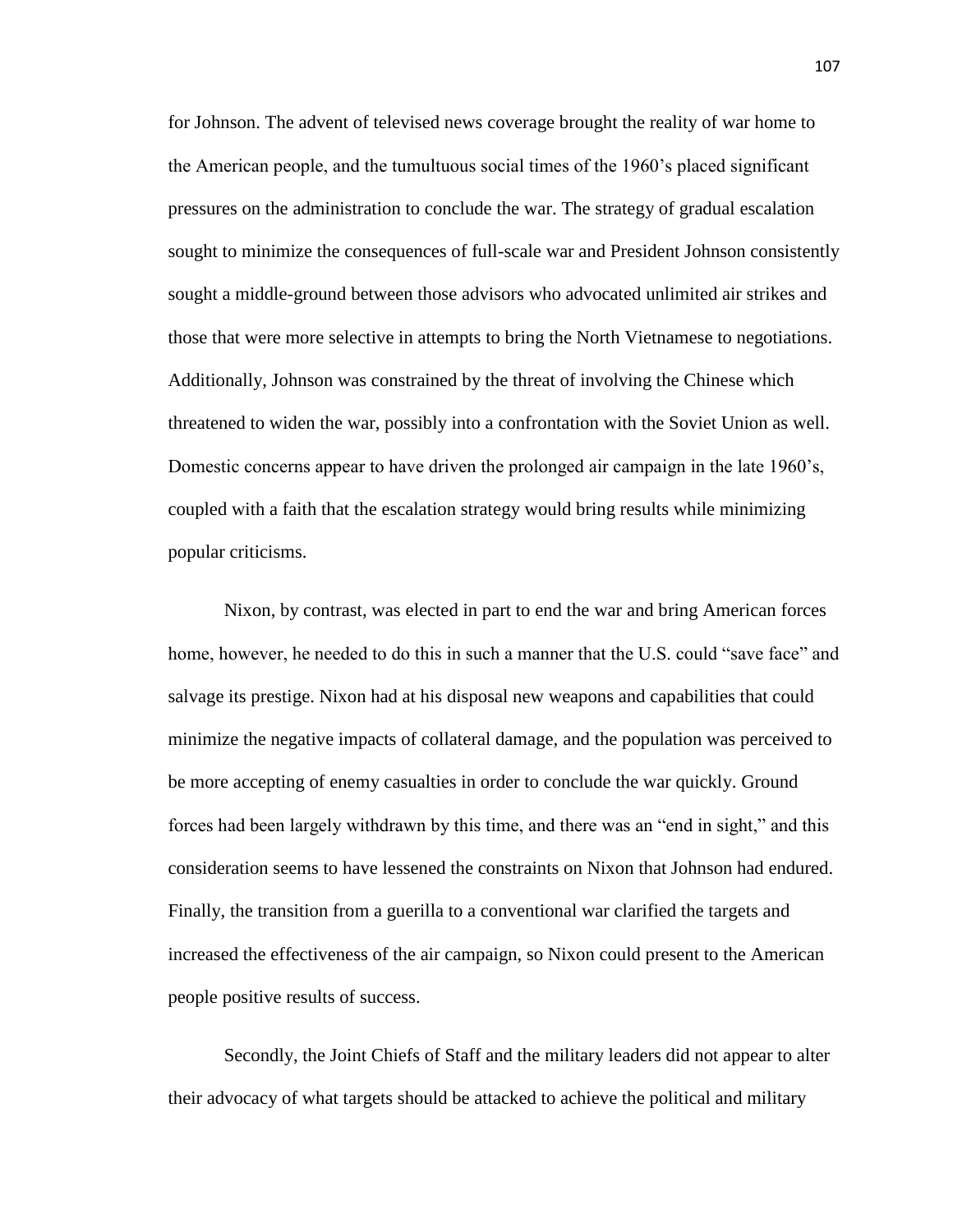for Johnson. The advent of televised news coverage brought the reality of war home to the American people, and the tumultuous social times of the 1960's placed significant pressures on the administration to conclude the war. The strategy of gradual escalation sought to minimize the consequences of full-scale war and President Johnson consistently sought a middle-ground between those advisors who advocated unlimited air strikes and those that were more selective in attempts to bring the North Vietnamese to negotiations. Additionally, Johnson was constrained by the threat of involving the Chinese which threatened to widen the war, possibly into a confrontation with the Soviet Union as well. Domestic concerns appear to have driven the prolonged air campaign in the late 1960's, coupled with a faith that the escalation strategy would bring results while minimizing popular criticisms.

Nixon, by contrast, was elected in part to end the war and bring American forces home, however, he needed to do this in such a manner that the U.S. could "save face" and salvage its prestige. Nixon had at his disposal new weapons and capabilities that could minimize the negative impacts of collateral damage, and the population was perceived to be more accepting of enemy casualties in order to conclude the war quickly. Ground forces had been largely withdrawn by this time, and there was an "end in sight," and this consideration seems to have lessened the constraints on Nixon that Johnson had endured. Finally, the transition from a guerilla to a conventional war clarified the targets and increased the effectiveness of the air campaign, so Nixon could present to the American people positive results of success.

Secondly, the Joint Chiefs of Staff and the military leaders did not appear to alter their advocacy of what targets should be attacked to achieve the political and military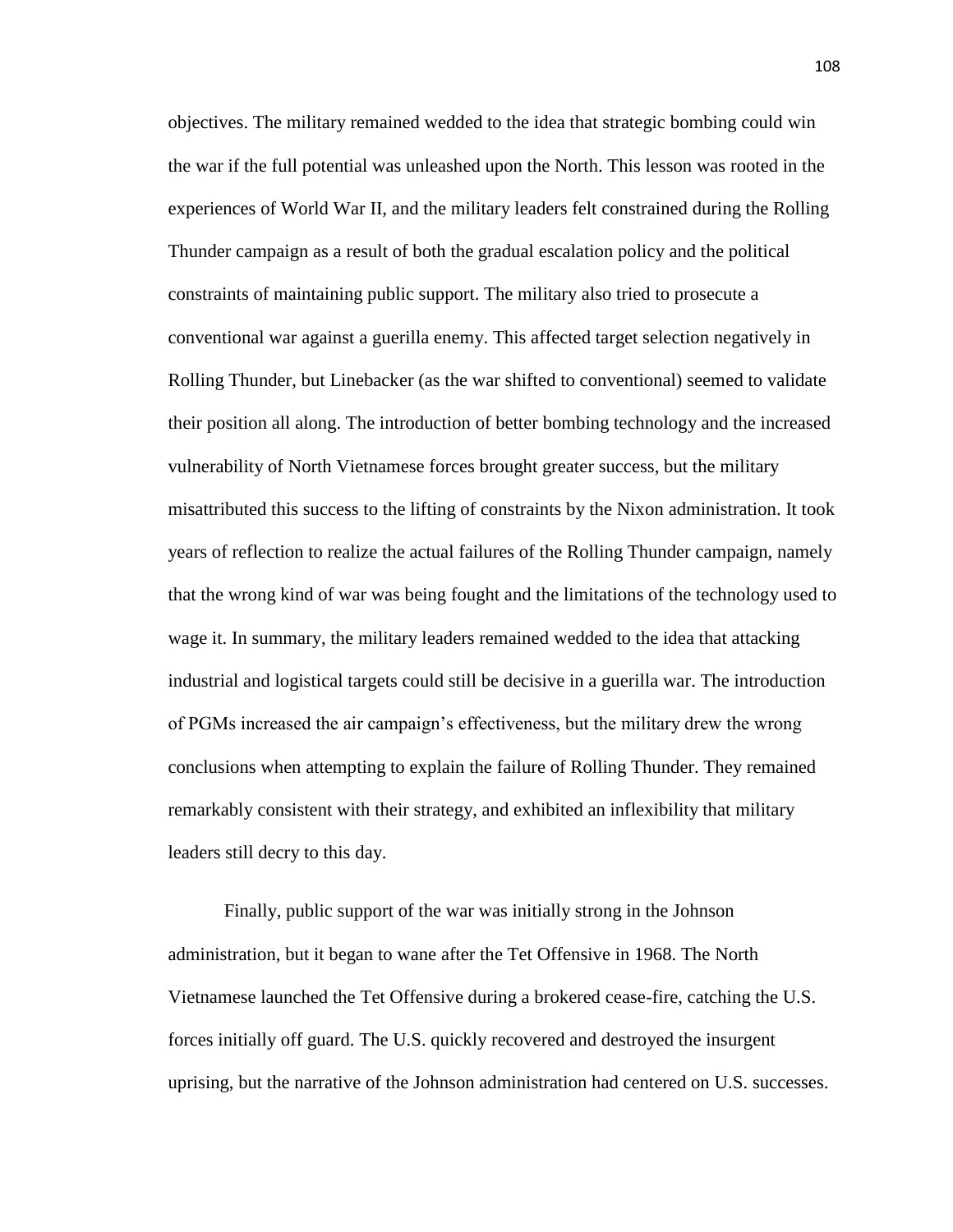objectives. The military remained wedded to the idea that strategic bombing could win the war if the full potential was unleashed upon the North. This lesson was rooted in the experiences of World War II, and the military leaders felt constrained during the Rolling Thunder campaign as a result of both the gradual escalation policy and the political constraints of maintaining public support. The military also tried to prosecute a conventional war against a guerilla enemy. This affected target selection negatively in Rolling Thunder, but Linebacker (as the war shifted to conventional) seemed to validate their position all along. The introduction of better bombing technology and the increased vulnerability of North Vietnamese forces brought greater success, but the military misattributed this success to the lifting of constraints by the Nixon administration. It took years of reflection to realize the actual failures of the Rolling Thunder campaign, namely that the wrong kind of war was being fought and the limitations of the technology used to wage it. In summary, the military leaders remained wedded to the idea that attacking industrial and logistical targets could still be decisive in a guerilla war. The introduction of PGMs increased the air campaign's effectiveness, but the military drew the wrong conclusions when attempting to explain the failure of Rolling Thunder. They remained remarkably consistent with their strategy, and exhibited an inflexibility that military leaders still decry to this day.

Finally, public support of the war was initially strong in the Johnson administration, but it began to wane after the Tet Offensive in 1968. The North Vietnamese launched the Tet Offensive during a brokered cease-fire, catching the U.S. forces initially off guard. The U.S. quickly recovered and destroyed the insurgent uprising, but the narrative of the Johnson administration had centered on U.S. successes.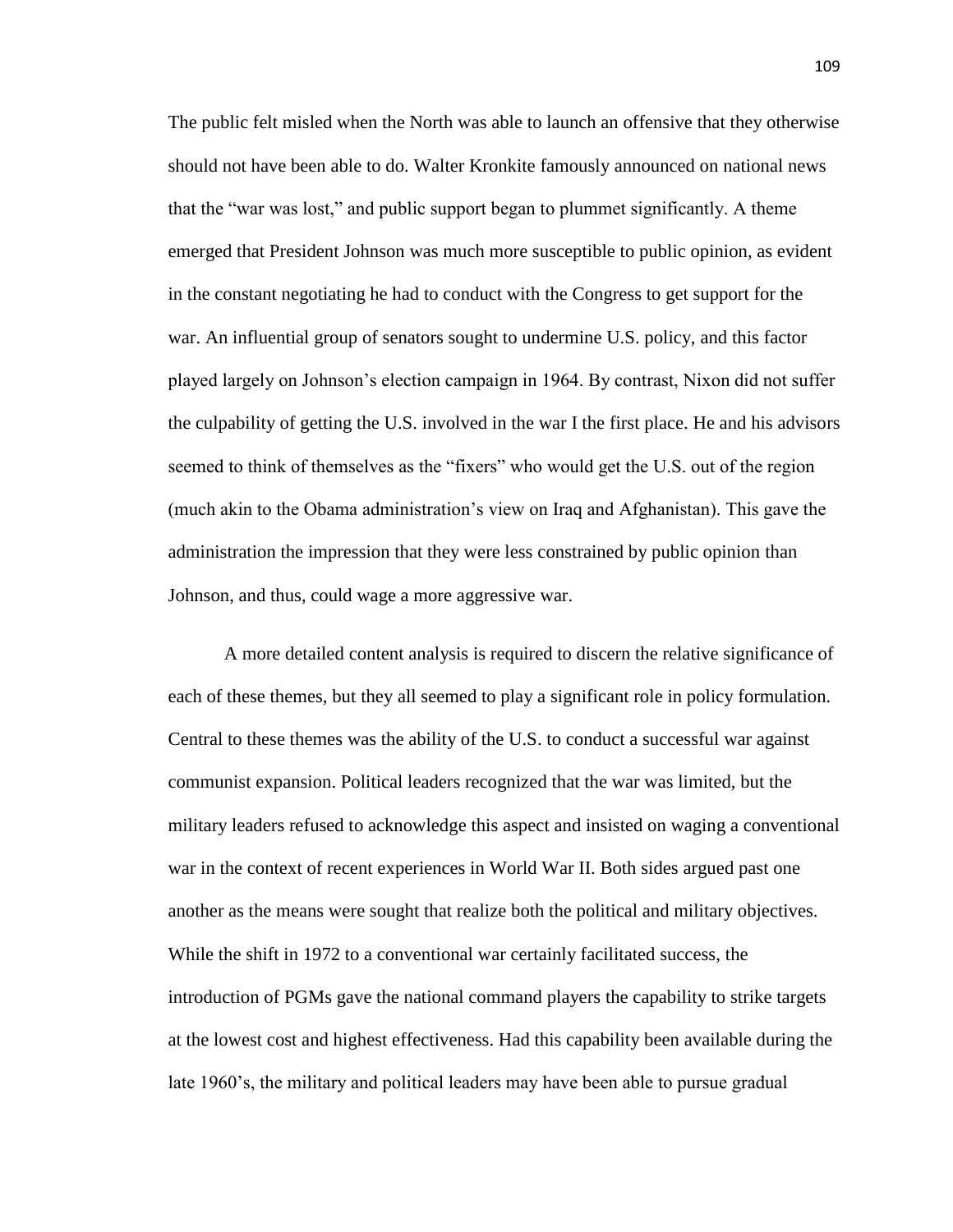The public felt misled when the North was able to launch an offensive that they otherwise should not have been able to do. Walter Kronkite famously announced on national news that the "war was lost," and public support began to plummet significantly. A theme emerged that President Johnson was much more susceptible to public opinion, as evident in the constant negotiating he had to conduct with the Congress to get support for the war. An influential group of senators sought to undermine U.S. policy, and this factor played largely on Johnson's election campaign in 1964. By contrast, Nixon did not suffer the culpability of getting the U.S. involved in the war I the first place. He and his advisors seemed to think of themselves as the "fixers" who would get the U.S. out of the region (much akin to the Obama administration's view on Iraq and Afghanistan). This gave the administration the impression that they were less constrained by public opinion than Johnson, and thus, could wage a more aggressive war.

A more detailed content analysis is required to discern the relative significance of each of these themes, but they all seemed to play a significant role in policy formulation. Central to these themes was the ability of the U.S. to conduct a successful war against communist expansion. Political leaders recognized that the war was limited, but the military leaders refused to acknowledge this aspect and insisted on waging a conventional war in the context of recent experiences in World War II. Both sides argued past one another as the means were sought that realize both the political and military objectives. While the shift in 1972 to a conventional war certainly facilitated success, the introduction of PGMs gave the national command players the capability to strike targets at the lowest cost and highest effectiveness. Had this capability been available during the late 1960's, the military and political leaders may have been able to pursue gradual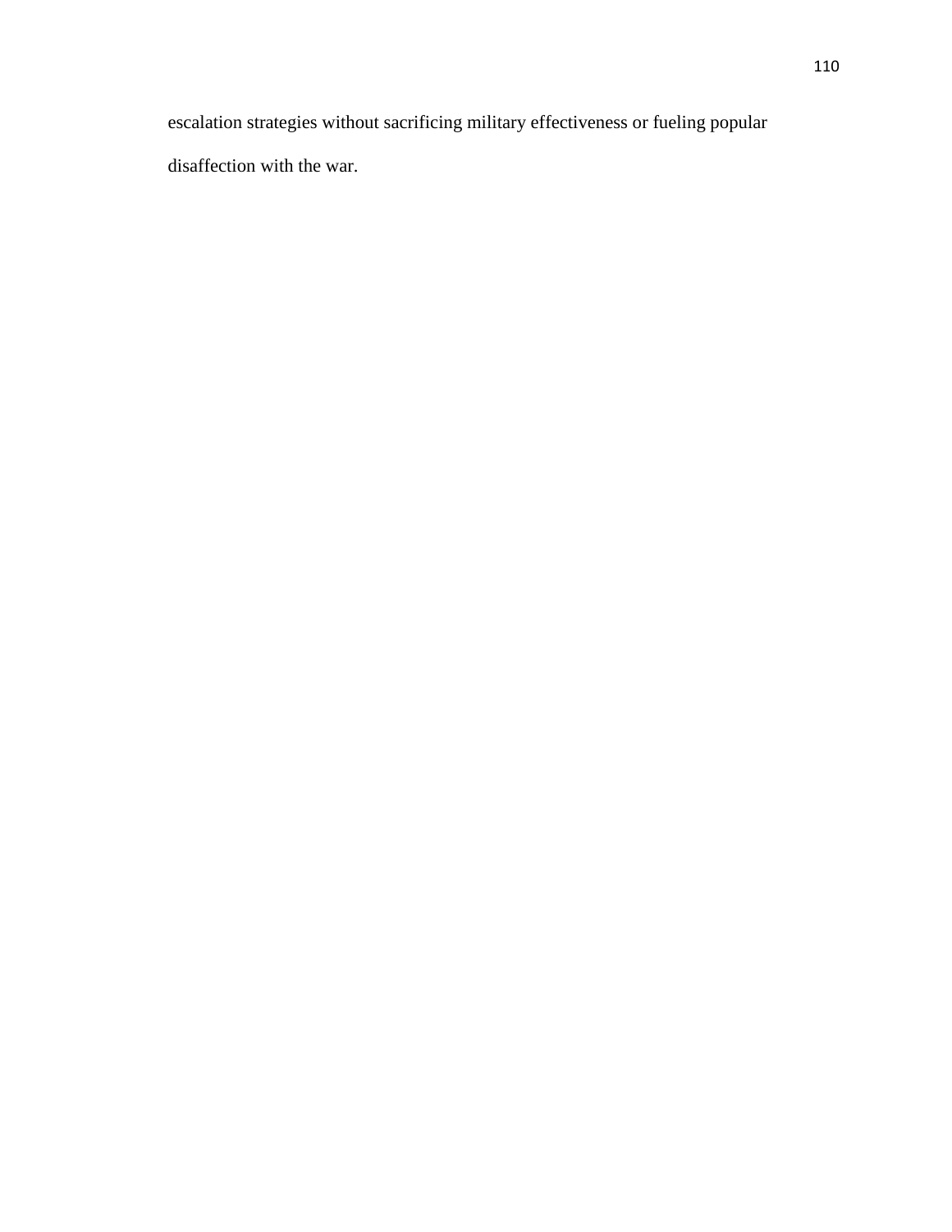escalation strategies without sacrificing military effectiveness or fueling popular disaffection with the war.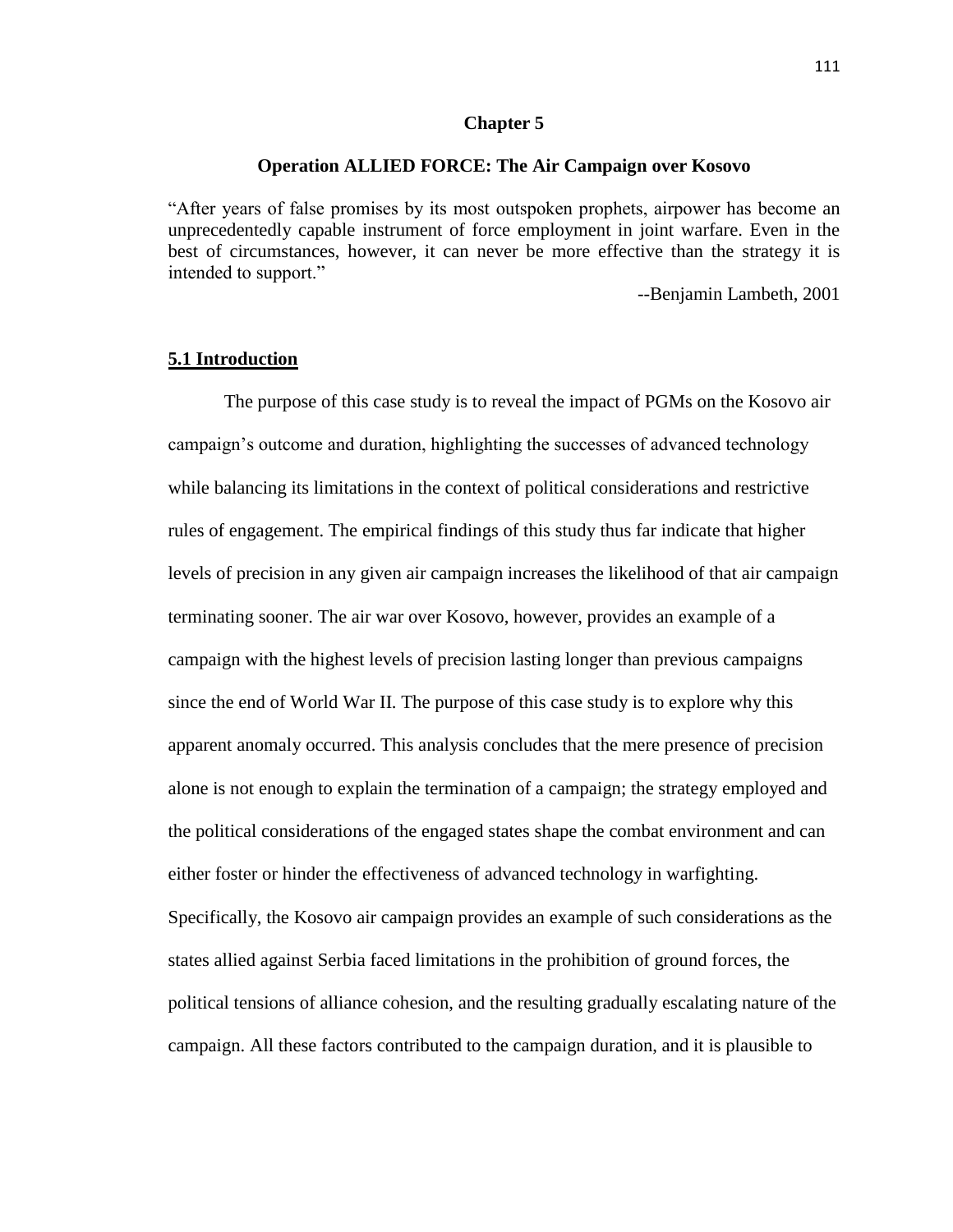# Chapter 5

## Operation ALLIED FORCE: The Air Campaign over Kosovo

"After years of false promises by its most outspoken prophets, airpower has become an unprecedentedly capable instrument of force employment in joint warfare. Even in the best of circumstances, however, it can never be more effective than the strategy it is intended to support."

--Benjamin Lambeth, 2001

### 5.1 Introduction

The purpose of this case study is to reveal the impact of PGMs on the Kosovo air campaign's outcome and duration, highlighting the successes of advanced technology while balancing its limitations in the context of political considerations and restrictive rules of engagement. The empirical findings of this study thus far indicate that higher levels of precision in any given air campaign increases the likelihood of that air campaign terminating sooner. The air war over Kosovo, however, provides an example of a campaign with the highest levels of precision lasting longer than previous campaigns since the end of World War II. The purpose of this case study is to explore why this apparent anomaly occurred. This analysis concludes that the mere presence of precision alone is not enough to explain the termination of a campaign; the strategy employed and the political considerations of the engaged states shape the combat environment and can either foster or hinder the effectiveness of advanced technology in warfighting. Specifically, the Kosovo air campaign provides an example of such considerations as the states allied against Serbia faced limitations in the prohibition of ground forces, the political tensions of alliance cohesion, and the resulting gradually escalating nature of the campaign. All these factors contributed to the campaign duration, and it is plausible to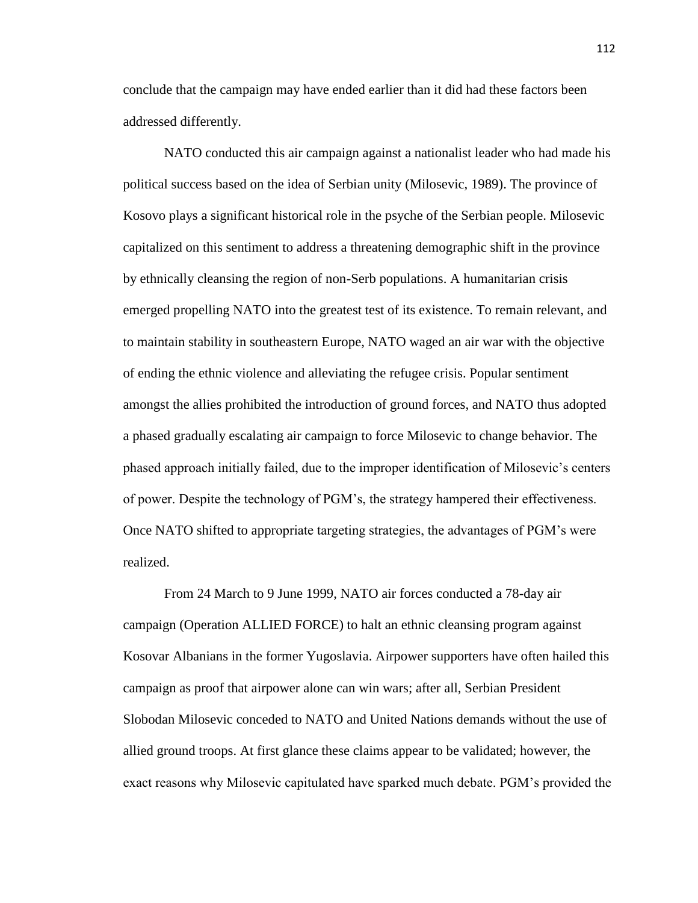conclude that the campaign may have ended earlier than it did had these factors been addressed differently.

NATO conducted this air campaign against a nationalist leader who had made his political success based on the idea of Serbian unity (Milosevic, 1989). The province of Kosovo plays a significant historical role in the psyche of the Serbian people. Milosevic capitalized on this sentiment to address a threatening demographic shift in the province by ethnically cleansing the region of non-Serb populations. A humanitarian crisis emerged propelling NATO into the greatest test of its existence. To remain relevant, and to maintain stability in southeastern Europe, NATO waged an air war with the objective of ending the ethnic violence and alleviating the refugee crisis. Popular sentiment amongst the allies prohibited the introduction of ground forces, and NATO thus adopted a phased gradually escalating air campaign to force Milosevic to change behavior. The phased approach initially failed, due to the improper identification of Milosevic's centers of power. Despite the technology of PGM's, the strategy hampered their effectiveness. Once NATO shifted to appropriate targeting strategies, the advantages of PGM's were realized.

From 24 March to 9 June 1999, NATO air forces conducted a 78-day air campaign (Operation ALLIED FORCE) to halt an ethnic cleansing program against Kosovar Albanians in the former Yugoslavia. Airpower supporters have often hailed this campaign as proof that airpower alone can win wars; after all, Serbian President Slobodan Milosevic conceded to NATO and United Nations demands without the use of allied ground troops. At first glance these claims appear to be validated; however, the exact reasons why Milosevic capitulated have sparked much debate. PGM's provided the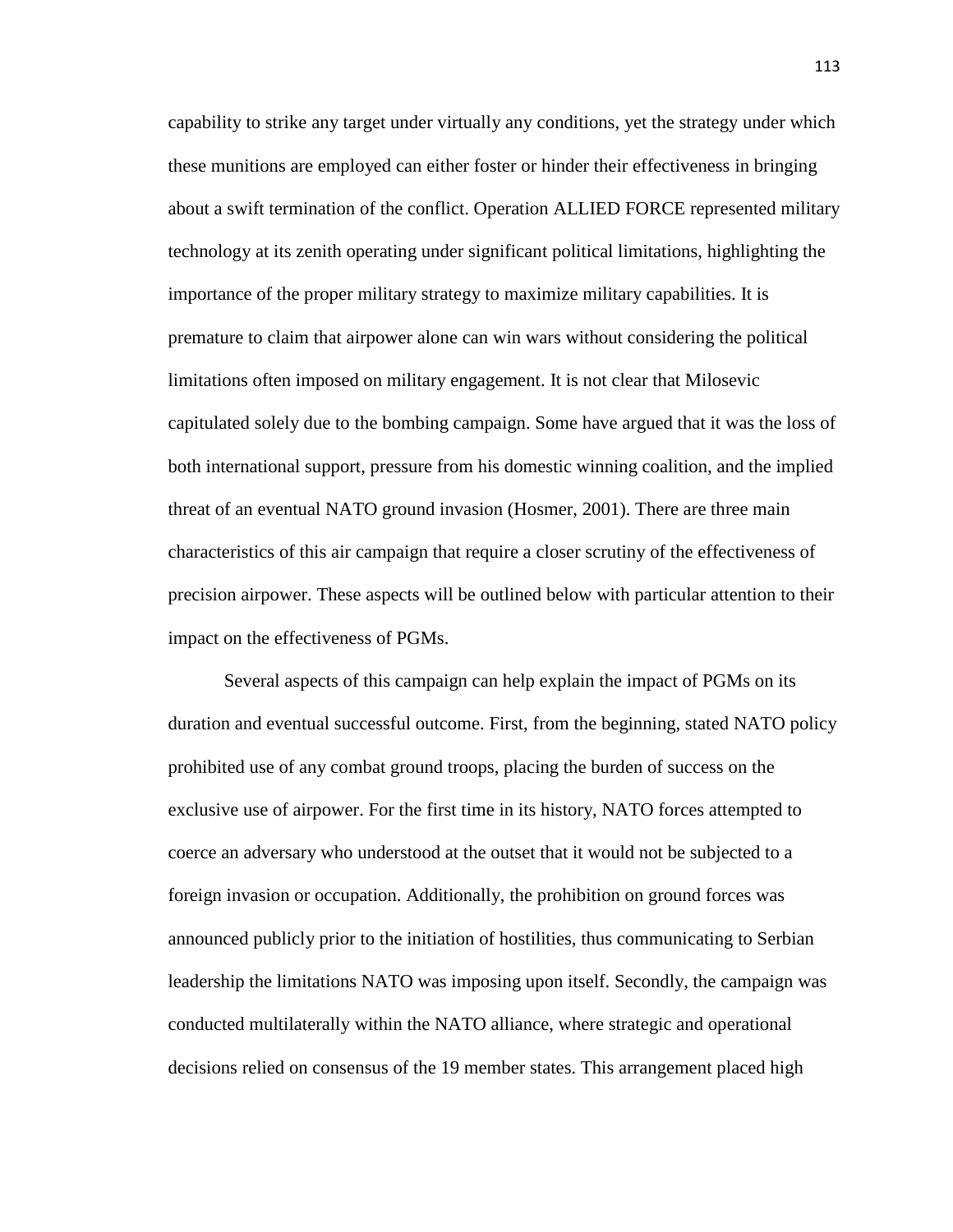capability to strike any target under virtually any conditions, yet the strategy under which these munitions are employed can either foster or hinder their effectiveness in bringing about a swift termination of the conflict. Operation ALLIED FORCE represented military technology at its zenith operating under significant political limitations, highlighting the importance of the proper military strategy to maximize military capabilities. It is premature to claim that airpower alone can win wars without considering the political limitations often imposed on military engagement. It is not clear that Milosevic capitulated solely due to the bombing campaign. Some have argued that it was the loss of both international support, pressure from his domestic winning coalition, and the implied threat of an eventual NATO ground invasion (Hosmer, 2001). There are three main characteristics of this air campaign that require a closer scrutiny of the effectiveness of precision airpower. These aspects will be outlined below with particular attention to their impact on the effectiveness of PGMs.

Several aspects of this campaign can help explain the impact of PGMs on its duration and eventual successful outcome. First, from the beginning, stated NATO policy prohibited use of any combat ground troops, placing the burden of success on the exclusive use of airpower. For the first time in its history, NATO forces attempted to coerce an adversary who understood at the outset that it would not be subjected to a foreign invasion or occupation. Additionally, the prohibition on ground forces was announced publicly prior to the initiation of hostilities, thus communicating to Serbian leadership the limitations NATO was imposing upon itself. Secondly, the campaign was conducted multilaterally within the NATO alliance, where strategic and operational decisions relied on consensus of the 19 member states. This arrangement placed high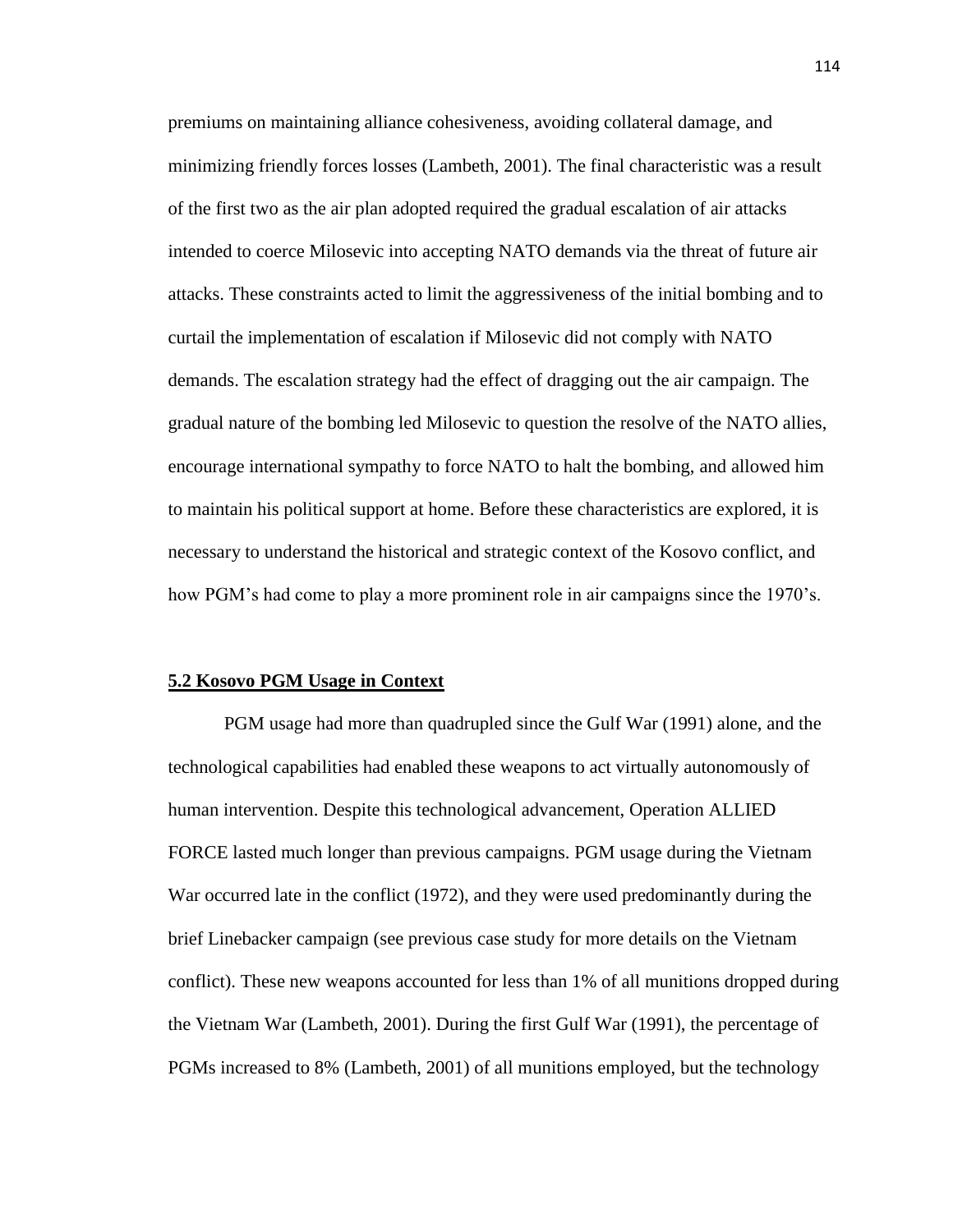premiums on maintaining alliance cohesiveness, avoiding collateral damage, and minimizing friendly forces losses (Lambeth, 2001). The final characteristic was a result of the first two as the air plan adopted required the gradual escalation of air attacks intended to coerce Milosevic into accepting NATO demands via the threat of future air attacks. These constraints acted to limit the aggressiveness of the initial bombing and to curtail the implementation of escalation if Milosevic did not comply with NATO demands. The escalation strategy had the effect of dragging out the air campaign. The gradual nature of the bombing led Milosevic to question the resolve of the NATO allies, encourage international sympathy to force NATO to halt the bombing, and allowed him to maintain his political support at home. Before these characteristics are explored, it is necessary to understand the historical and strategic context of the Kosovo conflict, and how PGM's had come to play a more prominent role in air campaigns since the 1970's.

## 5.2 Kosovo PGM Usage in Context

PGM usage had more than quadrupled since the Gulf War (1991) alone, and the technological capabilities had enabled these weapons to act virtually autonomously of human intervention. Despite this technological advancement, Operation ALLIED FORCE lasted much longer than previous campaigns. PGM usage during the Vietnam War occurred late in the conflict (1972), and they were used predominantly during the brief Linebacker campaign (see previous case study for more details on the Vietnam conflict). These new weapons accounted for less than 1% of all munitions dropped during the Vietnam War (Lambeth, 2001). During the first Gulf War (1991), the percentage of PGMs increased to 8% (Lambeth, 2001) of all munitions employed, but the technology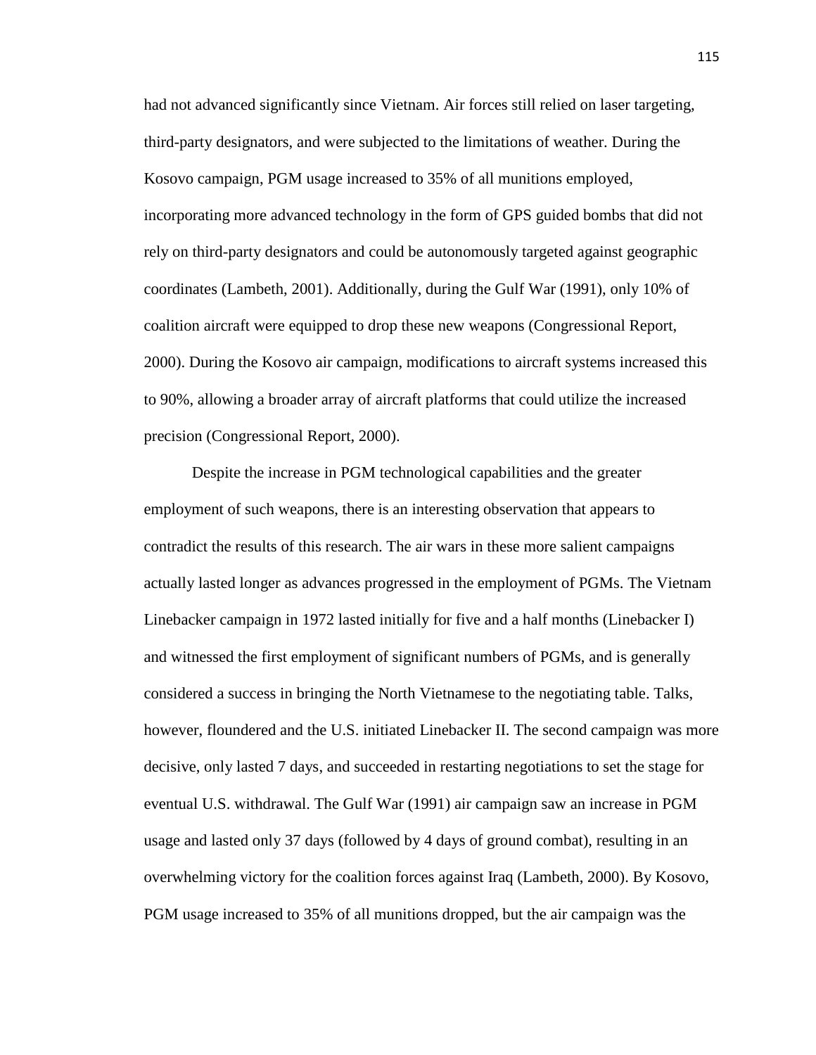had not advanced significantly since Vietnam. Air forces still relied on laser targeting, third-party designators, and were subjected to the limitations of weather. During the Kosovo campaign, PGM usage increased to 35% of all munitions employed, incorporating more advanced technology in the form of GPS guided bombs that did not rely on third-party designators and could be autonomously targeted against geographic coordinates (Lambeth, 2001). Additionally, during the Gulf War (1991), only 10% of coalition aircraft were equipped to drop these new weapons (Congressional Report, 2000). During the Kosovo air campaign, modifications to aircraft systems increased this to 90%, allowing a broader array of aircraft platforms that could utilize the increased precision (Congressional Report, 2000).

Despite the increase in PGM technological capabilities and the greater employment of such weapons, there is an interesting observation that appears to contradict the results of this research. The air wars in these more salient campaigns actually lasted longer as advances progressed in the employment of PGMs. The Vietnam Linebacker campaign in 1972 lasted initially for five and a half months (Linebacker I) and witnessed the first employment of significant numbers of PGMs, and is generally considered a success in bringing the North Vietnamese to the negotiating table. Talks, however, floundered and the U.S. initiated Linebacker II. The second campaign was more decisive, only lasted 7 days, and succeeded in restarting negotiations to set the stage for eventual U.S. withdrawal. The Gulf War (1991) air campaign saw an increase in PGM usage and lasted only 37 days (followed by 4 days of ground combat), resulting in an overwhelming victory for the coalition forces against Iraq (Lambeth, 2000). By Kosovo, PGM usage increased to 35% of all munitions dropped, but the air campaign was the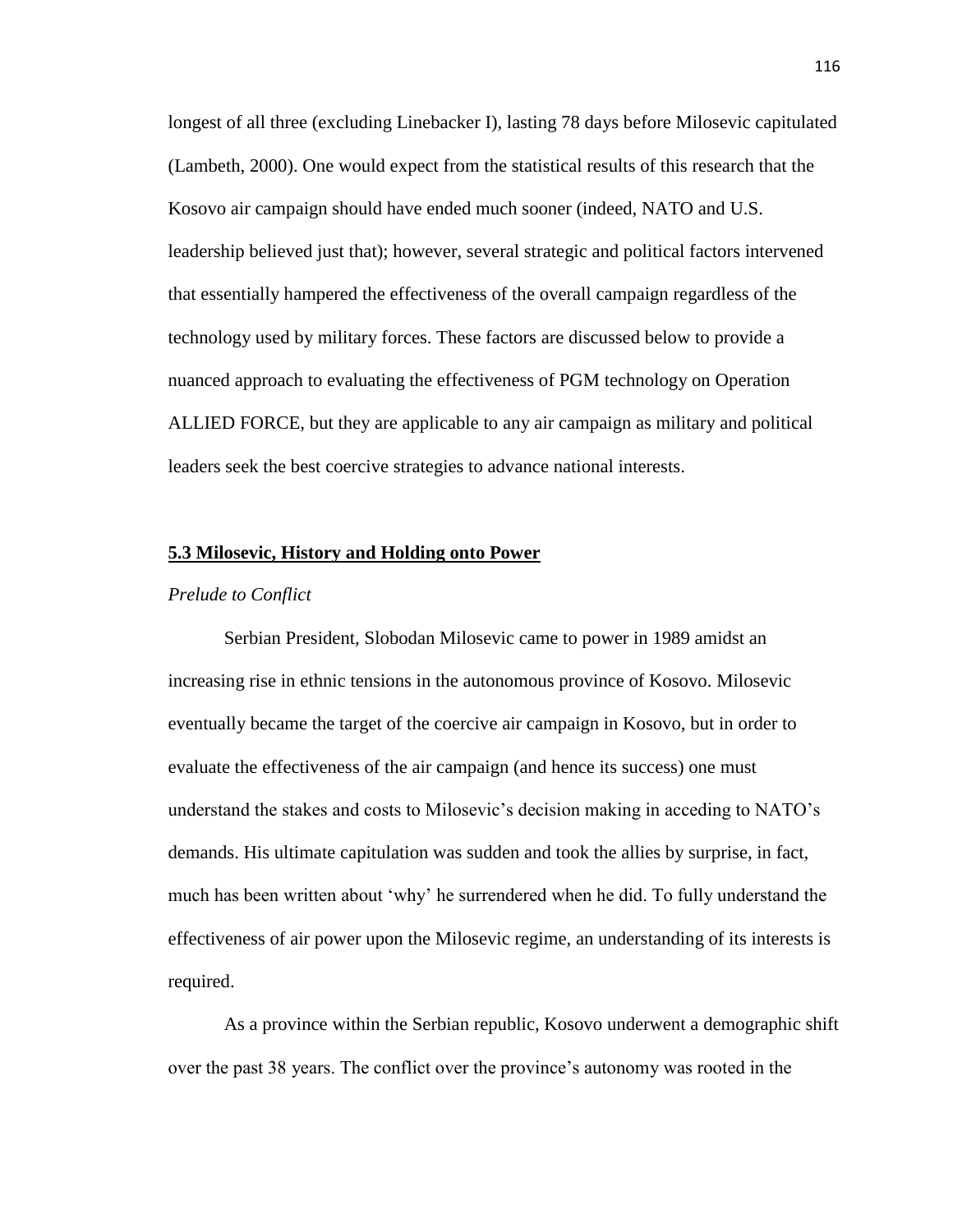longest of all three (excluding Linebacker I), lasting 78 days before Milosevic capitulated (Lambeth, 2000). One would expect from the statistical results of this research that the Kosovo air campaign should have ended much sooner (indeed, NATO and U.S. leadership believed just that); however, several strategic and political factors intervened that essentially hampered the effectiveness of the overall campaign regardless of the technology used by military forces. These factors are discussed below to provide a nuanced approach to evaluating the effectiveness of PGM technology on Operation ALLIED FORCE, but they are applicable to any air campaign as military and political leaders seek the best coercive strategies to advance national interests.

## 5.3 Milosevic, History and Holding onto Power

*Prelude to Conflict*

Serbian President, Slobodan Milosevic came to power in 1989 amidst an increasing rise in ethnic tensions in the autonomous province of Kosovo. Milosevic eventually became the target of the coercive air campaign in Kosovo, but in order to evaluate the effectiveness of the air campaign (and hence its success) one must understand the stakes and costs to Milosevic's decision making in acceding to NATO's demands. His ultimate capitulation was sudden and took the allies by surprise, in fact, much has been written about 'why' he surrendered when he did. To fully understand the effectiveness of air power upon the Milosevic regime, an understanding of its interests is required.

As a province within the Serbian republic, Kosovo underwent a demographic shift over the past 38 years. The conflict over the province's autonomy was rooted in the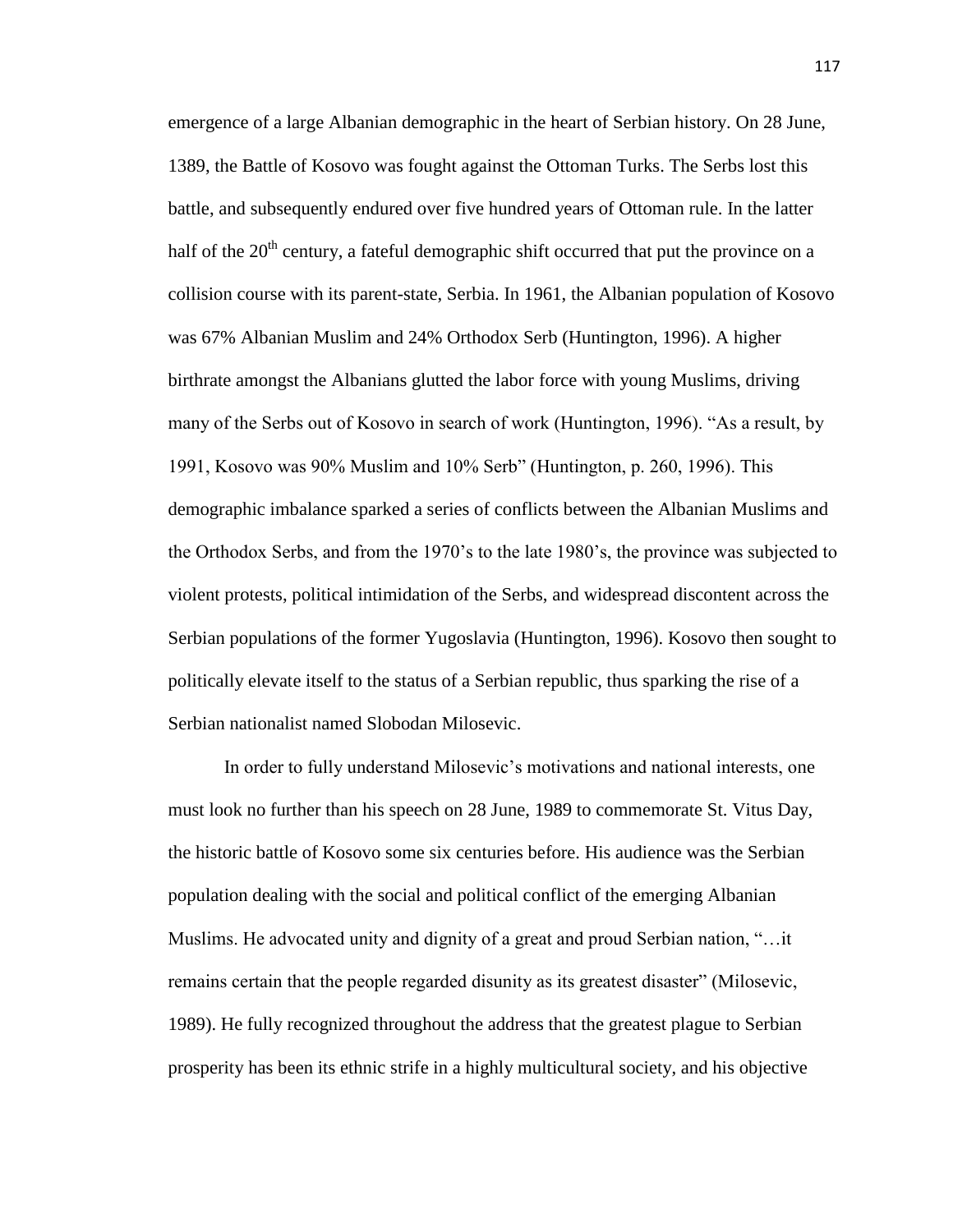emergence of a large Albanian demographic in the heart of Serbian history. On 28 June, 1389, the Battle of Kosovo was fought against the Ottoman Turks. The Serbs lost this battle, and subsequently endured over five hundred years of Ottoman rule. In the latter half of the 20th century, a fateful demographic shift occurred that put the province on a collision course with its parent-state, Serbia. In 1961, the Albanian population of Kosovo was 67% Albanian Muslim and 24% Orthodox Serb (Huntington, 1996). A higher birthrate amongst the Albanians glutted the labor force with young Muslims, driving many of the Serbs out of Kosovo in search of work (Huntington, 1996). "As a result, by 1991, Kosovo was 90% Muslim and 10% Serb" (Huntington, p. 260, 1996). This demographic imbalance sparked a series of conflicts between the Albanian Muslims and the Orthodox Serbs, and from the 1970's to the late 1980's, the province was subjected to violent protests, political intimidation of the Serbs, and widespread discontent across the Serbian populations of the former Yugoslavia (Huntington, 1996). Kosovo then sought to politically elevate itself to the status of a Serbian republic, thus sparking the rise of a Serbian nationalist named Slobodan Milosevic.

In order to fully understand Milosevic's motivations and national interests, one must look no further than his speech on 28 June, 1989 to commemorate St. Vitus Day, the historic battle of Kosovo some six centuries before. His audience was the Serbian population dealing with the social and political conflict of the emerging Albanian Muslims. He advocated unity and dignity of a great and proud Serbian nation, "…it remains certain that the people regarded disunity as its greatest disaster" (Milosevic, 1989). He fully recognized throughout the address that the greatest plague to Serbian prosperity has been its ethnic strife in a highly multicultural society, and his objective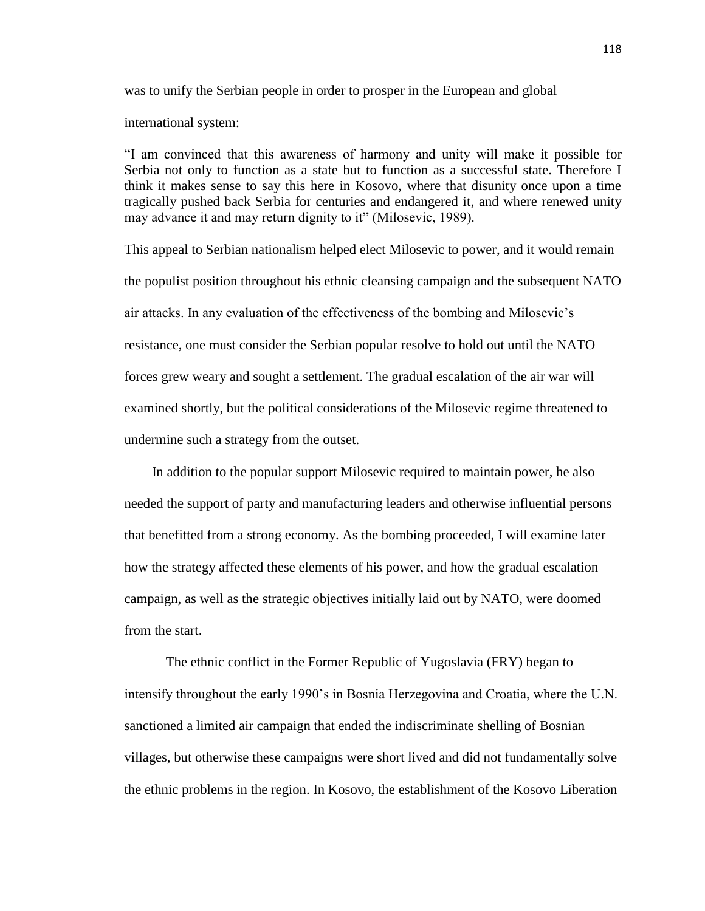was to unify the Serbian people in order to prosper in the European and global international system:

> "I am convinced that this awareness of harmony and unity will make it possible for Serbia not only to function as a state but to function as a successful state. Therefore I think it makes sense to say this here in Kosovo, where that disunity once upon a time tragically pushed back Serbia for centuries and endangered it, and where renewed unity may advance it and may return dignity to it" (Milosevic, 1989).

This appeal to Serbian nationalism helped elect Milosevic to power, and it would remain the populist position throughout his ethnic cleansing campaign and the subsequent NATO air attacks. In any evaluation of the effectiveness of the bombing and Milosevic's resistance, one must consider the Serbian popular resolve to hold out until the NATO forces grew weary and sought a settlement. The gradual escalation of the air war will examined shortly, but the political considerations of the Milosevic regime threatened to undermine such a strategy from the outset.

In addition to the popular support Milosevic required to maintain power, he also needed the support of party and manufacturing leaders and otherwise influential persons that benefitted from a strong economy. As the bombing proceeded, I will examine later how the strategy affected these elements of his power, and how the gradual escalation campaign, as well as the strategic objectives initially laid out by NATO, were doomed from the start.

The ethnic conflict in the Former Republic of Yugoslavia (FRY) began to intensify throughout the early 1990's in Bosnia Herzegovina and Croatia, where the U.N. sanctioned a limited air campaign that ended the indiscriminate shelling of Bosnian villages, but otherwise these campaigns were short lived and did not fundamentally solve the ethnic problems in the region. In Kosovo, the establishment of the Kosovo Liberation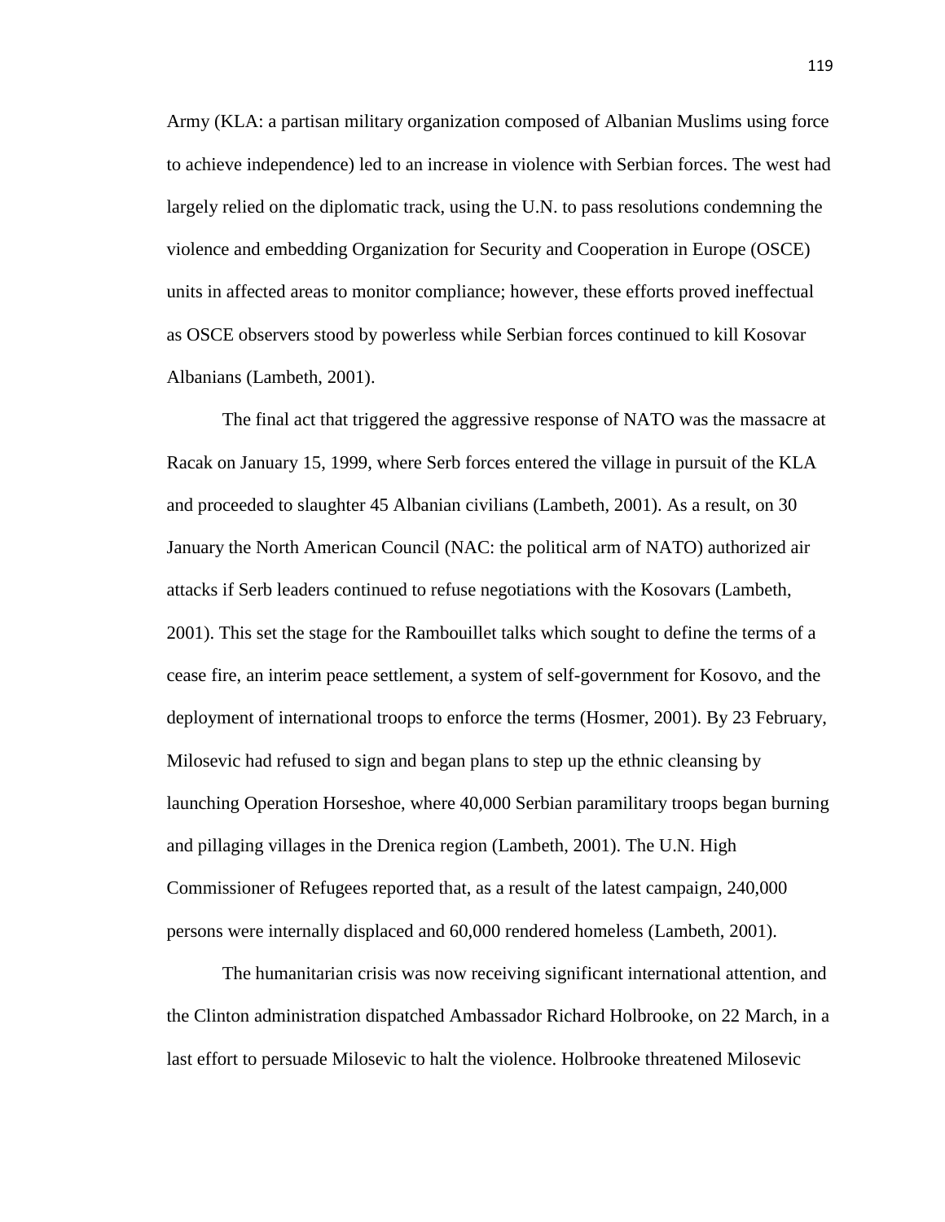Army (KLA: a partisan military organization composed of Albanian Muslims using force to achieve independence) led to an increase in violence with Serbian forces. The west had largely relied on the diplomatic track, using the U.N. to pass resolutions condemning the violence and embedding Organization for Security and Cooperation in Europe (OSCE) units in affected areas to monitor compliance; however, these efforts proved ineffectual as OSCE observers stood by powerless while Serbian forces continued to kill Kosovar Albanians (Lambeth, 2001).

The final act that triggered the aggressive response of NATO was the massacre at Racak on January 15, 1999, where Serb forces entered the village in pursuit of the KLA and proceeded to slaughter 45 Albanian civilians (Lambeth, 2001). As a result, on 30 January the North American Council (NAC: the political arm of NATO) authorized air attacks if Serb leaders continued to refuse negotiations with the Kosovars (Lambeth, 2001). This set the stage for the Rambouillet talks which sought to define the terms of a cease fire, an interim peace settlement, a system of self-government for Kosovo, and the deployment of international troops to enforce the terms (Hosmer, 2001). By 23 February, Milosevic had refused to sign and began plans to step up the ethnic cleansing by launching Operation Horseshoe, where 40,000 Serbian paramilitary troops began burning and pillaging villages in the Drenica region (Lambeth, 2001). The U.N. High Commissioner of Refugees reported that, as a result of the latest campaign, 240,000 persons were internally displaced and 60,000 rendered homeless (Lambeth, 2001).

The humanitarian crisis was now receiving significant international attention, and the Clinton administration dispatched Ambassador Richard Holbrooke, on 22 March, in a last effort to persuade Milosevic to halt the violence. Holbrooke threatened Milosevic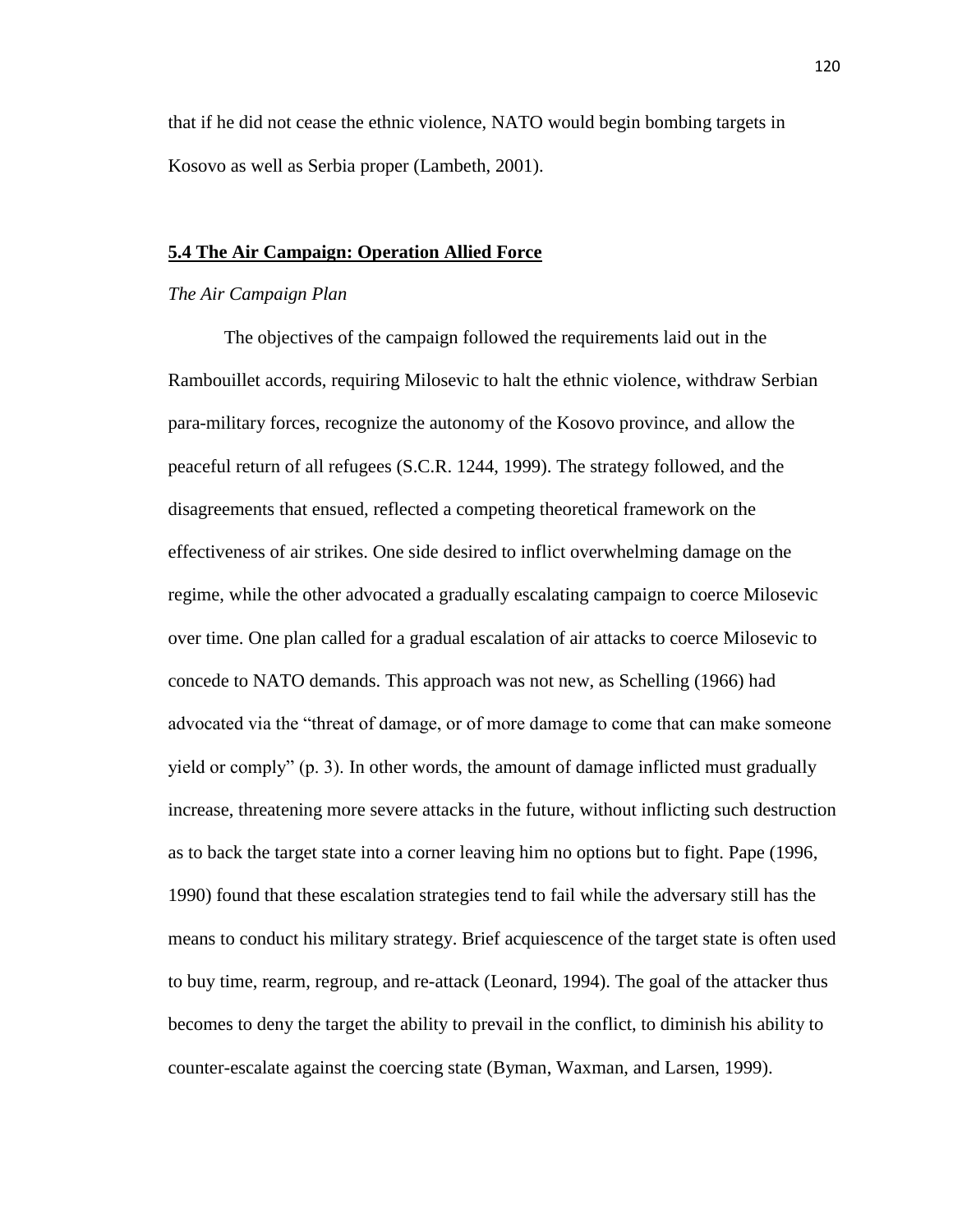that if he did not cease the ethnic violence, NATO would begin bombing targets in Kosovo as well as Serbia proper (Lambeth, 2001).

## 5.4 The Air Campaign: Operation Allied Force

*The Air Campaign Plan*

The objectives of the campaign followed the requirements laid out in the Rambouillet accords, requiring Milosevic to halt the ethnic violence, withdraw Serbian para-military forces, recognize the autonomy of the Kosovo province, and allow the peaceful return of all refugees (S.C.R. 1244, 1999). The strategy followed, and the disagreements that ensued, reflected a competing theoretical framework on the effectiveness of air strikes. One side desired to inflict overwhelming damage on the regime, while the other advocated a gradually escalating campaign to coerce Milosevic over time. One plan called for a gradual escalation of air attacks to coerce Milosevic to concede to NATO demands. This approach was not new, as Schelling (1966) had advocated via the "threat of damage, or of more damage to come that can make someone yield or comply" (p. 3). In other words, the amount of damage inflicted must gradually increase, threatening more severe attacks in the future, without inflicting such destruction as to back the target state into a corner leaving him no options but to fight. Pape (1996, 1990) found that these escalation strategies tend to fail while the adversary still has the means to conduct his military strategy. Brief acquiescence of the target state is often used to buy time, rearm, regroup, and re-attack (Leonard, 1994). The goal of the attacker thus becomes to deny the target the ability to prevail in the conflict, to diminish his ability to counter-escalate against the coercing state (Byman, Waxman, and Larsen, 1999).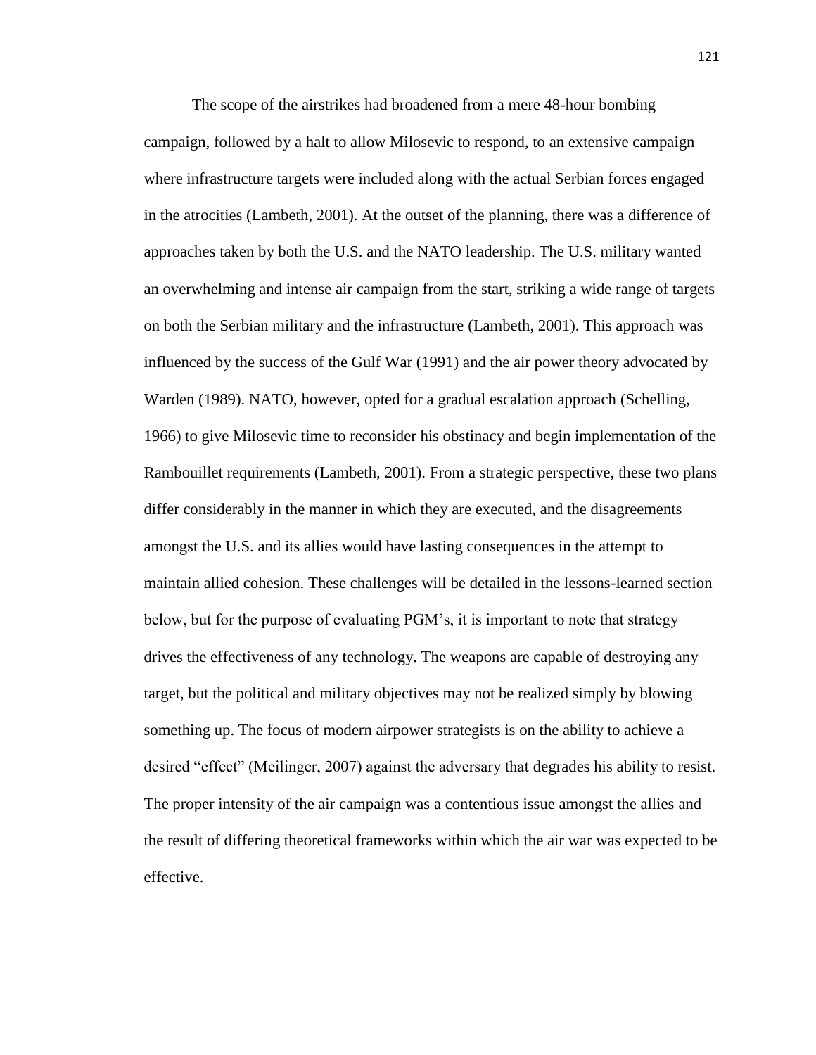The scope of the airstrikes had broadened from a mere 48-hour bombing campaign, followed by a halt to allow Milosevic to respond, to an extensive campaign where infrastructure targets were included along with the actual Serbian forces engaged in the atrocities (Lambeth, 2001). At the outset of the planning, there was a difference of approaches taken by both the U.S. and the NATO leadership. The U.S. military wanted an overwhelming and intense air campaign from the start, striking a wide range of targets on both the Serbian military and the infrastructure (Lambeth, 2001). This approach was influenced by the success of the Gulf War (1991) and the air power theory advocated by Warden (1989). NATO, however, opted for a gradual escalation approach (Schelling, 1966) to give Milosevic time to reconsider his obstinacy and begin implementation of the Rambouillet requirements (Lambeth, 2001). From a strategic perspective, these two plans differ considerably in the manner in which they are executed, and the disagreements amongst the U.S. and its allies would have lasting consequences in the attempt to maintain allied cohesion. These challenges will be detailed in the lessons-learned section below, but for the purpose of evaluating PGM's, it is important to note that strategy drives the effectiveness of any technology. The weapons are capable of destroying any target, but the political and military objectives may not be realized simply by blowing something up. The focus of modern airpower strategists is on the ability to achieve a desired "effect" (Meilinger, 2007) against the adversary that degrades his ability to resist. The proper intensity of the air campaign was a contentious issue amongst the allies and the result of differing theoretical frameworks within which the air war was expected to be effective.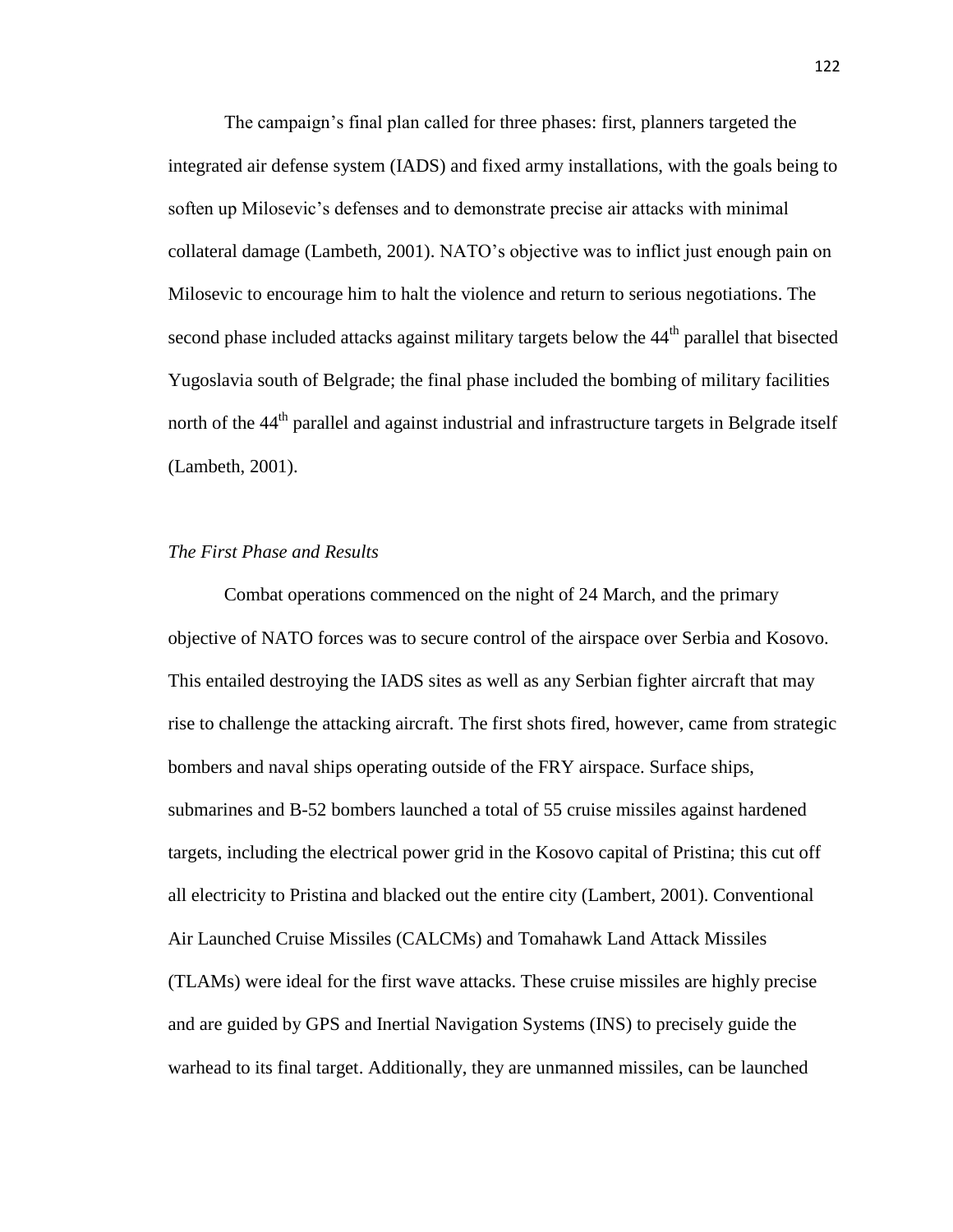The campaign's final plan called for three phases: first, planners targeted the integrated air defense system (IADS) and fixed army installations, with the goals being to soften up Milosevic's defenses and to demonstrate precise air attacks with minimal collateral damage (Lambeth, 2001). NATO's objective was to inflict just enough pain on Milosevic to encourage him to halt the violence and return to serious negotiations. The second phase included attacks against military targets below the 44th parallel that bisected Yugoslavia south of Belgrade; the final phase included the bombing of military facilities north of the 44th parallel and against industrial and infrastructure targets in Belgrade itself (Lambeth, 2001).

*The First Phase and Results*

Combat operations commenced on the night of 24 March, and the primary objective of NATO forces was to secure control of the airspace over Serbia and Kosovo. This entailed destroying the IADS sites as well as any Serbian fighter aircraft that may rise to challenge the attacking aircraft. The first shots fired, however, came from strategic bombers and naval ships operating outside of the FRY airspace. Surface ships, submarines and B-52 bombers launched a total of 55 cruise missiles against hardened targets, including the electrical power grid in the Kosovo capital of Pristina; this cut off all electricity to Pristina and blacked out the entire city (Lambert, 2001). Conventional Air Launched Cruise Missiles (CALCMs) and Tomahawk Land Attack Missiles (TLAMs) were ideal for the first wave attacks. These cruise missiles are highly precise and are guided by GPS and Inertial Navigation Systems (INS) to precisely guide the warhead to its final target. Additionally, they are unmanned missiles, can be launched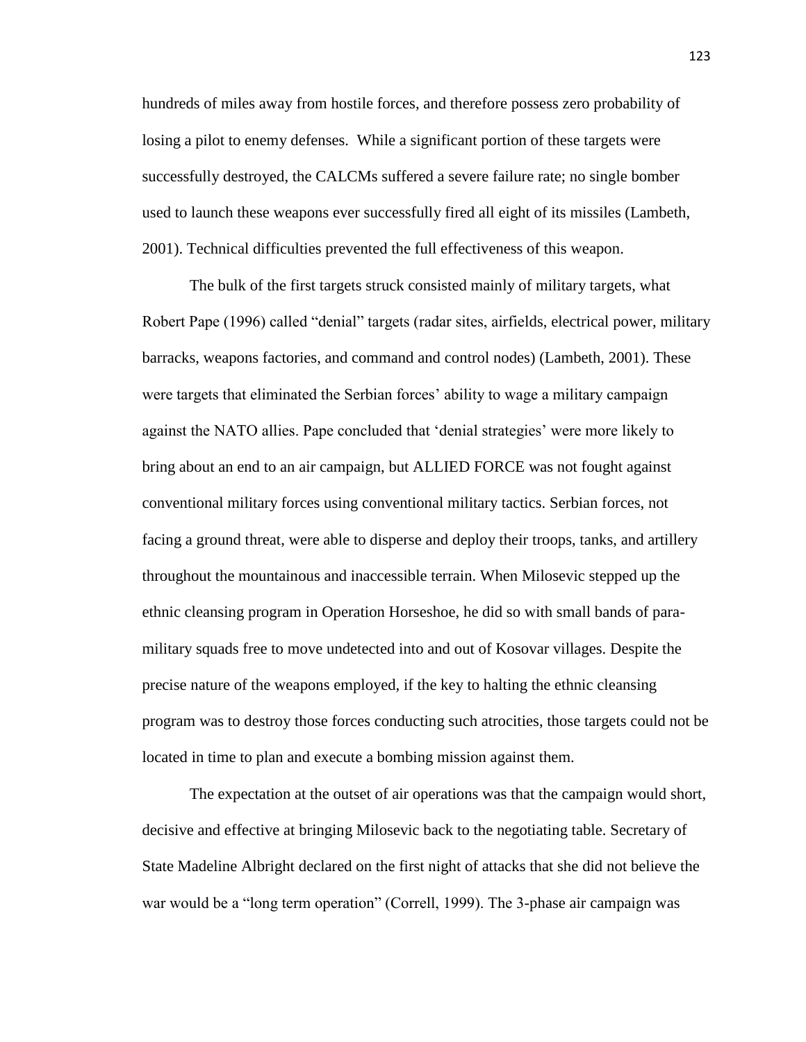hundreds of miles away from hostile forces, and therefore possess zero probability of losing a pilot to enemy defenses.  While a significant portion of these targets were successfully destroyed, the CALCMs suffered a severe failure rate; no single bomber used to launch these weapons ever successfully fired all eight of its missiles (Lambeth, 2001). Technical difficulties prevented the full effectiveness of this weapon.

The bulk of the first targets struck consisted mainly of military targets, what Robert Pape (1996) called "denial" targets (radar sites, airfields, electrical power, military barracks, weapons factories, and command and control nodes) (Lambeth, 2001). These were targets that eliminated the Serbian forces' ability to wage a military campaign against the NATO allies. Pape concluded that 'denial strategies' were more likely to bring about an end to an air campaign, but ALLIED FORCE was not fought against conventional military forces using conventional military tactics. Serbian forces, not facing a ground threat, were able to disperse and deploy their troops, tanks, and artillery throughout the mountainous and inaccessible terrain. When Milosevic stepped up the ethnic cleansing program in Operation Horseshoe, he did so with small bands of para-military squads free to move undetected into and out of Kosovar villages. Despite the precise nature of the weapons employed, if the key to halting the ethnic cleansing program was to destroy those forces conducting such atrocities, those targets could not be located in time to plan and execute a bombing mission against them.

The expectation at the outset of air operations was that the campaign would short, decisive and effective at bringing Milosevic back to the negotiating table. Secretary of State Madeline Albright declared on the first night of attacks that she did not believe the war would be a "long term operation" (Correll, 1999). The 3-phase air campaign was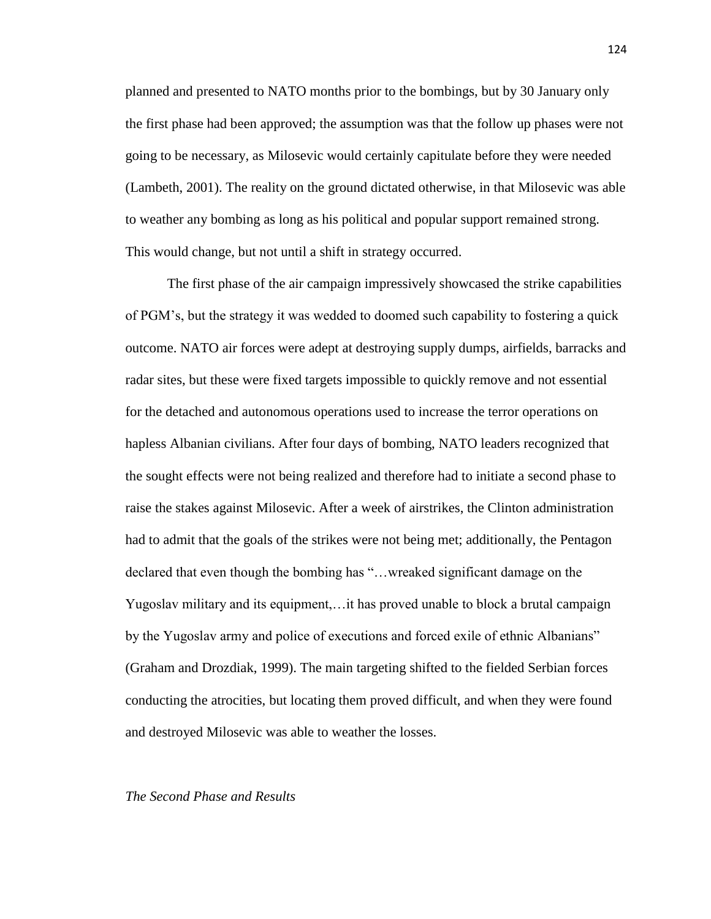planned and presented to NATO months prior to the bombings, but by 30 January only the first phase had been approved; the assumption was that the follow up phases were not going to be necessary, as Milosevic would certainly capitulate before they were needed (Lambeth, 2001). The reality on the ground dictated otherwise, in that Milosevic was able to weather any bombing as long as his political and popular support remained strong. This would change, but not until a shift in strategy occurred.

The first phase of the air campaign impressively showcased the strike capabilities of PGM's, but the strategy it was wedded to doomed such capability to fostering a quick outcome. NATO air forces were adept at destroying supply dumps, airfields, barracks and radar sites, but these were fixed targets impossible to quickly remove and not essential for the detached and autonomous operations used to increase the terror operations on hapless Albanian civilians. After four days of bombing, NATO leaders recognized that the sought effects were not being realized and therefore had to initiate a second phase to raise the stakes against Milosevic. After a week of airstrikes, the Clinton administration had to admit that the goals of the strikes were not being met; additionally, the Pentagon declared that even though the bombing has "…wreaked significant damage on the Yugoslav military and its equipment,…it has proved unable to block a brutal campaign by the Yugoslav army and police of executions and forced exile of ethnic Albanians" (Graham and Drozdiak, 1999). The main targeting shifted to the fielded Serbian forces conducting the atrocities, but locating them proved difficult, and when they were found and destroyed Milosevic was able to weather the losses.

### *The Second Phase and Results*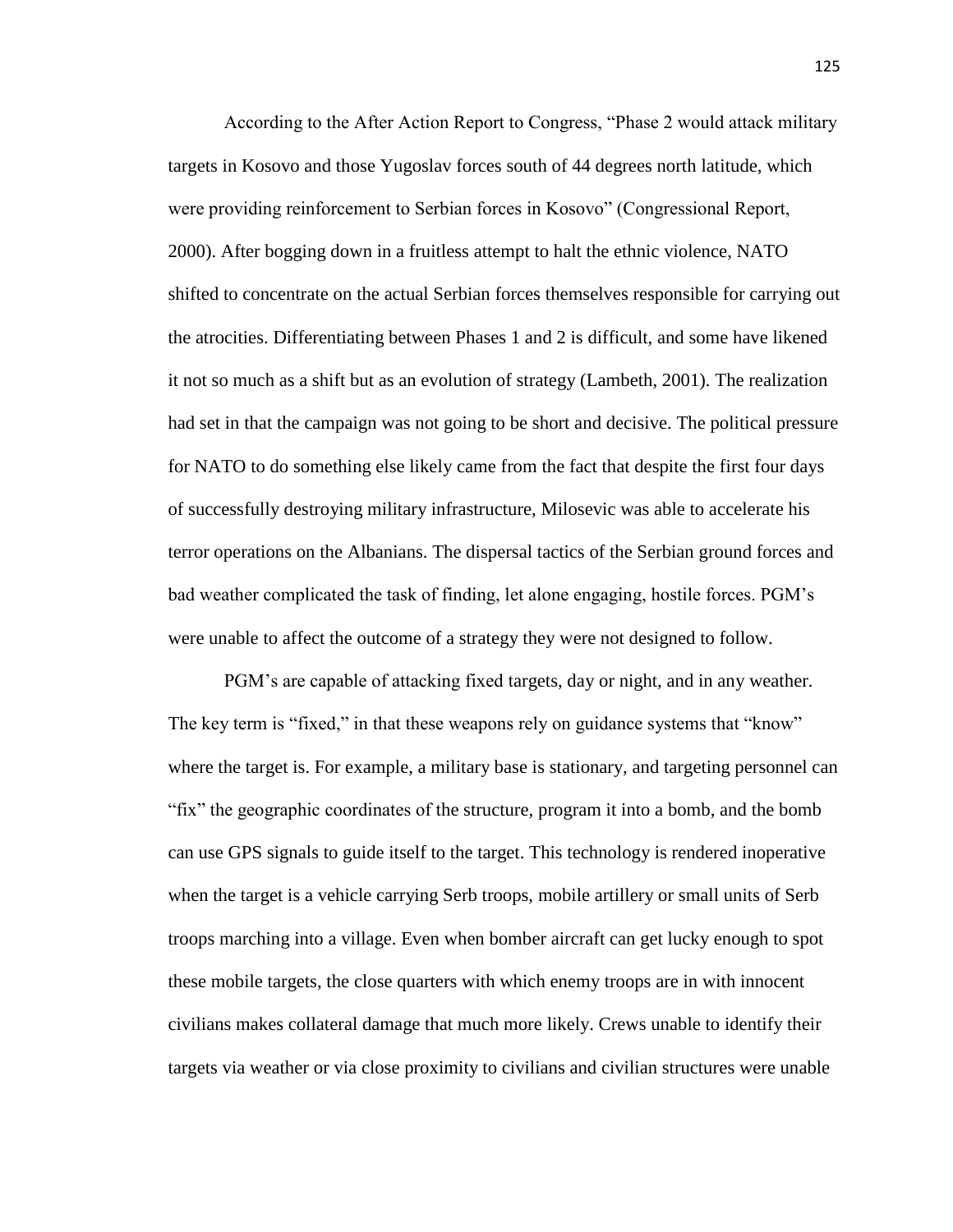According to the After Action Report to Congress, "Phase 2 would attack military targets in Kosovo and those Yugoslav forces south of 44 degrees north latitude, which were providing reinforcement to Serbian forces in Kosovo" (Congressional Report, 2000). After bogging down in a fruitless attempt to halt the ethnic violence, NATO shifted to concentrate on the actual Serbian forces themselves responsible for carrying out the atrocities. Differentiating between Phases 1 and 2 is difficult, and some have likened it not so much as a shift but as an evolution of strategy (Lambeth, 2001). The realization had set in that the campaign was not going to be short and decisive. The political pressure for NATO to do something else likely came from the fact that despite the first four days of successfully destroying military infrastructure, Milosevic was able to accelerate his terror operations on the Albanians. The dispersal tactics of the Serbian ground forces and bad weather complicated the task of finding, let alone engaging, hostile forces. PGM's were unable to affect the outcome of a strategy they were not designed to follow.

PGM's are capable of attacking fixed targets, day or night, and in any weather. The key term is "fixed," in that these weapons rely on guidance systems that "know" where the target is. For example, a military base is stationary, and targeting personnel can "fix" the geographic coordinates of the structure, program it into a bomb, and the bomb can use GPS signals to guide itself to the target. This technology is rendered inoperative when the target is a vehicle carrying Serb troops, mobile artillery or small units of Serb troops marching into a village. Even when bomber aircraft can get lucky enough to spot these mobile targets, the close quarters with which enemy troops are in with innocent civilians makes collateral damage that much more likely. Crews unable to identify their targets via weather or via close proximity to civilians and civilian structures were unable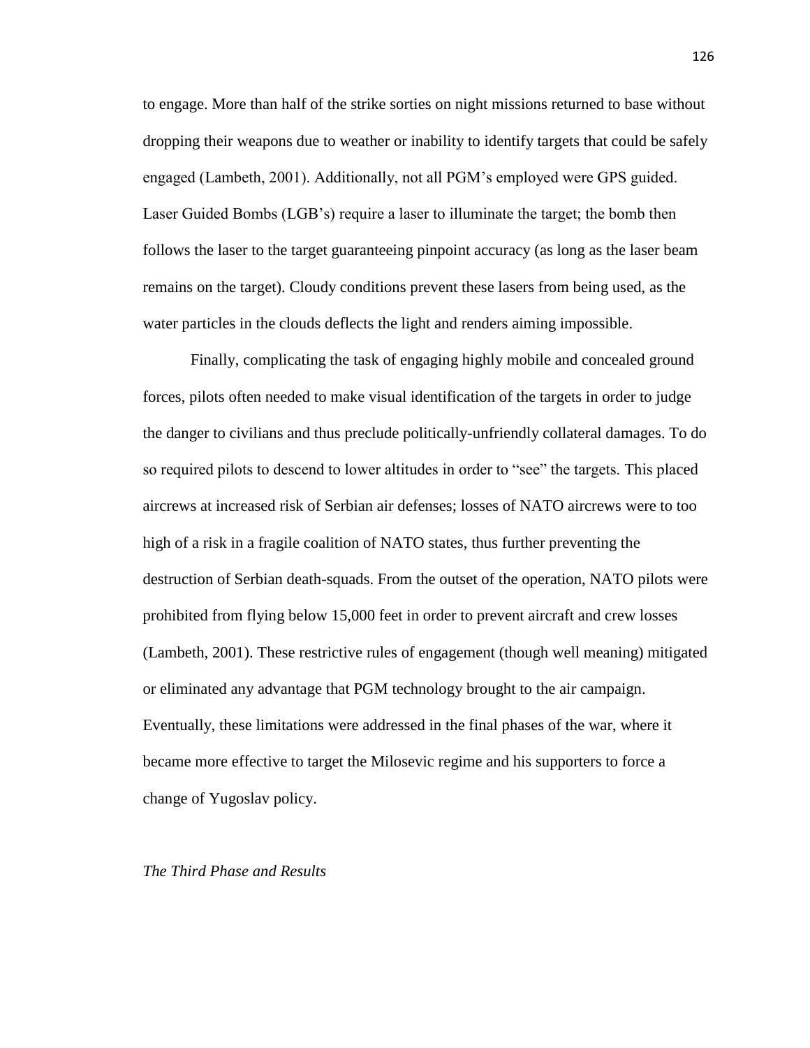to engage. More than half of the strike sorties on night missions returned to base without dropping their weapons due to weather or inability to identify targets that could be safely engaged (Lambeth, 2001). Additionally, not all PGM's employed were GPS guided. Laser Guided Bombs (LGB's) require a laser to illuminate the target; the bomb then follows the laser to the target guaranteeing pinpoint accuracy (as long as the laser beam remains on the target). Cloudy conditions prevent these lasers from being used, as the water particles in the clouds deflects the light and renders aiming impossible.

Finally, complicating the task of engaging highly mobile and concealed ground forces, pilots often needed to make visual identification of the targets in order to judge the danger to civilians and thus preclude politically-unfriendly collateral damages. To do so required pilots to descend to lower altitudes in order to "see" the targets. This placed aircrews at increased risk of Serbian air defenses; losses of NATO aircrews were to too high of a risk in a fragile coalition of NATO states, thus further preventing the destruction of Serbian death-squads. From the outset of the operation, NATO pilots were prohibited from flying below 15,000 feet in order to prevent aircraft and crew losses (Lambeth, 2001). These restrictive rules of engagement (though well meaning) mitigated or eliminated any advantage that PGM technology brought to the air campaign. Eventually, these limitations were addressed in the final phases of the war, where it became more effective to target the Milosevic regime and his supporters to force a change of Yugoslav policy.

*The Third Phase and Results*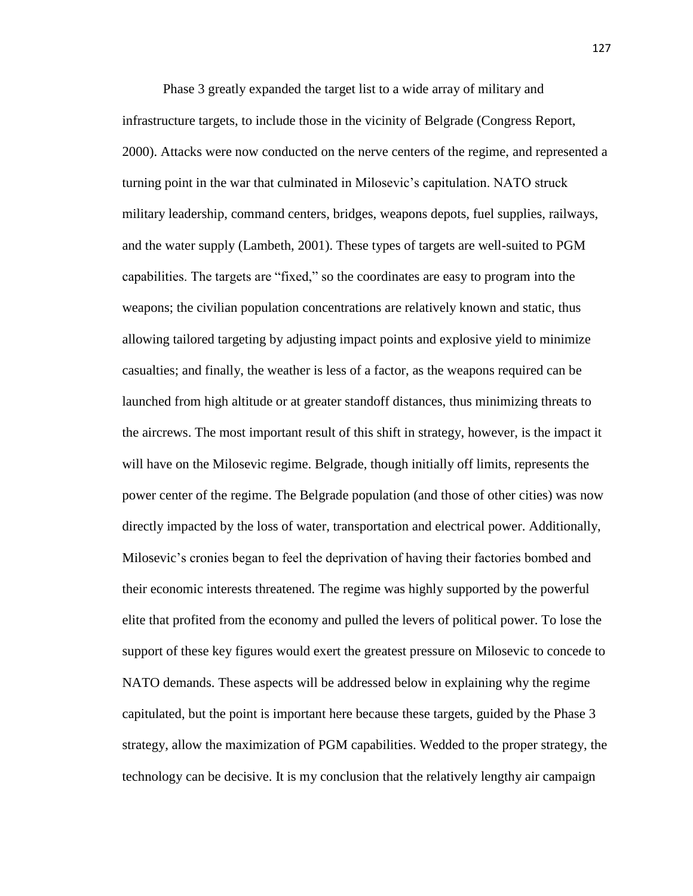Phase 3 greatly expanded the target list to a wide array of military and infrastructure targets, to include those in the vicinity of Belgrade (Congress Report, 2000). Attacks were now conducted on the nerve centers of the regime, and represented a turning point in the war that culminated in Milosevic's capitulation. NATO struck military leadership, command centers, bridges, weapons depots, fuel supplies, railways, and the water supply (Lambeth, 2001). These types of targets are well-suited to PGM capabilities. The targets are "fixed," so the coordinates are easy to program into the weapons; the civilian population concentrations are relatively known and static, thus allowing tailored targeting by adjusting impact points and explosive yield to minimize casualties; and finally, the weather is less of a factor, as the weapons required can be launched from high altitude or at greater standoff distances, thus minimizing threats to the aircrews. The most important result of this shift in strategy, however, is the impact it will have on the Milosevic regime. Belgrade, though initially off limits, represents the power center of the regime. The Belgrade population (and those of other cities) was now directly impacted by the loss of water, transportation and electrical power. Additionally, Milosevic's cronies began to feel the deprivation of having their factories bombed and their economic interests threatened. The regime was highly supported by the powerful elite that profited from the economy and pulled the levers of political power. To lose the support of these key figures would exert the greatest pressure on Milosevic to concede to NATO demands. These aspects will be addressed below in explaining why the regime capitulated, but the point is important here because these targets, guided by the Phase 3 strategy, allow the maximization of PGM capabilities. Wedded to the proper strategy, the technology can be decisive. It is my conclusion that the relatively lengthy air campaign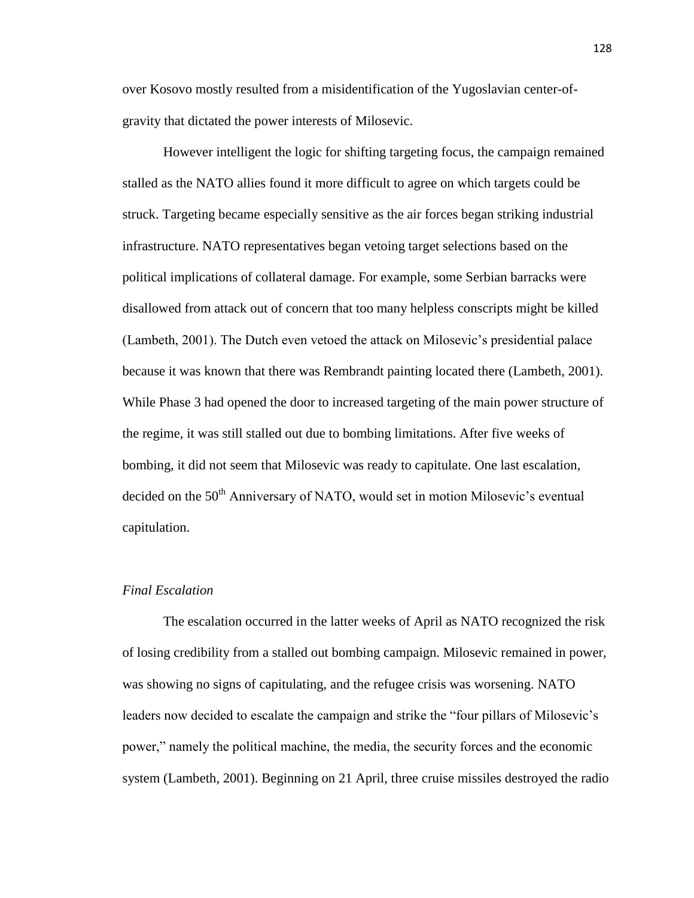over Kosovo mostly resulted from a misidentification of the Yugoslavian center-of-gravity that dictated the power interests of Milosevic.

However intelligent the logic for shifting targeting focus, the campaign remained stalled as the NATO allies found it more difficult to agree on which targets could be struck. Targeting became especially sensitive as the air forces began striking industrial infrastructure. NATO representatives began vetoing target selections based on the political implications of collateral damage. For example, some Serbian barracks were disallowed from attack out of concern that too many helpless conscripts might be killed (Lambeth, 2001). The Dutch even vetoed the attack on Milosevic's presidential palace because it was known that there was Rembrandt painting located there (Lambeth, 2001). While Phase 3 had opened the door to increased targeting of the main power structure of the regime, it was still stalled out due to bombing limitations. After five weeks of bombing, it did not seem that Milosevic was ready to capitulate. One last escalation, decided on the 50th Anniversary of NATO, would set in motion Milosevic's eventual capitulation.

*Final Escalation*

The escalation occurred in the latter weeks of April as NATO recognized the risk of losing credibility from a stalled out bombing campaign. Milosevic remained in power, was showing no signs of capitulating, and the refugee crisis was worsening. NATO leaders now decided to escalate the campaign and strike the "four pillars of Milosevic's power," namely the political machine, the media, the security forces and the economic system (Lambeth, 2001). Beginning on 21 April, three cruise missiles destroyed the radio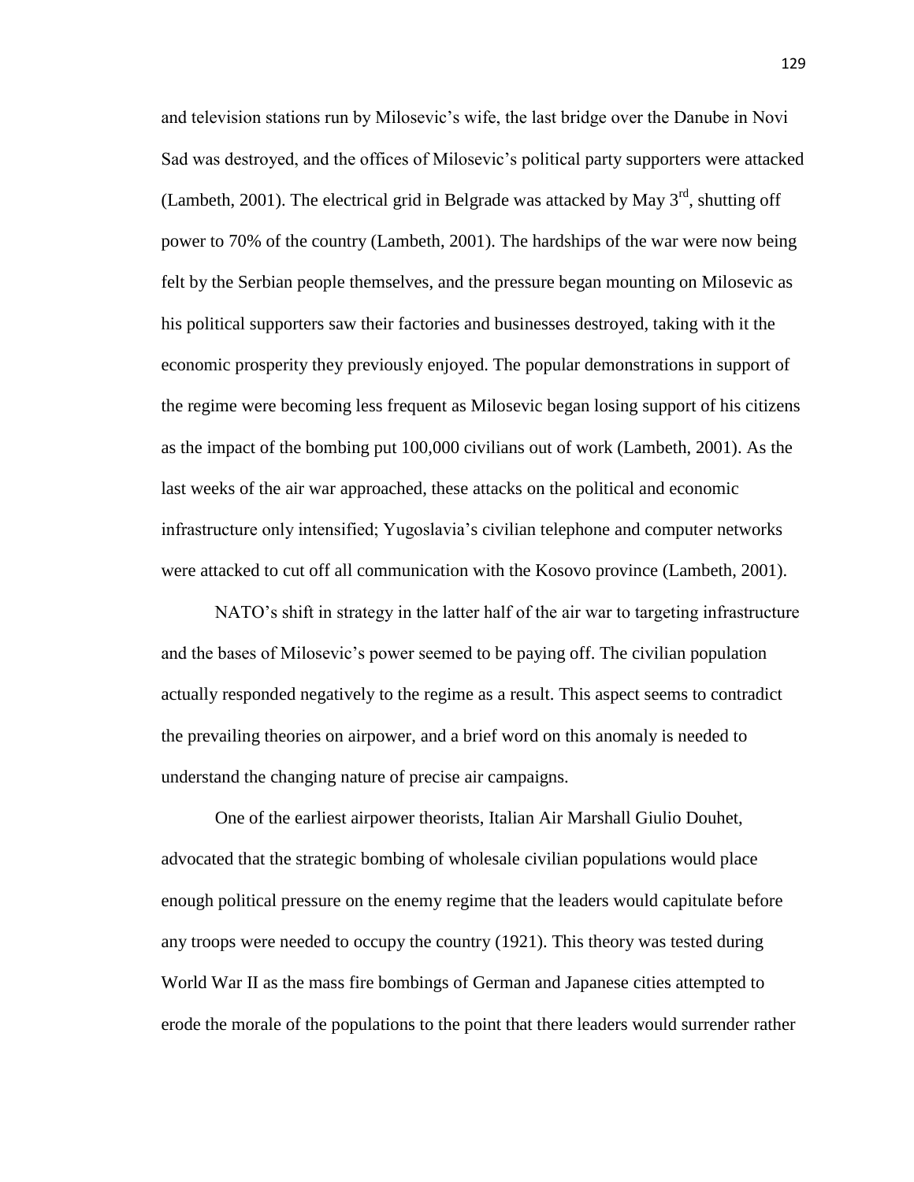and television stations run by Milosevic's wife, the last bridge over the Danube in Novi Sad was destroyed, and the offices of Milosevic's political party supporters were attacked (Lambeth, 2001). The electrical grid in Belgrade was attacked by May 3rd, shutting off power to 70% of the country (Lambeth, 2001). The hardships of the war were now being felt by the Serbian people themselves, and the pressure began mounting on Milosevic as his political supporters saw their factories and businesses destroyed, taking with it the economic prosperity they previously enjoyed. The popular demonstrations in support of the regime were becoming less frequent as Milosevic began losing support of his citizens as the impact of the bombing put 100,000 civilians out of work (Lambeth, 2001). As the last weeks of the air war approached, these attacks on the political and economic infrastructure only intensified; Yugoslavia's civilian telephone and computer networks were attacked to cut off all communication with the Kosovo province (Lambeth, 2001).

NATO's shift in strategy in the latter half of the air war to targeting infrastructure and the bases of Milosevic's power seemed to be paying off. The civilian population actually responded negatively to the regime as a result. This aspect seems to contradict the prevailing theories on airpower, and a brief word on this anomaly is needed to understand the changing nature of precise air campaigns.

One of the earliest airpower theorists, Italian Air Marshall Giulio Douhet, advocated that the strategic bombing of wholesale civilian populations would place enough political pressure on the enemy regime that the leaders would capitulate before any troops were needed to occupy the country (1921). This theory was tested during World War II as the mass fire bombings of German and Japanese cities attempted to erode the morale of the populations to the point that there leaders would surrender rather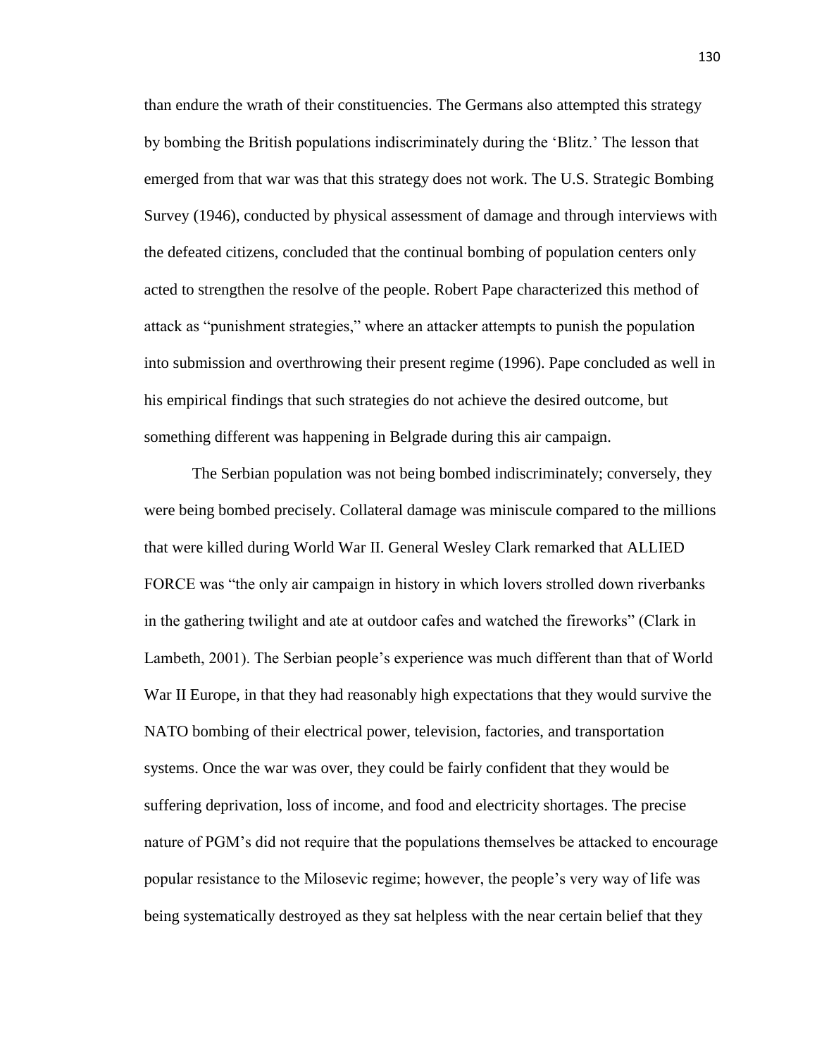than endure the wrath of their constituencies. The Germans also attempted this strategy by bombing the British populations indiscriminately during the 'Blitz.' The lesson that emerged from that war was that this strategy does not work. The U.S. Strategic Bombing Survey (1946), conducted by physical assessment of damage and through interviews with the defeated citizens, concluded that the continual bombing of population centers only acted to strengthen the resolve of the people. Robert Pape characterized this method of attack as "punishment strategies," where an attacker attempts to punish the population into submission and overthrowing their present regime (1996). Pape concluded as well in his empirical findings that such strategies do not achieve the desired outcome, but something different was happening in Belgrade during this air campaign.

The Serbian population was not being bombed indiscriminately; conversely, they were being bombed precisely. Collateral damage was miniscule compared to the millions that were killed during World War II. General Wesley Clark remarked that ALLIED FORCE was "the only air campaign in history in which lovers strolled down riverbanks in the gathering twilight and ate at outdoor cafes and watched the fireworks" (Clark in Lambeth, 2001). The Serbian people's experience was much different than that of World War II Europe, in that they had reasonably high expectations that they would survive the NATO bombing of their electrical power, television, factories, and transportation systems. Once the war was over, they could be fairly confident that they would be suffering deprivation, loss of income, and food and electricity shortages. The precise nature of PGM's did not require that the populations themselves be attacked to encourage popular resistance to the Milosevic regime; however, the people's very way of life was being systematically destroyed as they sat helpless with the near certain belief that they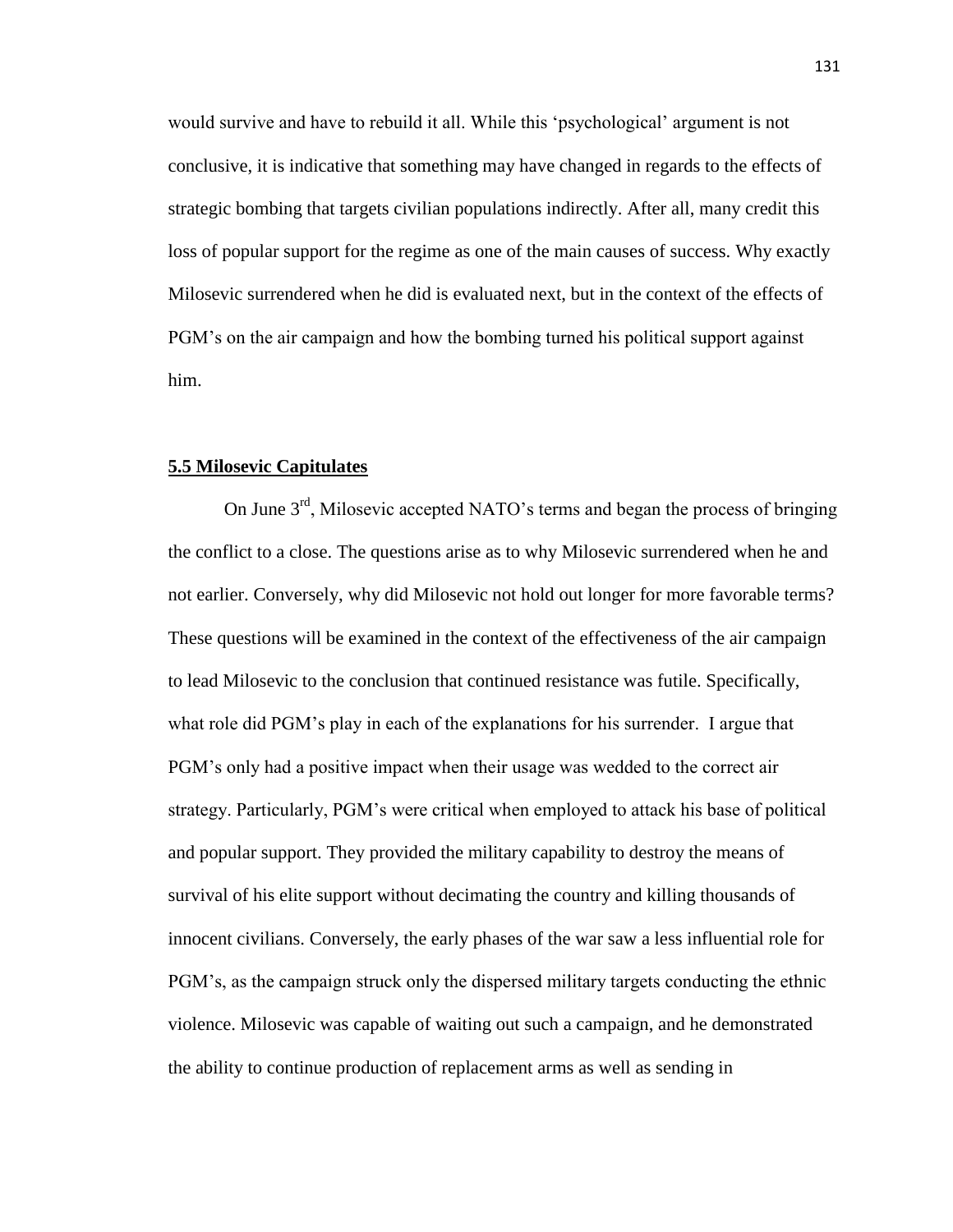would survive and have to rebuild it all. While this 'psychological' argument is not conclusive, it is indicative that something may have changed in regards to the effects of strategic bombing that targets civilian populations indirectly. After all, many credit this loss of popular support for the regime as one of the main causes of success. Why exactly Milosevic surrendered when he did is evaluated next, but in the context of the effects of PGM's on the air campaign and how the bombing turned his political support against him.

### **5.5 Milosevic Capitulates**

On June 3rd, Milosevic accepted NATO's terms and began the process of bringing the conflict to a close. The questions arise as to why Milosevic surrendered when he and not earlier. Conversely, why did Milosevic not hold out longer for more favorable terms? These questions will be examined in the context of the effectiveness of the air campaign to lead Milosevic to the conclusion that continued resistance was futile. Specifically, what role did PGM's play in each of the explanations for his surrender. I argue that PGM's only had a positive impact when their usage was wedded to the correct air strategy. Particularly, PGM's were critical when employed to attack his base of political and popular support. They provided the military capability to destroy the means of survival of his elite support without decimating the country and killing thousands of innocent civilians. Conversely, the early phases of the war saw a less influential role for PGM's, as the campaign struck only the dispersed military targets conducting the ethnic violence. Milosevic was capable of waiting out such a campaign, and he demonstrated the ability to continue production of replacement arms as well as sending in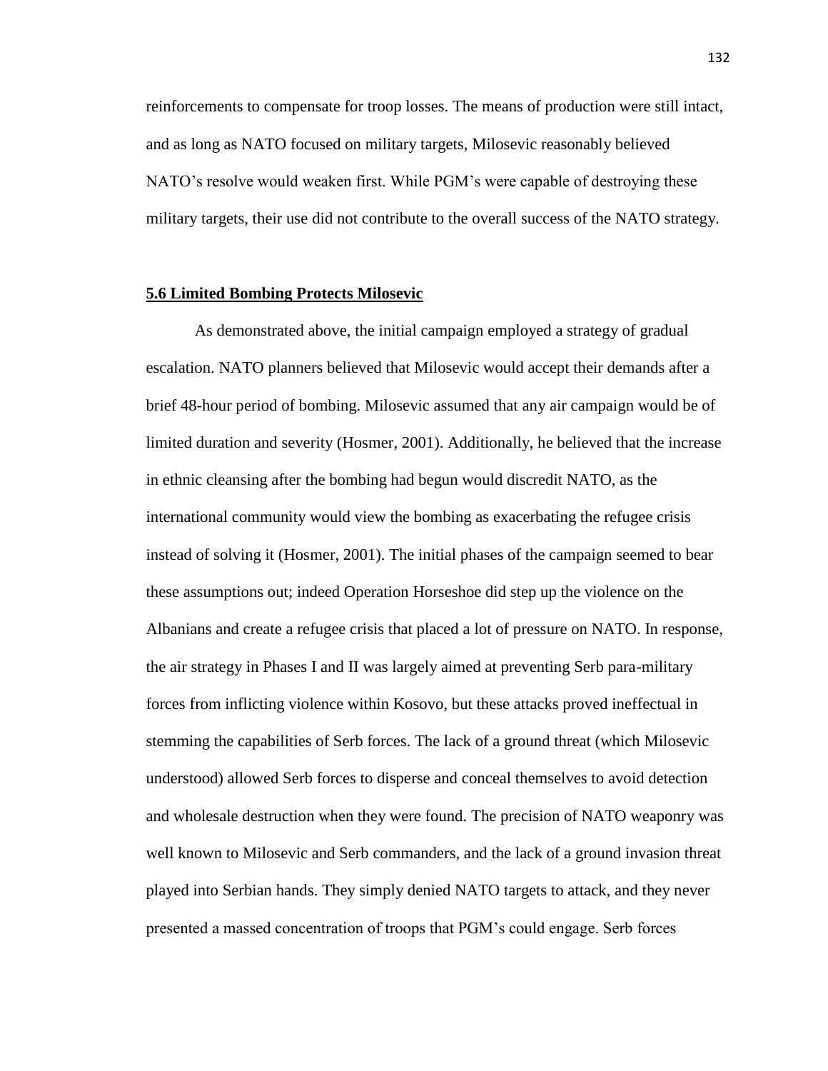reinforcements to compensate for troop losses. The means of production were still intact, and as long as NATO focused on military targets, Milosevic reasonably believed NATO's resolve would weaken first. While PGM's were capable of destroying these military targets, their use did not contribute to the overall success of the NATO strategy.

## 5.6 Limited Bombing Protects Milosevic

As demonstrated above, the initial campaign employed a strategy of gradual escalation. NATO planners believed that Milosevic would accept their demands after a brief 48-hour period of bombing. Milosevic assumed that any air campaign would be of limited duration and severity (Hosmer, 2001). Additionally, he believed that the increase in ethnic cleansing after the bombing had begun would discredit NATO, as the international community would view the bombing as exacerbating the refugee crisis instead of solving it (Hosmer, 2001). The initial phases of the campaign seemed to bear these assumptions out; indeed Operation Horseshoe did step up the violence on the Albanians and create a refugee crisis that placed a lot of pressure on NATO. In response, the air strategy in Phases I and II was largely aimed at preventing Serb para-military forces from inflicting violence within Kosovo, but these attacks proved ineffectual in stemming the capabilities of Serb forces. The lack of a ground threat (which Milosevic understood) allowed Serb forces to disperse and conceal themselves to avoid detection and wholesale destruction when they were found. The precision of NATO weaponry was well known to Milosevic and Serb commanders, and the lack of a ground invasion threat played into Serbian hands. They simply denied NATO targets to attack, and they never presented a massed concentration of troops that PGM's could engage. Serb forces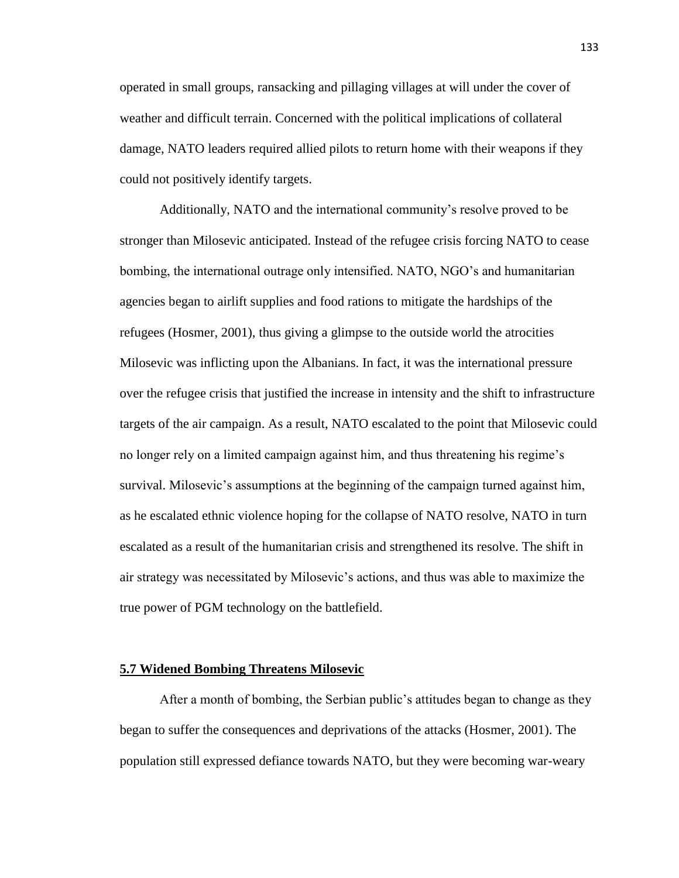operated in small groups, ransacking and pillaging villages at will under the cover of weather and difficult terrain. Concerned with the political implications of collateral damage, NATO leaders required allied pilots to return home with their weapons if they could not positively identify targets.

Additionally, NATO and the international community's resolve proved to be stronger than Milosevic anticipated. Instead of the refugee crisis forcing NATO to cease bombing, the international outrage only intensified. NATO, NGO's and humanitarian agencies began to airlift supplies and food rations to mitigate the hardships of the refugees (Hosmer, 2001), thus giving a glimpse to the outside world the atrocities Milosevic was inflicting upon the Albanians. In fact, it was the international pressure over the refugee crisis that justified the increase in intensity and the shift to infrastructure targets of the air campaign. As a result, NATO escalated to the point that Milosevic could no longer rely on a limited campaign against him, and thus threatening his regime's survival. Milosevic's assumptions at the beginning of the campaign turned against him, as he escalated ethnic violence hoping for the collapse of NATO resolve, NATO in turn escalated as a result of the humanitarian crisis and strengthened its resolve. The shift in air strategy was necessitated by Milosevic's actions, and thus was able to maximize the true power of PGM technology on the battlefield.

## 5.7 Widened Bombing Threatens Milosevic

After a month of bombing, the Serbian public's attitudes began to change as they began to suffer the consequences and deprivations of the attacks (Hosmer, 2001). The population still expressed defiance towards NATO, but they were becoming war-weary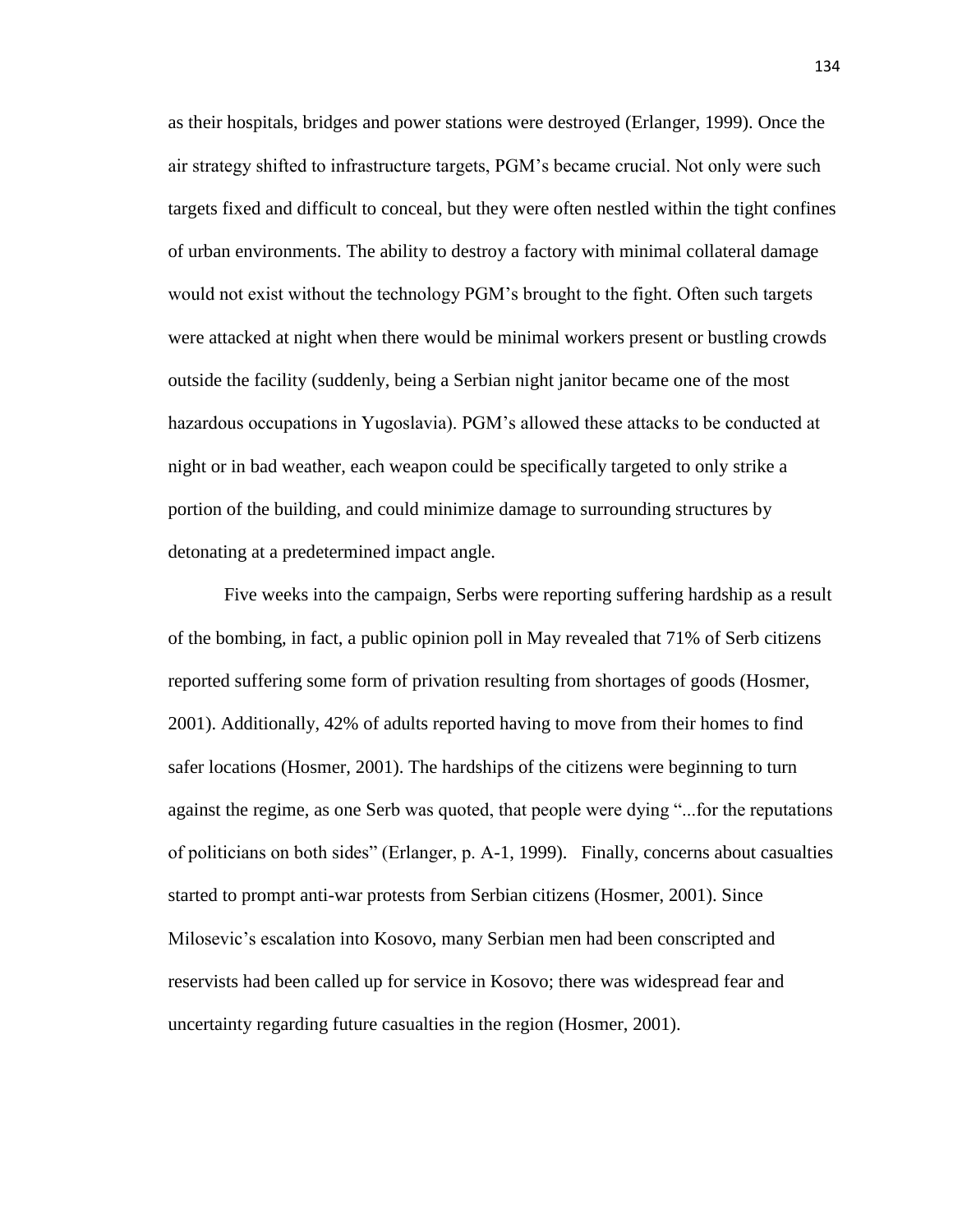as their hospitals, bridges and power stations were destroyed (Erlanger, 1999). Once the air strategy shifted to infrastructure targets, PGM's became crucial. Not only were such targets fixed and difficult to conceal, but they were often nestled within the tight confines of urban environments. The ability to destroy a factory with minimal collateral damage would not exist without the technology PGM's brought to the fight. Often such targets were attacked at night when there would be minimal workers present or bustling crowds outside the facility (suddenly, being a Serbian night janitor became one of the most hazardous occupations in Yugoslavia). PGM's allowed these attacks to be conducted at night or in bad weather, each weapon could be specifically targeted to only strike a portion of the building, and could minimize damage to surrounding structures by detonating at a predetermined impact angle.

Five weeks into the campaign, Serbs were reporting suffering hardship as a result of the bombing, in fact, a public opinion poll in May revealed that 71% of Serb citizens reported suffering some form of privation resulting from shortages of goods (Hosmer, 2001). Additionally, 42% of adults reported having to move from their homes to find safer locations (Hosmer, 2001). The hardships of the citizens were beginning to turn against the regime, as one Serb was quoted, that people were dying "...for the reputations of politicians on both sides" (Erlanger, p. A-1, 1999). Finally, concerns about casualties started to prompt anti-war protests from Serbian citizens (Hosmer, 2001). Since Milosevic's escalation into Kosovo, many Serbian men had been conscripted and reservists had been called up for service in Kosovo; there was widespread fear and uncertainty regarding future casualties in the region (Hosmer, 2001).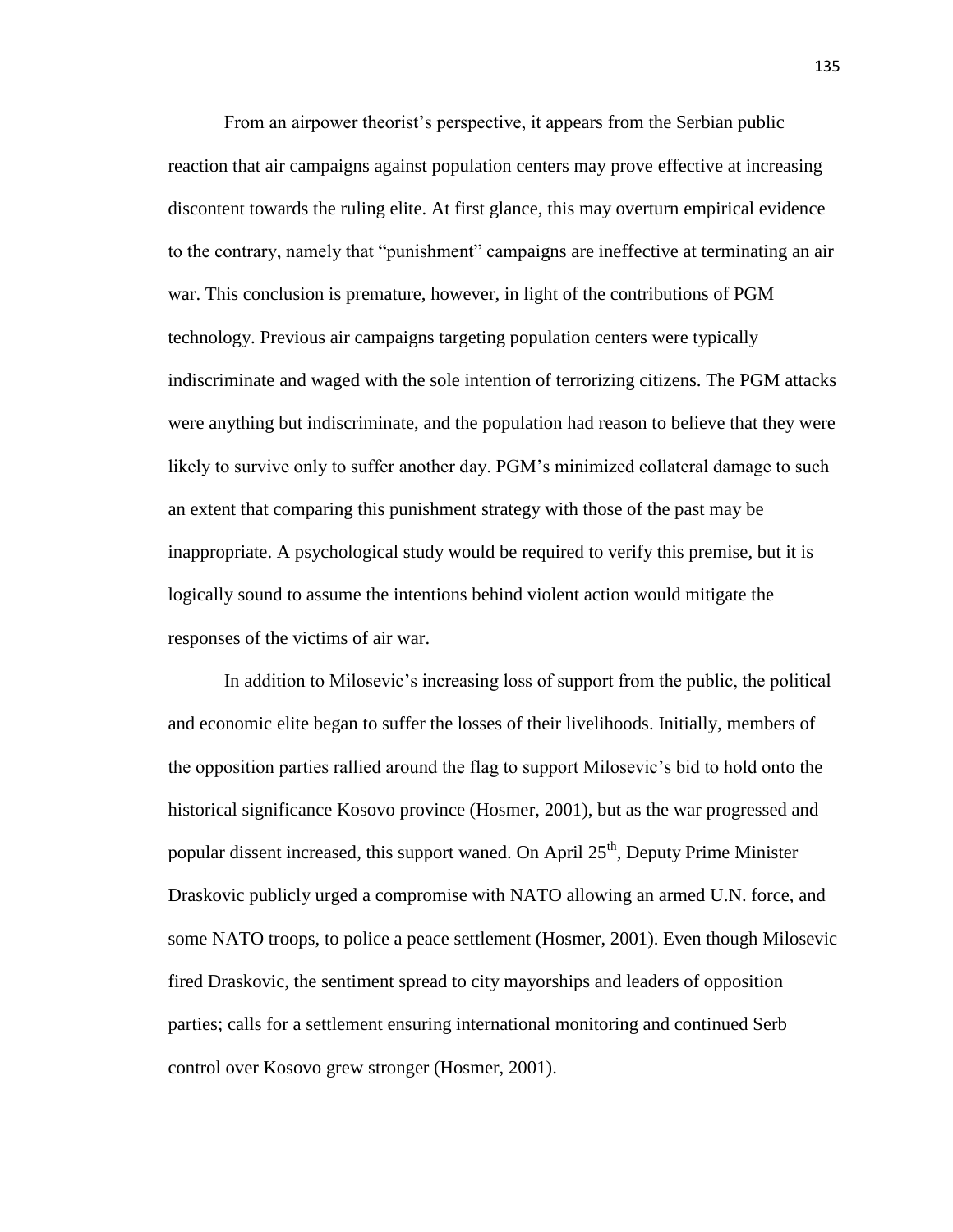From an airpower theorist's perspective, it appears from the Serbian public reaction that air campaigns against population centers may prove effective at increasing discontent towards the ruling elite. At first glance, this may overturn empirical evidence to the contrary, namely that "punishment" campaigns are ineffective at terminating an air war. This conclusion is premature, however, in light of the contributions of PGM technology. Previous air campaigns targeting population centers were typically indiscriminate and waged with the sole intention of terrorizing citizens. The PGM attacks were anything but indiscriminate, and the population had reason to believe that they were likely to survive only to suffer another day. PGM's minimized collateral damage to such an extent that comparing this punishment strategy with those of the past may be inappropriate. A psychological study would be required to verify this premise, but it is logically sound to assume the intentions behind violent action would mitigate the responses of the victims of air war.

In addition to Milosevic's increasing loss of support from the public, the political and economic elite began to suffer the losses of their livelihoods. Initially, members of the opposition parties rallied around the flag to support Milosevic's bid to hold onto the historical significance Kosovo province (Hosmer, 2001), but as the war progressed and popular dissent increased, this support waned. On April 25th, Deputy Prime Minister Draskovic publicly urged a compromise with NATO allowing an armed U.N. force, and some NATO troops, to police a peace settlement (Hosmer, 2001). Even though Milosevic fired Draskovic, the sentiment spread to city mayorships and leaders of opposition parties; calls for a settlement ensuring international monitoring and continued Serb control over Kosovo grew stronger (Hosmer, 2001).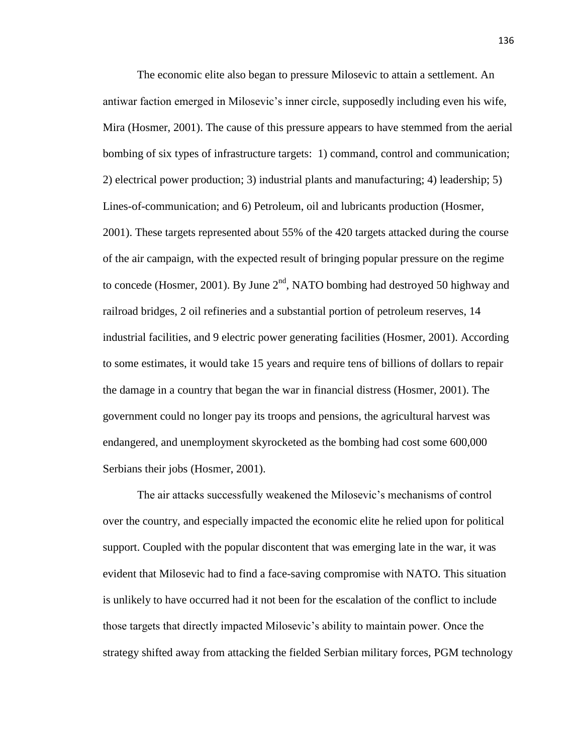The economic elite also began to pressure Milosevic to attain a settlement. An antiwar faction emerged in Milosevic's inner circle, supposedly including even his wife, Mira (Hosmer, 2001). The cause of this pressure appears to have stemmed from the aerial bombing of six types of infrastructure targets: 1) command, control and communication; 2) electrical power production; 3) industrial plants and manufacturing; 4) leadership; 5) Lines-of-communication; and 6) Petroleum, oil and lubricants production (Hosmer, 2001). These targets represented about 55% of the 420 targets attacked during the course of the air campaign, with the expected result of bringing popular pressure on the regime to concede (Hosmer, 2001). By June 2nd, NATO bombing had destroyed 50 highway and railroad bridges, 2 oil refineries and a substantial portion of petroleum reserves, 14 industrial facilities, and 9 electric power generating facilities (Hosmer, 2001). According to some estimates, it would take 15 years and require tens of billions of dollars to repair the damage in a country that began the war in financial distress (Hosmer, 2001). The government could no longer pay its troops and pensions, the agricultural harvest was endangered, and unemployment skyrocketed as the bombing had cost some 600,000 Serbians their jobs (Hosmer, 2001).

The air attacks successfully weakened the Milosevic's mechanisms of control over the country, and especially impacted the economic elite he relied upon for political support. Coupled with the popular discontent that was emerging late in the war, it was evident that Milosevic had to find a face-saving compromise with NATO. This situation is unlikely to have occurred had it not been for the escalation of the conflict to include those targets that directly impacted Milosevic's ability to maintain power. Once the strategy shifted away from attacking the fielded Serbian military forces, PGM technology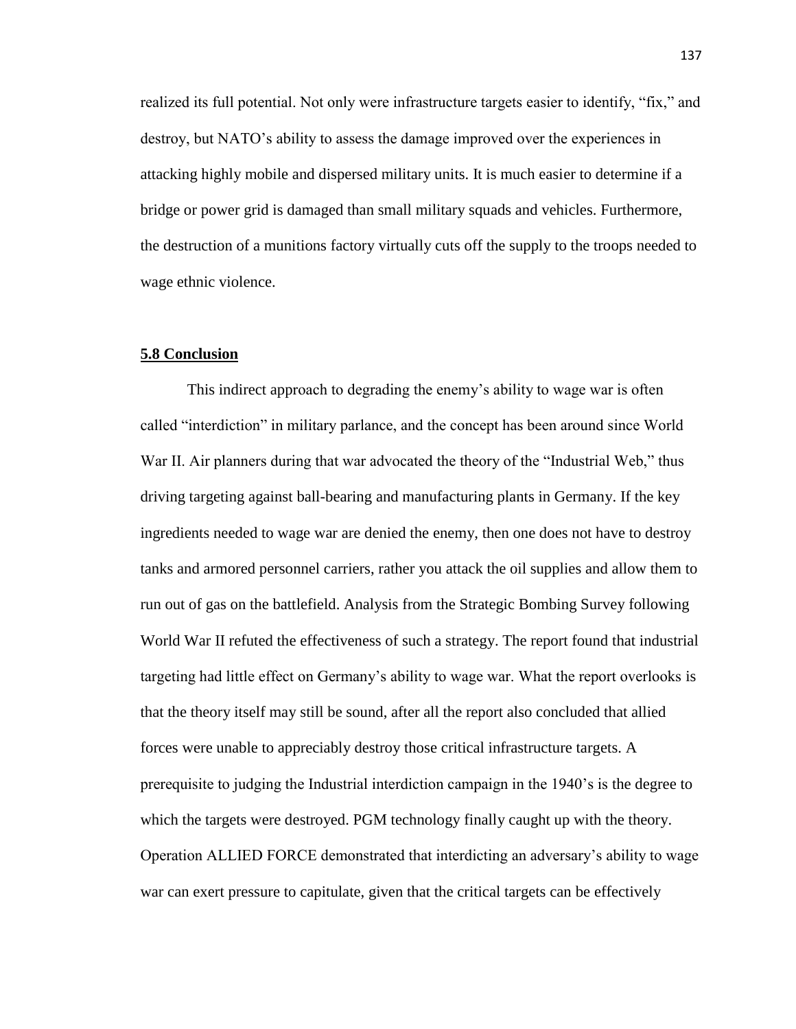realized its full potential. Not only were infrastructure targets easier to identify, "fix," and destroy, but NATO's ability to assess the damage improved over the experiences in attacking highly mobile and dispersed military units. It is much easier to determine if a bridge or power grid is damaged than small military squads and vehicles. Furthermore, the destruction of a munitions factory virtually cuts off the supply to the troops needed to wage ethnic violence.

## 5.8 Conclusion

This indirect approach to degrading the enemy's ability to wage war is often called "interdiction" in military parlance, and the concept has been around since World War II. Air planners during that war advocated the theory of the "Industrial Web," thus driving targeting against ball-bearing and manufacturing plants in Germany. If the key ingredients needed to wage war are denied the enemy, then one does not have to destroy tanks and armored personnel carriers, rather you attack the oil supplies and allow them to run out of gas on the battlefield. Analysis from the Strategic Bombing Survey following World War II refuted the effectiveness of such a strategy. The report found that industrial targeting had little effect on Germany's ability to wage war. What the report overlooks is that the theory itself may still be sound, after all the report also concluded that allied forces were unable to appreciably destroy those critical infrastructure targets. A prerequisite to judging the Industrial interdiction campaign in the 1940's is the degree to which the targets were destroyed. PGM technology finally caught up with the theory. Operation ALLIED FORCE demonstrated that interdicting an adversary's ability to wage war can exert pressure to capitulate, given that the critical targets can be effectively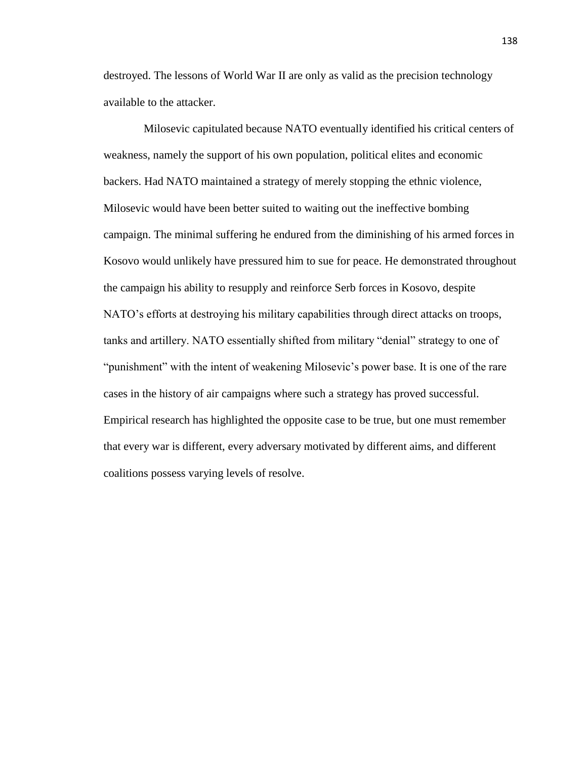destroyed. The lessons of World War II are only as valid as the precision technology available to the attacker.

Milosevic capitulated because NATO eventually identified his critical centers of weakness, namely the support of his own population, political elites and economic backers. Had NATO maintained a strategy of merely stopping the ethnic violence, Milosevic would have been better suited to waiting out the ineffective bombing campaign. The minimal suffering he endured from the diminishing of his armed forces in Kosovo would unlikely have pressured him to sue for peace. He demonstrated throughout the campaign his ability to resupply and reinforce Serb forces in Kosovo, despite NATO's efforts at destroying his military capabilities through direct attacks on troops, tanks and artillery. NATO essentially shifted from military "denial" strategy to one of "punishment" with the intent of weakening Milosevic's power base. It is one of the rare cases in the history of air campaigns where such a strategy has proved successful. Empirical research has highlighted the opposite case to be true, but one must remember that every war is different, every adversary motivated by different aims, and different coalitions possess varying levels of resolve.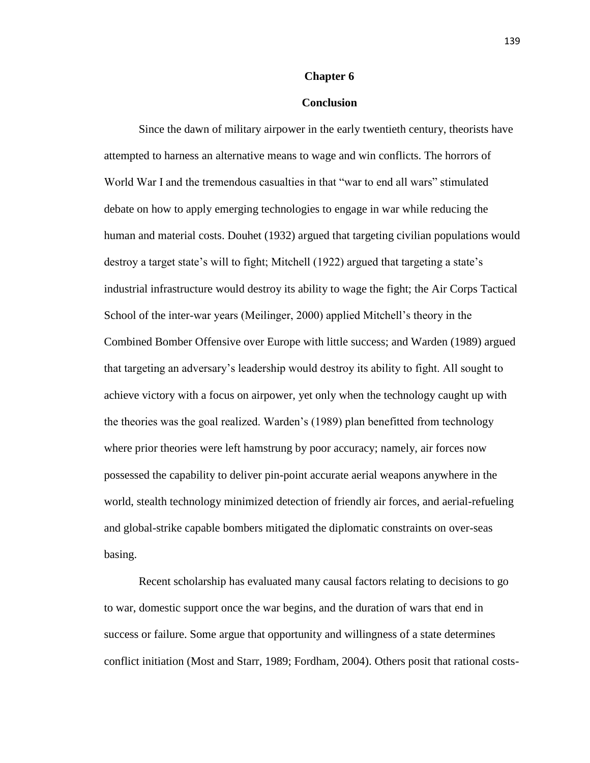# Chapter 6

## Conclusion

Since the dawn of military airpower in the early twentieth century, theorists have attempted to harness an alternative means to wage and win conflicts. The horrors of World War I and the tremendous casualties in that "war to end all wars" stimulated debate on how to apply emerging technologies to engage in war while reducing the human and material costs. Douhet (1932) argued that targeting civilian populations would destroy a target state's will to fight; Mitchell (1922) argued that targeting a state's industrial infrastructure would destroy its ability to wage the fight; the Air Corps Tactical School of the inter-war years (Meilinger, 2000) applied Mitchell's theory in the Combined Bomber Offensive over Europe with little success; and Warden (1989) argued that targeting an adversary's leadership would destroy its ability to fight. All sought to achieve victory with a focus on airpower, yet only when the technology caught up with the theories was the goal realized. Warden's (1989) plan benefitted from technology where prior theories were left hamstrung by poor accuracy; namely, air forces now possessed the capability to deliver pin-point accurate aerial weapons anywhere in the world, stealth technology minimized detection of friendly air forces, and aerial-refueling and global-strike capable bombers mitigated the diplomatic constraints on over-seas basing.

Recent scholarship has evaluated many causal factors relating to decisions to go to war, domestic support once the war begins, and the duration of wars that end in success or failure. Some argue that opportunity and willingness of a state determines conflict initiation (Most and Starr, 1989; Fordham, 2004). Others posit that rational costs-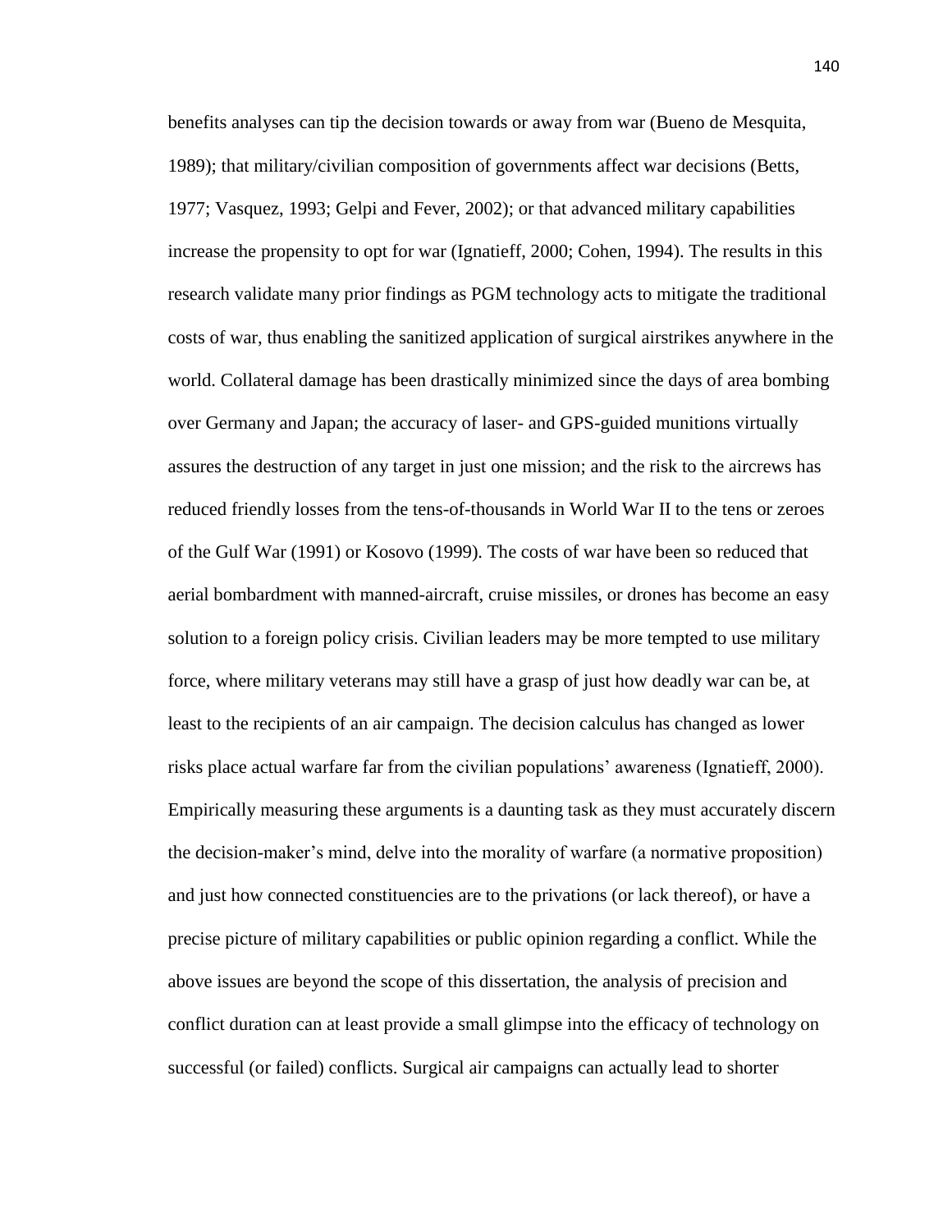benefits analyses can tip the decision towards or away from war (Bueno de Mesquita, 1989); that military/civilian composition of governments affect war decisions (Betts, 1977; Vasquez, 1993; Gelpi and Fever, 2002); or that advanced military capabilities increase the propensity to opt for war (Ignatieff, 2000; Cohen, 1994). The results in this research validate many prior findings as PGM technology acts to mitigate the traditional costs of war, thus enabling the sanitized application of surgical airstrikes anywhere in the world. Collateral damage has been drastically minimized since the days of area bombing over Germany and Japan; the accuracy of laser- and GPS-guided munitions virtually assures the destruction of any target in just one mission; and the risk to the aircrews has reduced friendly losses from the tens-of-thousands in World War II to the tens or zeroes of the Gulf War (1991) or Kosovo (1999). The costs of war have been so reduced that aerial bombardment with manned-aircraft, cruise missiles, or drones has become an easy solution to a foreign policy crisis. Civilian leaders may be more tempted to use military force, where military veterans may still have a grasp of just how deadly war can be, at least to the recipients of an air campaign. The decision calculus has changed as lower risks place actual warfare far from the civilian populations' awareness (Ignatieff, 2000). Empirically measuring these arguments is a daunting task as they must accurately discern the decision-maker's mind, delve into the morality of warfare (a normative proposition) and just how connected constituencies are to the privations (or lack thereof), or have a precise picture of military capabilities or public opinion regarding a conflict. While the above issues are beyond the scope of this dissertation, the analysis of precision and conflict duration can at least provide a small glimpse into the efficacy of technology on successful (or failed) conflicts. Surgical air campaigns can actually lead to shorter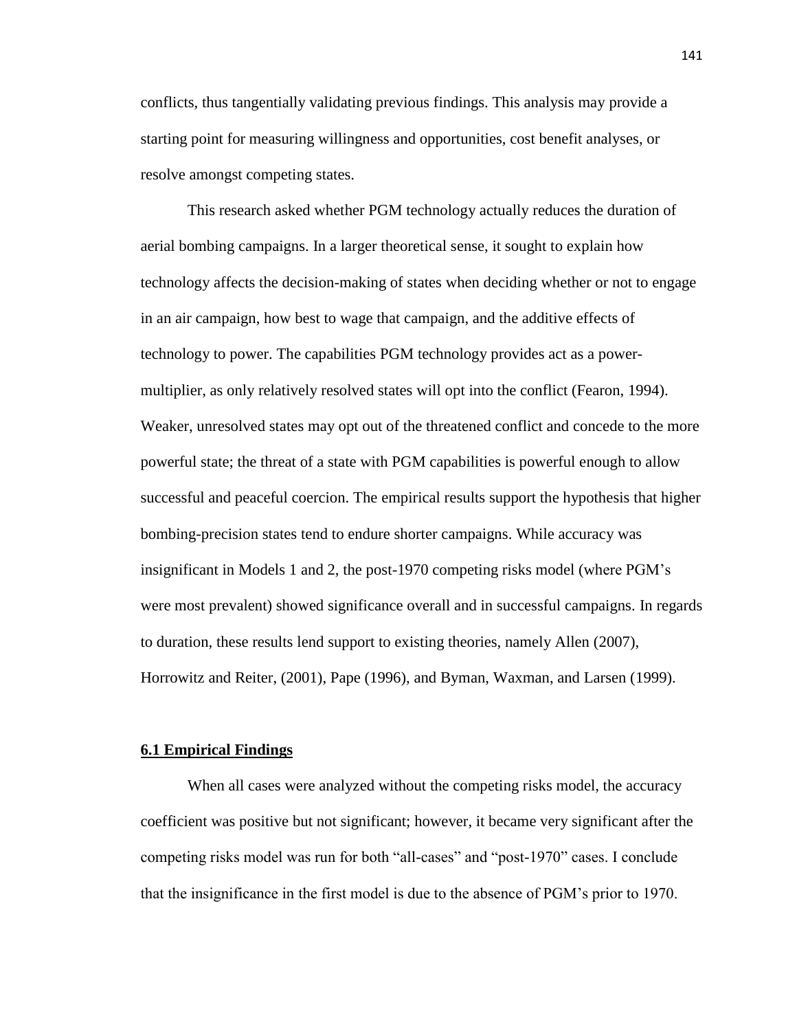conflicts, thus tangentially validating previous findings. This analysis may provide a starting point for measuring willingness and opportunities, cost benefit analyses, or resolve amongst competing states.

This research asked whether PGM technology actually reduces the duration of aerial bombing campaigns. In a larger theoretical sense, it sought to explain how technology affects the decision-making of states when deciding whether or not to engage in an air campaign, how best to wage that campaign, and the additive effects of technology to power. The capabilities PGM technology provides act as a power-multiplier, as only relatively resolved states will opt into the conflict (Fearon, 1994). Weaker, unresolved states may opt out of the threatened conflict and concede to the more powerful state; the threat of a state with PGM capabilities is powerful enough to allow successful and peaceful coercion. The empirical results support the hypothesis that higher bombing-precision states tend to endure shorter campaigns. While accuracy was insignificant in Models 1 and 2, the post-1970 competing risks model (where PGM's were most prevalent) showed significance overall and in successful campaigns. In regards to duration, these results lend support to existing theories, namely Allen (2007), Horrowitz and Reiter, (2001), Pape (1996), and Byman, Waxman, and Larsen (1999).

## 6.1 Empirical Findings

When all cases were analyzed without the competing risks model, the accuracy coefficient was positive but not significant; however, it became very significant after the competing risks model was run for both "all-cases" and "post-1970" cases. I conclude that the insignificance in the first model is due to the absence of PGM's prior to 1970.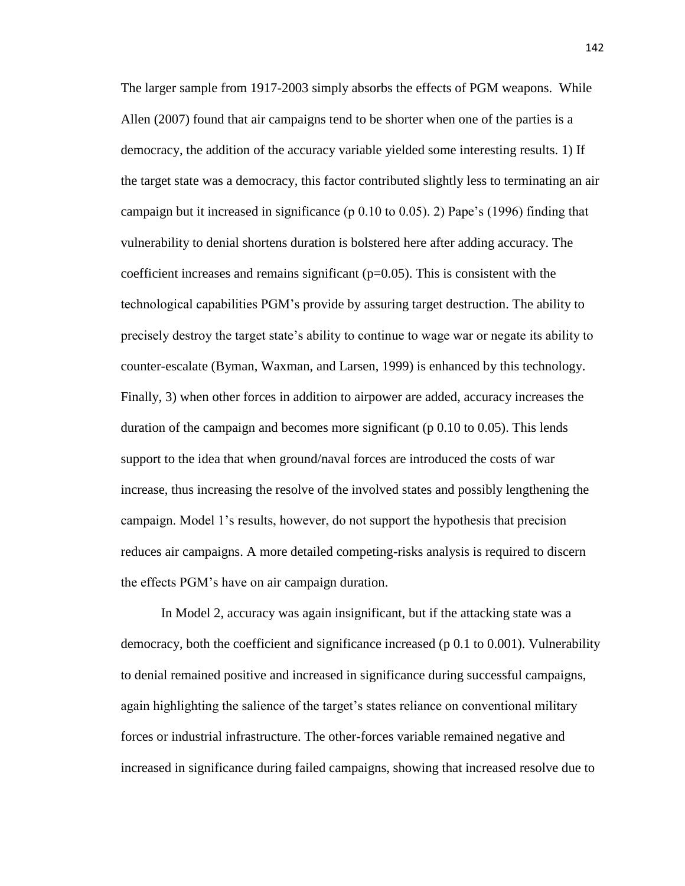The larger sample from 1917-2003 simply absorbs the effects of PGM weapons. While Allen (2007) found that air campaigns tend to be shorter when one of the parties is a democracy, the addition of the accuracy variable yielded some interesting results. 1) If the target state was a democracy, this factor contributed slightly less to terminating an air campaign but it increased in significance (p 0.10 to 0.05). 2) Pape's (1996) finding that vulnerability to denial shortens duration is bolstered here after adding accuracy. The coefficient increases and remains significant ($p=0.05$). This is consistent with the technological capabilities PGM's provide by assuring target destruction. The ability to precisely destroy the target state's ability to continue to wage war or negate its ability to counter-escalate (Byman, Waxman, and Larsen, 1999) is enhanced by this technology. Finally, 3) when other forces in addition to airpower are added, accuracy increases the duration of the campaign and becomes more significant (p 0.10 to 0.05). This lends support to the idea that when ground/naval forces are introduced the costs of war increase, thus increasing the resolve of the involved states and possibly lengthening the campaign. Model 1's results, however, do not support the hypothesis that precision reduces air campaigns. A more detailed competing-risks analysis is required to discern the effects PGM's have on air campaign duration.

In Model 2, accuracy was again insignificant, but if the attacking state was a democracy, both the coefficient and significance increased (p 0.1 to 0.001). Vulnerability to denial remained positive and increased in significance during successful campaigns, again highlighting the salience of the target's states reliance on conventional military forces or industrial infrastructure. The other-forces variable remained negative and increased in significance during failed campaigns, showing that increased resolve due to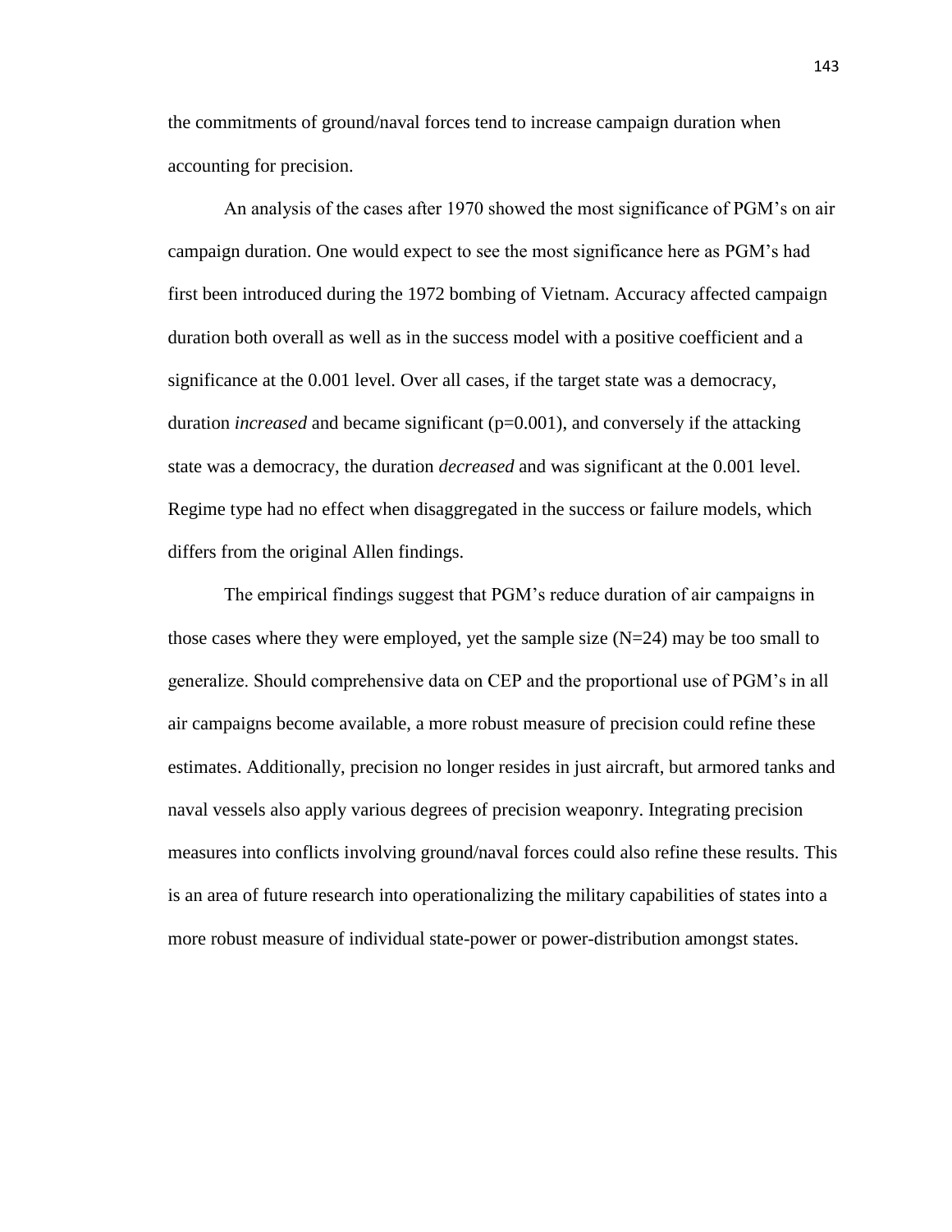the commitments of ground/naval forces tend to increase campaign duration when accounting for precision.

An analysis of the cases after 1970 showed the most significance of PGM's on air campaign duration. One would expect to see the most significance here as PGM's had first been introduced during the 1972 bombing of Vietnam. Accuracy affected campaign duration both overall as well as in the success model with a positive coefficient and a significance at the 0.001 level. Over all cases, if the target state was a democracy, duration *increased* and became significant ($p=0.001$), and conversely if the attacking state was a democracy, the duration *decreased* and was significant at the 0.001 level. Regime type had no effect when disaggregated in the success or failure models, which differs from the original Allen findings.

The empirical findings suggest that PGM's reduce duration of air campaigns in those cases where they were employed, yet the sample size ($N=24$) may be too small to generalize. Should comprehensive data on CEP and the proportional use of PGM's in all air campaigns become available, a more robust measure of precision could refine these estimates. Additionally, precision no longer resides in just aircraft, but armored tanks and naval vessels also apply various degrees of precision weaponry. Integrating precision measures into conflicts involving ground/naval forces could also refine these results. This is an area of future research into operationalizing the military capabilities of states into a more robust measure of individual state-power or power-distribution amongst states.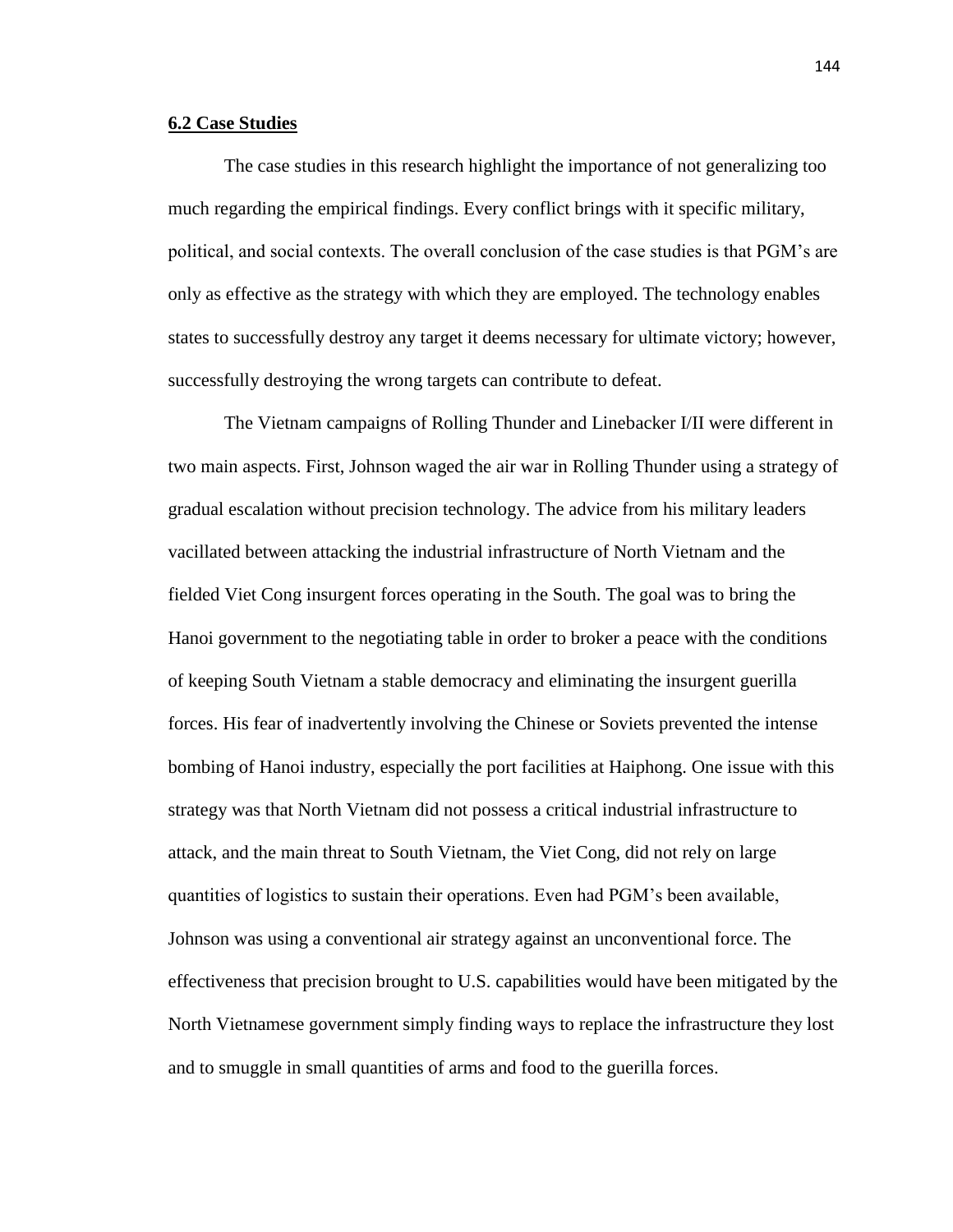## 6.2 Case Studies

The case studies in this research highlight the importance of not generalizing too much regarding the empirical findings. Every conflict brings with it specific military, political, and social contexts. The overall conclusion of the case studies is that PGM's are only as effective as the strategy with which they are employed. The technology enables states to successfully destroy any target it deems necessary for ultimate victory; however, successfully destroying the wrong targets can contribute to defeat.

The Vietnam campaigns of Rolling Thunder and Linebacker I/II were different in two main aspects. First, Johnson waged the air war in Rolling Thunder using a strategy of gradual escalation without precision technology. The advice from his military leaders vacillated between attacking the industrial infrastructure of North Vietnam and the fielded Viet Cong insurgent forces operating in the South. The goal was to bring the Hanoi government to the negotiating table in order to broker a peace with the conditions of keeping South Vietnam a stable democracy and eliminating the insurgent guerilla forces. His fear of inadvertently involving the Chinese or Soviets prevented the intense bombing of Hanoi industry, especially the port facilities at Haiphong. One issue with this strategy was that North Vietnam did not possess a critical industrial infrastructure to attack, and the main threat to South Vietnam, the Viet Cong, did not rely on large quantities of logistics to sustain their operations. Even had PGM's been available, Johnson was using a conventional air strategy against an unconventional force. The effectiveness that precision brought to U.S. capabilities would have been mitigated by the North Vietnamese government simply finding ways to replace the infrastructure they lost and to smuggle in small quantities of arms and food to the guerilla forces.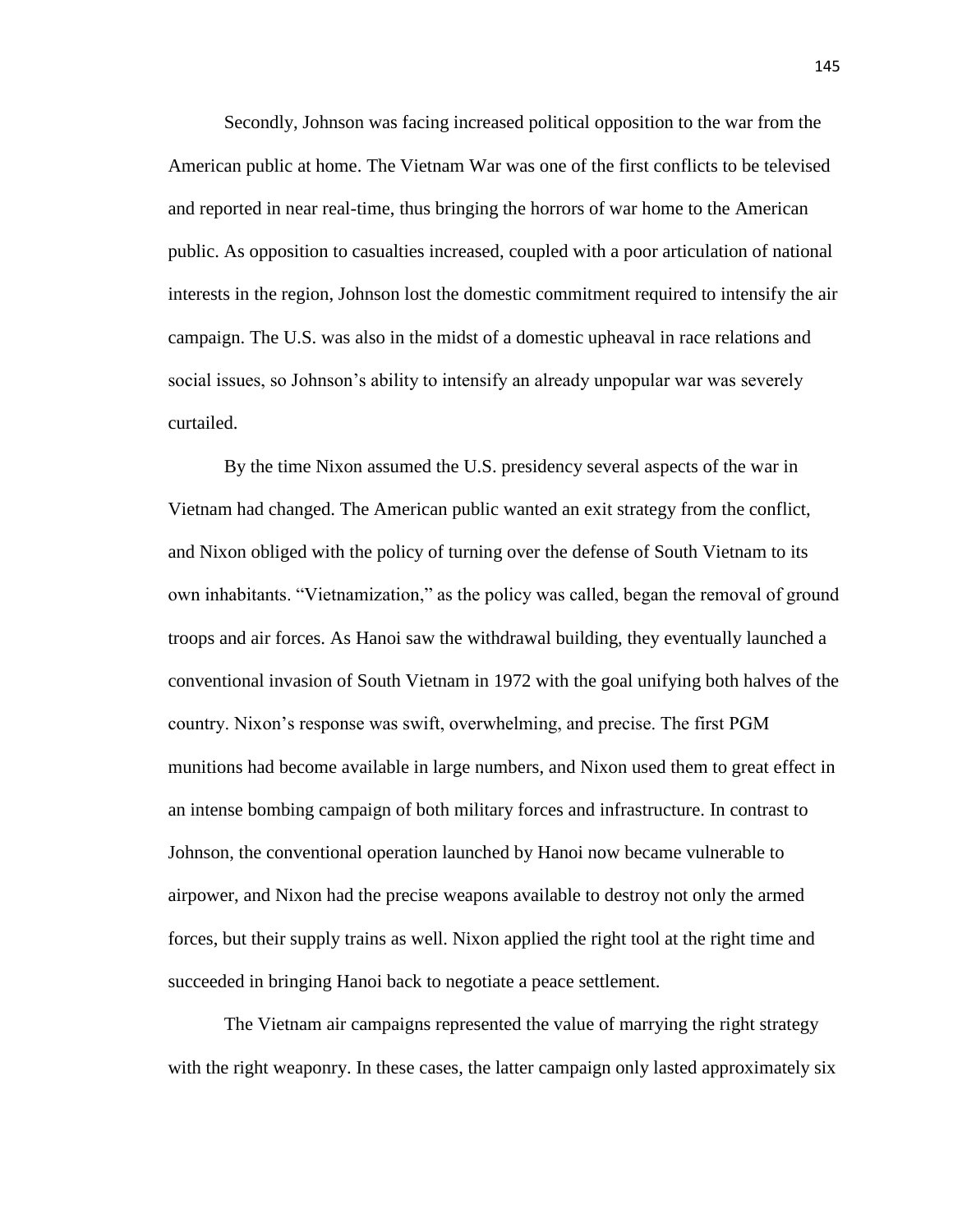Secondly, Johnson was facing increased political opposition to the war from the American public at home. The Vietnam War was one of the first conflicts to be televised and reported in near real-time, thus bringing the horrors of war home to the American public. As opposition to casualties increased, coupled with a poor articulation of national interests in the region, Johnson lost the domestic commitment required to intensify the air campaign. The U.S. was also in the midst of a domestic upheaval in race relations and social issues, so Johnson's ability to intensify an already unpopular war was severely curtailed.

By the time Nixon assumed the U.S. presidency several aspects of the war in Vietnam had changed. The American public wanted an exit strategy from the conflict, and Nixon obliged with the policy of turning over the defense of South Vietnam to its own inhabitants. "Vietnamization," as the policy was called, began the removal of ground troops and air forces. As Hanoi saw the withdrawal building, they eventually launched a conventional invasion of South Vietnam in 1972 with the goal unifying both halves of the country. Nixon's response was swift, overwhelming, and precise. The first PGM munitions had become available in large numbers, and Nixon used them to great effect in an intense bombing campaign of both military forces and infrastructure. In contrast to Johnson, the conventional operation launched by Hanoi now became vulnerable to airpower, and Nixon had the precise weapons available to destroy not only the armed forces, but their supply trains as well. Nixon applied the right tool at the right time and succeeded in bringing Hanoi back to negotiate a peace settlement.

The Vietnam air campaigns represented the value of marrying the right strategy with the right weaponry. In these cases, the latter campaign only lasted approximately six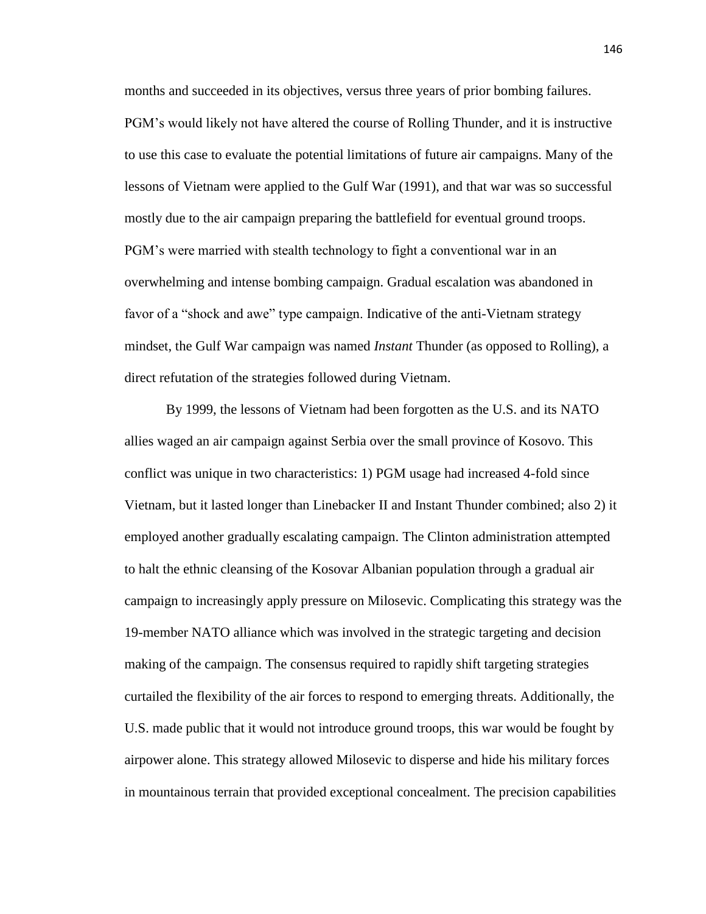months and succeeded in its objectives, versus three years of prior bombing failures. PGM's would likely not have altered the course of Rolling Thunder, and it is instructive to use this case to evaluate the potential limitations of future air campaigns. Many of the lessons of Vietnam were applied to the Gulf War (1991), and that war was so successful mostly due to the air campaign preparing the battlefield for eventual ground troops. PGM's were married with stealth technology to fight a conventional war in an overwhelming and intense bombing campaign. Gradual escalation was abandoned in favor of a "shock and awe" type campaign. Indicative of the anti-Vietnam strategy mindset, the Gulf War campaign was named *Instant* Thunder (as opposed to Rolling), a direct refutation of the strategies followed during Vietnam.

By 1999, the lessons of Vietnam had been forgotten as the U.S. and its NATO allies waged an air campaign against Serbia over the small province of Kosovo. This conflict was unique in two characteristics: 1) PGM usage had increased 4-fold since Vietnam, but it lasted longer than Linebacker II and Instant Thunder combined; also 2) it employed another gradually escalating campaign. The Clinton administration attempted to halt the ethnic cleansing of the Kosovar Albanian population through a gradual air campaign to increasingly apply pressure on Milosevic. Complicating this strategy was the 19-member NATO alliance which was involved in the strategic targeting and decision making of the campaign. The consensus required to rapidly shift targeting strategies curtailed the flexibility of the air forces to respond to emerging threats. Additionally, the U.S. made public that it would not introduce ground troops, this war would be fought by airpower alone. This strategy allowed Milosevic to disperse and hide his military forces in mountainous terrain that provided exceptional concealment. The precision capabilities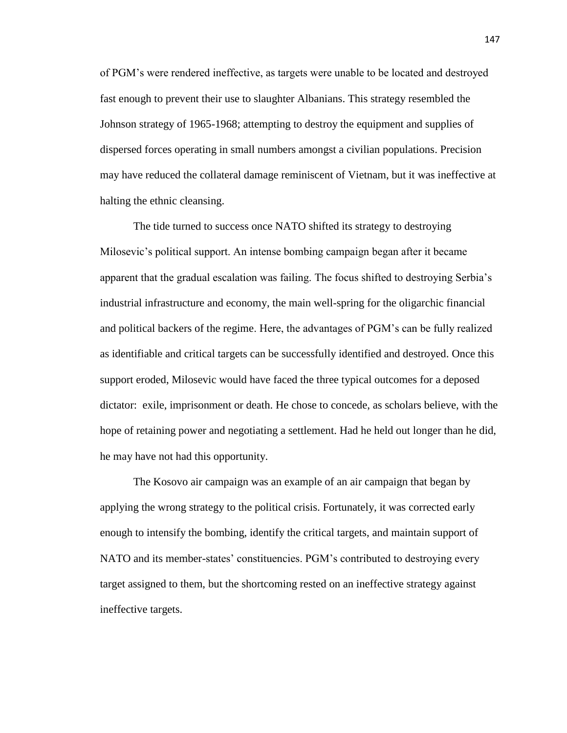of PGM's were rendered ineffective, as targets were unable to be located and destroyed fast enough to prevent their use to slaughter Albanians. This strategy resembled the Johnson strategy of 1965-1968; attempting to destroy the equipment and supplies of dispersed forces operating in small numbers amongst a civilian populations. Precision may have reduced the collateral damage reminiscent of Vietnam, but it was ineffective at halting the ethnic cleansing.

The tide turned to success once NATO shifted its strategy to destroying Milosevic's political support. An intense bombing campaign began after it became apparent that the gradual escalation was failing. The focus shifted to destroying Serbia's industrial infrastructure and economy, the main well-spring for the oligarchic financial and political backers of the regime. Here, the advantages of PGM's can be fully realized as identifiable and critical targets can be successfully identified and destroyed. Once this support eroded, Milosevic would have faced the three typical outcomes for a deposed dictator: exile, imprisonment or death. He chose to concede, as scholars believe, with the hope of retaining power and negotiating a settlement. Had he held out longer than he did, he may have not had this opportunity.

The Kosovo air campaign was an example of an air campaign that began by applying the wrong strategy to the political crisis. Fortunately, it was corrected early enough to intensify the bombing, identify the critical targets, and maintain support of NATO and its member-states' constituencies. PGM's contributed to destroying every target assigned to them, but the shortcoming rested on an ineffective strategy against ineffective targets.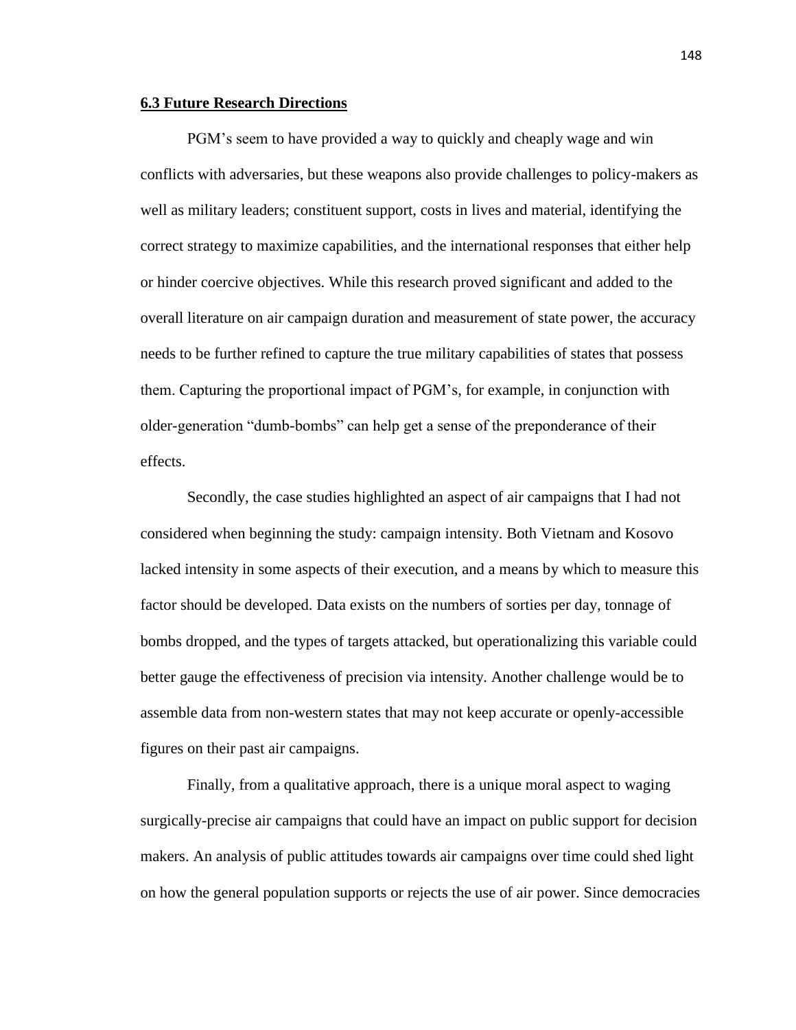**6.3 Future Research Directions**

PGM's seem to have provided a way to quickly and cheaply wage and win conflicts with adversaries, but these weapons also provide challenges to policy-makers as well as military leaders; constituent support, costs in lives and material, identifying the correct strategy to maximize capabilities, and the international responses that either help or hinder coercive objectives. While this research proved significant and added to the overall literature on air campaign duration and measurement of state power, the accuracy needs to be further refined to capture the true military capabilities of states that possess them. Capturing the proportional impact of PGM's, for example, in conjunction with older-generation "dumb-bombs" can help get a sense of the preponderance of their effects.

Secondly, the case studies highlighted an aspect of air campaigns that I had not considered when beginning the study: campaign intensity. Both Vietnam and Kosovo lacked intensity in some aspects of their execution, and a means by which to measure this factor should be developed. Data exists on the numbers of sorties per day, tonnage of bombs dropped, and the types of targets attacked, but operationalizing this variable could better gauge the effectiveness of precision via intensity. Another challenge would be to assemble data from non-western states that may not keep accurate or openly-accessible figures on their past air campaigns.

Finally, from a qualitative approach, there is a unique moral aspect to waging surgically-precise air campaigns that could have an impact on public support for decision makers. An analysis of public attitudes towards air campaigns over time could shed light on how the general population supports or rejects the use of air power. Since democracies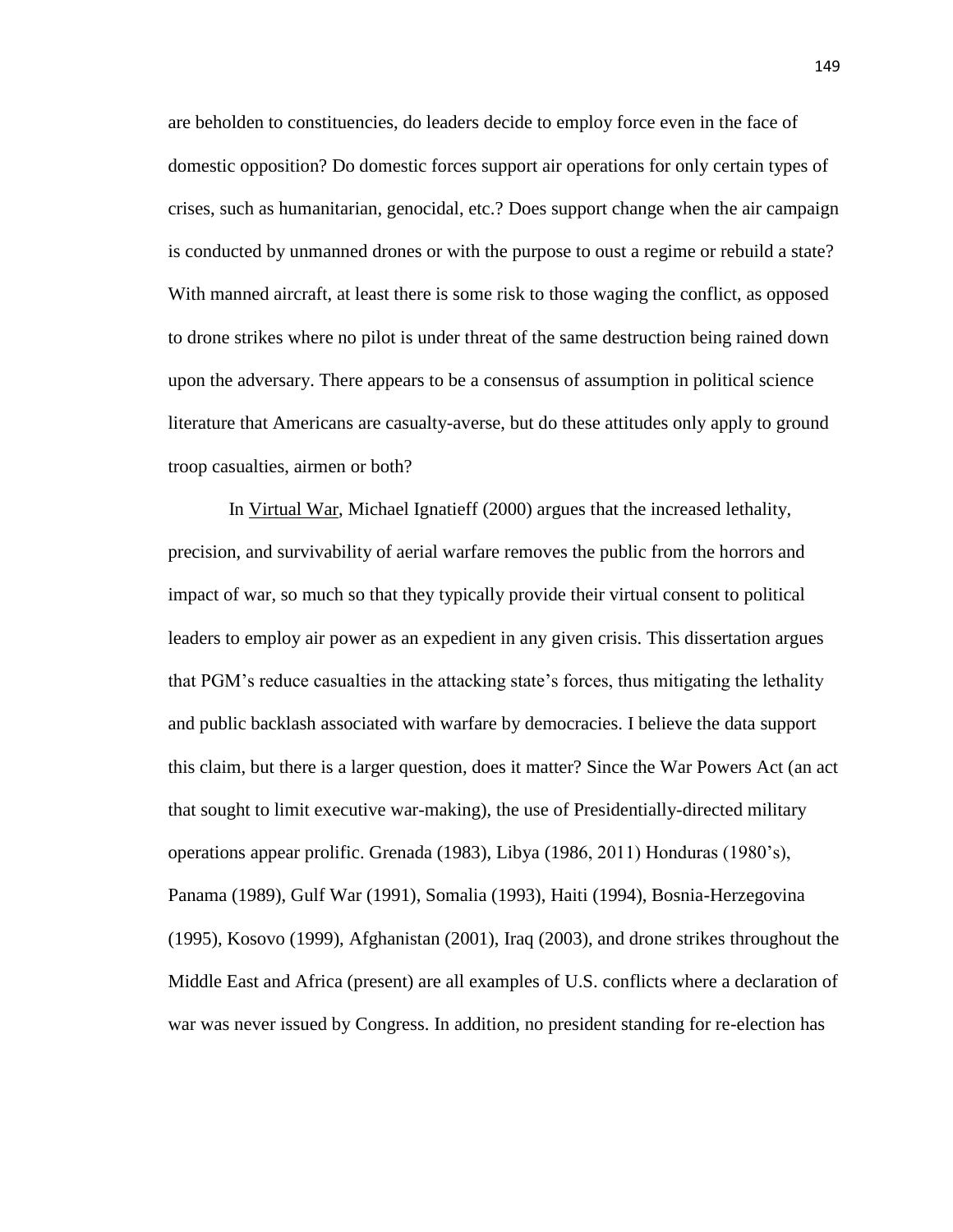are beholden to constituencies, do leaders decide to employ force even in the face of domestic opposition? Do domestic forces support air operations for only certain types of crises, such as humanitarian, genocidal, etc.? Does support change when the air campaign is conducted by unmanned drones or with the purpose to oust a regime or rebuild a state? With manned aircraft, at least there is some risk to those waging the conflict, as opposed to drone strikes where no pilot is under threat of the same destruction being rained down upon the adversary. There appears to be a consensus of assumption in political science literature that Americans are casualty-averse, but do these attitudes only apply to ground troop casualties, airmen or both?

In Virtual War, Michael Ignatieff (2000) argues that the increased lethality, precision, and survivability of aerial warfare removes the public from the horrors and impact of war, so much so that they typically provide their virtual consent to political leaders to employ air power as an expedient in any given crisis. This dissertation argues that PGM's reduce casualties in the attacking state's forces, thus mitigating the lethality and public backlash associated with warfare by democracies. I believe the data support this claim, but there is a larger question, does it matter? Since the War Powers Act (an act that sought to limit executive war-making), the use of Presidentially-directed military operations appear prolific. Grenada (1983), Libya (1986, 2011) Honduras (1980's), Panama (1989), Gulf War (1991), Somalia (1993), Haiti (1994), Bosnia-Herzegovina (1995), Kosovo (1999), Afghanistan (2001), Iraq (2003), and drone strikes throughout the Middle East and Africa (present) are all examples of U.S. conflicts where a declaration of war was never issued by Congress. In addition, no president standing for re-election has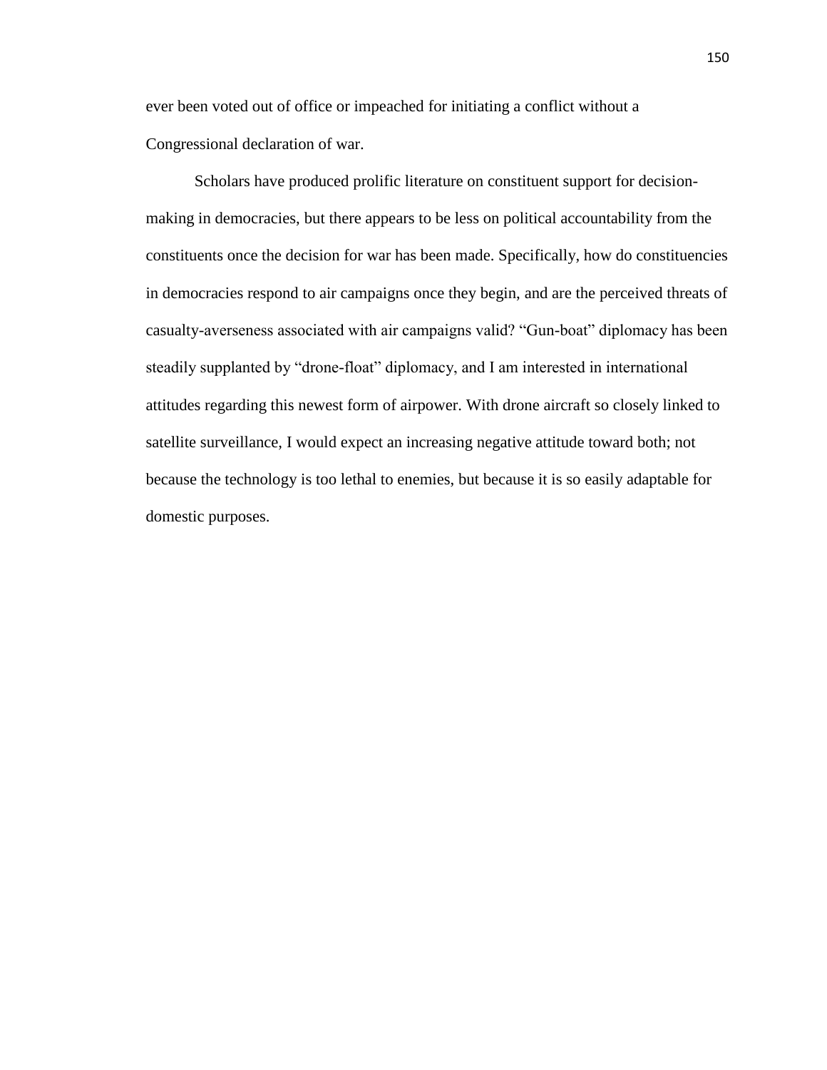ever been voted out of office or impeached for initiating a conflict without a Congressional declaration of war.

Scholars have produced prolific literature on constituent support for decision-making in democracies, but there appears to be less on political accountability from the constituents once the decision for war has been made. Specifically, how do constituencies in democracies respond to air campaigns once they begin, and are the perceived threats of casualty-averseness associated with air campaigns valid? "Gun-boat" diplomacy has been steadily supplanted by "drone-float" diplomacy, and I am interested in international attitudes regarding this newest form of airpower. With drone aircraft so closely linked to satellite surveillance, I would expect an increasing negative attitude toward both; not because the technology is too lethal to enemies, but because it is so easily adaptable for domestic purposes.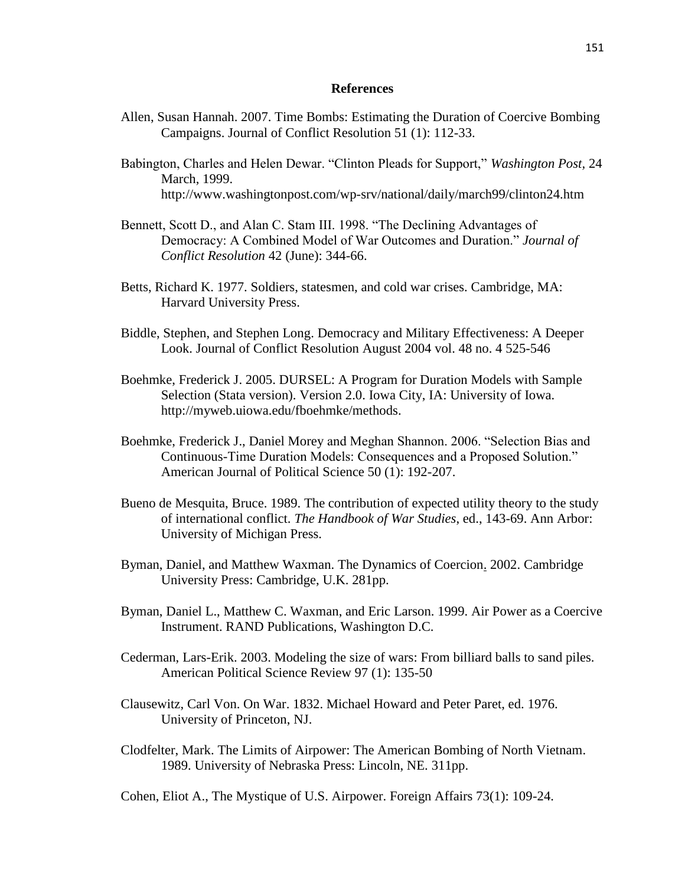## References

Allen, Susan Hannah. 2007. Time Bombs: Estimating the Duration of Coercive Bombing Campaigns. Journal of Conflict Resolution 51 (1): 112-33.

Babington, Charles and Helen Dewar. "Clinton Pleads for Support," *Washington Post*, 24 March, 1999. http://www.washingtonpost.com/wp-srv/national/daily/march99/clinton24.htm

Bennett, Scott D., and Alan C. Stam III. 1998. "The Declining Advantages of Democracy: A Combined Model of War Outcomes and Duration." *Journal of Conflict Resolution* 42 (June): 344-66.

Betts, Richard K. 1977. Soldiers, statesmen, and cold war crises. Cambridge, MA: Harvard University Press.

Biddle, Stephen, and Stephen Long. Democracy and Military Effectiveness: A Deeper Look. Journal of Conflict Resolution August 2004 vol. 48 no. 4 525-546

Boehmke, Frederick J. 2005. DURSEL: A Program for Duration Models with Sample Selection (Stata version). Version 2.0. Iowa City, IA: University of Iowa. http://myweb.uiowa.edu/fboehmke/methods.

Boehmke, Frederick J., Daniel Morey and Meghan Shannon. 2006. "Selection Bias and Continuous-Time Duration Models: Consequences and a Proposed Solution." American Journal of Political Science 50 (1): 192-207.

Bueno de Mesquita, Bruce. 1989. The contribution of expected utility theory to the study of international conflict. *The Handbook of War Studies*, ed., 143-69. Ann Arbor: University of Michigan Press.

Byman, Daniel, and Matthew Waxman. The Dynamics of Coercion. 2002. Cambridge University Press: Cambridge, U.K. 281pp.

Byman, Daniel L., Matthew C. Waxman, and Eric Larson. 1999. Air Power as a Coercive Instrument. RAND Publications, Washington D.C.

Cederman, Lars-Erik. 2003. Modeling the size of wars: From billiard balls to sand piles. American Political Science Review 97 (1): 135-50

Clausewitz, Carl Von. On War. 1832. Michael Howard and Peter Paret, ed. 1976. University of Princeton, NJ.

Clodfelter, Mark. The Limits of Airpower: The American Bombing of North Vietnam. 1989. University of Nebraska Press: Lincoln, NE. 311pp.

Cohen, Eliot A., The Mystique of U.S. Airpower. Foreign Affairs 73(1): 109-24.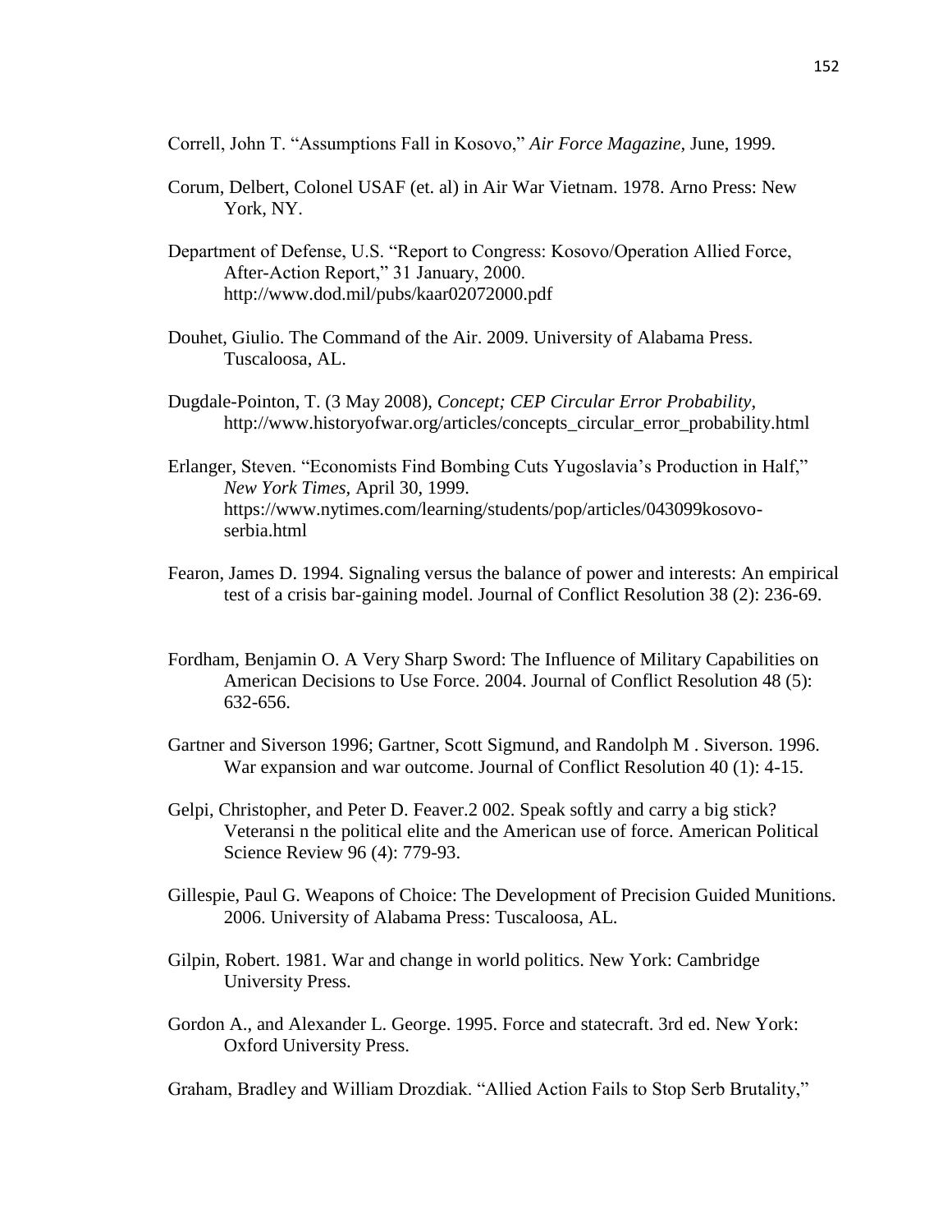Correll, John T. "Assumptions Fall in Kosovo," *Air Force Magazine*, June, 1999.

Corum, Delbert, Colonel USAF (et. al) in Air War Vietnam. 1978. Arno Press: New York, NY.

Department of Defense, U.S. "Report to Congress: Kosovo/Operation Allied Force, After-Action Report," 31 January, 2000. http://www.dod.mil/pubs/kaar02072000.pdf

Douhet, Giulio. The Command of the Air. 2009. University of Alabama Press. Tuscaloosa, AL.

Dugdale-Pointon, T. (3 May 2008), *Concept; CEP Circular Error Probability*, http://www.historyofwar.org/articles/concepts_circular_error_probability.html

Erlanger, Steven. "Economists Find Bombing Cuts Yugoslavia's Production in Half," *New York Times*, April 30, 1999. https://www.nytimes.com/learning/students/pop/articles/043099kosovo-serbia.html

Fearon, James D. 1994. Signaling versus the balance of power and interests: An empirical test of a crisis bar-gaining model. Journal of Conflict Resolution 38 (2): 236-69.

Fordham, Benjamin O. A Very Sharp Sword: The Influence of Military Capabilities on American Decisions to Use Force. 2004. Journal of Conflict Resolution 48 (5): 632-656.

Gartner and Siverson 1996; Gartner, Scott Sigmund, and Randolph M . Siverson. 1996. War expansion and war outcome. Journal of Conflict Resolution 40 (1): 4-15.

Gelpi, Christopher, and Peter D. Feaver.2 002. Speak softly and carry a big stick? Veteransi n the political elite and the American use of force. American Political Science Review 96 (4): 779-93.

Gillespie, Paul G. Weapons of Choice: The Development of Precision Guided Munitions. 2006. University of Alabama Press: Tuscaloosa, AL.

Gilpin, Robert. 1981. War and change in world politics. New York: Cambridge University Press.

Gordon A., and Alexander L. George. 1995. Force and statecraft. 3rd ed. New York: Oxford University Press.

Graham, Bradley and William Drozdiak. "Allied Action Fails to Stop Serb Brutality,"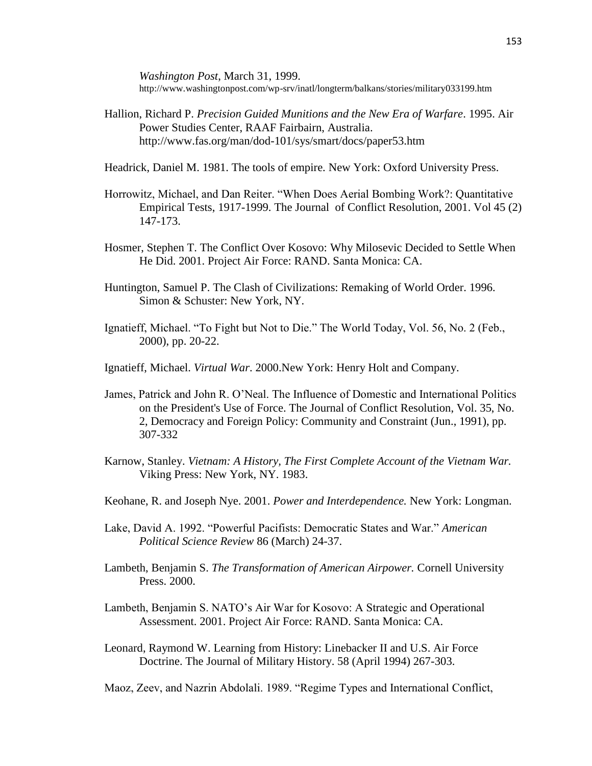*Washington Post*, March 31, 1999. http://www.washingtonpost.com/wp-srv/inatl/longterm/balkans/stories/military033199.htm

Hallion, Richard P. *Precision Guided Munitions and the New Era of Warfare*. 1995. Air Power Studies Center, RAAF Fairbairn, Australia. http://www.fas.org/man/dod-101/sys/smart/docs/paper53.htm

Headrick, Daniel M. 1981. The tools of empire. New York: Oxford University Press.

Horrowitz, Michael, and Dan Reiter. "When Does Aerial Bombing Work?: Quantitative Empirical Tests, 1917-1999. The Journal of Conflict Resolution, 2001. Vol 45 (2) 147-173.

Hosmer, Stephen T. The Conflict Over Kosovo: Why Milosevic Decided to Settle When He Did. 2001. Project Air Force: RAND. Santa Monica: CA.

Huntington, Samuel P. The Clash of Civilizations: Remaking of World Order. 1996. Simon & Schuster: New York, NY.

Ignatieff, Michael. "To Fight but Not to Die." The World Today, Vol. 56, No. 2 (Feb., 2000), pp. 20-22.

Ignatieff, Michael. *Virtual War*. 2000.New York: Henry Holt and Company.

James, Patrick and John R. O'Neal. The Influence of Domestic and International Politics on the President's Use of Force. The Journal of Conflict Resolution, Vol. 35, No. 2, Democracy and Foreign Policy: Community and Constraint (Jun., 1991), pp. 307-332

Karnow, Stanley. *Vietnam: A History, The First Complete Account of the Vietnam War.* Viking Press: New York, NY. 1983.

Keohane, R. and Joseph Nye. 2001. *Power and Interdependence.* New York: Longman.

Lake, David A. 1992. "Powerful Pacifists: Democratic States and War." *American Political Science Review* 86 (March) 24-37.

Lambeth, Benjamin S. *The Transformation of American Airpower.* Cornell University Press. 2000.

Lambeth, Benjamin S. NATO's Air War for Kosovo: A Strategic and Operational Assessment. 2001. Project Air Force: RAND. Santa Monica: CA.

Leonard, Raymond W. Learning from History: Linebacker II and U.S. Air Force Doctrine. The Journal of Military History. 58 (April 1994) 267-303.

Maoz, Zeev, and Nazrin Abdolali. 1989. "Regime Types and International Conflict,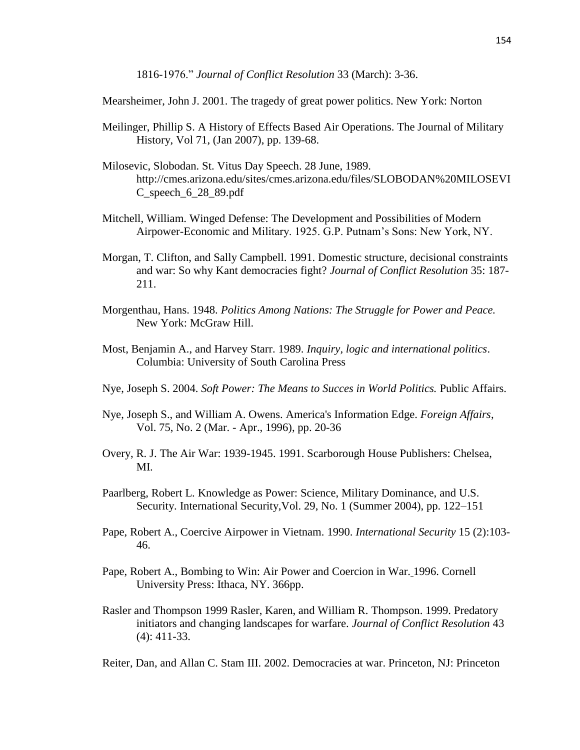1816-1976." *Journal of Conflict Resolution* 33 (March): 3-36.

Mearsheimer, John J. 2001. The tragedy of great power politics. New York: Norton

Meilinger, Phillip S. A History of Effects Based Air Operations. The Journal of Military History, Vol 71, (Jan 2007), pp. 139-68.

Milosevic, Slobodan. St. Vitus Day Speech. 28 June, 1989. http://cmes.arizona.edu/sites/cmes.arizona.edu/files/SLOBODAN%20MILOSEVIC_speech_6_28_89.pdf

Mitchell, William. Winged Defense: The Development and Possibilities of Modern Airpower-Economic and Military. 1925. G.P. Putnam's Sons: New York, NY.

Morgan, T. Clifton, and Sally Campbell. 1991. Domestic structure, decisional constraints and war: So why Kant democracies fight? *Journal of Conflict Resolution* 35: 187-211.

Morgenthau, Hans. 1948. *Politics Among Nations: The Struggle for Power and Peace.* New York: McGraw Hill.

Most, Benjamin A., and Harvey Starr. 1989. *Inquiry, logic and international politics*. Columbia: University of South Carolina Press

Nye, Joseph S. 2004. *Soft Power: The Means to Succes in World Politics.* Public Affairs.

Nye, Joseph S., and William A. Owens. America's Information Edge. *Foreign Affairs*, Vol. 75, No. 2 (Mar. - Apr., 1996), pp. 20-36

Overy, R. J. The Air War: 1939-1945. 1991. Scarborough House Publishers: Chelsea, MI.

Paarlberg, Robert L. Knowledge as Power: Science, Military Dominance, and U.S. Security. International Security,Vol. 29, No. 1 (Summer 2004), pp. 122–151

Pape, Robert A., Coercive Airpower in Vietnam. 1990. *International Security* 15 (2):103-46.

Pape, Robert A., Bombing to Win: Air Power and Coercion in War. 1996. Cornell University Press: Ithaca, NY. 366pp.

Rasler and Thompson 1999 Rasler, Karen, and William R. Thompson. 1999. Predatory initiators and changing landscapes for warfare. *Journal of Conflict Resolution* 43 (4): 411-33.

Reiter, Dan, and Allan C. Stam III. 2002. Democracies at war. Princeton, NJ: Princeton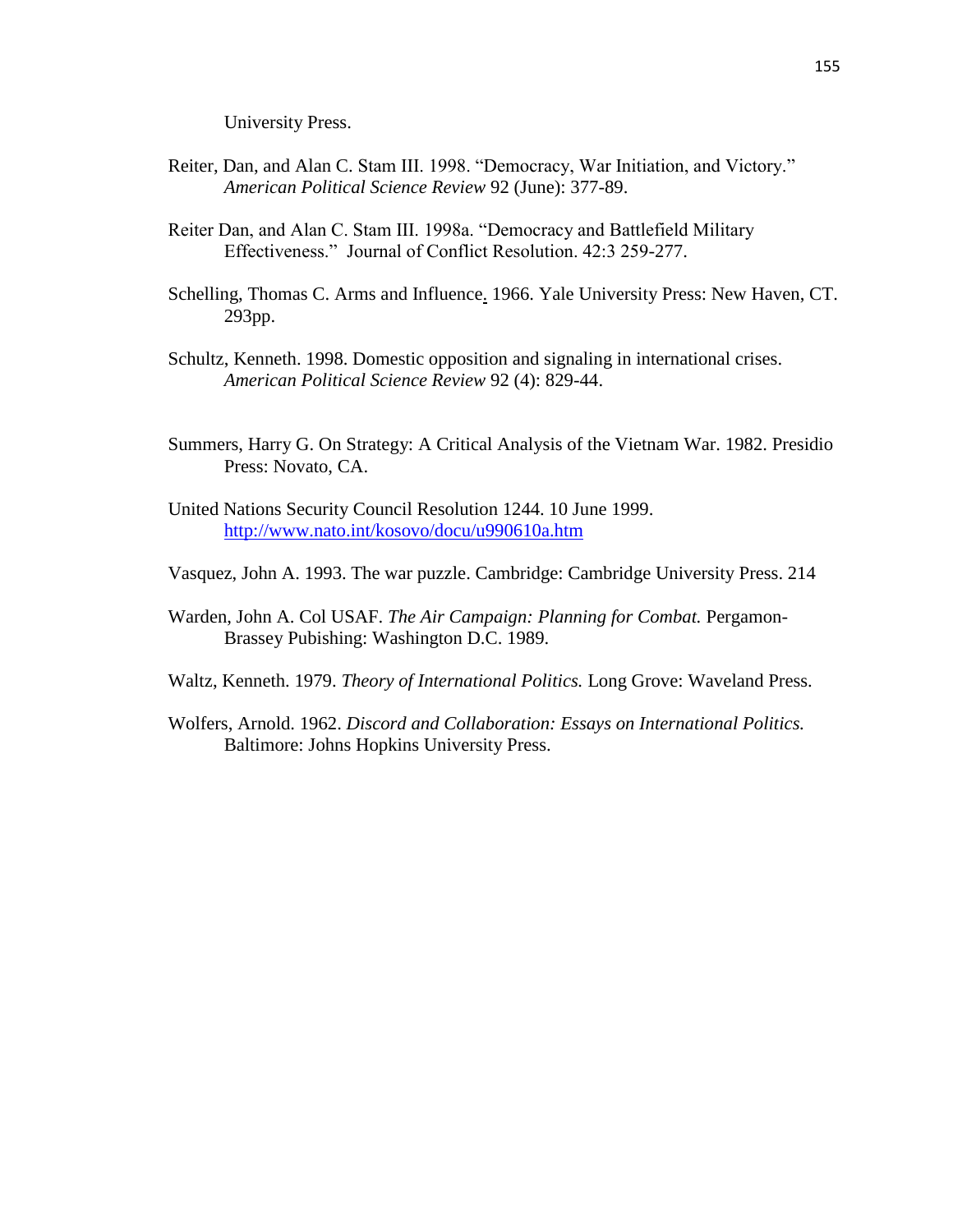University Press.

Reiter, Dan, and Alan C. Stam III. 1998. "Democracy, War Initiation, and Victory." *American Political Science Review* 92 (June): 377-89.

Reiter Dan, and Alan C. Stam III. 1998a. "Democracy and Battlefield Military Effectiveness." Journal of Conflict Resolution. 42:3 259-277.

Schelling, Thomas C. Arms and Influence. 1966. Yale University Press: New Haven, CT. 293pp.

Schultz, Kenneth. 1998. Domestic opposition and signaling in international crises. *American Political Science Review* 92 (4): 829-44.

Summers, Harry G. On Strategy: A Critical Analysis of the Vietnam War. 1982. Presidio Press: Novato, CA.

United Nations Security Council Resolution 1244. 10 June 1999. http://www.nato.int/kosovo/docu/u990610a.htm

Vasquez, John A. 1993. The war puzzle. Cambridge: Cambridge University Press. 214

Warden, John A. Col USAF. *The Air Campaign: Planning for Combat.* Pergamon-Brassey Pubishing: Washington D.C. 1989.

Waltz, Kenneth. 1979. *Theory of International Politics.* Long Grove: Waveland Press.

Wolfers, Arnold. 1962. *Discord and Collaboration: Essays on International Politics.* Baltimore: Johns Hopkins University Press.